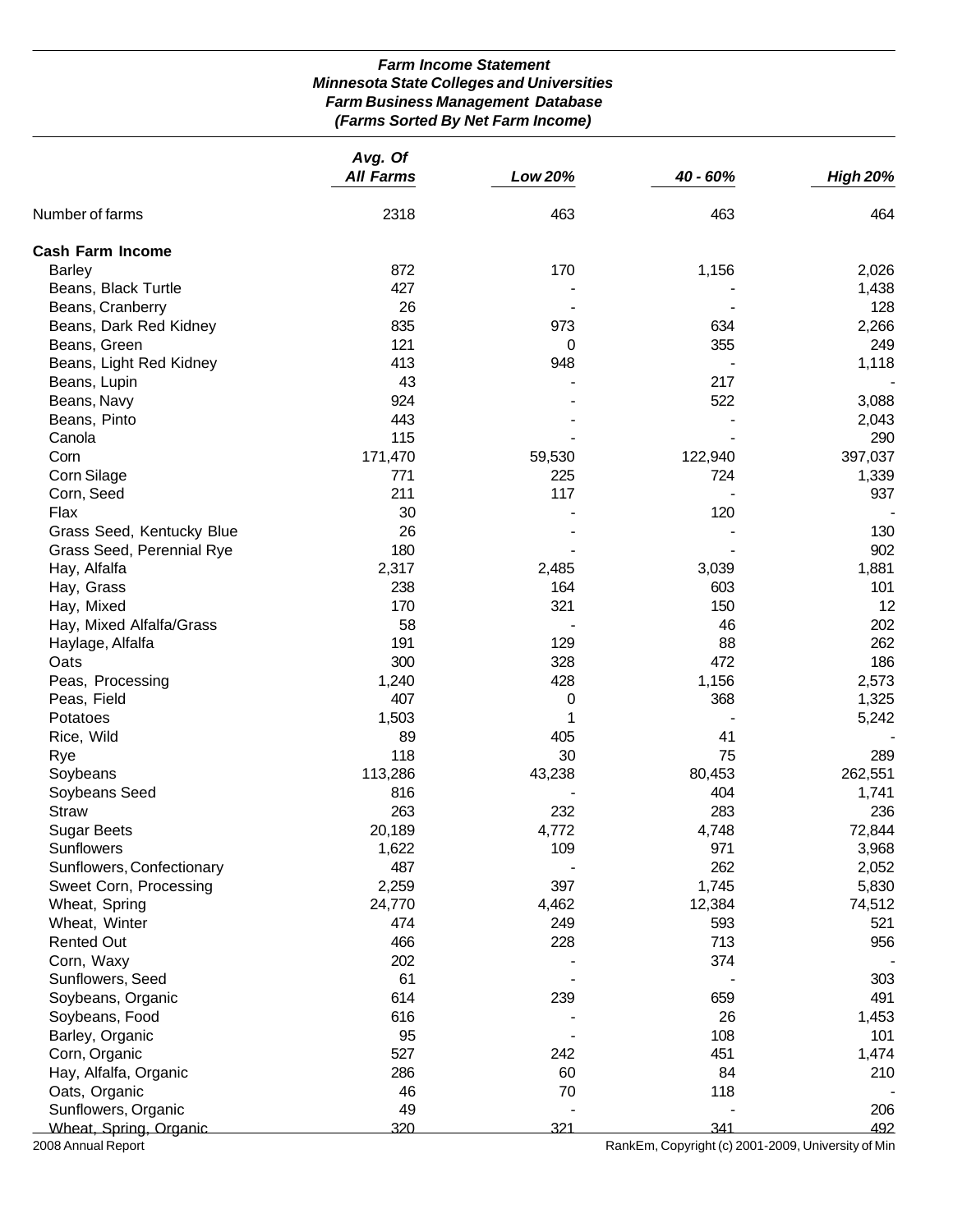***Farm Income Statement***
***Minnesota State Colleges and Universities***
***Farm Business Management Database***
***(Farms Sorted By Net Farm Income)***

| | *Avg. Of All Farms* | *Low 20%* | *40 - 60%* | *High 20%* |
|---|---|---|---|---|
| Number of farms | 2318 | 463 | 463 | 464 |
| **Cash Farm Income** | | | | |
| Barley | 872 | 170 | 1,156 | 2,026 |
| Beans, Black Turtle | 427 | - | - | 1,438 |
| Beans, Cranberry | 26 | - | - | 128 |
| Beans, Dark Red Kidney | 835 | 973 | 634 | 2,266 |
| Beans, Green | 121 | 0 | 355 | 249 |
| Beans, Light Red Kidney | 413 | 948 | - | 1,118 |
| Beans, Lupin | 43 | - | 217 | - |
| Beans, Navy | 924 | - | 522 | 3,088 |
| Beans, Pinto | 443 | - | - | 2,043 |
| Canola | 115 | - | - | 290 |
| Corn | 171,470 | 59,530 | 122,940 | 397,037 |
| Corn Silage | 771 | 225 | 724 | 1,339 |
| Corn, Seed | 211 | 117 | - | 937 |
| Flax | 30 | - | 120 | - |
| Grass Seed, Kentucky Blue | 26 | - | - | 130 |
| Grass Seed, Perennial Rye | 180 | - | - | 902 |
| Hay, Alfalfa | 2,317 | 2,485 | 3,039 | 1,881 |
| Hay, Grass | 238 | 164 | 603 | 101 |
| Hay, Mixed | 170 | 321 | 150 | 12 |
| Hay, Mixed Alfalfa/Grass | 58 | - | 46 | 202 |
| Haylage, Alfalfa | 191 | 129 | 88 | 262 |
| Oats | 300 | 328 | 472 | 186 |
| Peas, Processing | 1,240 | 428 | 1,156 | 2,573 |
| Peas, Field | 407 | 0 | 368 | 1,325 |
| Potatoes | 1,503 | 1 | - | 5,242 |
| Rice, Wild | 89 | 405 | 41 | - |
| Rye | 118 | 30 | 75 | 289 |
| Soybeans | 113,286 | 43,238 | 80,453 | 262,551 |
| Soybeans Seed | 816 | - | 404 | 1,741 |
| Straw | 263 | 232 | 283 | 236 |
| Sugar Beets | 20,189 | 4,772 | 4,748 | 72,844 |
| Sunflowers | 1,622 | 109 | 971 | 3,968 |
| Sunflowers, Confectionary | 487 | - | 262 | 2,052 |
| Sweet Corn, Processing | 2,259 | 397 | 1,745 | 5,830 |
| Wheat, Spring | 24,770 | 4,462 | 12,384 | 74,512 |
| Wheat, Winter | 474 | 249 | 593 | 521 |
| Rented Out | 466 | 228 | 713 | 956 |
| Corn, Waxy | 202 | - | 374 | - |
| Sunflowers, Seed | 61 | - | - | 303 |
| Soybeans, Organic | 614 | 239 | 659 | 491 |
| Soybeans, Food | 616 | - | 26 | 1,453 |
| Barley, Organic | 95 | - | 108 | 101 |
| Corn, Organic | 527 | 242 | 451 | 1,474 |
| Hay, Alfalfa, Organic | 286 | 60 | 84 | 210 |
| Oats, Organic | 46 | 70 | 118 | - |
| Sunflowers, Organic | 49 | - | - | 206 |
| Wheat, Spring, Organic | 320 | 321 | 341 | 492 |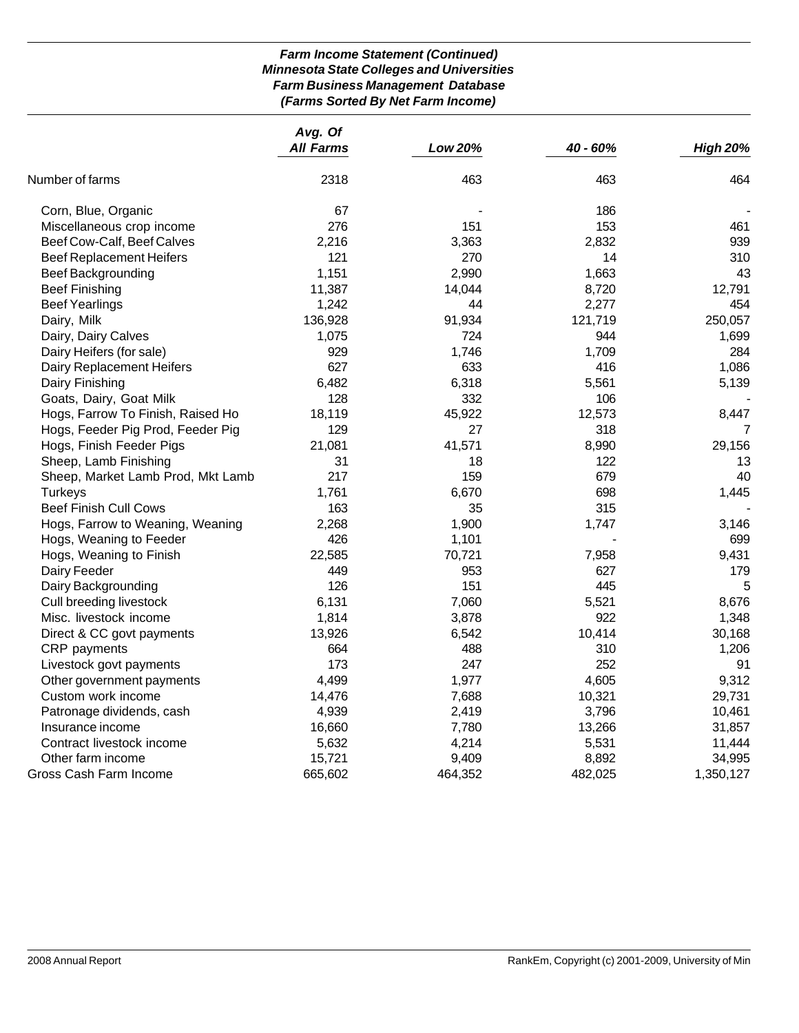***Farm Income Statement (Continued)***
***Minnesota State Colleges and Universities***
***Farm Business Management Database***
***(Farms Sorted By Net Farm Income)***

| | *Avg. Of All Farms* | *Low 20%* | *40 - 60%* | *High 20%* |
|---|---|---|---|---|
| Number of farms | 2318 | 463 | 463 | 464 |
| Corn, Blue, Organic | 67 | - | 186 | - |
| Miscellaneous crop income | 276 | 151 | 153 | 461 |
| Beef Cow-Calf, Beef Calves | 2,216 | 3,363 | 2,832 | 939 |
| Beef Replacement Heifers | 121 | 270 | 14 | 310 |
| Beef Backgrounding | 1,151 | 2,990 | 1,663 | 43 |
| Beef Finishing | 11,387 | 14,044 | 8,720 | 12,791 |
| Beef Yearlings | 1,242 | 44 | 2,277 | 454 |
| Dairy, Milk | 136,928 | 91,934 | 121,719 | 250,057 |
| Dairy, Dairy Calves | 1,075 | 724 | 944 | 1,699 |
| Dairy Heifers (for sale) | 929 | 1,746 | 1,709 | 284 |
| Dairy Replacement Heifers | 627 | 633 | 416 | 1,086 |
| Dairy Finishing | 6,482 | 6,318 | 5,561 | 5,139 |
| Goats, Dairy, Goat Milk | 128 | 332 | 106 | - |
| Hogs, Farrow To Finish, Raised Ho | 18,119 | 45,922 | 12,573 | 8,447 |
| Hogs, Feeder Pig Prod, Feeder Pig | 129 | 27 | 318 | 7 |
| Hogs, Finish Feeder Pigs | 21,081 | 41,571 | 8,990 | 29,156 |
| Sheep, Lamb Finishing | 31 | 18 | 122 | 13 |
| Sheep, Market Lamb Prod, Mkt Lamb | 217 | 159 | 679 | 40 |
| Turkeys | 1,761 | 6,670 | 698 | 1,445 |
| Beef Finish Cull Cows | 163 | 35 | 315 | - |
| Hogs, Farrow to Weaning, Weaning | 2,268 | 1,900 | 1,747 | 3,146 |
| Hogs, Weaning to Feeder | 426 | 1,101 | - | 699 |
| Hogs, Weaning to Finish | 22,585 | 70,721 | 7,958 | 9,431 |
| Dairy Feeder | 449 | 953 | 627 | 179 |
| Dairy Backgrounding | 126 | 151 | 445 | 5 |
| Cull breeding livestock | 6,131 | 7,060 | 5,521 | 8,676 |
| Misc. livestock income | 1,814 | 3,878 | 922 | 1,348 |
| Direct & CC govt payments | 13,926 | 6,542 | 10,414 | 30,168 |
| CRP payments | 664 | 488 | 310 | 1,206 |
| Livestock govt payments | 173 | 247 | 252 | 91 |
| Other government payments | 4,499 | 1,977 | 4,605 | 9,312 |
| Custom work income | 14,476 | 7,688 | 10,321 | 29,731 |
| Patronage dividends, cash | 4,939 | 2,419 | 3,796 | 10,461 |
| Insurance income | 16,660 | 7,780 | 13,266 | 31,857 |
| Contract livestock income | 5,632 | 4,214 | 5,531 | 11,444 |
| Other farm income | 15,721 | 9,409 | 8,892 | 34,995 |
| Gross Cash Farm Income | 665,602 | 464,352 | 482,025 | 1,350,127 |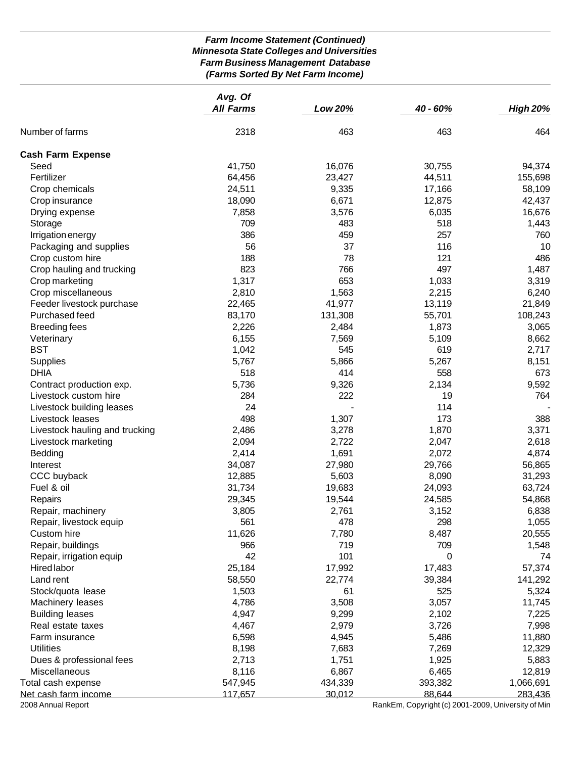*Farm Income Statement (Continued)*
*Minnesota State Colleges and Universities*
*Farm Business Management Database*
*(Farms Sorted By Net Farm Income)*

| | *Avg. Of All Farms* | *Low 20%* | *40 - 60%* | *High 20%* |
|---|---|---|---|---|
| Number of farms | 2318 | 463 | 463 | 464 |
| **Cash Farm Expense** | | | | |
| Seed | 41,750 | 16,076 | 30,755 | 94,374 |
| Fertilizer | 64,456 | 23,427 | 44,511 | 155,698 |
| Crop chemicals | 24,511 | 9,335 | 17,166 | 58,109 |
| Crop insurance | 18,090 | 6,671 | 12,875 | 42,437 |
| Drying expense | 7,858 | 3,576 | 6,035 | 16,676 |
| Storage | 709 | 483 | 518 | 1,443 |
| Irrigation energy | 386 | 459 | 257 | 760 |
| Packaging and supplies | 56 | 37 | 116 | 10 |
| Crop custom hire | 188 | 78 | 121 | 486 |
| Crop hauling and trucking | 823 | 766 | 497 | 1,487 |
| Crop marketing | 1,317 | 653 | 1,033 | 3,319 |
| Crop miscellaneous | 2,810 | 1,563 | 2,215 | 6,240 |
| Feeder livestock purchase | 22,465 | 41,977 | 13,119 | 21,849 |
| Purchased feed | 83,170 | 131,308 | 55,701 | 108,243 |
| Breeding fees | 2,226 | 2,484 | 1,873 | 3,065 |
| Veterinary | 6,155 | 7,569 | 5,109 | 8,662 |
| BST | 1,042 | 545 | 619 | 2,717 |
| Supplies | 5,767 | 5,866 | 5,267 | 8,151 |
| DHIA | 518 | 414 | 558 | 673 |
| Contract production exp. | 5,736 | 9,326 | 2,134 | 9,592 |
| Livestock custom hire | 284 | 222 | 19 | 764 |
| Livestock building leases | 24 | - | 114 | - |
| Livestock leases | 498 | 1,307 | 173 | 388 |
| Livestock hauling and trucking | 2,486 | 3,278 | 1,870 | 3,371 |
| Livestock marketing | 2,094 | 2,722 | 2,047 | 2,618 |
| Bedding | 2,414 | 1,691 | 2,072 | 4,874 |
| Interest | 34,087 | 27,980 | 29,766 | 56,865 |
| CCC buyback | 12,885 | 5,603 | 8,090 | 31,293 |
| Fuel & oil | 31,734 | 19,683 | 24,093 | 63,724 |
| Repairs | 29,345 | 19,544 | 24,585 | 54,868 |
| Repair, machinery | 3,805 | 2,761 | 3,152 | 6,838 |
| Repair, livestock equip | 561 | 478 | 298 | 1,055 |
| Custom hire | 11,626 | 7,780 | 8,487 | 20,555 |
| Repair, buildings | 966 | 719 | 709 | 1,548 |
| Repair, irrigation equip | 42 | 101 | 0 | 74 |
| Hired labor | 25,184 | 17,992 | 17,483 | 57,374 |
| Land rent | 58,550 | 22,774 | 39,384 | 141,292 |
| Stock/quota lease | 1,503 | 61 | 525 | 5,324 |
| Machinery leases | 4,786 | 3,508 | 3,057 | 11,745 |
| Building leases | 4,947 | 9,299 | 2,102 | 7,225 |
| Real estate taxes | 4,467 | 2,979 | 3,726 | 7,998 |
| Farm insurance | 6,598 | 4,945 | 5,486 | 11,880 |
| Utilities | 8,198 | 7,683 | 7,269 | 12,329 |
| Dues & professional fees | 2,713 | 1,751 | 1,925 | 5,883 |
| Miscellaneous | 8,116 | 6,867 | 6,465 | 12,819 |
| Total cash expense | 547,945 | 434,339 | 393,382 | 1,066,691 |
| Net cash farm income | 117,657 | 30,012 | 88,644 | 283,436 |

2008 Annual Report

RankEm, Copyright (c) 2001-2009, University of Min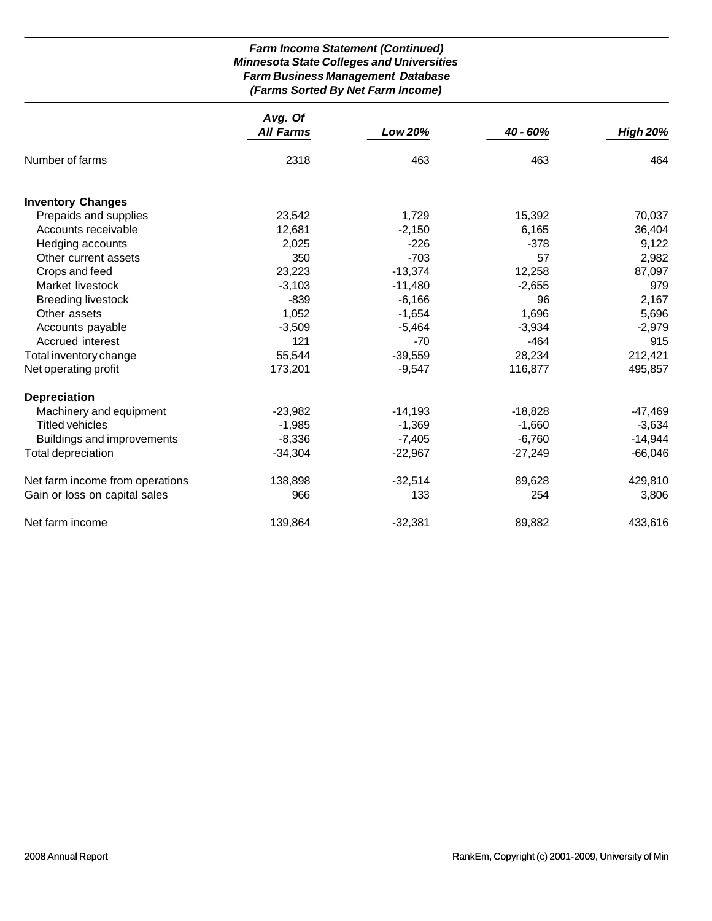***Farm Income Statement (Continued)***
***Minnesota State Colleges and Universities***
***Farm Business Management Database***
***(Farms Sorted By Net Farm Income)***

| | *Avg. Of All Farms* | *Low 20%* | *40 - 60%* | *High 20%* |
|---|---|---|---|---|
| Number of farms | 2318 | 463 | 463 | 464 |
| **Inventory Changes** | | | | |
| Prepaids and supplies | 23,542 | 1,729 | 15,392 | 70,037 |
| Accounts receivable | 12,681 | -2,150 | 6,165 | 36,404 |
| Hedging accounts | 2,025 | -226 | -378 | 9,122 |
| Other current assets | 350 | -703 | 57 | 2,982 |
| Crops and feed | 23,223 | -13,374 | 12,258 | 87,097 |
| Market livestock | -3,103 | -11,480 | -2,655 | 979 |
| Breeding livestock | -839 | -6,166 | 96 | 2,167 |
| Other assets | 1,052 | -1,654 | 1,696 | 5,696 |
| Accounts payable | -3,509 | -5,464 | -3,934 | -2,979 |
| Accrued interest | 121 | -70 | -464 | 915 |
| Total inventory change | 55,544 | -39,559 | 28,234 | 212,421 |
| Net operating profit | 173,201 | -9,547 | 116,877 | 495,857 |
| **Depreciation** | | | | |
| Machinery and equipment | -23,982 | -14,193 | -18,828 | -47,469 |
| Titled vehicles | -1,985 | -1,369 | -1,660 | -3,634 |
| Buildings and improvements | -8,336 | -7,405 | -6,760 | -14,944 |
| Total depreciation | -34,304 | -22,967 | -27,249 | -66,046 |
| Net farm income from operations | 138,898 | -32,514 | 89,628 | 429,810 |
| Gain or loss on capital sales | 966 | 133 | 254 | 3,806 |
| Net farm income | 139,864 | -32,381 | 89,882 | 433,616 |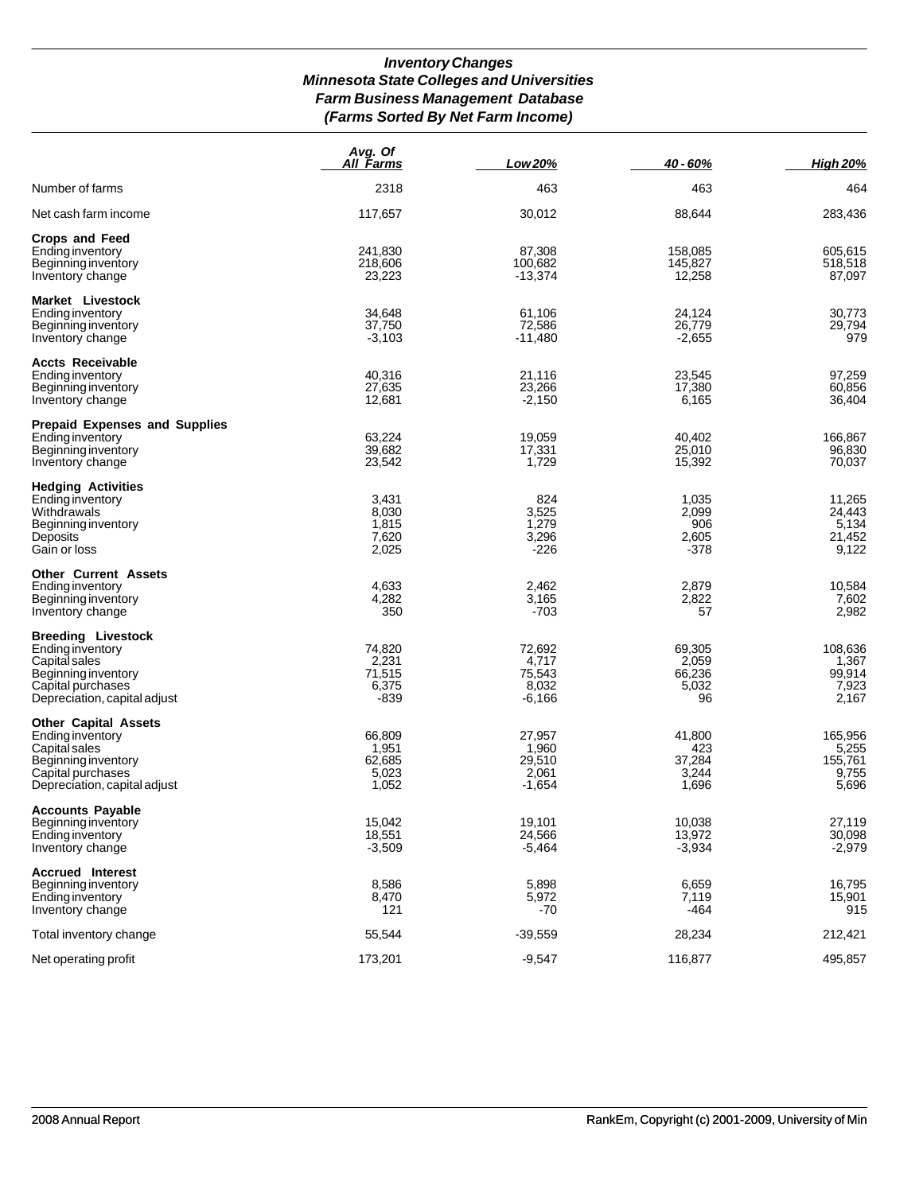# *Inventory Changes*
# *Minnesota State Colleges and Universities*
# *Farm Business Management Database*
# *(Farms Sorted By Net Farm Income)*

| | *Avg. Of All Farms* | *Low 20%* | *40 - 60%* | *High 20%* |
|---|---|---|---|---|
| Number of farms | 2318 | 463 | 463 | 464 |
| Net cash farm income | 117,657 | 30,012 | 88,644 | 283,436 |
| **Crops and Feed** | | | | |
| Ending inventory | 241,830 | 87,308 | 158,085 | 605,615 |
| Beginning inventory | 218,606 | 100,682 | 145,827 | 518,518 |
| Inventory change | 23,223 | -13,374 | 12,258 | 87,097 |
| **Market Livestock** | | | | |
| Ending inventory | 34,648 | 61,106 | 24,124 | 30,773 |
| Beginning inventory | 37,750 | 72,586 | 26,779 | 29,794 |
| Inventory change | -3,103 | -11,480 | -2,655 | 979 |
| **Accts Receivable** | | | | |
| Ending inventory | 40,316 | 21,116 | 23,545 | 97,259 |
| Beginning inventory | 27,635 | 23,266 | 17,380 | 60,856 |
| Inventory change | 12,681 | -2,150 | 6,165 | 36,404 |
| **Prepaid Expenses and Supplies** | | | | |
| Ending inventory | 63,224 | 19,059 | 40,402 | 166,867 |
| Beginning inventory | 39,682 | 17,331 | 25,010 | 96,830 |
| Inventory change | 23,542 | 1,729 | 15,392 | 70,037 |
| **Hedging Activities** | | | | |
| Ending inventory | 3,431 | 824 | 1,035 | 11,265 |
| Withdrawals | 8,030 | 3,525 | 2,099 | 24,443 |
| Beginning inventory | 1,815 | 1,279 | 906 | 5,134 |
| Deposits | 7,620 | 3,296 | 2,605 | 21,452 |
| Gain or loss | 2,025 | -226 | -378 | 9,122 |
| **Other Current Assets** | | | | |
| Ending inventory | 4,633 | 2,462 | 2,879 | 10,584 |
| Beginning inventory | 4,282 | 3,165 | 2,822 | 7,602 |
| Inventory change | 350 | -703 | 57 | 2,982 |
| **Breeding Livestock** | | | | |
| Ending inventory | 74,820 | 72,692 | 69,305 | 108,636 |
| Capital sales | 2,231 | 4,717 | 2,059 | 1,367 |
| Beginning inventory | 71,515 | 75,543 | 66,236 | 99,914 |
| Capital purchases | 6,375 | 8,032 | 5,032 | 7,923 |
| Depreciation, capital adjust | -839 | -6,166 | 96 | 2,167 |
| **Other Capital Assets** | | | | |
| Ending inventory | 66,809 | 27,957 | 41,800 | 165,956 |
| Capital sales | 1,951 | 1,960 | 423 | 5,255 |
| Beginning inventory | 62,685 | 29,510 | 37,284 | 155,761 |
| Capital purchases | 5,023 | 2,061 | 3,244 | 9,755 |
| Depreciation, capital adjust | 1,052 | -1,654 | 1,696 | 5,696 |
| **Accounts Payable** | | | | |
| Beginning inventory | 15,042 | 19,101 | 10,038 | 27,119 |
| Ending inventory | 18,551 | 24,566 | 13,972 | 30,098 |
| Inventory change | -3,509 | -5,464 | -3,934 | -2,979 |
| **Accrued Interest** | | | | |
| Beginning inventory | 8,586 | 5,898 | 6,659 | 16,795 |
| Ending inventory | 8,470 | 5,972 | 7,119 | 15,901 |
| Inventory change | 121 | -70 | -464 | 915 |
| Total inventory change | 55,544 | -39,559 | 28,234 | 212,421 |
| Net operating profit | 173,201 | -9,547 | 116,877 | 495,857 |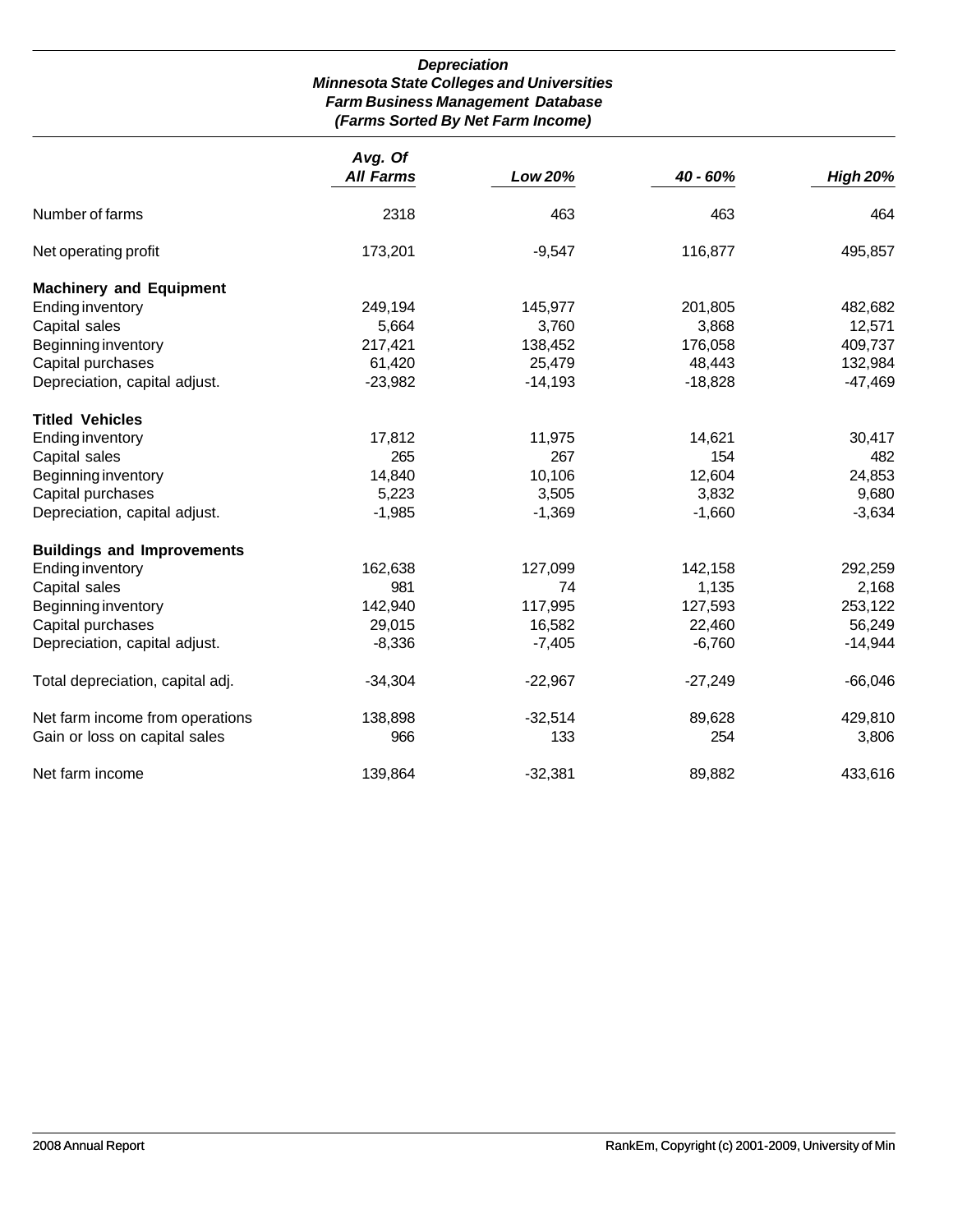*Depreciation*
*Minnesota State Colleges and Universities*
*Farm Business Management Database*
*(Farms Sorted By Net Farm Income)*

| | *Avg. Of All Farms* | *Low 20%* | *40 - 60%* | *High 20%* |
|---|---|---|---|---|
| Number of farms | 2318 | 463 | 463 | 464 |
| Net operating profit | 173,201 | -9,547 | 116,877 | 495,857 |
| **Machinery and Equipment** | | | | |
| Ending inventory | 249,194 | 145,977 | 201,805 | 482,682 |
| Capital sales | 5,664 | 3,760 | 3,868 | 12,571 |
| Beginning inventory | 217,421 | 138,452 | 176,058 | 409,737 |
| Capital purchases | 61,420 | 25,479 | 48,443 | 132,984 |
| Depreciation, capital adjust. | -23,982 | -14,193 | -18,828 | -47,469 |
| **Titled Vehicles** | | | | |
| Ending inventory | 17,812 | 11,975 | 14,621 | 30,417 |
| Capital sales | 265 | 267 | 154 | 482 |
| Beginning inventory | 14,840 | 10,106 | 12,604 | 24,853 |
| Capital purchases | 5,223 | 3,505 | 3,832 | 9,680 |
| Depreciation, capital adjust. | -1,985 | -1,369 | -1,660 | -3,634 |
| **Buildings and Improvements** | | | | |
| Ending inventory | 162,638 | 127,099 | 142,158 | 292,259 |
| Capital sales | 981 | 74 | 1,135 | 2,168 |
| Beginning inventory | 142,940 | 117,995 | 127,593 | 253,122 |
| Capital purchases | 29,015 | 16,582 | 22,460 | 56,249 |
| Depreciation, capital adjust. | -8,336 | -7,405 | -6,760 | -14,944 |
| Total depreciation, capital adj. | -34,304 | -22,967 | -27,249 | -66,046 |
| Net farm income from operations | 138,898 | -32,514 | 89,628 | 429,810 |
| Gain or loss on capital sales | 966 | 133 | 254 | 3,806 |
| Net farm income | 139,864 | -32,381 | 89,882 | 433,616 |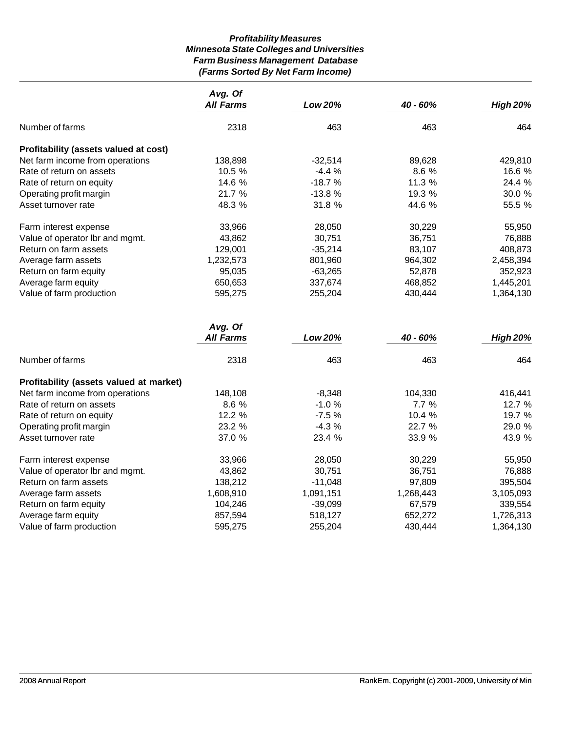### *Profitability Measures*
### *Minnesota State Colleges and Universities*
### *Farm Business Management Database*
### *(Farms Sorted By Net Farm Income)*

| | *Avg. Of All Farms* | *Low 20%* | *40 - 60%* | *High 20%* |
|---|---|---|---|---|
| Number of farms | 2318 | 463 | 463 | 464 |
| **Profitability (assets valued at cost)** | | | | |
| Net farm income from operations | 138,898 | -32,514 | 89,628 | 429,810 |
| Rate of return on assets | 10.5 % | -4.4 % | 8.6 % | 16.6 % |
| Rate of return on equity | 14.6 % | -18.7 % | 11.3 % | 24.4 % |
| Operating profit margin | 21.7 % | -13.8 % | 19.3 % | 30.0 % |
| Asset turnover rate | 48.3 % | 31.8 % | 44.6 % | 55.5 % |
| Farm interest expense | 33,966 | 28,050 | 30,229 | 55,950 |
| Value of operator lbr and mgmt. | 43,862 | 30,751 | 36,751 | 76,888 |
| Return on farm assets | 129,001 | -35,214 | 83,107 | 408,873 |
| Average farm assets | 1,232,573 | 801,960 | 964,302 | 2,458,394 |
| Return on farm equity | 95,035 | -63,265 | 52,878 | 352,923 |
| Average farm equity | 650,653 | 337,674 | 468,852 | 1,445,201 |
| Value of farm production | 595,275 | 255,204 | 430,444 | 1,364,130 |

| | *Avg. Of All Farms* | *Low 20%* | *40 - 60%* | *High 20%* |
|---|---|---|---|---|
| Number of farms | 2318 | 463 | 463 | 464 |
| **Profitability (assets valued at market)** | | | | |
| Net farm income from operations | 148,108 | -8,348 | 104,330 | 416,441 |
| Rate of return on assets | 8.6 % | -1.0 % | 7.7 % | 12.7 % |
| Rate of return on equity | 12.2 % | -7.5 % | 10.4 % | 19.7 % |
| Operating profit margin | 23.2 % | -4.3 % | 22.7 % | 29.0 % |
| Asset turnover rate | 37.0 % | 23.4 % | 33.9 % | 43.9 % |
| Farm interest expense | 33,966 | 28,050 | 30,229 | 55,950 |
| Value of operator lbr and mgmt. | 43,862 | 30,751 | 36,751 | 76,888 |
| Return on farm assets | 138,212 | -11,048 | 97,809 | 395,504 |
| Average farm assets | 1,608,910 | 1,091,151 | 1,268,443 | 3,105,093 |
| Return on farm equity | 104,246 | -39,099 | 67,579 | 339,554 |
| Average farm equity | 857,594 | 518,127 | 652,272 | 1,726,313 |
| Value of farm production | 595,275 | 255,204 | 430,444 | 1,364,130 |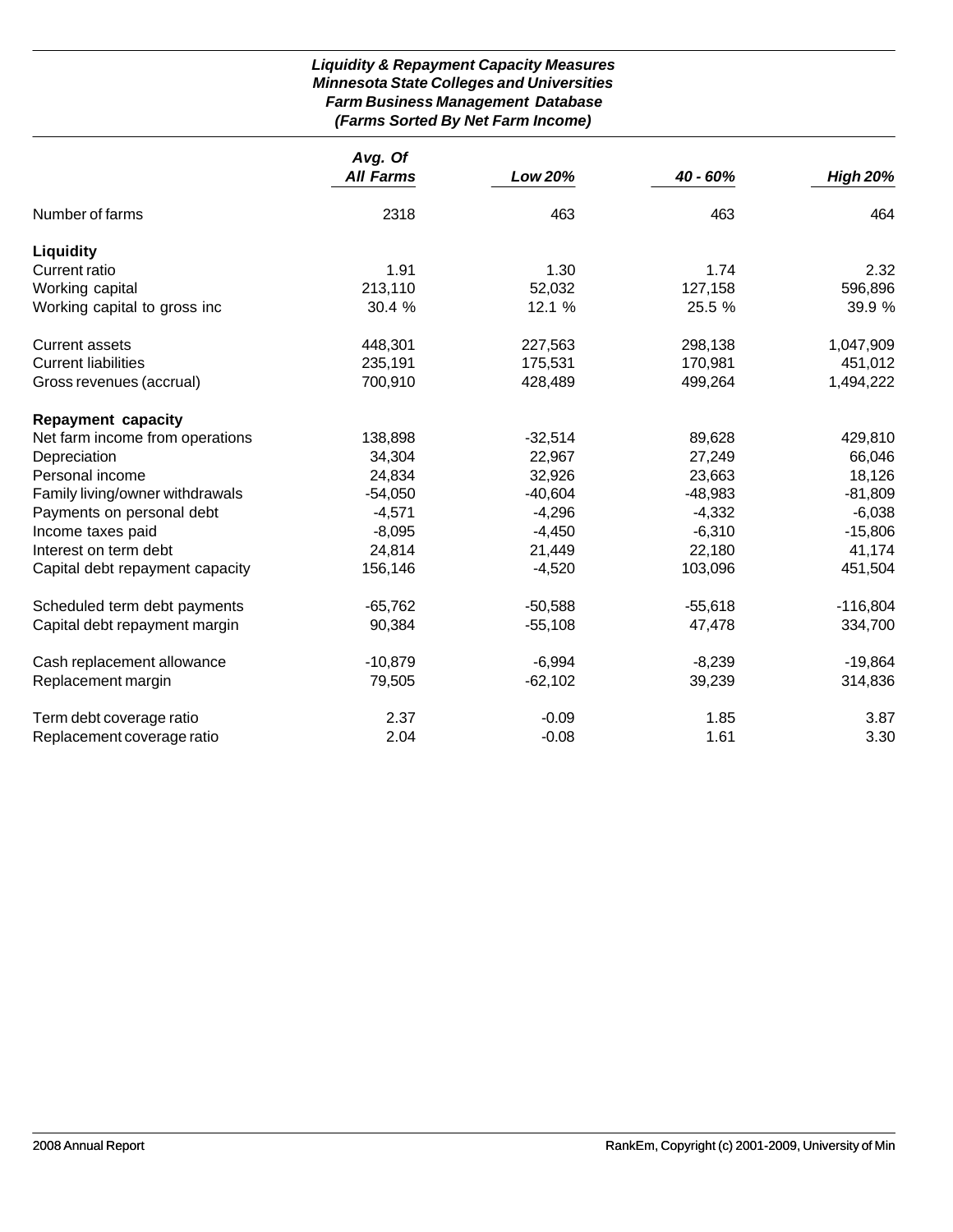### *Liquidity & Repayment Capacity Measures*
### *Minnesota State Colleges and Universities*
### *Farm Business Management Database*
### *(Farms Sorted By Net Farm Income)*

| | *Avg. Of All Farms* | *Low 20%* | *40 - 60%* | *High 20%* |
|---|---|---|---|---|
| Number of farms | 2318 | 463 | 463 | 464 |
| **Liquidity** | | | | |
| Current ratio | 1.91 | 1.30 | 1.74 | 2.32 |
| Working capital | 213,110 | 52,032 | 127,158 | 596,896 |
| Working capital to gross inc | 30.4 % | 12.1 % | 25.5 % | 39.9 % |
| Current assets | 448,301 | 227,563 | 298,138 | 1,047,909 |
| Current liabilities | 235,191 | 175,531 | 170,981 | 451,012 |
| Gross revenues (accrual) | 700,910 | 428,489 | 499,264 | 1,494,222 |
| **Repayment capacity** | | | | |
| Net farm income from operations | 138,898 | -32,514 | 89,628 | 429,810 |
| Depreciation | 34,304 | 22,967 | 27,249 | 66,046 |
| Personal income | 24,834 | 32,926 | 23,663 | 18,126 |
| Family living/owner withdrawals | -54,050 | -40,604 | -48,983 | -81,809 |
| Payments on personal debt | -4,571 | -4,296 | -4,332 | -6,038 |
| Income taxes paid | -8,095 | -4,450 | -6,310 | -15,806 |
| Interest on term debt | 24,814 | 21,449 | 22,180 | 41,174 |
| Capital debt repayment capacity | 156,146 | -4,520 | 103,096 | 451,504 |
| Scheduled term debt payments | -65,762 | -50,588 | -55,618 | -116,804 |
| Capital debt repayment margin | 90,384 | -55,108 | 47,478 | 334,700 |
| Cash replacement allowance | -10,879 | -6,994 | -8,239 | -19,864 |
| Replacement margin | 79,505 | -62,102 | 39,239 | 314,836 |
| Term debt coverage ratio | 2.37 | -0.09 | 1.85 | 3.87 |
| Replacement coverage ratio | 2.04 | -0.08 | 1.61 | 3.30 |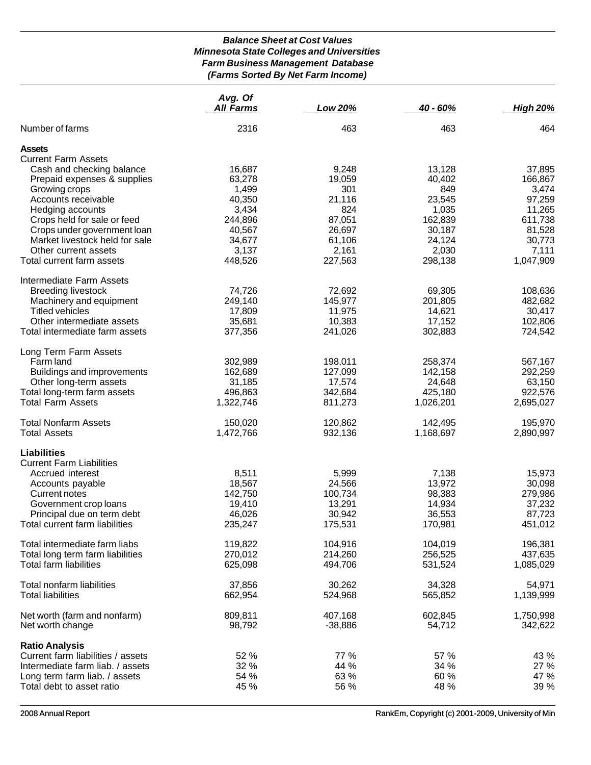***Balance Sheet at Cost Values***
***Minnesota State Colleges and Universities***
***Farm Business Management Database***
***(Farms Sorted By Net Farm Income)***

| | *Avg. Of All Farms* | *Low 20%* | *40 - 60%* | *High 20%* |
|---|---|---|---|---|
| Number of farms | 2316 | 463 | 463 | 464 |
| **Assets** | | | | |
| Current Farm Assets | | | | |
| Cash and checking balance | 16,687 | 9,248 | 13,128 | 37,895 |
| Prepaid expenses & supplies | 63,278 | 19,059 | 40,402 | 166,867 |
| Growing crops | 1,499 | 301 | 849 | 3,474 |
| Accounts receivable | 40,350 | 21,116 | 23,545 | 97,259 |
| Hedging accounts | 3,434 | 824 | 1,035 | 11,265 |
| Crops held for sale or feed | 244,896 | 87,051 | 162,839 | 611,738 |
| Crops under government loan | 40,567 | 26,697 | 30,187 | 81,528 |
| Market livestock held for sale | 34,677 | 61,106 | 24,124 | 30,773 |
| Other current assets | 3,137 | 2,161 | 2,030 | 7,111 |
| Total current farm assets | 448,526 | 227,563 | 298,138 | 1,047,909 |
| Intermediate Farm Assets | | | | |
| Breeding livestock | 74,726 | 72,692 | 69,305 | 108,636 |
| Machinery and equipment | 249,140 | 145,977 | 201,805 | 482,682 |
| Titled vehicles | 17,809 | 11,975 | 14,621 | 30,417 |
| Other intermediate assets | 35,681 | 10,383 | 17,152 | 102,806 |
| Total intermediate farm assets | 377,356 | 241,026 | 302,883 | 724,542 |
| Long Term Farm Assets | | | | |
| Farm land | 302,989 | 198,011 | 258,374 | 567,167 |
| Buildings and improvements | 162,689 | 127,099 | 142,158 | 292,259 |
| Other long-term assets | 31,185 | 17,574 | 24,648 | 63,150 |
| Total long-term farm assets | 496,863 | 342,684 | 425,180 | 922,576 |
| Total Farm Assets | 1,322,746 | 811,273 | 1,026,201 | 2,695,027 |
| Total Nonfarm Assets | 150,020 | 120,862 | 142,495 | 195,970 |
| Total Assets | 1,472,766 | 932,136 | 1,168,697 | 2,890,997 |
| **Liabilities** | | | | |
| Current Farm Liabilities | | | | |
| Accrued interest | 8,511 | 5,999 | 7,138 | 15,973 |
| Accounts payable | 18,567 | 24,566 | 13,972 | 30,098 |
| Current notes | 142,750 | 100,734 | 98,383 | 279,986 |
| Government crop loans | 19,410 | 13,291 | 14,934 | 37,232 |
| Principal due on term debt | 46,026 | 30,942 | 36,553 | 87,723 |
| Total current farm liabilities | 235,247 | 175,531 | 170,981 | 451,012 |
| Total intermediate farm liabs | 119,822 | 104,916 | 104,019 | 196,381 |
| Total long term farm liabilities | 270,012 | 214,260 | 256,525 | 437,635 |
| Total farm liabilities | 625,098 | 494,706 | 531,524 | 1,085,029 |
| Total nonfarm liabilities | 37,856 | 30,262 | 34,328 | 54,971 |
| Total liabilities | 662,954 | 524,968 | 565,852 | 1,139,999 |
| Net worth (farm and nonfarm) | 809,811 | 407,168 | 602,845 | 1,750,998 |
| Net worth change | 98,792 | -38,886 | 54,712 | 342,622 |
| **Ratio Analysis** | | | | |
| Current farm liabilities / assets | 52 % | 77 % | 57 % | 43 % |
| Intermediate farm liab. / assets | 32 % | 44 % | 34 % | 27 % |
| Long term farm liab. / assets | 54 % | 63 % | 60 % | 47 % |
| Total debt to asset ratio | 45 % | 56 % | 48 % | 39 % |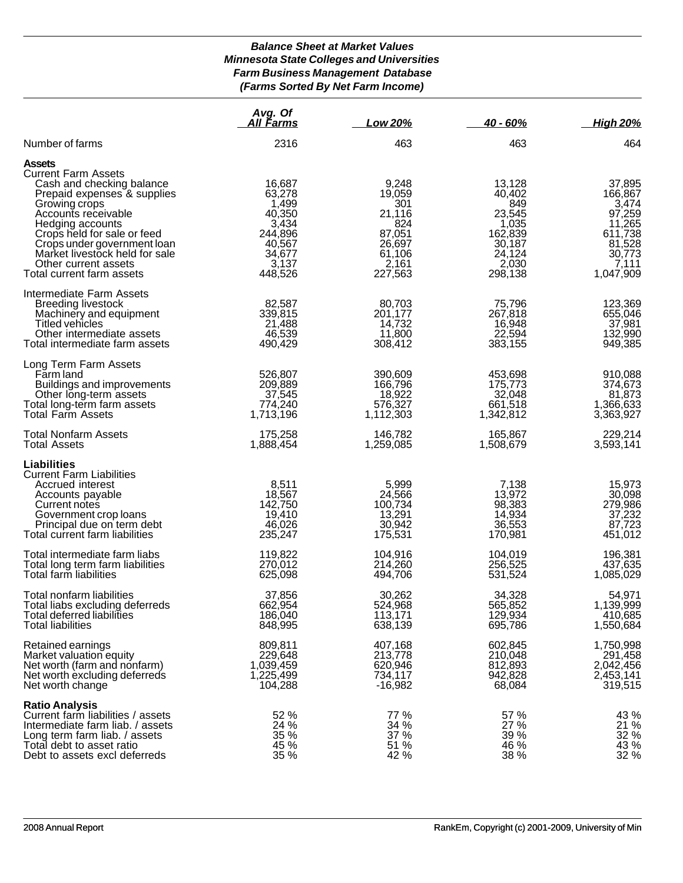***Balance Sheet at Market Values***
***Minnesota State Colleges and Universities***
***Farm Business Management Database***
***(Farms Sorted By Net Farm Income)***

| | *Avg. Of All Farms* | *Low 20%* | *40 - 60%* | *High 20%* |
|---|---|---|---|---|
| Number of farms | 2316 | 463 | 463 | 464 |
| **Assets** | | | | |
| Current Farm Assets | | | | |
| Cash and checking balance | 16,687 | 9,248 | 13,128 | 37,895 |
| Prepaid expenses & supplies | 63,278 | 19,059 | 40,402 | 166,867 |
| Growing crops | 1,499 | 301 | 849 | 3,474 |
| Accounts receivable | 40,350 | 21,116 | 23,545 | 97,259 |
| Hedging accounts | 3,434 | 824 | 1,035 | 11,265 |
| Crops held for sale or feed | 244,896 | 87,051 | 162,839 | 611,738 |
| Crops under government loan | 40,567 | 26,697 | 30,187 | 81,528 |
| Market livestock held for sale | 34,677 | 61,106 | 24,124 | 30,773 |
| Other current assets | 3,137 | 2,161 | 2,030 | 7,111 |
| Total current farm assets | 448,526 | 227,563 | 298,138 | 1,047,909 |
| Intermediate Farm Assets | | | | |
| Breeding livestock | 82,587 | 80,703 | 75,796 | 123,369 |
| Machinery and equipment | 339,815 | 201,177 | 267,818 | 655,046 |
| Titled vehicles | 21,488 | 14,732 | 16,948 | 37,981 |
| Other intermediate assets | 46,539 | 11,800 | 22,594 | 132,990 |
| Total intermediate farm assets | 490,429 | 308,412 | 383,155 | 949,385 |
| Long Term Farm Assets | | | | |
| Farm land | 526,807 | 390,609 | 453,698 | 910,088 |
| Buildings and improvements | 209,889 | 166,796 | 175,773 | 374,673 |
| Other long-term assets | 37,545 | 18,922 | 32,048 | 81,873 |
| Total long-term farm assets | 774,240 | 576,327 | 661,518 | 1,366,633 |
| Total Farm Assets | 1,713,196 | 1,112,303 | 1,342,812 | 3,363,927 |
| Total Nonfarm Assets | 175,258 | 146,782 | 165,867 | 229,214 |
| Total Assets | 1,888,454 | 1,259,085 | 1,508,679 | 3,593,141 |
| **Liabilities** | | | | |
| Current Farm Liabilities | | | | |
| Accrued interest | 8,511 | 5,999 | 7,138 | 15,973 |
| Accounts payable | 18,567 | 24,566 | 13,972 | 30,098 |
| Current notes | 142,750 | 100,734 | 98,383 | 279,986 |
| Government crop loans | 19,410 | 13,291 | 14,934 | 37,232 |
| Principal due on term debt | 46,026 | 30,942 | 36,553 | 87,723 |
| Total current farm liabilities | 235,247 | 175,531 | 170,981 | 451,012 |
| Total intermediate farm liabs | 119,822 | 104,916 | 104,019 | 196,381 |
| Total long term farm liabilities | 270,012 | 214,260 | 256,525 | 437,635 |
| Total farm liabilities | 625,098 | 494,706 | 531,524 | 1,085,029 |
| Total nonfarm liabilities | 37,856 | 30,262 | 34,328 | 54,971 |
| Total liabs excluding deferreds | 662,954 | 524,968 | 565,852 | 1,139,999 |
| Total deferred liabilities | 186,040 | 113,171 | 129,934 | 410,685 |
| Total liabilities | 848,995 | 638,139 | 695,786 | 1,550,684 |
| Retained earnings | 809,811 | 407,168 | 602,845 | 1,750,998 |
| Market valuation equity | 229,648 | 213,778 | 210,048 | 291,458 |
| Net worth (farm and nonfarm) | 1,039,459 | 620,946 | 812,893 | 2,042,456 |
| Net worth excluding deferreds | 1,225,499 | 734,117 | 942,828 | 2,453,141 |
| Net worth change | 104,288 | -16,982 | 68,084 | 319,515 |
| **Ratio Analysis** | | | | |
| Current farm liabilities / assets | 52 % | 77 % | 57 % | 43 % |
| Intermediate farm liab. / assets | 24 % | 34 % | 27 % | 21 % |
| Long term farm liab. / assets | 35 % | 37 % | 39 % | 32 % |
| Total debt to asset ratio | 45 % | 51 % | 46 % | 43 % |
| Debt to assets excl deferreds | 35 % | 42 % | 38 % | 32 % |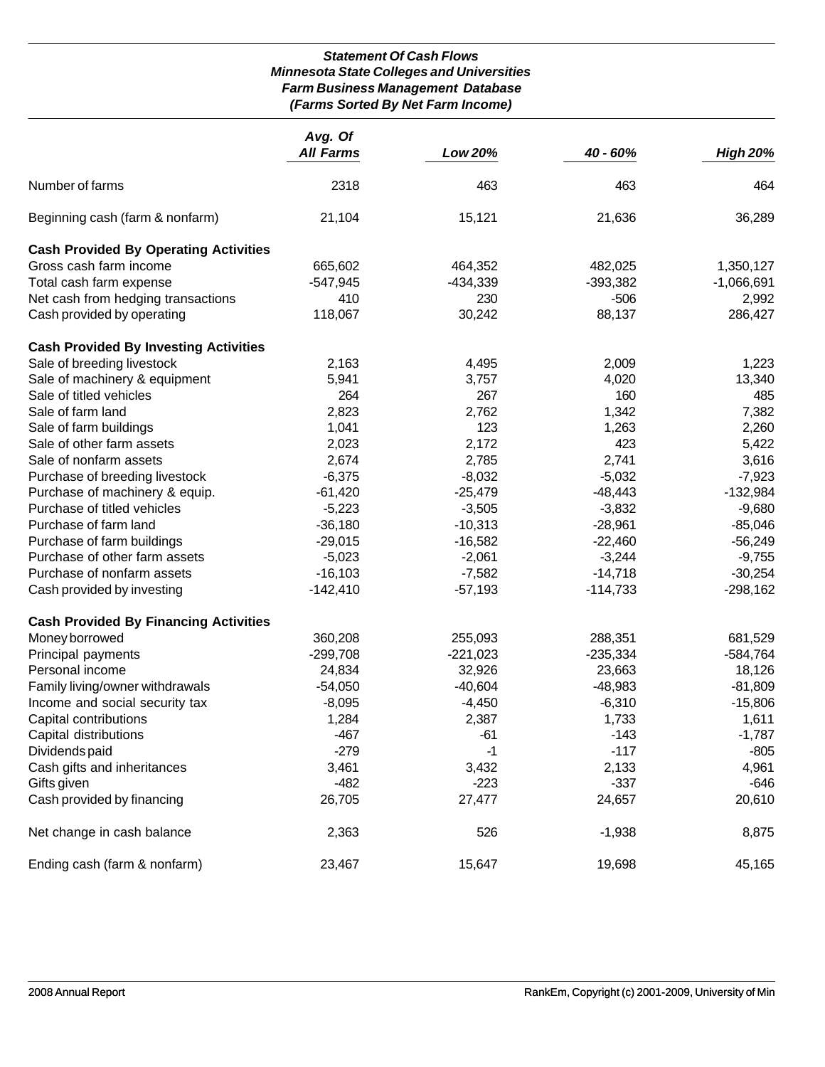### *Statement Of Cash Flows*
### *Minnesota State Colleges and Universities*
### *Farm Business Management Database*
### *(Farms Sorted By Net Farm Income)*

| | *Avg. Of All Farms* | *Low 20%* | *40 - 60%* | *High 20%* |
|---|---|---|---|---|
| Number of farms | 2318 | 463 | 463 | 464 |
| Beginning cash (farm & nonfarm) | 21,104 | 15,121 | 21,636 | 36,289 |
| **Cash Provided By Operating Activities** | | | | |
| Gross cash farm income | 665,602 | 464,352 | 482,025 | 1,350,127 |
| Total cash farm expense | -547,945 | -434,339 | -393,382 | -1,066,691 |
| Net cash from hedging transactions | 410 | 230 | -506 | 2,992 |
| Cash provided by operating | 118,067 | 30,242 | 88,137 | 286,427 |
| **Cash Provided By Investing Activities** | | | | |
| Sale of breeding livestock | 2,163 | 4,495 | 2,009 | 1,223 |
| Sale of machinery & equipment | 5,941 | 3,757 | 4,020 | 13,340 |
| Sale of titled vehicles | 264 | 267 | 160 | 485 |
| Sale of farm land | 2,823 | 2,762 | 1,342 | 7,382 |
| Sale of farm buildings | 1,041 | 123 | 1,263 | 2,260 |
| Sale of other farm assets | 2,023 | 2,172 | 423 | 5,422 |
| Sale of nonfarm assets | 2,674 | 2,785 | 2,741 | 3,616 |
| Purchase of breeding livestock | -6,375 | -8,032 | -5,032 | -7,923 |
| Purchase of machinery & equip. | -61,420 | -25,479 | -48,443 | -132,984 |
| Purchase of titled vehicles | -5,223 | -3,505 | -3,832 | -9,680 |
| Purchase of farm land | -36,180 | -10,313 | -28,961 | -85,046 |
| Purchase of farm buildings | -29,015 | -16,582 | -22,460 | -56,249 |
| Purchase of other farm assets | -5,023 | -2,061 | -3,244 | -9,755 |
| Purchase of nonfarm assets | -16,103 | -7,582 | -14,718 | -30,254 |
| Cash provided by investing | -142,410 | -57,193 | -114,733 | -298,162 |
| **Cash Provided By Financing Activities** | | | | |
| Money borrowed | 360,208 | 255,093 | 288,351 | 681,529 |
| Principal payments | -299,708 | -221,023 | -235,334 | -584,764 |
| Personal income | 24,834 | 32,926 | 23,663 | 18,126 |
| Family living/owner withdrawals | -54,050 | -40,604 | -48,983 | -81,809 |
| Income and social security tax | -8,095 | -4,450 | -6,310 | -15,806 |
| Capital contributions | 1,284 | 2,387 | 1,733 | 1,611 |
| Capital distributions | -467 | -61 | -143 | -1,787 |
| Dividends paid | -279 | -1 | -117 | -805 |
| Cash gifts and inheritances | 3,461 | 3,432 | 2,133 | 4,961 |
| Gifts given | -482 | -223 | -337 | -646 |
| Cash provided by financing | 26,705 | 27,477 | 24,657 | 20,610 |
| Net change in cash balance | 2,363 | 526 | -1,938 | 8,875 |
| Ending cash (farm & nonfarm) | 23,467 | 15,647 | 19,698 | 45,165 |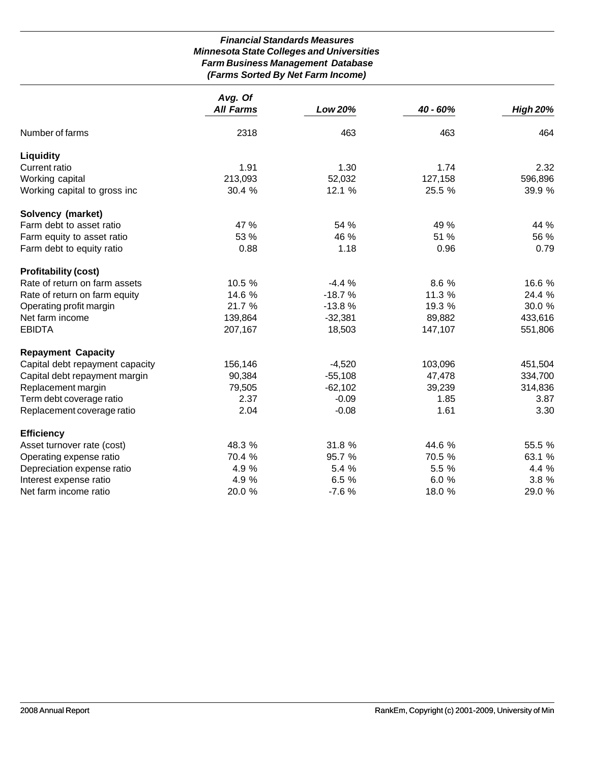***Financial Standards Measures***
***Minnesota State Colleges and Universities***
***Farm Business Management Database***
***(Farms Sorted By Net Farm Income)***

| | *Avg. Of All Farms* | *Low 20%* | *40 - 60%* | *High 20%* |
|---|---|---|---|---|
| Number of farms | 2318 | 463 | 463 | 464 |
| **Liquidity** | | | | |
| Current ratio | 1.91 | 1.30 | 1.74 | 2.32 |
| Working capital | 213,093 | 52,032 | 127,158 | 596,896 |
| Working capital to gross inc | 30.4 % | 12.1 % | 25.5 % | 39.9 % |
| **Solvency (market)** | | | | |
| Farm debt to asset ratio | 47 % | 54 % | 49 % | 44 % |
| Farm equity to asset ratio | 53 % | 46 % | 51 % | 56 % |
| Farm debt to equity ratio | 0.88 | 1.18 | 0.96 | 0.79 |
| **Profitability (cost)** | | | | |
| Rate of return on farm assets | 10.5 % | -4.4 % | 8.6 % | 16.6 % |
| Rate of return on farm equity | 14.6 % | -18.7 % | 11.3 % | 24.4 % |
| Operating profit margin | 21.7 % | -13.8 % | 19.3 % | 30.0 % |
| Net farm income | 139,864 | -32,381 | 89,882 | 433,616 |
| EBIDTA | 207,167 | 18,503 | 147,107 | 551,806 |
| **Repayment Capacity** | | | | |
| Capital debt repayment capacity | 156,146 | -4,520 | 103,096 | 451,504 |
| Capital debt repayment margin | 90,384 | -55,108 | 47,478 | 334,700 |
| Replacement margin | 79,505 | -62,102 | 39,239 | 314,836 |
| Term debt coverage ratio | 2.37 | -0.09 | 1.85 | 3.87 |
| Replacement coverage ratio | 2.04 | -0.08 | 1.61 | 3.30 |
| **Efficiency** | | | | |
| Asset turnover rate (cost) | 48.3 % | 31.8 % | 44.6 % | 55.5 % |
| Operating expense ratio | 70.4 % | 95.7 % | 70.5 % | 63.1 % |
| Depreciation expense ratio | 4.9 % | 5.4 % | 5.5 % | 4.4 % |
| Interest expense ratio | 4.9 % | 6.5 % | 6.0 % | 3.8 % |
| Net farm income ratio | 20.0 % | -7.6 % | 18.0 % | 29.0 % |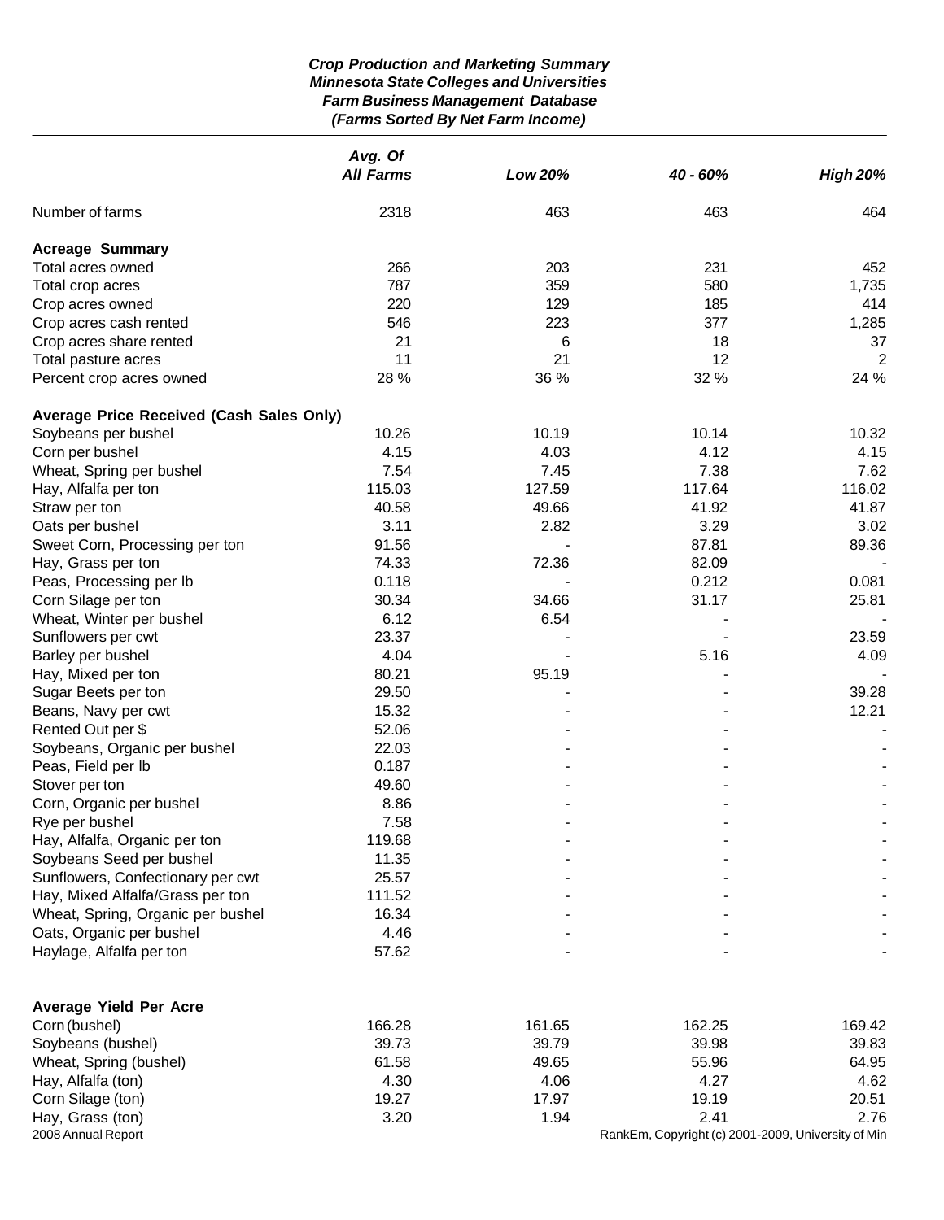***Crop Production and Marketing Summary***
***Minnesota State Colleges and Universities***
***Farm Business Management Database***
***(Farms Sorted By Net Farm Income)***

| | *Avg. Of All Farms* | *Low 20%* | *40 - 60%* | *High 20%* |
|---|---|---|---|---|
| Number of farms | 2318 | 463 | 463 | 464 |
| **Acreage Summary** | | | | |
| Total acres owned | 266 | 203 | 231 | 452 |
| Total crop acres | 787 | 359 | 580 | 1,735 |
| Crop acres owned | 220 | 129 | 185 | 414 |
| Crop acres cash rented | 546 | 223 | 377 | 1,285 |
| Crop acres share rented | 21 | 6 | 18 | 37 |
| Total pasture acres | 11 | 21 | 12 | 2 |
| Percent crop acres owned | 28 % | 36 % | 32 % | 24 % |
| **Average Price Received (Cash Sales Only)** | | | | |
| Soybeans per bushel | 10.26 | 10.19 | 10.14 | 10.32 |
| Corn per bushel | 4.15 | 4.03 | 4.12 | 4.15 |
| Wheat, Spring per bushel | 7.54 | 7.45 | 7.38 | 7.62 |
| Hay, Alfalfa per ton | 115.03 | 127.59 | 117.64 | 116.02 |
| Straw per ton | 40.58 | 49.66 | 41.92 | 41.87 |
| Oats per bushel | 3.11 | 2.82 | 3.29 | 3.02 |
| Sweet Corn, Processing per ton | 91.56 | - | 87.81 | 89.36 |
| Hay, Grass per ton | 74.33 | 72.36 | 82.09 | - |
| Peas, Processing per lb | 0.118 | - | 0.212 | 0.081 |
| Corn Silage per ton | 30.34 | 34.66 | 31.17 | 25.81 |
| Wheat, Winter per bushel | 6.12 | 6.54 | - | - |
| Sunflowers per cwt | 23.37 | - | - | 23.59 |
| Barley per bushel | 4.04 | - | 5.16 | 4.09 |
| Hay, Mixed per ton | 80.21 | 95.19 | - | - |
| Sugar Beets per ton | 29.50 | - | - | 39.28 |
| Beans, Navy per cwt | 15.32 | - | - | 12.21 |
| Rented Out per $ | 52.06 | - | - | - |
| Soybeans, Organic per bushel | 22.03 | - | - | - |
| Peas, Field per lb | 0.187 | - | - | - |
| Stover per ton | 49.60 | - | - | - |
| Corn, Organic per bushel | 8.86 | - | - | - |
| Rye per bushel | 7.58 | - | - | - |
| Hay, Alfalfa, Organic per ton | 119.68 | - | - | - |
| Soybeans Seed per bushel | 11.35 | - | - | - |
| Sunflowers, Confectionary per cwt | 25.57 | - | - | - |
| Hay, Mixed Alfalfa/Grass per ton | 111.52 | - | - | - |
| Wheat, Spring, Organic per bushel | 16.34 | - | - | - |
| Oats, Organic per bushel | 4.46 | - | - | - |
| Haylage, Alfalfa per ton | 57.62 | - | - | - |
| **Average Yield Per Acre** | | | | |
| Corn (bushel) | 166.28 | 161.65 | 162.25 | 169.42 |
| Soybeans (bushel) | 39.73 | 39.79 | 39.98 | 39.83 |
| Wheat, Spring (bushel) | 61.58 | 49.65 | 55.96 | 64.95 |
| Hay, Alfalfa (ton) | 4.30 | 4.06 | 4.27 | 4.62 |
| Corn Silage (ton) | 19.27 | 17.97 | 19.19 | 20.51 |
| Hay, Grass (ton) | 3.20 | 1.94 | 2.41 | 2.76 |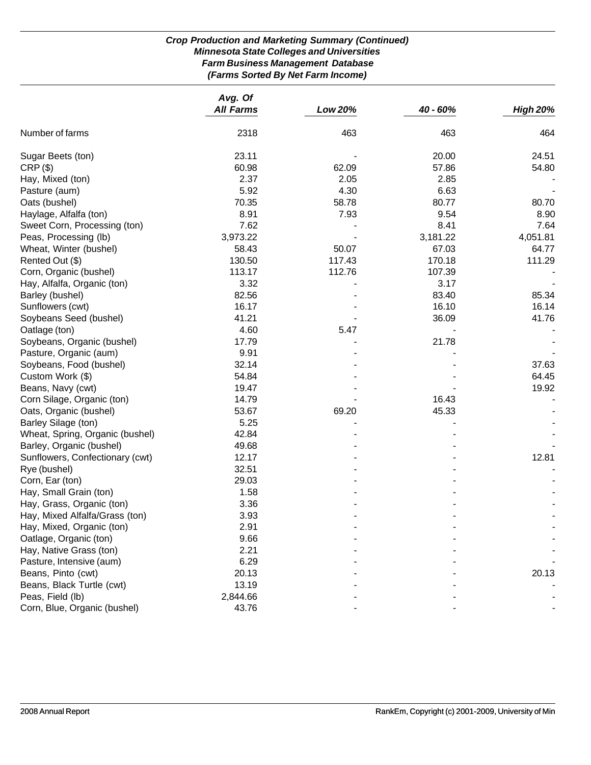***Crop Production and Marketing Summary (Continued)***
***Minnesota State Colleges and Universities***
***Farm Business Management Database***
***(Farms Sorted By Net Farm Income)***

| | *Avg. Of All Farms* | *Low 20%* | *40 - 60%* | *High 20%* |
|---|---|---|---|---|
| Number of farms | 2318 | 463 | 463 | 464 |
| Sugar Beets (ton) | 23.11 | - | 20.00 | 24.51 |
| CRP ($) | 60.98 | 62.09 | 57.86 | 54.80 |
| Hay, Mixed (ton) | 2.37 | 2.05 | 2.85 | - |
| Pasture (aum) | 5.92 | 4.30 | 6.63 | - |
| Oats (bushel) | 70.35 | 58.78 | 80.77 | 80.70 |
| Haylage, Alfalfa (ton) | 8.91 | 7.93 | 9.54 | 8.90 |
| Sweet Corn, Processing (ton) | 7.62 | - | 8.41 | 7.64 |
| Peas, Processing (lb) | 3,973.22 | - | 3,181.22 | 4,051.81 |
| Wheat, Winter (bushel) | 58.43 | 50.07 | 67.03 | 64.77 |
| Rented Out ($) | 130.50 | 117.43 | 170.18 | 111.29 |
| Corn, Organic (bushel) | 113.17 | 112.76 | 107.39 | - |
| Hay, Alfalfa, Organic (ton) | 3.32 | - | 3.17 | - |
| Barley (bushel) | 82.56 | - | 83.40 | 85.34 |
| Sunflowers (cwt) | 16.17 | - | 16.10 | 16.14 |
| Soybeans Seed (bushel) | 41.21 | - | 36.09 | 41.76 |
| Oatlage (ton) | 4.60 | 5.47 | - | - |
| Soybeans, Organic (bushel) | 17.79 | - | 21.78 | - |
| Pasture, Organic (aum) | 9.91 | - | - | - |
| Soybeans, Food (bushel) | 32.14 | - | - | 37.63 |
| Custom Work ($) | 54.84 | - | - | 64.45 |
| Beans, Navy (cwt) | 19.47 | - | - | 19.92 |
| Corn Silage, Organic (ton) | 14.79 | - | 16.43 | - |
| Oats, Organic (bushel) | 53.67 | 69.20 | 45.33 | - |
| Barley Silage (ton) | 5.25 | - | - | - |
| Wheat, Spring, Organic (bushel) | 42.84 | - | - | - |
| Barley, Organic (bushel) | 49.68 | - | - | - |
| Sunflowers, Confectionary (cwt) | 12.17 | - | - | 12.81 |
| Rye (bushel) | 32.51 | - | - | - |
| Corn, Ear (ton) | 29.03 | - | - | - |
| Hay, Small Grain (ton) | 1.58 | - | - | - |
| Hay, Grass, Organic (ton) | 3.36 | - | - | - |
| Hay, Mixed Alfalfa/Grass (ton) | 3.93 | - | - | - |
| Hay, Mixed, Organic (ton) | 2.91 | - | - | - |
| Oatlage, Organic (ton) | 9.66 | - | - | - |
| Hay, Native Grass (ton) | 2.21 | - | - | - |
| Pasture, Intensive (aum) | 6.29 | - | - | - |
| Beans, Pinto (cwt) | 20.13 | - | - | 20.13 |
| Beans, Black Turtle (cwt) | 13.19 | - | - | - |
| Peas, Field (lb) | 2,844.66 | - | - | - |
| Corn, Blue, Organic (bushel) | 43.76 | - | - | - |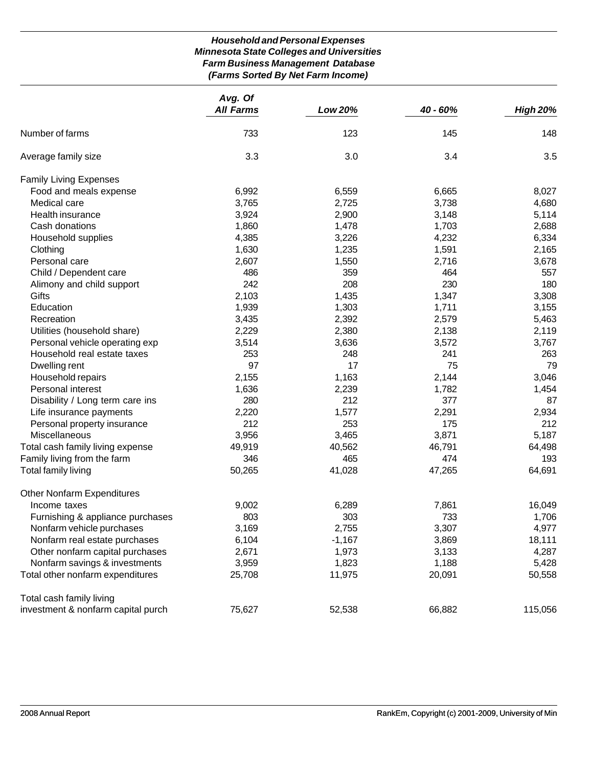### *Household and Personal Expenses*
### *Minnesota State Colleges and Universities*
### *Farm Business Management Database*
### *(Farms Sorted By Net Farm Income)*

| | *Avg. Of All Farms* | *Low 20%* | *40 - 60%* | *High 20%* |
|---|---|---|---|---|
| Number of farms | 733 | 123 | 145 | 148 |
| Average family size | 3.3 | 3.0 | 3.4 | 3.5 |
| Family Living Expenses | | | | |
| Food and meals expense | 6,992 | 6,559 | 6,665 | 8,027 |
| Medical care | 3,765 | 2,725 | 3,738 | 4,680 |
| Health insurance | 3,924 | 2,900 | 3,148 | 5,114 |
| Cash donations | 1,860 | 1,478 | 1,703 | 2,688 |
| Household supplies | 4,385 | 3,226 | 4,232 | 6,334 |
| Clothing | 1,630 | 1,235 | 1,591 | 2,165 |
| Personal care | 2,607 | 1,550 | 2,716 | 3,678 |
| Child / Dependent care | 486 | 359 | 464 | 557 |
| Alimony and child support | 242 | 208 | 230 | 180 |
| Gifts | 2,103 | 1,435 | 1,347 | 3,308 |
| Education | 1,939 | 1,303 | 1,711 | 3,155 |
| Recreation | 3,435 | 2,392 | 2,579 | 5,463 |
| Utilities (household share) | 2,229 | 2,380 | 2,138 | 2,119 |
| Personal vehicle operating exp | 3,514 | 3,636 | 3,572 | 3,767 |
| Household real estate taxes | 253 | 248 | 241 | 263 |
| Dwelling rent | 97 | 17 | 75 | 79 |
| Household repairs | 2,155 | 1,163 | 2,144 | 3,046 |
| Personal interest | 1,636 | 2,239 | 1,782 | 1,454 |
| Disability / Long term care ins | 280 | 212 | 377 | 87 |
| Life insurance payments | 2,220 | 1,577 | 2,291 | 2,934 |
| Personal property insurance | 212 | 253 | 175 | 212 |
| Miscellaneous | 3,956 | 3,465 | 3,871 | 5,187 |
| Total cash family living expense | 49,919 | 40,562 | 46,791 | 64,498 |
| Family living from the farm | 346 | 465 | 474 | 193 |
| Total family living | 50,265 | 41,028 | 47,265 | 64,691 |
| Other Nonfarm Expenditures | | | | |
| Income taxes | 9,002 | 6,289 | 7,861 | 16,049 |
| Furnishing & appliance purchases | 803 | 303 | 733 | 1,706 |
| Nonfarm vehicle purchases | 3,169 | 2,755 | 3,307 | 4,977 |
| Nonfarm real estate purchases | 6,104 | -1,167 | 3,869 | 18,111 |
| Other nonfarm capital purchases | 2,671 | 1,973 | 3,133 | 4,287 |
| Nonfarm savings & investments | 3,959 | 1,823 | 1,188 | 5,428 |
| Total other nonfarm expenditures | 25,708 | 11,975 | 20,091 | 50,558 |
| Total cash family living investment & nonfarm capital purch | 75,627 | 52,538 | 66,882 | 115,056 |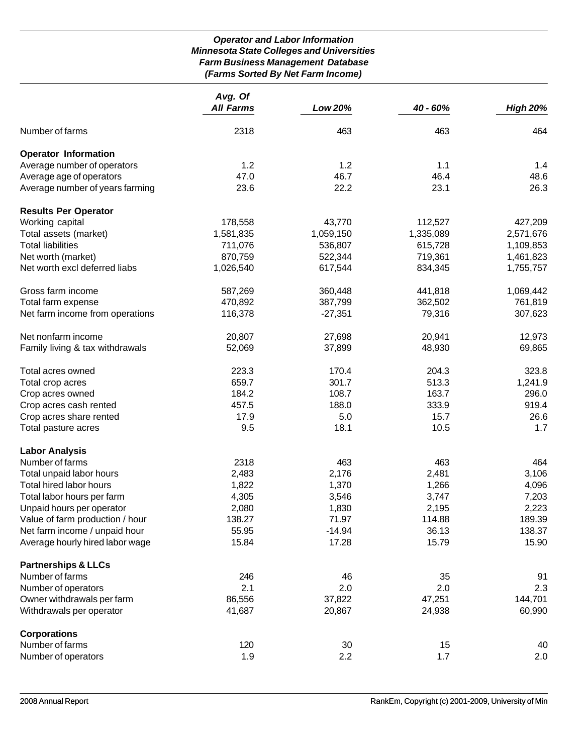### *Operator and Labor Information*
### *Minnesota State Colleges and Universities*
### *Farm Business Management Database*
### *(Farms Sorted By Net Farm Income)*

| | *Avg. Of All Farms* | *Low 20%* | *40 - 60%* | *High 20%* |
|---|---|---|---|---|
| Number of farms | 2318 | 463 | 463 | 464 |
| **Operator Information** | | | | |
| Average number of operators | 1.2 | 1.2 | 1.1 | 1.4 |
| Average age of operators | 47.0 | 46.7 | 46.4 | 48.6 |
| Average number of years farming | 23.6 | 22.2 | 23.1 | 26.3 |
| **Results Per Operator** | | | | |
| Working capital | 178,558 | 43,770 | 112,527 | 427,209 |
| Total assets (market) | 1,581,835 | 1,059,150 | 1,335,089 | 2,571,676 |
| Total liabilities | 711,076 | 536,807 | 615,728 | 1,109,853 |
| Net worth (market) | 870,759 | 522,344 | 719,361 | 1,461,823 |
| Net worth excl deferred liabs | 1,026,540 | 617,544 | 834,345 | 1,755,757 |
| Gross farm income | 587,269 | 360,448 | 441,818 | 1,069,442 |
| Total farm expense | 470,892 | 387,799 | 362,502 | 761,819 |
| Net farm income from operations | 116,378 | -27,351 | 79,316 | 307,623 |
| Net nonfarm income | 20,807 | 27,698 | 20,941 | 12,973 |
| Family living & tax withdrawals | 52,069 | 37,899 | 48,930 | 69,865 |
| Total acres owned | 223.3 | 170.4 | 204.3 | 323.8 |
| Total crop acres | 659.7 | 301.7 | 513.3 | 1,241.9 |
| Crop acres owned | 184.2 | 108.7 | 163.7 | 296.0 |
| Crop acres cash rented | 457.5 | 188.0 | 333.9 | 919.4 |
| Crop acres share rented | 17.9 | 5.0 | 15.7 | 26.6 |
| Total pasture acres | 9.5 | 18.1 | 10.5 | 1.7 |
| **Labor Analysis** | | | | |
| Number of farms | 2318 | 463 | 463 | 464 |
| Total unpaid labor hours | 2,483 | 2,176 | 2,481 | 3,106 |
| Total hired labor hours | 1,822 | 1,370 | 1,266 | 4,096 |
| Total labor hours per farm | 4,305 | 3,546 | 3,747 | 7,203 |
| Unpaid hours per operator | 2,080 | 1,830 | 2,195 | 2,223 |
| Value of farm production / hour | 138.27 | 71.97 | 114.88 | 189.39 |
| Net farm income / unpaid hour | 55.95 | -14.94 | 36.13 | 138.37 |
| Average hourly hired labor wage | 15.84 | 17.28 | 15.79 | 15.90 |
| **Partnerships & LLCs** | | | | |
| Number of farms | 246 | 46 | 35 | 91 |
| Number of operators | 2.1 | 2.0 | 2.0 | 2.3 |
| Owner withdrawals per farm | 86,556 | 37,822 | 47,251 | 144,701 |
| Withdrawals per operator | 41,687 | 20,867 | 24,938 | 60,990 |
| **Corporations** | | | | |
| Number of farms | 120 | 30 | 15 | 40 |
| Number of operators | 1.9 | 2.2 | 1.7 | 2.0 |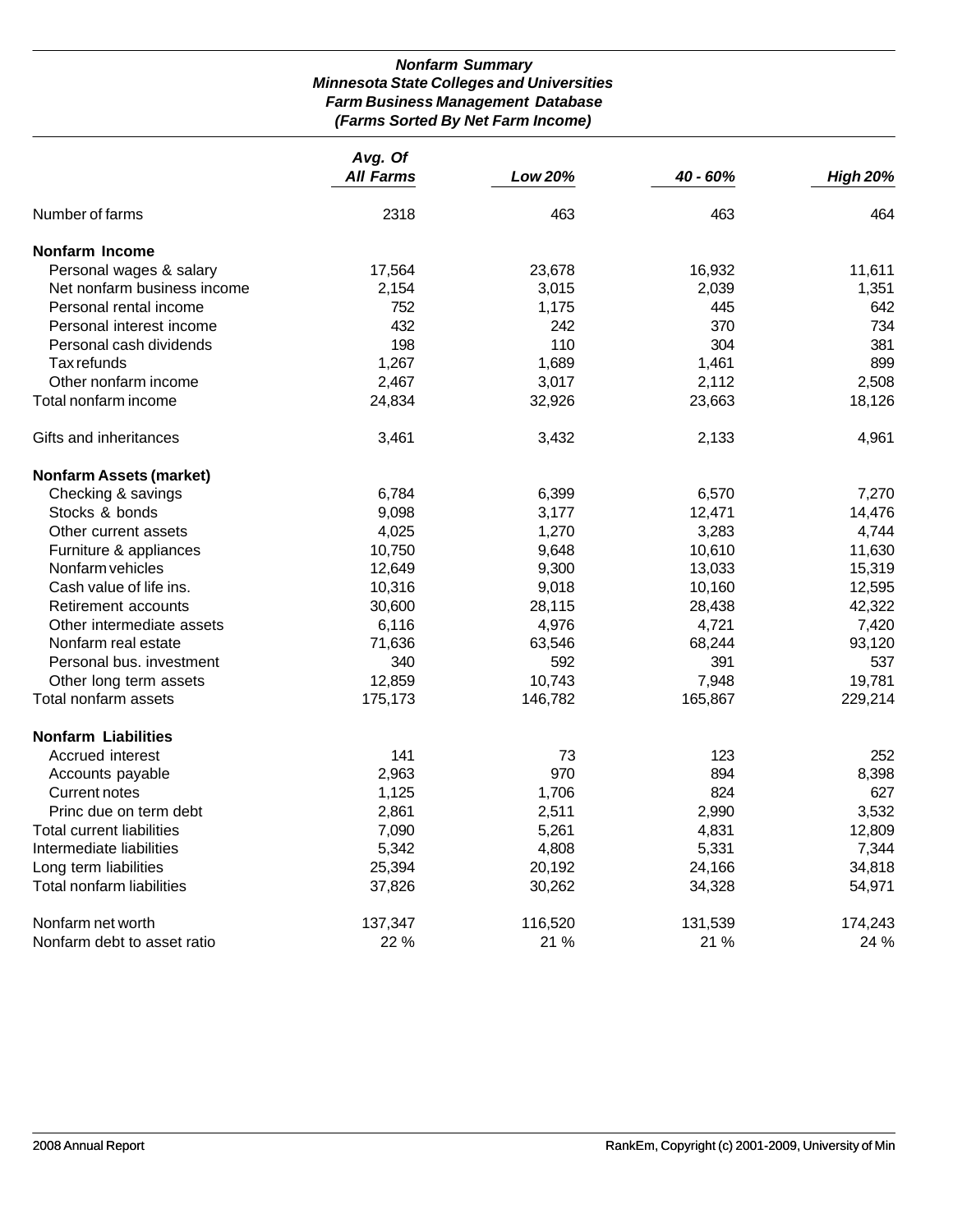### *Nonfarm Summary*
### *Minnesota State Colleges and Universities*
### *Farm Business Management Database*
### *(Farms Sorted By Net Farm Income)*

| | *Avg. Of All Farms* | *Low 20%* | *40 - 60%* | *High 20%* |
|---|---|---|---|---|
| Number of farms | 2318 | 463 | 463 | 464 |
| **Nonfarm Income** | | | | |
| Personal wages & salary | 17,564 | 23,678 | 16,932 | 11,611 |
| Net nonfarm business income | 2,154 | 3,015 | 2,039 | 1,351 |
| Personal rental income | 752 | 1,175 | 445 | 642 |
| Personal interest income | 432 | 242 | 370 | 734 |
| Personal cash dividends | 198 | 110 | 304 | 381 |
| Tax refunds | 1,267 | 1,689 | 1,461 | 899 |
| Other nonfarm income | 2,467 | 3,017 | 2,112 | 2,508 |
| Total nonfarm income | 24,834 | 32,926 | 23,663 | 18,126 |
| Gifts and inheritances | 3,461 | 3,432 | 2,133 | 4,961 |
| **Nonfarm Assets (market)** | | | | |
| Checking & savings | 6,784 | 6,399 | 6,570 | 7,270 |
| Stocks & bonds | 9,098 | 3,177 | 12,471 | 14,476 |
| Other current assets | 4,025 | 1,270 | 3,283 | 4,744 |
| Furniture & appliances | 10,750 | 9,648 | 10,610 | 11,630 |
| Nonfarm vehicles | 12,649 | 9,300 | 13,033 | 15,319 |
| Cash value of life ins. | 10,316 | 9,018 | 10,160 | 12,595 |
| Retirement accounts | 30,600 | 28,115 | 28,438 | 42,322 |
| Other intermediate assets | 6,116 | 4,976 | 4,721 | 7,420 |
| Nonfarm real estate | 71,636 | 63,546 | 68,244 | 93,120 |
| Personal bus. investment | 340 | 592 | 391 | 537 |
| Other long term assets | 12,859 | 10,743 | 7,948 | 19,781 |
| Total nonfarm assets | 175,173 | 146,782 | 165,867 | 229,214 |
| **Nonfarm Liabilities** | | | | |
| Accrued interest | 141 | 73 | 123 | 252 |
| Accounts payable | 2,963 | 970 | 894 | 8,398 |
| Current notes | 1,125 | 1,706 | 824 | 627 |
| Princ due on term debt | 2,861 | 2,511 | 2,990 | 3,532 |
| Total current liabilities | 7,090 | 5,261 | 4,831 | 12,809 |
| Intermediate liabilities | 5,342 | 4,808 | 5,331 | 7,344 |
| Long term liabilities | 25,394 | 20,192 | 24,166 | 34,818 |
| Total nonfarm liabilities | 37,826 | 30,262 | 34,328 | 54,971 |
| Nonfarm net worth | 137,347 | 116,520 | 131,539 | 174,243 |
| Nonfarm debt to asset ratio | 22 % | 21 % | 21 % | 24 % |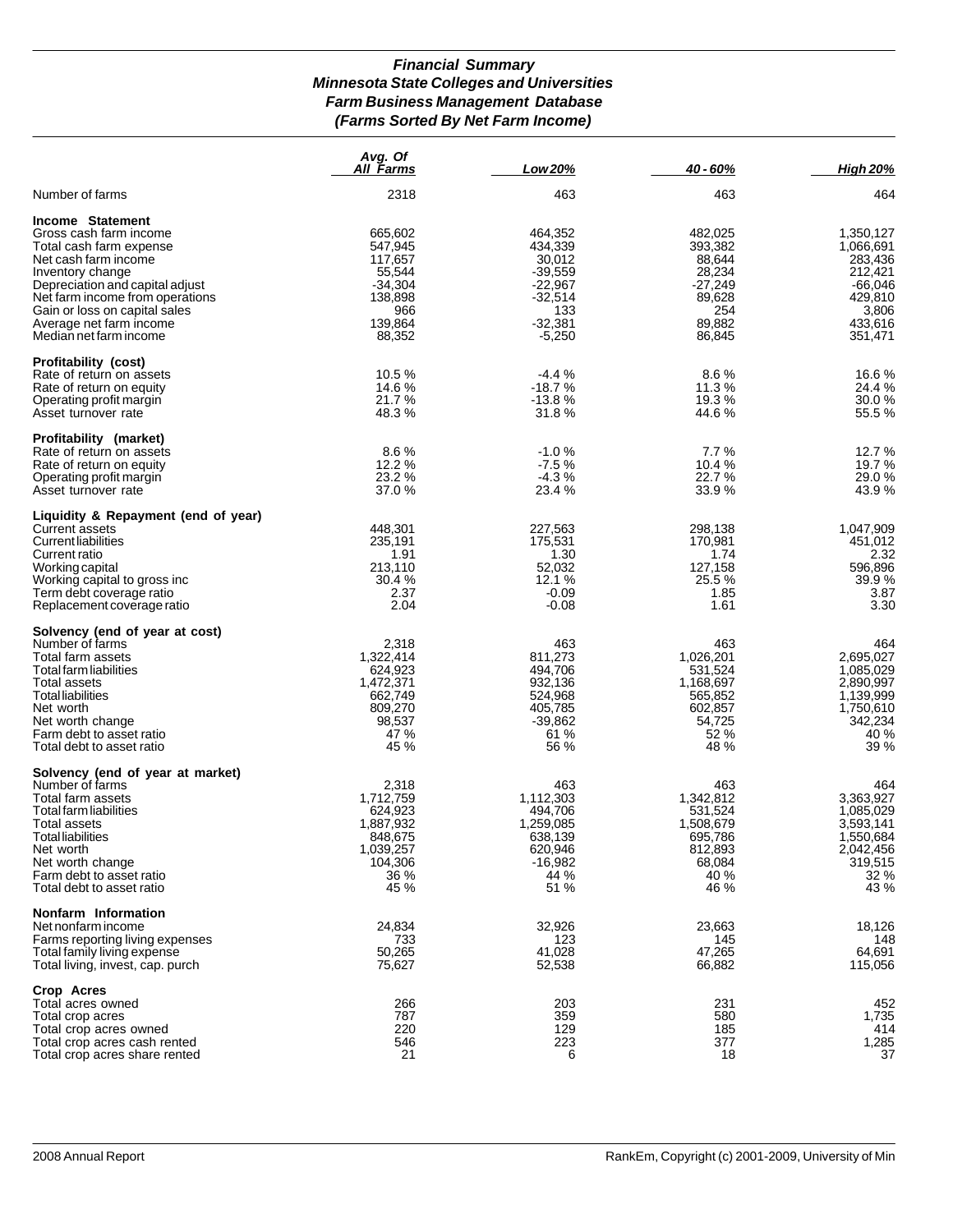# *Financial Summary*
## *Minnesota State Colleges and Universities*
## *Farm Business Management Database*
## *(Farms Sorted By Net Farm Income)*

| | *Avg. Of All Farms* | *Low 20%* | *40 - 60%* | *High 20%* |
|---|---|---|---|---|
| Number of farms | 2318 | 463 | 463 | 464 |
| **Income Statement** | | | | |
| Gross cash farm income | 665,602 | 464,352 | 482,025 | 1,350,127 |
| Total cash farm expense | 547,945 | 434,339 | 393,382 | 1,066,691 |
| Net cash farm income | 117,657 | 30,012 | 88,644 | 283,436 |
| Inventory change | 55,544 | -39,559 | 28,234 | 212,421 |
| Depreciation and capital adjust | -34,304 | -22,967 | -27,249 | -66,046 |
| Net farm income from operations | 138,898 | -32,514 | 89,628 | 429,810 |
| Gain or loss on capital sales | 966 | 133 | 254 | 3,806 |
| Average net farm income | 139,864 | -32,381 | 89,882 | 433,616 |
| Median net farm income | 88,352 | -5,250 | 86,845 | 351,471 |
| **Profitability (cost)** | | | | |
| Rate of return on assets | 10.5 % | -4.4 % | 8.6 % | 16.6 % |
| Rate of return on equity | 14.6 % | -18.7 % | 11.3 % | 24.4 % |
| Operating profit margin | 21.7 % | -13.8 % | 19.3 % | 30.0 % |
| Asset turnover rate | 48.3 % | 31.8 % | 44.6 % | 55.5 % |
| **Profitability (market)** | | | | |
| Rate of return on assets | 8.6 % | -1.0 % | 7.7 % | 12.7 % |
| Rate of return on equity | 12.2 % | -7.5 % | 10.4 % | 19.7 % |
| Operating profit margin | 23.2 % | -4.3 % | 22.7 % | 29.0 % |
| Asset turnover rate | 37.0 % | 23.4 % | 33.9 % | 43.9 % |
| **Liquidity & Repayment (end of year)** | | | | |
| Current assets | 448,301 | 227,563 | 298,138 | 1,047,909 |
| Current liabilities | 235,191 | 175,531 | 170,981 | 451,012 |
| Current ratio | 1.91 | 1.30 | 1.74 | 2.32 |
| Working capital | 213,110 | 52,032 | 127,158 | 596,896 |
| Working capital to gross inc | 30.4 % | 12.1 % | 25.5 % | 39.9 % |
| Term debt coverage ratio | 2.37 | -0.09 | 1.85 | 3.87 |
| Replacement coverage ratio | 2.04 | -0.08 | 1.61 | 3.30 |
| **Solvency (end of year at cost)** | | | | |
| Number of farms | 2,318 | 463 | 463 | 464 |
| Total farm assets | 1,322,414 | 811,273 | 1,026,201 | 2,695,027 |
| Total farm liabilities | 624,923 | 494,706 | 531,524 | 1,085,029 |
| Total assets | 1,472,371 | 932,136 | 1,168,697 | 2,890,997 |
| Total liabilities | 662,749 | 524,968 | 565,852 | 1,139,999 |
| Net worth | 809,270 | 405,785 | 602,857 | 1,750,610 |
| Net worth change | 98,537 | -39,862 | 54,725 | 342,234 |
| Farm debt to asset ratio | 47 % | 61 % | 52 % | 40 % |
| Total debt to asset ratio | 45 % | 56 % | 48 % | 39 % |
| **Solvency (end of year at market)** | | | | |
| Number of farms | 2,318 | 463 | 463 | 464 |
| Total farm assets | 1,712,759 | 1,112,303 | 1,342,812 | 3,363,927 |
| Total farm liabilities | 624,923 | 494,706 | 531,524 | 1,085,029 |
| Total assets | 1,887,932 | 1,259,085 | 1,508,679 | 3,593,141 |
| Total liabilities | 848,675 | 638,139 | 695,786 | 1,550,684 |
| Net worth | 1,039,257 | 620,946 | 812,893 | 2,042,456 |
| Net worth change | 104,306 | -16,982 | 68,084 | 319,515 |
| Farm debt to asset ratio | 36 % | 44 % | 40 % | 32 % |
| Total debt to asset ratio | 45 % | 51 % | 46 % | 43 % |
| **Nonfarm Information** | | | | |
| Net nonfarm income | 24,834 | 32,926 | 23,663 | 18,126 |
| Farms reporting living expenses | 733 | 123 | 145 | 148 |
| Total family living expense | 50,265 | 41,028 | 47,265 | 64,691 |
| Total living, invest, cap. purch | 75,627 | 52,538 | 66,882 | 115,056 |
| **Crop Acres** | | | | |
| Total acres owned | 266 | 203 | 231 | 452 |
| Total crop acres | 787 | 359 | 580 | 1,735 |
| Total crop acres owned | 220 | 129 | 185 | 414 |
| Total crop acres cash rented | 546 | 223 | 377 | 1,285 |
| Total crop acres share rented | 21 | 6 | 18 | 37 |

2008 Annual Report

RankEm, Copyright (c) 2001-2009, University of Min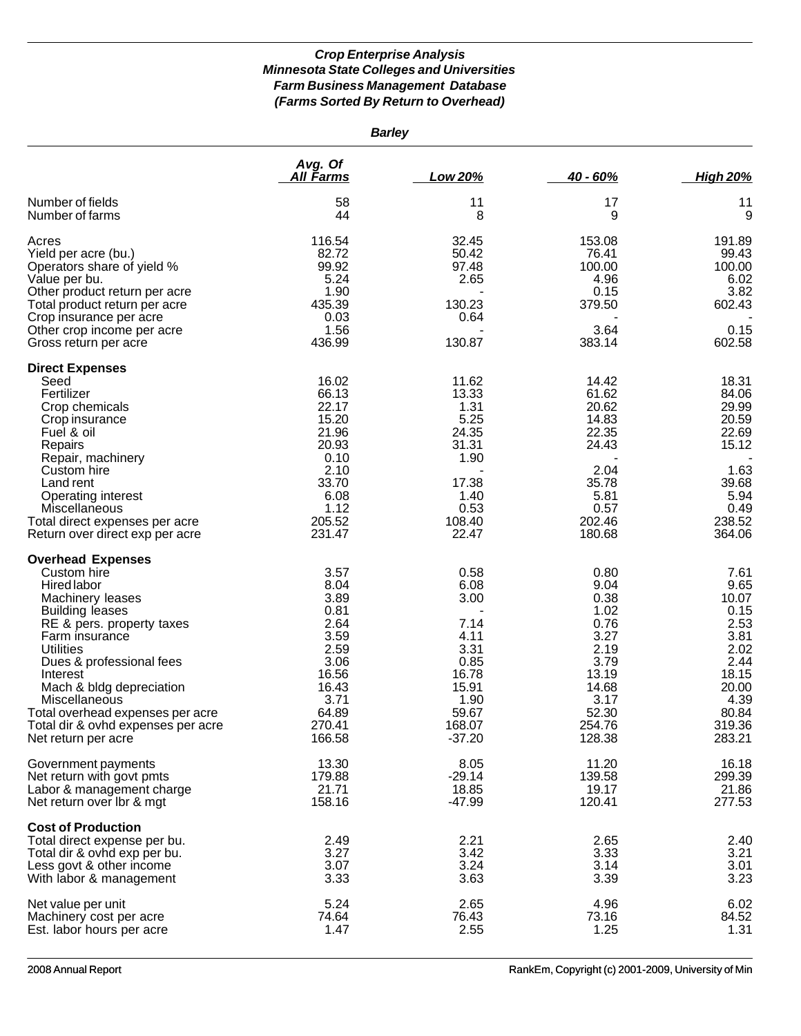***Crop Enterprise Analysis***
***Minnesota State Colleges and Universities***
***Farm Business Management Database***
***(Farms Sorted By Return to Overhead)***

***Barley***

| | *Avg. Of All Farms* | *Low 20%* | *40 - 60%* | *High 20%* |
|---|---|---|---|---|
| Number of fields | 58 | 11 | 17 | 11 |
| Number of farms | 44 | 8 | 9 | 9 |
| Acres | 116.54 | 32.45 | 153.08 | 191.89 |
| Yield per acre (bu.) | 82.72 | 50.42 | 76.41 | 99.43 |
| Operators share of yield % | 99.92 | 97.48 | 100.00 | 100.00 |
| Value per bu. | 5.24 | 2.65 | 4.96 | 6.02 |
| Other product return per acre | 1.90 | - | 0.15 | 3.82 |
| Total product return per acre | 435.39 | 130.23 | 379.50 | 602.43 |
| Crop insurance per acre | 0.03 | 0.64 | - | - |
| Other crop income per acre | 1.56 | - | 3.64 | 0.15 |
| Gross return per acre | 436.99 | 130.87 | 383.14 | 602.58 |
| **Direct Expenses** | | | | |
| Seed | 16.02 | 11.62 | 14.42 | 18.31 |
| Fertilizer | 66.13 | 13.33 | 61.62 | 84.06 |
| Crop chemicals | 22.17 | 1.31 | 20.62 | 29.99 |
| Crop insurance | 15.20 | 5.25 | 14.83 | 20.59 |
| Fuel & oil | 21.96 | 24.35 | 22.35 | 22.69 |
| Repairs | 20.93 | 31.31 | 24.43 | 15.12 |
| Repair, machinery | 0.10 | 1.90 | - | - |
| Custom hire | 2.10 | - | 2.04 | 1.63 |
| Land rent | 33.70 | 17.38 | 35.78 | 39.68 |
| Operating interest | 6.08 | 1.40 | 5.81 | 5.94 |
| Miscellaneous | 1.12 | 0.53 | 0.57 | 0.49 |
| Total direct expenses per acre | 205.52 | 108.40 | 202.46 | 238.52 |
| Return over direct exp per acre | 231.47 | 22.47 | 180.68 | 364.06 |
| **Overhead Expenses** | | | | |
| Custom hire | 3.57 | 0.58 | 0.80 | 7.61 |
| Hired labor | 8.04 | 6.08 | 9.04 | 9.65 |
| Machinery leases | 3.89 | 3.00 | 0.38 | 10.07 |
| Building leases | 0.81 | - | 1.02 | 0.15 |
| RE & pers. property taxes | 2.64 | 7.14 | 0.76 | 2.53 |
| Farm insurance | 3.59 | 4.11 | 3.27 | 3.81 |
| Utilities | 2.59 | 3.31 | 2.19 | 2.02 |
| Dues & professional fees | 3.06 | 0.85 | 3.79 | 2.44 |
| Interest | 16.56 | 16.78 | 13.19 | 18.15 |
| Mach & bldg depreciation | 16.43 | 15.91 | 14.68 | 20.00 |
| Miscellaneous | 3.71 | 1.90 | 3.17 | 4.39 |
| Total overhead expenses per acre | 64.89 | 59.67 | 52.30 | 80.84 |
| Total dir & ovhd expenses per acre | 270.41 | 168.07 | 254.76 | 319.36 |
| Net return per acre | 166.58 | -37.20 | 128.38 | 283.21 |
| Government payments | 13.30 | 8.05 | 11.20 | 16.18 |
| Net return with govt pmts | 179.88 | -29.14 | 139.58 | 299.39 |
| Labor & management charge | 21.71 | 18.85 | 19.17 | 21.86 |
| Net return over lbr & mgt | 158.16 | -47.99 | 120.41 | 277.53 |
| **Cost of Production** | | | | |
| Total direct expense per bu. | 2.49 | 2.21 | 2.65 | 2.40 |
| Total dir & ovhd exp per bu. | 3.27 | 3.42 | 3.33 | 3.21 |
| Less govt & other income | 3.07 | 3.24 | 3.14 | 3.01 |
| With labor & management | 3.33 | 3.63 | 3.39 | 3.23 |
| Net value per unit | 5.24 | 2.65 | 4.96 | 6.02 |
| Machinery cost per acre | 74.64 | 76.43 | 73.16 | 84.52 |
| Est. labor hours per acre | 1.47 | 2.55 | 1.25 | 1.31 |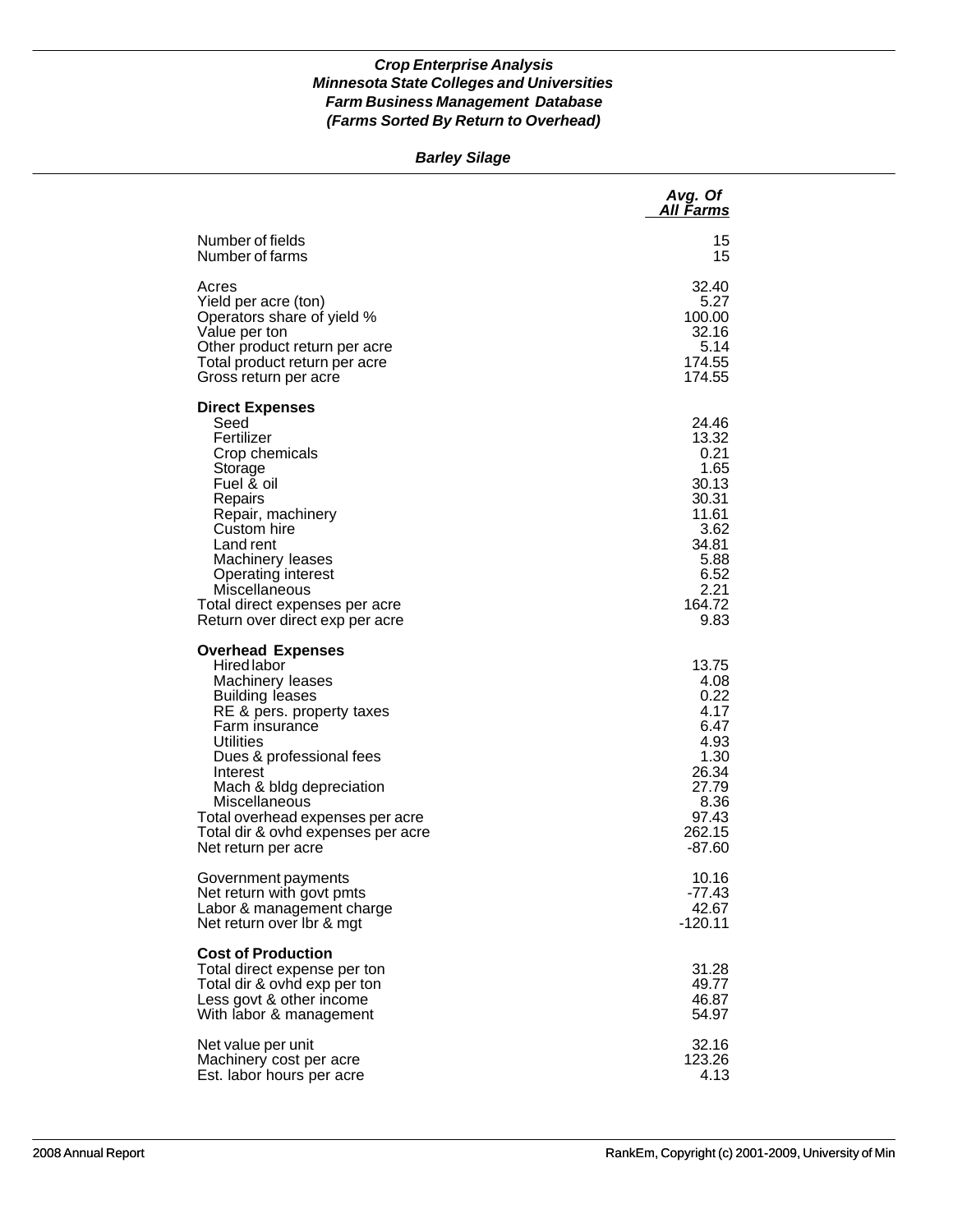***Crop Enterprise Analysis***
***Minnesota State Colleges and Universities***
***Farm Business Management Database***
***(Farms Sorted By Return to Overhead)***

***Barley Silage***

| | *Avg. Of All Farms* |
|---|---|
| Number of fields | 15 |
| Number of farms | 15 |
| Acres | 32.40 |
| Yield per acre (ton) | 5.27 |
| Operators share of yield % | 100.00 |
| Value per ton | 32.16 |
| Other product return per acre | 5.14 |
| Total product return per acre | 174.55 |
| Gross return per acre | 174.55 |
| **Direct Expenses** | |
| Seed | 24.46 |
| Fertilizer | 13.32 |
| Crop chemicals | 0.21 |
| Storage | 1.65 |
| Fuel & oil | 30.13 |
| Repairs | 30.31 |
| Repair, machinery | 11.61 |
| Custom hire | 3.62 |
| Land rent | 34.81 |
| Machinery leases | 5.88 |
| Operating interest | 6.52 |
| Miscellaneous | 2.21 |
| Total direct expenses per acre | 164.72 |
| Return over direct exp per acre | 9.83 |
| **Overhead Expenses** | |
| Hired labor | 13.75 |
| Machinery leases | 4.08 |
| Building leases | 0.22 |
| RE & pers. property taxes | 4.17 |
| Farm insurance | 6.47 |
| Utilities | 4.93 |
| Dues & professional fees | 1.30 |
| Interest | 26.34 |
| Mach & bldg depreciation | 27.79 |
| Miscellaneous | 8.36 |
| Total overhead expenses per acre | 97.43 |
| Total dir & ovhd expenses per acre | 262.15 |
| Net return per acre | -87.60 |
| Government payments | 10.16 |
| Net return with govt pmts | -77.43 |
| Labor & management charge | 42.67 |
| Net return over lbr & mgt | -120.11 |
| **Cost of Production** | |
| Total direct expense per ton | 31.28 |
| Total dir & ovhd exp per ton | 49.77 |
| Less govt & other income | 46.87 |
| With labor & management | 54.97 |
| Net value per unit | 32.16 |
| Machinery cost per acre | 123.26 |
| Est. labor hours per acre | 4.13 |

2008 Annual Report — RankEm, Copyright (c) 2001-2009, University of Min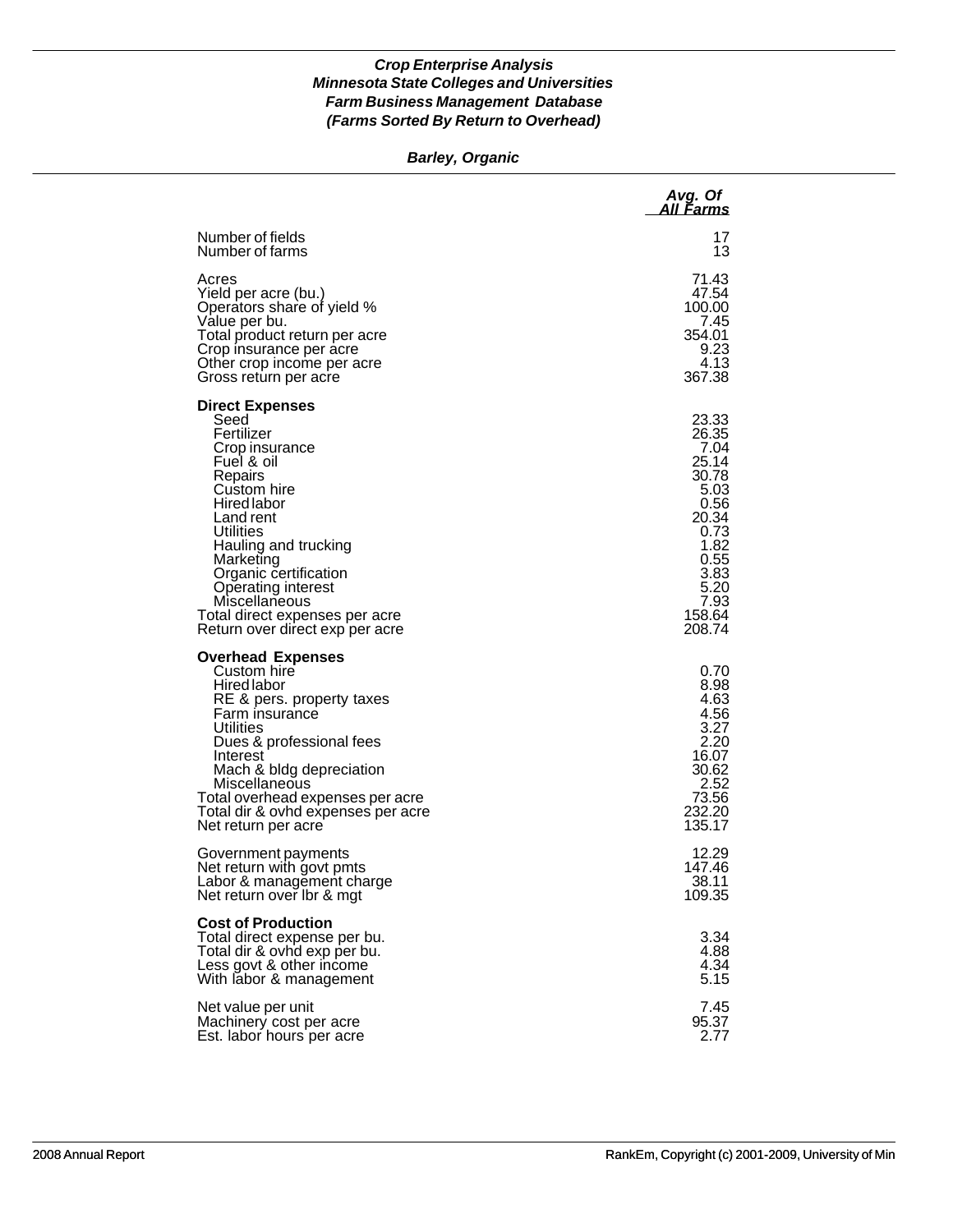***Crop Enterprise Analysis***
***Minnesota State Colleges and Universities***
***Farm Business Management Database***
***(Farms Sorted By Return to Overhead)***

***Barley, Organic***

| | *Avg. Of All Farms* |
|---|---|
| Number of fields | 17 |
| Number of farms | 13 |
| | |
| Acres | 71.43 |
| Yield per acre (bu.) | 47.54 |
| Operators share of yield % | 100.00 |
| Value per bu. | 7.45 |
| Total product return per acre | 354.01 |
| Crop insurance per acre | 9.23 |
| Other crop income per acre | 4.13 |
| Gross return per acre | 367.38 |
| | |
| **Direct Expenses** | |
| Seed | 23.33 |
| Fertilizer | 26.35 |
| Crop insurance | 7.04 |
| Fuel & oil | 25.14 |
| Repairs | 30.78 |
| Custom hire | 5.03 |
| Hired labor | 0.56 |
| Land rent | 20.34 |
| Utilities | 0.73 |
| Hauling and trucking | 1.82 |
| Marketing | 0.55 |
| Organic certification | 3.83 |
| Operating interest | 5.20 |
| Miscellaneous | 7.93 |
| Total direct expenses per acre | 158.64 |
| Return over direct exp per acre | 208.74 |
| | |
| **Overhead Expenses** | |
| Custom hire | 0.70 |
| Hired labor | 8.98 |
| RE & pers. property taxes | 4.63 |
| Farm insurance | 4.56 |
| Utilities | 3.27 |
| Dues & professional fees | 2.20 |
| Interest | 16.07 |
| Mach & bldg depreciation | 30.62 |
| Miscellaneous | 2.52 |
| Total overhead expenses per acre | 73.56 |
| Total dir & ovhd expenses per acre | 232.20 |
| Net return per acre | 135.17 |
| | |
| Government payments | 12.29 |
| Net return with govt pmts | 147.46 |
| Labor & management charge | 38.11 |
| Net return over lbr & mgt | 109.35 |
| | |
| **Cost of Production** | |
| Total direct expense per bu. | 3.34 |
| Total dir & ovhd exp per bu. | 4.88 |
| Less govt & other income | 4.34 |
| With labor & management | 5.15 |
| | |
| Net value per unit | 7.45 |
| Machinery cost per acre | 95.37 |
| Est. labor hours per acre | 2.77 |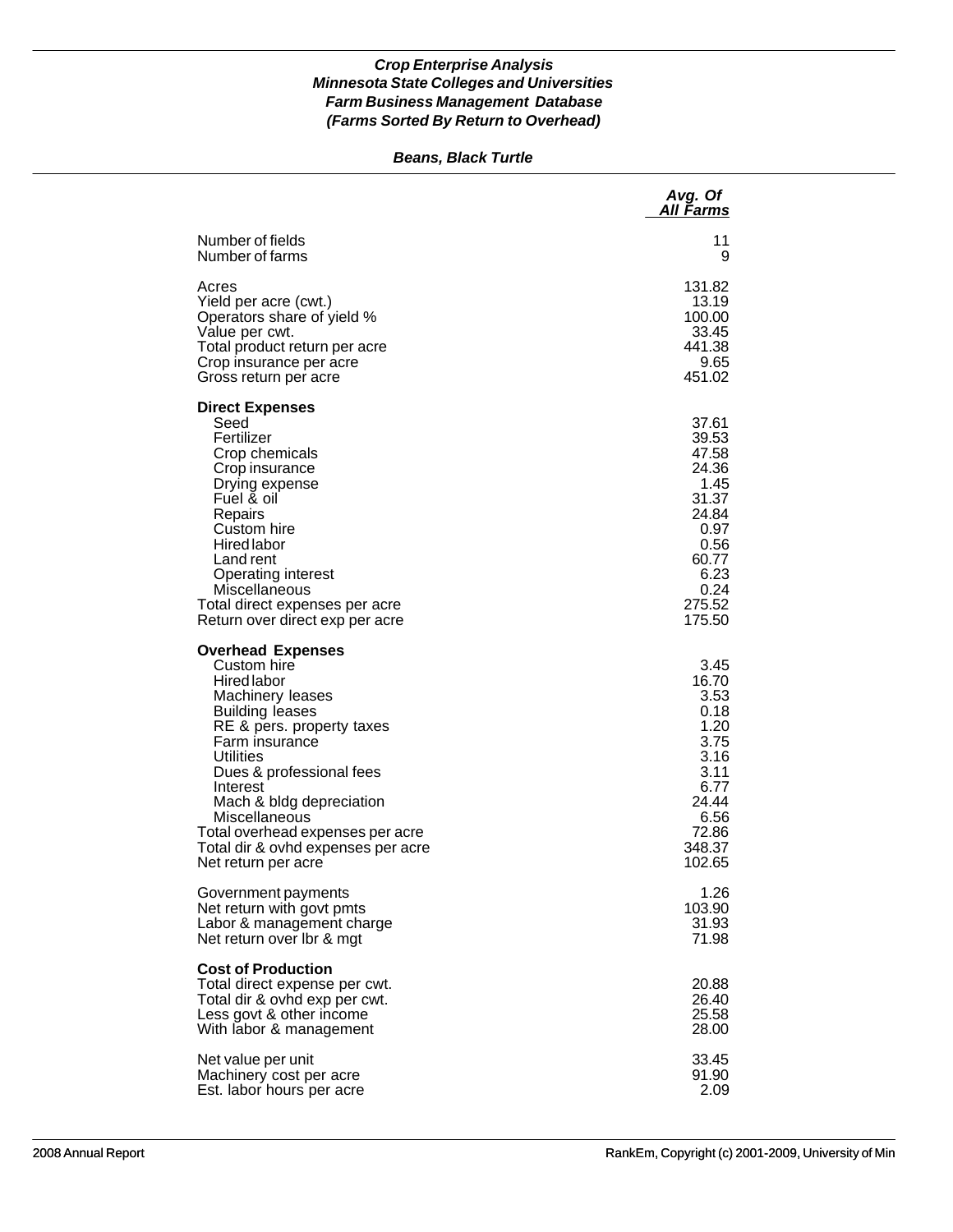### *Crop Enterprise Analysis*
### *Minnesota State Colleges and Universities*
### *Farm Business Management Database*
### *(Farms Sorted By Return to Overhead)*

#### *Beans, Black Turtle*

| | *Avg. Of All Farms* |
|---|---|
| Number of fields | 11 |
| Number of farms | 9 |
| Acres | 131.82 |
| Yield per acre (cwt.) | 13.19 |
| Operators share of yield % | 100.00 |
| Value per cwt. | 33.45 |
| Total product return per acre | 441.38 |
| Crop insurance per acre | 9.65 |
| Gross return per acre | 451.02 |
| **Direct Expenses** | |
| Seed | 37.61 |
| Fertilizer | 39.53 |
| Crop chemicals | 47.58 |
| Crop insurance | 24.36 |
| Drying expense | 1.45 |
| Fuel & oil | 31.37 |
| Repairs | 24.84 |
| Custom hire | 0.97 |
| Hired labor | 0.56 |
| Land rent | 60.77 |
| Operating interest | 6.23 |
| Miscellaneous | 0.24 |
| Total direct expenses per acre | 275.52 |
| Return over direct exp per acre | 175.50 |
| **Overhead Expenses** | |
| Custom hire | 3.45 |
| Hired labor | 16.70 |
| Machinery leases | 3.53 |
| Building leases | 0.18 |
| RE & pers. property taxes | 1.20 |
| Farm insurance | 3.75 |
| Utilities | 3.16 |
| Dues & professional fees | 3.11 |
| Interest | 6.77 |
| Mach & bldg depreciation | 24.44 |
| Miscellaneous | 6.56 |
| Total overhead expenses per acre | 72.86 |
| Total dir & ovhd expenses per acre | 348.37 |
| Net return per acre | 102.65 |
| Government payments | 1.26 |
| Net return with govt pmts | 103.90 |
| Labor & management charge | 31.93 |
| Net return over lbr & mgt | 71.98 |
| **Cost of Production** | |
| Total direct expense per cwt. | 20.88 |
| Total dir & ovhd exp per cwt. | 26.40 |
| Less govt & other income | 25.58 |
| With labor & management | 28.00 |
| Net value per unit | 33.45 |
| Machinery cost per acre | 91.90 |
| Est. labor hours per acre | 2.09 |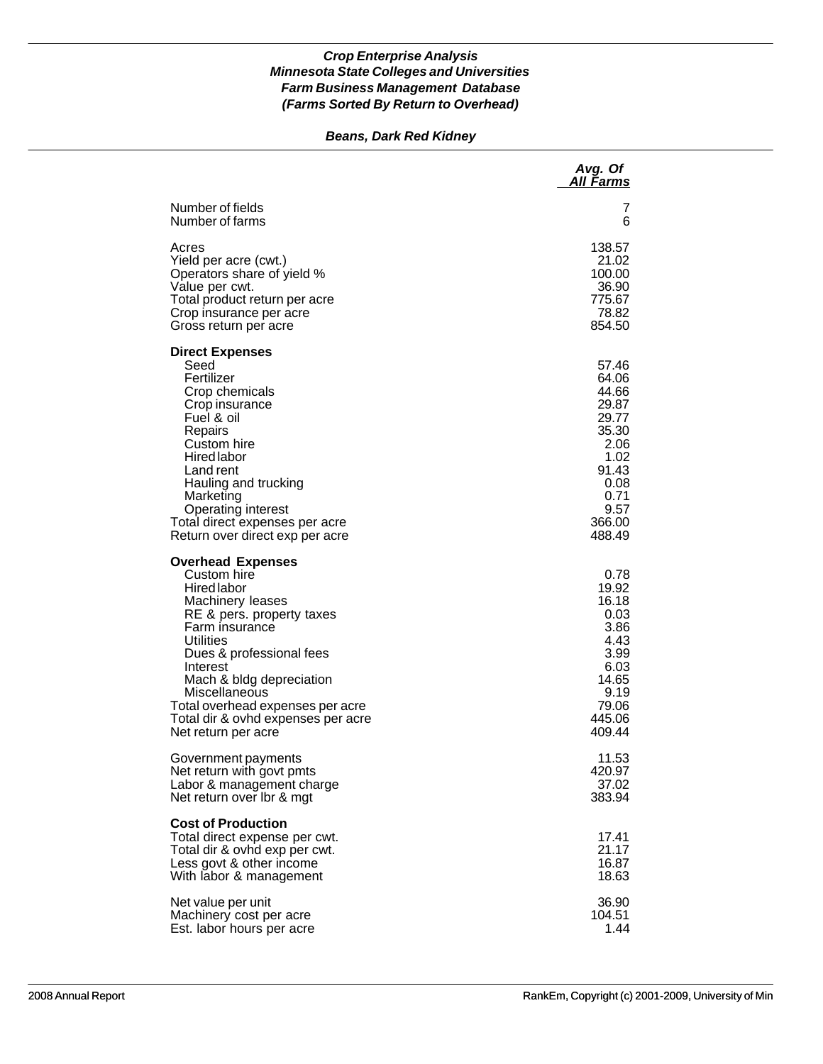***Crop Enterprise Analysis***
***Minnesota State Colleges and Universities***
***Farm Business Management Database***
***(Farms Sorted By Return to Overhead)***

***Beans, Dark Red Kidney***

| | *Avg. Of All Farms* |
|---|---:|
| Number of fields | 7 |
| Number of farms | 6 |
| | |
| Acres | 138.57 |
| Yield per acre (cwt.) | 21.02 |
| Operators share of yield % | 100.00 |
| Value per cwt. | 36.90 |
| Total product return per acre | 775.67 |
| Crop insurance per acre | 78.82 |
| Gross return per acre | 854.50 |
| | |
| **Direct Expenses** | |
| Seed | 57.46 |
| Fertilizer | 64.06 |
| Crop chemicals | 44.66 |
| Crop insurance | 29.87 |
| Fuel & oil | 29.77 |
| Repairs | 35.30 |
| Custom hire | 2.06 |
| Hired labor | 1.02 |
| Land rent | 91.43 |
| Hauling and trucking | 0.08 |
| Marketing | 0.71 |
| Operating interest | 9.57 |
| Total direct expenses per acre | 366.00 |
| Return over direct exp per acre | 488.49 |
| | |
| **Overhead Expenses** | |
| Custom hire | 0.78 |
| Hired labor | 19.92 |
| Machinery leases | 16.18 |
| RE & pers. property taxes | 0.03 |
| Farm insurance | 3.86 |
| Utilities | 4.43 |
| Dues & professional fees | 3.99 |
| Interest | 6.03 |
| Mach & bldg depreciation | 14.65 |
| Miscellaneous | 9.19 |
| Total overhead expenses per acre | 79.06 |
| Total dir & ovhd expenses per acre | 445.06 |
| Net return per acre | 409.44 |
| | |
| Government payments | 11.53 |
| Net return with govt pmts | 420.97 |
| Labor & management charge | 37.02 |
| Net return over lbr & mgt | 383.94 |
| | |
| **Cost of Production** | |
| Total direct expense per cwt. | 17.41 |
| Total dir & ovhd exp per cwt. | 21.17 |
| Less govt & other income | 16.87 |
| With labor & management | 18.63 |
| | |
| Net value per unit | 36.90 |
| Machinery cost per acre | 104.51 |
| Est. labor hours per acre | 1.44 |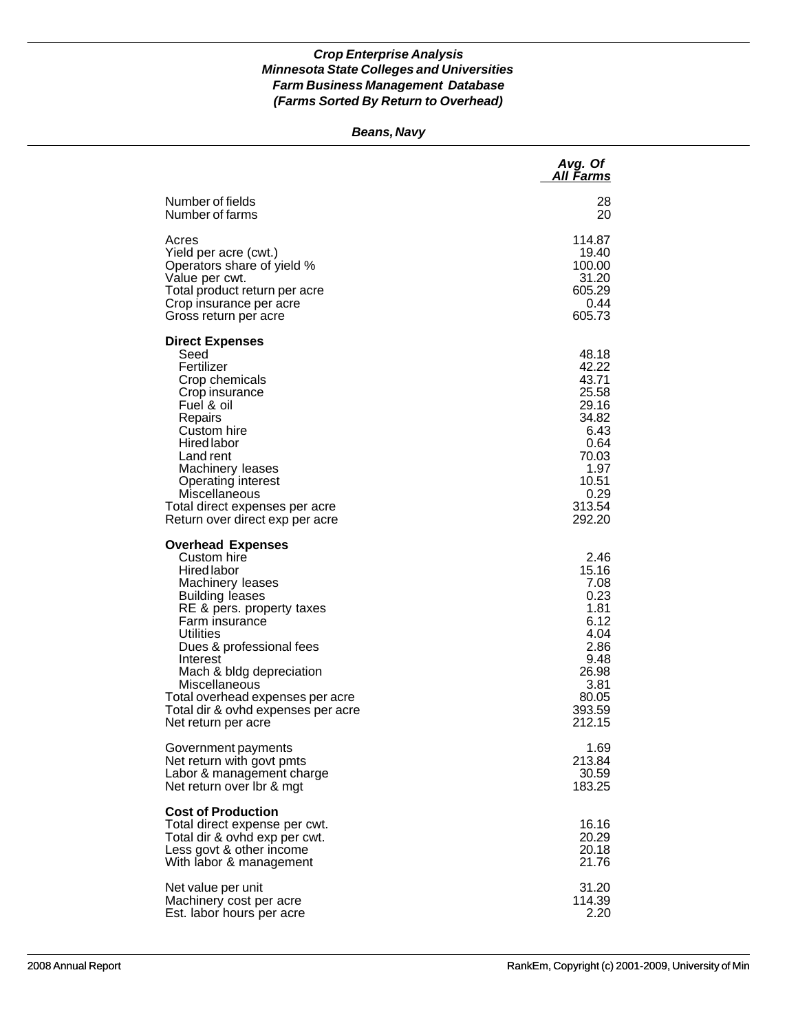***Crop Enterprise Analysis***
***Minnesota State Colleges and Universities***
***Farm Business Management Database***
***(Farms Sorted By Return to Overhead)***

***Beans, Navy***

| | *Avg. Of All Farms* |
|---|---:|
| Number of fields | 28 |
| Number of farms | 20 |
| | |
| Acres | 114.87 |
| Yield per acre (cwt.) | 19.40 |
| Operators share of yield % | 100.00 |
| Value per cwt. | 31.20 |
| Total product return per acre | 605.29 |
| Crop insurance per acre | 0.44 |
| Gross return per acre | 605.73 |
| | |
| **Direct Expenses** | |
| Seed | 48.18 |
| Fertilizer | 42.22 |
| Crop chemicals | 43.71 |
| Crop insurance | 25.58 |
| Fuel & oil | 29.16 |
| Repairs | 34.82 |
| Custom hire | 6.43 |
| Hired labor | 0.64 |
| Land rent | 70.03 |
| Machinery leases | 1.97 |
| Operating interest | 10.51 |
| Miscellaneous | 0.29 |
| Total direct expenses per acre | 313.54 |
| Return over direct exp per acre | 292.20 |
| | |
| **Overhead Expenses** | |
| Custom hire | 2.46 |
| Hired labor | 15.16 |
| Machinery leases | 7.08 |
| Building leases | 0.23 |
| RE & pers. property taxes | 1.81 |
| Farm insurance | 6.12 |
| Utilities | 4.04 |
| Dues & professional fees | 2.86 |
| Interest | 9.48 |
| Mach & bldg depreciation | 26.98 |
| Miscellaneous | 3.81 |
| Total overhead expenses per acre | 80.05 |
| Total dir & ovhd expenses per acre | 393.59 |
| Net return per acre | 212.15 |
| | |
| Government payments | 1.69 |
| Net return with govt pmts | 213.84 |
| Labor & management charge | 30.59 |
| Net return over lbr & mgt | 183.25 |
| | |
| **Cost of Production** | |
| Total direct expense per cwt. | 16.16 |
| Total dir & ovhd exp per cwt. | 20.29 |
| Less govt & other income | 20.18 |
| With labor & management | 21.76 |
| | |
| Net value per unit | 31.20 |
| Machinery cost per acre | 114.39 |
| Est. labor hours per acre | 2.20 |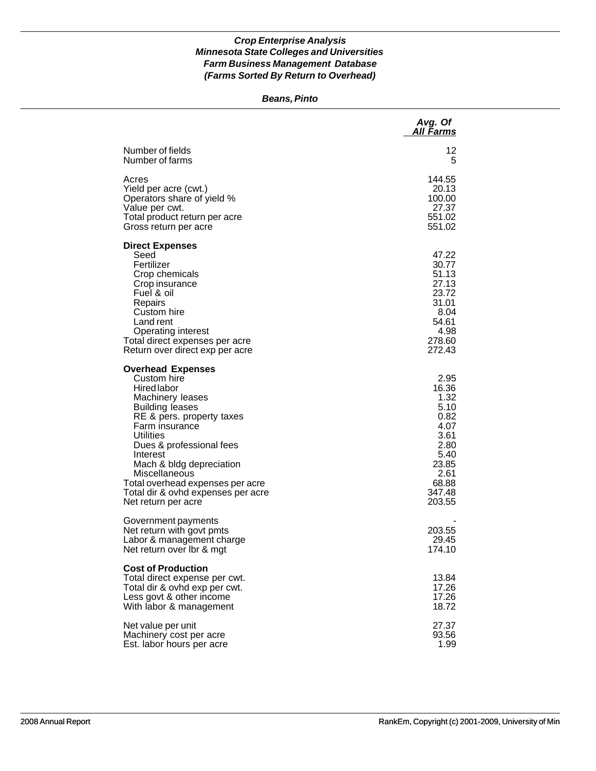***Crop Enterprise Analysis***
***Minnesota State Colleges and Universities***
***Farm Business Management Database***
***(Farms Sorted By Return to Overhead)***

***Beans, Pinto***

| | *Avg. Of All Farms* |
|---|---|
| Number of fields | 12 |
| Number of farms | 5 |
| | |
| Acres | 144.55 |
| Yield per acre (cwt.) | 20.13 |
| Operators share of yield % | 100.00 |
| Value per cwt. | 27.37 |
| Total product return per acre | 551.02 |
| Gross return per acre | 551.02 |
| | |
| **Direct Expenses** | |
| Seed | 47.22 |
| Fertilizer | 30.77 |
| Crop chemicals | 51.13 |
| Crop insurance | 27.13 |
| Fuel & oil | 23.72 |
| Repairs | 31.01 |
| Custom hire | 8.04 |
| Land rent | 54.61 |
| Operating interest | 4.98 |
| Total direct expenses per acre | 278.60 |
| Return over direct exp per acre | 272.43 |
| | |
| **Overhead Expenses** | |
| Custom hire | 2.95 |
| Hired labor | 16.36 |
| Machinery leases | 1.32 |
| Building leases | 5.10 |
| RE & pers. property taxes | 0.82 |
| Farm insurance | 4.07 |
| Utilities | 3.61 |
| Dues & professional fees | 2.80 |
| Interest | 5.40 |
| Mach & bldg depreciation | 23.85 |
| Miscellaneous | 2.61 |
| Total overhead expenses per acre | 68.88 |
| Total dir & ovhd expenses per acre | 347.48 |
| Net return per acre | 203.55 |
| | |
| Government payments | - |
| Net return with govt pmts | 203.55 |
| Labor & management charge | 29.45 |
| Net return over lbr & mgt | 174.10 |
| | |
| **Cost of Production** | |
| Total direct expense per cwt. | 13.84 |
| Total dir & ovhd exp per cwt. | 17.26 |
| Less govt & other income | 17.26 |
| With labor & management | 18.72 |
| | |
| Net value per unit | 27.37 |
| Machinery cost per acre | 93.56 |
| Est. labor hours per acre | 1.99 |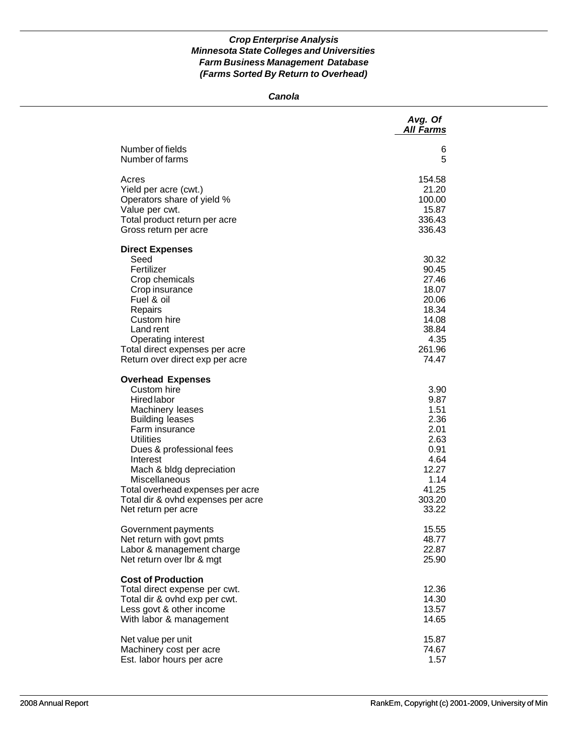***Crop Enterprise Analysis***
***Minnesota State Colleges and Universities***
***Farm Business Management Database***
***(Farms Sorted By Return to Overhead)***

***Canola***

| | *Avg. Of All Farms* |
|---|---|
| Number of fields | 6 |
| Number of farms | 5 |
| Acres | 154.58 |
| Yield per acre (cwt.) | 21.20 |
| Operators share of yield % | 100.00 |
| Value per cwt. | 15.87 |
| Total product return per acre | 336.43 |
| Gross return per acre | 336.43 |
| **Direct Expenses** | |
| Seed | 30.32 |
| Fertilizer | 90.45 |
| Crop chemicals | 27.46 |
| Crop insurance | 18.07 |
| Fuel & oil | 20.06 |
| Repairs | 18.34 |
| Custom hire | 14.08 |
| Land rent | 38.84 |
| Operating interest | 4.35 |
| Total direct expenses per acre | 261.96 |
| Return over direct exp per acre | 74.47 |
| **Overhead Expenses** | |
| Custom hire | 3.90 |
| Hired labor | 9.87 |
| Machinery leases | 1.51 |
| Building leases | 2.36 |
| Farm insurance | 2.01 |
| Utilities | 2.63 |
| Dues & professional fees | 0.91 |
| Interest | 4.64 |
| Mach & bldg depreciation | 12.27 |
| Miscellaneous | 1.14 |
| Total overhead expenses per acre | 41.25 |
| Total dir & ovhd expenses per acre | 303.20 |
| Net return per acre | 33.22 |
| Government payments | 15.55 |
| Net return with govt pmts | 48.77 |
| Labor & management charge | 22.87 |
| Net return over lbr & mgt | 25.90 |
| **Cost of Production** | |
| Total direct expense per cwt. | 12.36 |
| Total dir & ovhd exp per cwt. | 14.30 |
| Less govt & other income | 13.57 |
| With labor & management | 14.65 |
| Net value per unit | 15.87 |
| Machinery cost per acre | 74.67 |
| Est. labor hours per acre | 1.57 |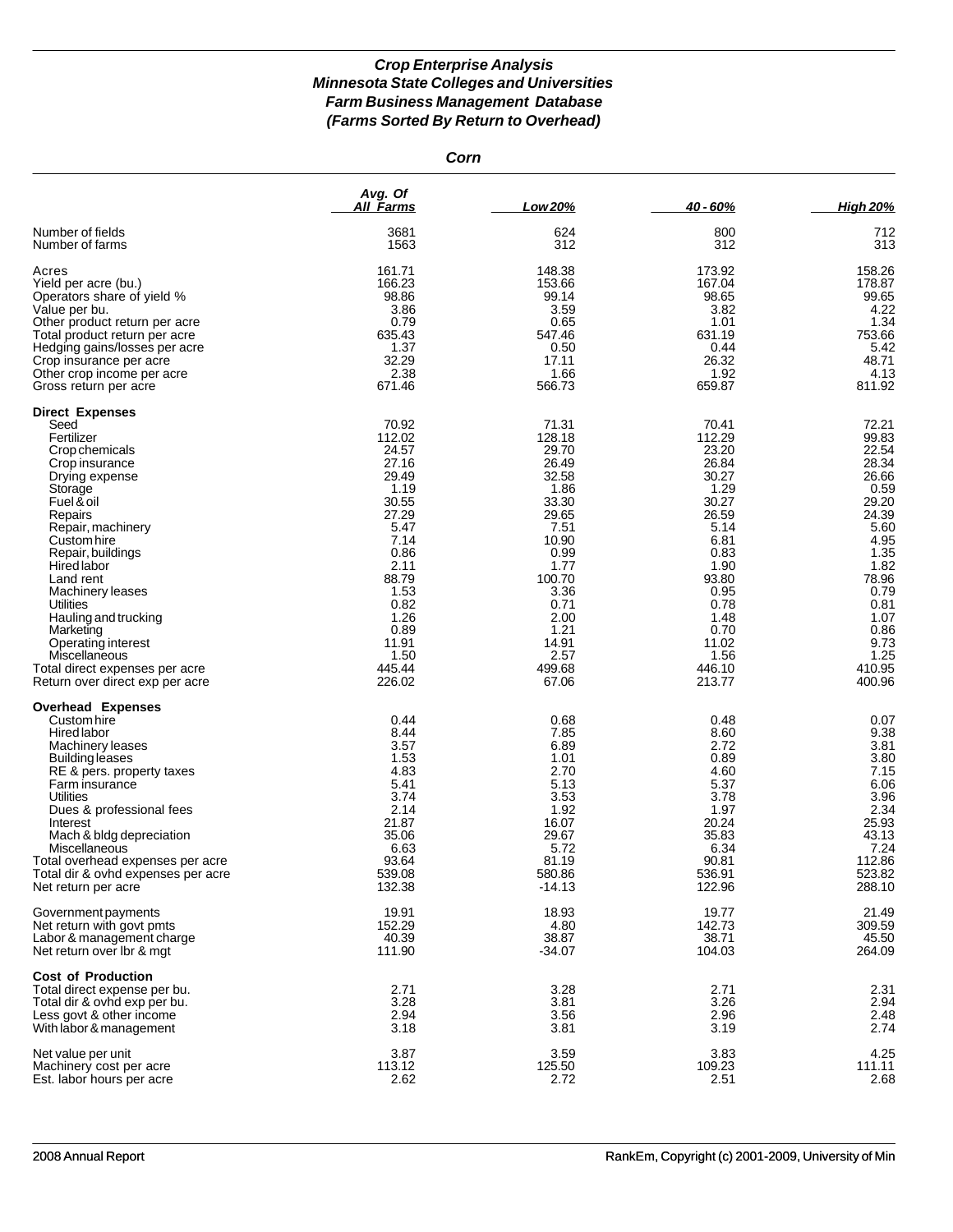### *Crop Enterprise Analysis*
### *Minnesota State Colleges and Universities*
### *Farm Business Management Database*
### *(Farms Sorted By Return to Overhead)*

***Corn***

| | Avg. Of All Farms | Low 20% | 40 - 60% | High 20% |
|---|---|---|---|---|
| Number of fields | 3681 | 624 | 800 | 712 |
| Number of farms | 1563 | 312 | 312 | 313 |
| Acres | 161.71 | 148.38 | 173.92 | 158.26 |
| Yield per acre (bu.) | 166.23 | 153.66 | 167.04 | 178.87 |
| Operators share of yield % | 98.86 | 99.14 | 98.65 | 99.65 |
| Value per bu. | 3.86 | 3.59 | 3.82 | 4.22 |
| Other product return per acre | 0.79 | 0.65 | 1.01 | 1.34 |
| Total product return per acre | 635.43 | 547.46 | 631.19 | 753.66 |
| Hedging gains/losses per acre | 1.37 | 0.50 | 0.44 | 5.42 |
| Crop insurance per acre | 32.29 | 17.11 | 26.32 | 48.71 |
| Other crop income per acre | 2.38 | 1.66 | 1.92 | 4.13 |
| Gross return per acre | 671.46 | 566.73 | 659.87 | 811.92 |
| **Direct Expenses** | | | | |
| Seed | 70.92 | 71.31 | 70.41 | 72.21 |
| Fertilizer | 112.02 | 128.18 | 112.29 | 99.83 |
| Crop chemicals | 24.57 | 29.70 | 23.20 | 22.54 |
| Crop insurance | 27.16 | 26.49 | 26.84 | 28.34 |
| Drying expense | 29.49 | 32.58 | 30.27 | 26.66 |
| Storage | 1.19 | 1.86 | 1.29 | 0.59 |
| Fuel & oil | 30.55 | 33.30 | 30.27 | 29.20 |
| Repairs | 27.29 | 29.65 | 26.59 | 24.39 |
| Repair, machinery | 5.47 | 7.51 | 5.14 | 5.60 |
| Custom hire | 7.14 | 10.90 | 6.81 | 4.95 |
| Repair, buildings | 0.86 | 0.99 | 0.83 | 1.35 |
| Hired labor | 2.11 | 1.77 | 1.90 | 1.82 |
| Land rent | 88.79 | 100.70 | 93.80 | 78.96 |
| Machinery leases | 1.53 | 3.36 | 0.95 | 0.79 |
| Utilities | 0.82 | 0.71 | 0.78 | 0.81 |
| Hauling and trucking | 1.26 | 2.00 | 1.48 | 1.07 |
| Marketing | 0.89 | 1.21 | 0.70 | 0.86 |
| Operating interest | 11.91 | 14.91 | 11.02 | 9.73 |
| Miscellaneous | 1.50 | 2.57 | 1.56 | 1.25 |
| Total direct expenses per acre | 445.44 | 499.68 | 446.10 | 410.95 |
| Return over direct exp per acre | 226.02 | 67.06 | 213.77 | 400.96 |
| **Overhead Expenses** | | | | |
| Custom hire | 0.44 | 0.68 | 0.48 | 0.07 |
| Hired labor | 8.44 | 7.85 | 8.60 | 9.38 |
| Machinery leases | 3.57 | 6.89 | 2.72 | 3.81 |
| Building leases | 1.53 | 1.01 | 0.89 | 3.80 |
| RE & pers. property taxes | 4.83 | 2.70 | 4.60 | 7.15 |
| Farm insurance | 5.41 | 5.13 | 5.37 | 6.06 |
| Utilities | 3.74 | 3.53 | 3.78 | 3.96 |
| Dues & professional fees | 2.14 | 1.92 | 1.97 | 2.34 |
| Interest | 21.87 | 16.07 | 20.24 | 25.93 |
| Mach & bldg depreciation | 35.06 | 29.67 | 35.83 | 43.13 |
| Miscellaneous | 6.63 | 5.72 | 6.34 | 7.24 |
| Total overhead expenses per acre | 93.64 | 81.19 | 90.81 | 112.86 |
| Total dir & ovhd expenses per acre | 539.08 | 580.86 | 536.91 | 523.82 |
| Net return per acre | 132.38 | -14.13 | 122.96 | 288.10 |
| Government payments | 19.91 | 18.93 | 19.77 | 21.49 |
| Net return with govt pmts | 152.29 | 4.80 | 142.73 | 309.59 |
| Labor & management charge | 40.39 | 38.87 | 38.71 | 45.50 |
| Net return over lbr & mgt | 111.90 | -34.07 | 104.03 | 264.09 |
| **Cost of Production** | | | | |
| Total direct expense per bu. | 2.71 | 3.28 | 2.71 | 2.31 |
| Total dir & ovhd exp per bu. | 3.28 | 3.81 | 3.26 | 2.94 |
| Less govt & other income | 2.94 | 3.56 | 2.96 | 2.48 |
| With labor & management | 3.18 | 3.81 | 3.19 | 2.74 |
| Net value per unit | 3.87 | 3.59 | 3.83 | 4.25 |
| Machinery cost per acre | 113.12 | 125.50 | 109.23 | 111.11 |
| Est. labor hours per acre | 2.62 | 2.72 | 2.51 | 2.68 |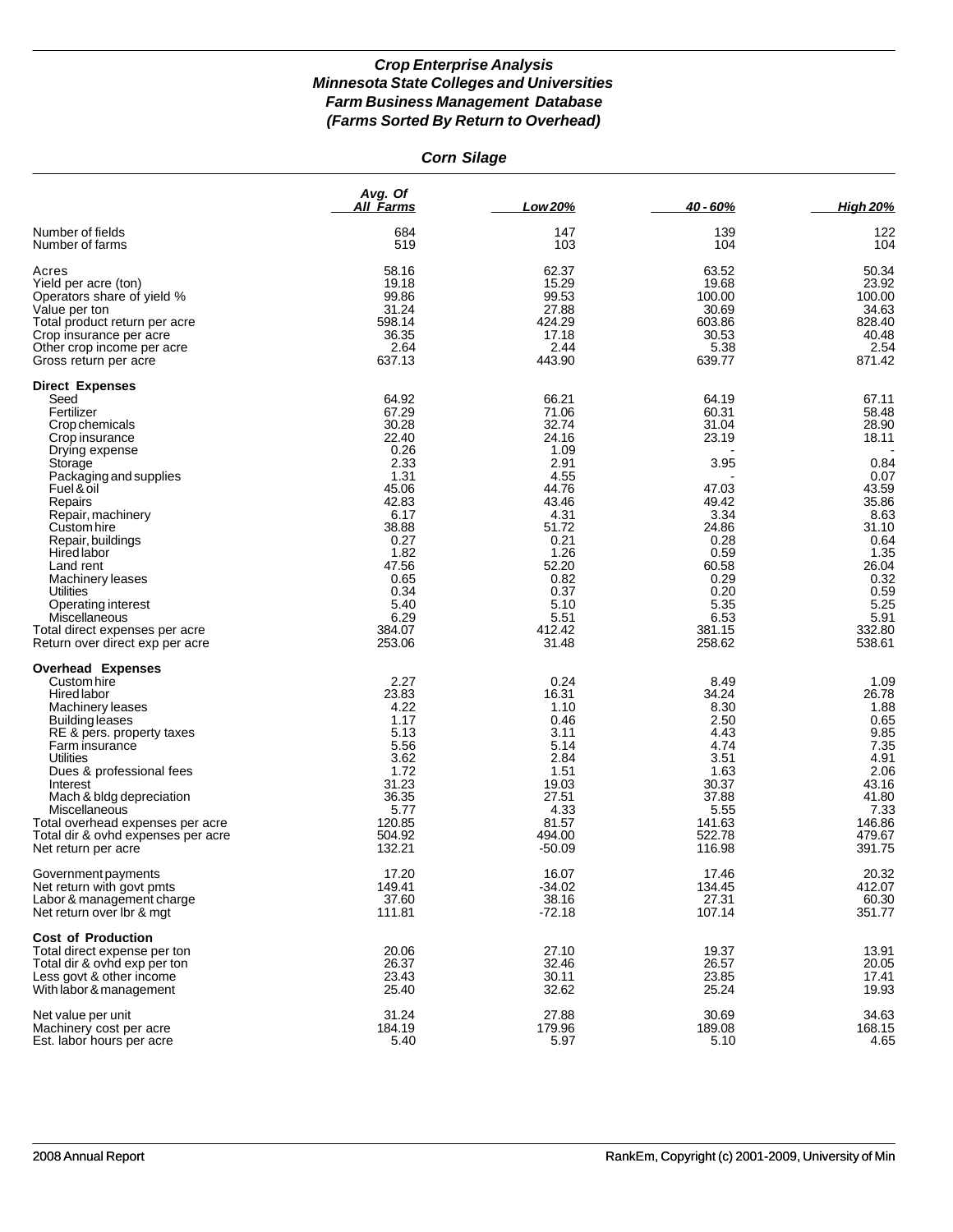***Crop Enterprise Analysis***
***Minnesota State Colleges and Universities***
***Farm Business Management Database***
***(Farms Sorted By Return to Overhead)***

***Corn Silage***

| | *Avg. Of All Farms* | *Low 20%* | *40 - 60%* | *High 20%* |
|---|---|---|---|---|
| Number of fields | 684 | 147 | 139 | 122 |
| Number of farms | 519 | 103 | 104 | 104 |
| Acres | 58.16 | 62.37 | 63.52 | 50.34 |
| Yield per acre (ton) | 19.18 | 15.29 | 19.68 | 23.92 |
| Operators share of yield % | 99.86 | 99.53 | 100.00 | 100.00 |
| Value per ton | 31.24 | 27.88 | 30.69 | 34.63 |
| Total product return per acre | 598.14 | 424.29 | 603.86 | 828.40 |
| Crop insurance per acre | 36.35 | 17.18 | 30.53 | 40.48 |
| Other crop income per acre | 2.64 | 2.44 | 5.38 | 2.54 |
| Gross return per acre | 637.13 | 443.90 | 639.77 | 871.42 |
| **Direct Expenses** | | | | |
| Seed | 64.92 | 66.21 | 64.19 | 67.11 |
| Fertilizer | 67.29 | 71.06 | 60.31 | 58.48 |
| Crop chemicals | 30.28 | 32.74 | 31.04 | 28.90 |
| Crop insurance | 22.40 | 24.16 | 23.19 | 18.11 |
| Drying expense | 0.26 | 1.09 | - | - |
| Storage | 2.33 | 2.91 | 3.95 | 0.84 |
| Packaging and supplies | 1.31 | 4.55 | - | 0.07 |
| Fuel & oil | 45.06 | 44.76 | 47.03 | 43.59 |
| Repairs | 42.83 | 43.46 | 49.42 | 35.86 |
| Repair, machinery | 6.17 | 4.31 | 3.34 | 8.63 |
| Custom hire | 38.88 | 51.72 | 24.86 | 31.10 |
| Repair, buildings | 0.27 | 0.21 | 0.28 | 0.64 |
| Hired labor | 1.82 | 1.26 | 0.59 | 1.35 |
| Land rent | 47.56 | 52.20 | 60.58 | 26.04 |
| Machinery leases | 0.65 | 0.82 | 0.29 | 0.32 |
| Utilities | 0.34 | 0.37 | 0.20 | 0.59 |
| Operating interest | 5.40 | 5.10 | 5.35 | 5.25 |
| Miscellaneous | 6.29 | 5.51 | 6.53 | 5.91 |
| Total direct expenses per acre | 384.07 | 412.42 | 381.15 | 332.80 |
| Return over direct exp per acre | 253.06 | 31.48 | 258.62 | 538.61 |
| **Overhead Expenses** | | | | |
| Custom hire | 2.27 | 0.24 | 8.49 | 1.09 |
| Hired labor | 23.83 | 16.31 | 34.24 | 26.78 |
| Machinery leases | 4.22 | 1.10 | 8.30 | 1.88 |
| Building leases | 1.17 | 0.46 | 2.50 | 0.65 |
| RE & pers. property taxes | 5.13 | 3.11 | 4.43 | 9.85 |
| Farm insurance | 5.56 | 5.14 | 4.74 | 7.35 |
| Utilities | 3.62 | 2.84 | 3.51 | 4.91 |
| Dues & professional fees | 1.72 | 1.51 | 1.63 | 2.06 |
| Interest | 31.23 | 19.03 | 30.37 | 43.16 |
| Mach & bldg depreciation | 36.35 | 27.51 | 37.88 | 41.80 |
| Miscellaneous | 5.77 | 4.33 | 5.55 | 7.33 |
| Total overhead expenses per acre | 120.85 | 81.57 | 141.63 | 146.86 |
| Total dir & ovhd expenses per acre | 504.92 | 494.00 | 522.78 | 479.67 |
| Net return per acre | 132.21 | -50.09 | 116.98 | 391.75 |
| Government payments | 17.20 | 16.07 | 17.46 | 20.32 |
| Net return with govt pmts | 149.41 | -34.02 | 134.45 | 412.07 |
| Labor & management charge | 37.60 | 38.16 | 27.31 | 60.30 |
| Net return over lbr & mgt | 111.81 | -72.18 | 107.14 | 351.77 |
| **Cost of Production** | | | | |
| Total direct expense per ton | 20.06 | 27.10 | 19.37 | 13.91 |
| Total dir & ovhd exp per ton | 26.37 | 32.46 | 26.57 | 20.05 |
| Less govt & other income | 23.43 | 30.11 | 23.85 | 17.41 |
| With labor & management | 25.40 | 32.62 | 25.24 | 19.93 |
| Net value per unit | 31.24 | 27.88 | 30.69 | 34.63 |
| Machinery cost per acre | 184.19 | 179.96 | 189.08 | 168.15 |
| Est. labor hours per acre | 5.40 | 5.97 | 5.10 | 4.65 |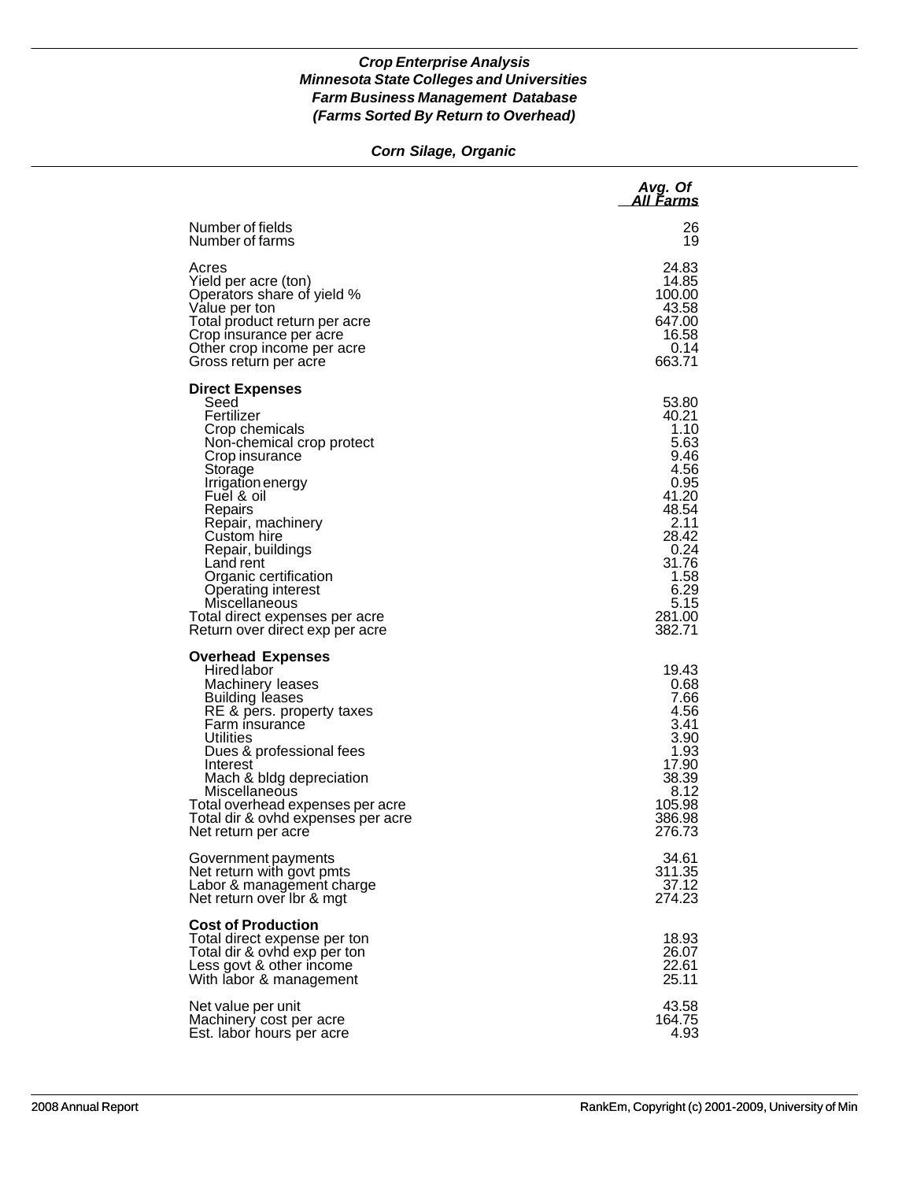*Crop Enterprise Analysis*
*Minnesota State Colleges and Universities*
*Farm Business Management Database*
*(Farms Sorted By Return to Overhead)*

*Corn Silage, Organic*

| | *Avg. Of All Farms* |
|---|---|
| Number of fields | 26 |
| Number of farms | 19 |
| | |
| Acres | 24.83 |
| Yield per acre (ton) | 14.85 |
| Operators share of yield % | 100.00 |
| Value per ton | 43.58 |
| Total product return per acre | 647.00 |
| Crop insurance per acre | 16.58 |
| Other crop income per acre | 0.14 |
| Gross return per acre | 663.71 |
| | |
| **Direct Expenses** | |
| Seed | 53.80 |
| Fertilizer | 40.21 |
| Crop chemicals | 1.10 |
| Non-chemical crop protect | 5.63 |
| Crop insurance | 9.46 |
| Storage | 4.56 |
| Irrigation energy | 0.95 |
| Fuel & oil | 41.20 |
| Repairs | 48.54 |
| Repair, machinery | 2.11 |
| Custom hire | 28.42 |
| Repair, buildings | 0.24 |
| Land rent | 31.76 |
| Organic certification | 1.58 |
| Operating interest | 6.29 |
| Miscellaneous | 5.15 |
| Total direct expenses per acre | 281.00 |
| Return over direct exp per acre | 382.71 |
| | |
| **Overhead Expenses** | |
| Hired labor | 19.43 |
| Machinery leases | 0.68 |
| Building leases | 7.66 |
| RE & pers. property taxes | 4.56 |
| Farm insurance | 3.41 |
| Utilities | 3.90 |
| Dues & professional fees | 1.93 |
| Interest | 17.90 |
| Mach & bldg depreciation | 38.39 |
| Miscellaneous | 8.12 |
| Total overhead expenses per acre | 105.98 |
| Total dir & ovhd expenses per acre | 386.98 |
| Net return per acre | 276.73 |
| | |
| Government payments | 34.61 |
| Net return with govt pmts | 311.35 |
| Labor & management charge | 37.12 |
| Net return over lbr & mgt | 274.23 |
| | |
| **Cost of Production** | |
| Total direct expense per ton | 18.93 |
| Total dir & ovhd exp per ton | 26.07 |
| Less govt & other income | 22.61 |
| With labor & management | 25.11 |
| | |
| Net value per unit | 43.58 |
| Machinery cost per acre | 164.75 |
| Est. labor hours per acre | 4.93 |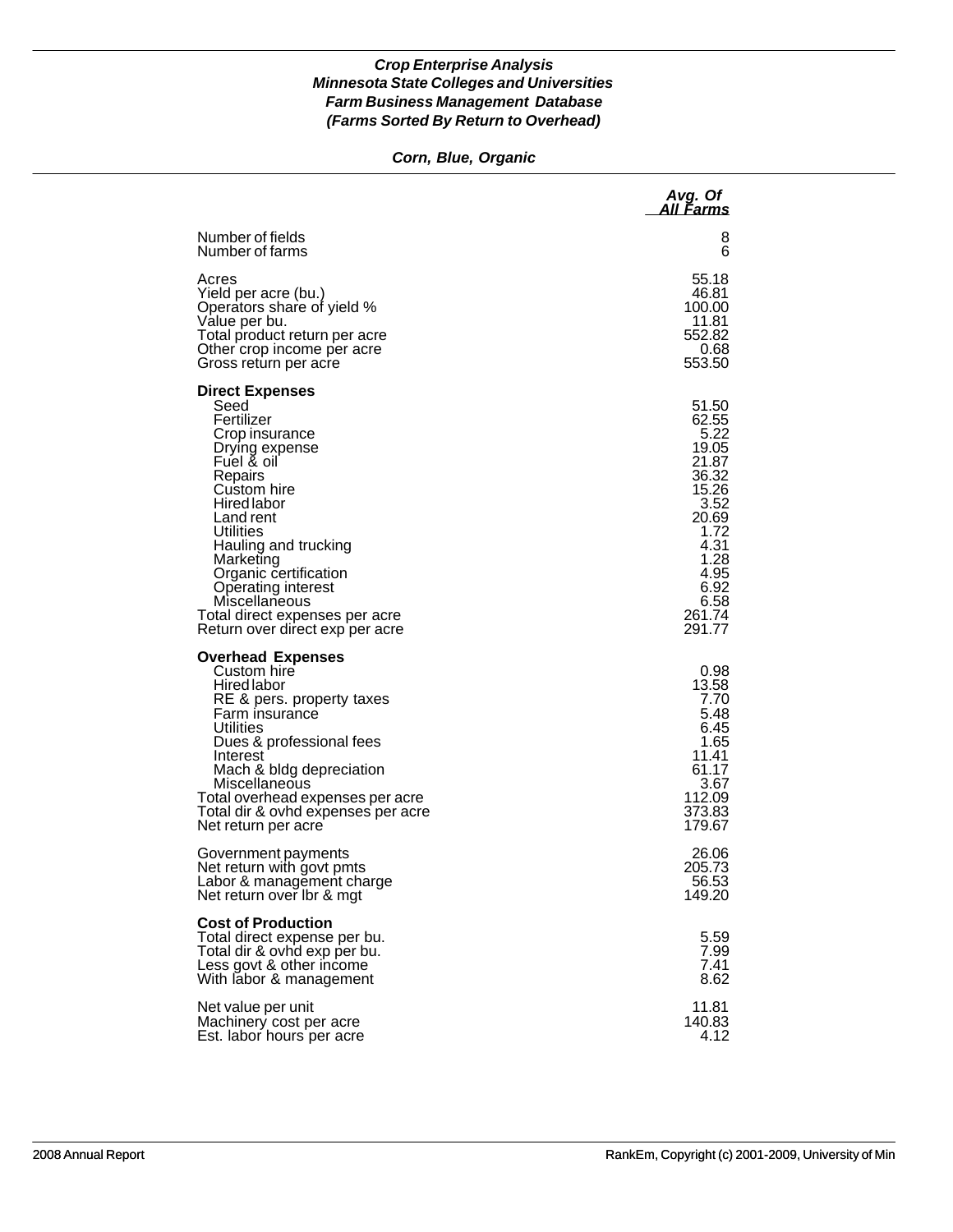***Crop Enterprise Analysis***
***Minnesota State Colleges and Universities***
***Farm Business Management Database***
***(Farms Sorted By Return to Overhead)***

***Corn, Blue, Organic***

| | *Avg. Of All Farms* |
|---|---|
| Number of fields | 8 |
| Number of farms | 6 |
| | |
| Acres | 55.18 |
| Yield per acre (bu.) | 46.81 |
| Operators share of yield % | 100.00 |
| Value per bu. | 11.81 |
| Total product return per acre | 552.82 |
| Other crop income per acre | 0.68 |
| Gross return per acre | 553.50 |
| | |
| **Direct Expenses** | |
| Seed | 51.50 |
| Fertilizer | 62.55 |
| Crop insurance | 5.22 |
| Drying expense | 19.05 |
| Fuel & oil | 21.87 |
| Repairs | 36.32 |
| Custom hire | 15.26 |
| Hired labor | 3.52 |
| Land rent | 20.69 |
| Utilities | 1.72 |
| Hauling and trucking | 4.31 |
| Marketing | 1.28 |
| Organic certification | 4.95 |
| Operating interest | 6.92 |
| Miscellaneous | 6.58 |
| Total direct expenses per acre | 261.74 |
| Return over direct exp per acre | 291.77 |
| | |
| **Overhead Expenses** | |
| Custom hire | 0.98 |
| Hired labor | 13.58 |
| RE & pers. property taxes | 7.70 |
| Farm insurance | 5.48 |
| Utilities | 6.45 |
| Dues & professional fees | 1.65 |
| Interest | 11.41 |
| Mach & bldg depreciation | 61.17 |
| Miscellaneous | 3.67 |
| Total overhead expenses per acre | 112.09 |
| Total dir & ovhd expenses per acre | 373.83 |
| Net return per acre | 179.67 |
| | |
| Government payments | 26.06 |
| Net return with govt pmts | 205.73 |
| Labor & management charge | 56.53 |
| Net return over lbr & mgt | 149.20 |
| | |
| **Cost of Production** | |
| Total direct expense per bu. | 5.59 |
| Total dir & ovhd exp per bu. | 7.99 |
| Less govt & other income | 7.41 |
| With labor & management | 8.62 |
| | |
| Net value per unit | 11.81 |
| Machinery cost per acre | 140.83 |
| Est. labor hours per acre | 4.12 |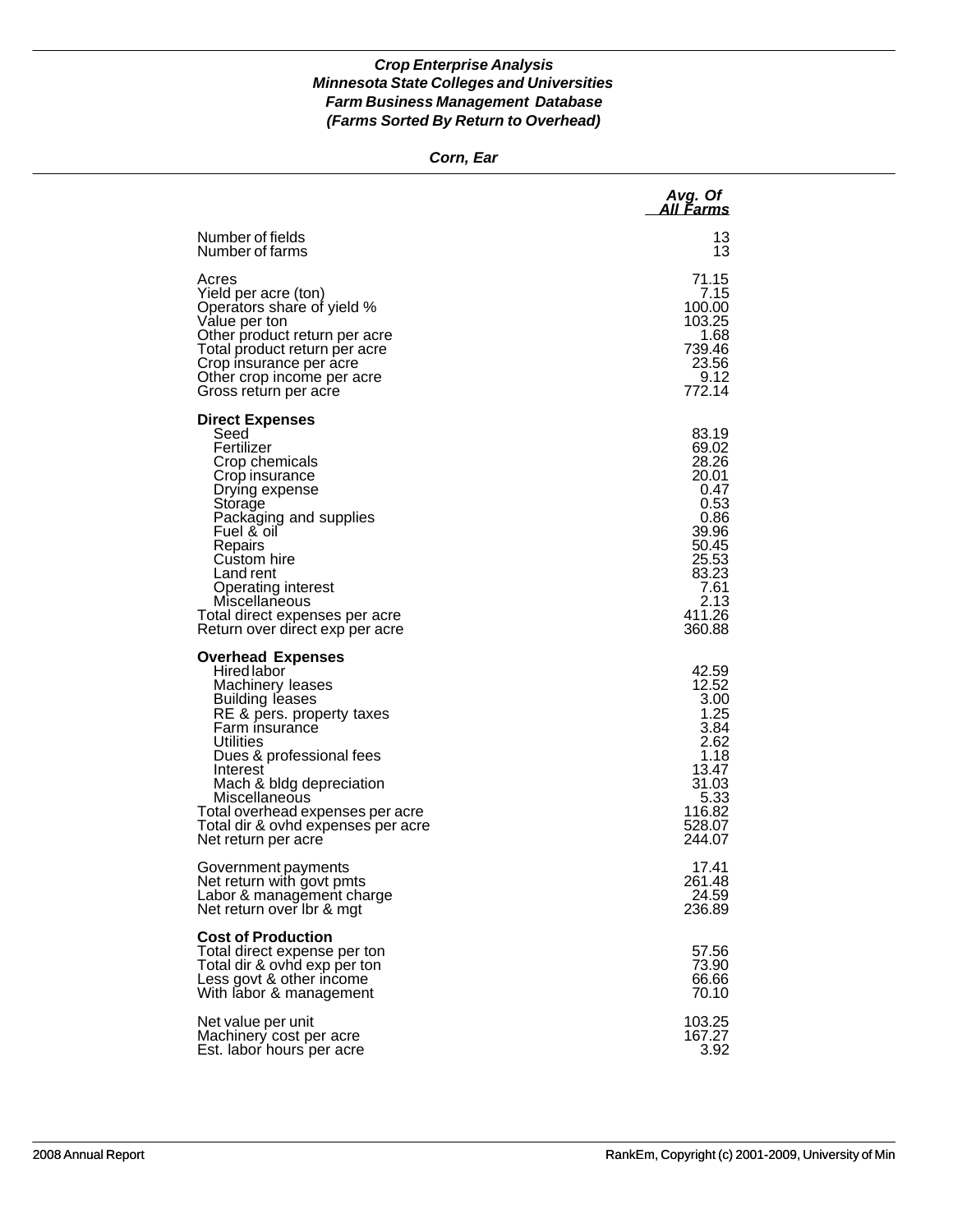***Crop Enterprise Analysis***
***Minnesota State Colleges and Universities***
***Farm Business Management Database***
***(Farms Sorted By Return to Overhead)***

***Corn, Ear***

| | *Avg. Of All Farms* |
|---|---|
| Number of fields | 13 |
| Number of farms | 13 |
| Acres | 71.15 |
| Yield per acre (ton) | 7.15 |
| Operators share of yield % | 100.00 |
| Value per ton | 103.25 |
| Other product return per acre | 1.68 |
| Total product return per acre | 739.46 |
| Crop insurance per acre | 23.56 |
| Other crop income per acre | 9.12 |
| Gross return per acre | 772.14 |
| **Direct Expenses** | |
| Seed | 83.19 |
| Fertilizer | 69.02 |
| Crop chemicals | 28.26 |
| Crop insurance | 20.01 |
| Drying expense | 0.47 |
| Storage | 0.53 |
| Packaging and supplies | 0.86 |
| Fuel & oil | 39.96 |
| Repairs | 50.45 |
| Custom hire | 25.53 |
| Land rent | 83.23 |
| Operating interest | 7.61 |
| Miscellaneous | 2.13 |
| Total direct expenses per acre | 411.26 |
| Return over direct exp per acre | 360.88 |
| **Overhead Expenses** | |
| Hired labor | 42.59 |
| Machinery leases | 12.52 |
| Building leases | 3.00 |
| RE & pers. property taxes | 1.25 |
| Farm insurance | 3.84 |
| Utilities | 2.62 |
| Dues & professional fees | 1.18 |
| Interest | 13.47 |
| Mach & bldg depreciation | 31.03 |
| Miscellaneous | 5.33 |
| Total overhead expenses per acre | 116.82 |
| Total dir & ovhd expenses per acre | 528.07 |
| Net return per acre | 244.07 |
| Government payments | 17.41 |
| Net return with govt pmts | 261.48 |
| Labor & management charge | 24.59 |
| Net return over lbr & mgt | 236.89 |
| **Cost of Production** | |
| Total direct expense per ton | 57.56 |
| Total dir & ovhd exp per ton | 73.90 |
| Less govt & other income | 66.66 |
| With labor & management | 70.10 |
| Net value per unit | 103.25 |
| Machinery cost per acre | 167.27 |
| Est. labor hours per acre | 3.92 |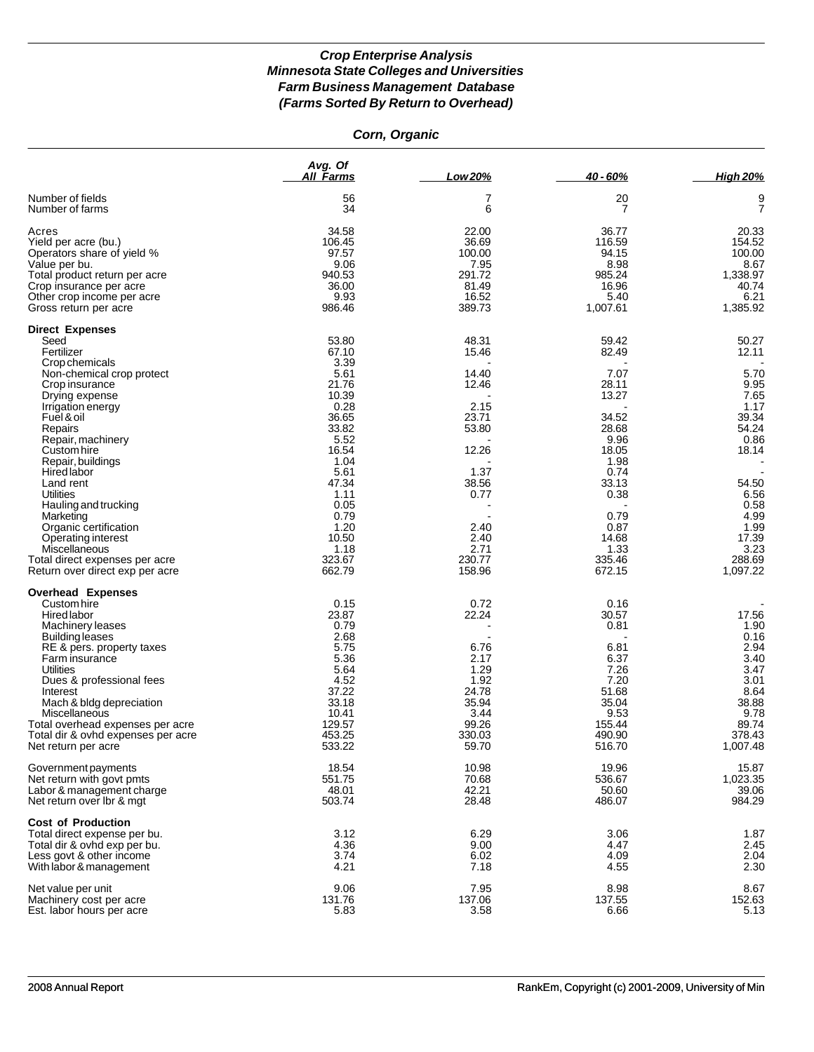# *Crop Enterprise Analysis*
## *Minnesota State Colleges and Universities*
## *Farm Business Management Database*
## *(Farms Sorted By Return to Overhead)*

### *Corn, Organic*

| | Avg. Of All Farms | Low 20% | 40 - 60% | High 20% |
|---|---|---|---|---|
| Number of fields | 56 | 7 | 20 | 9 |
| Number of farms | 34 | 6 | 7 | 7 |
| Acres | 34.58 | 22.00 | 36.77 | 20.33 |
| Yield per acre (bu.) | 106.45 | 36.69 | 116.59 | 154.52 |
| Operators share of yield % | 97.57 | 100.00 | 94.15 | 100.00 |
| Value per bu. | 9.06 | 7.95 | 8.98 | 8.67 |
| Total product return per acre | 940.53 | 291.72 | 985.24 | 1,338.97 |
| Crop insurance per acre | 36.00 | 81.49 | 16.96 | 40.74 |
| Other crop income per acre | 9.93 | 16.52 | 5.40 | 6.21 |
| Gross return per acre | 986.46 | 389.73 | 1,007.61 | 1,385.92 |
| **Direct Expenses** | | | | |
| Seed | 53.80 | 48.31 | 59.42 | 50.27 |
| Fertilizer | 67.10 | 15.46 | 82.49 | 12.11 |
| Crop chemicals | 3.39 | - | - | - |
| Non-chemical crop protect | 5.61 | 14.40 | 7.07 | 5.70 |
| Crop insurance | 21.76 | 12.46 | 28.11 | 9.95 |
| Drying expense | 10.39 | - | 13.27 | 7.65 |
| Irrigation energy | 0.28 | 2.15 | - | 1.17 |
| Fuel & oil | 36.65 | 23.71 | 34.52 | 39.34 |
| Repairs | 33.82 | 53.80 | 28.68 | 54.24 |
| Repair, machinery | 5.52 | - | 9.96 | 0.86 |
| Custom hire | 16.54 | 12.26 | 18.05 | 18.14 |
| Repair, buildings | 1.04 | - | 1.98 | - |
| Hired labor | 5.61 | 1.37 | 0.74 | - |
| Land rent | 47.34 | 38.56 | 33.13 | 54.50 |
| Utilities | 1.11 | 0.77 | 0.38 | 6.56 |
| Hauling and trucking | 0.05 | - | - | 0.58 |
| Marketing | 0.79 | - | 0.79 | 4.99 |
| Organic certification | 1.20 | 2.40 | 0.87 | 1.99 |
| Operating interest | 10.50 | 2.40 | 14.68 | 17.39 |
| Miscellaneous | 1.18 | 2.71 | 1.33 | 3.23 |
| Total direct expenses per acre | 323.67 | 230.77 | 335.46 | 288.69 |
| Return over direct exp per acre | 662.79 | 158.96 | 672.15 | 1,097.22 |
| **Overhead Expenses** | | | | |
| Custom hire | 0.15 | 0.72 | 0.16 | - |
| Hired labor | 23.87 | 22.24 | 30.57 | 17.56 |
| Machinery leases | 0.79 | - | 0.81 | 1.90 |
| Building leases | 2.68 | - | - | 0.16 |
| RE & pers. property taxes | 5.75 | 6.76 | 6.81 | 2.94 |
| Farm insurance | 5.36 | 2.17 | 6.37 | 3.40 |
| Utilities | 5.64 | 1.29 | 7.26 | 3.47 |
| Dues & professional fees | 4.52 | 1.92 | 7.20 | 3.01 |
| Interest | 37.22 | 24.78 | 51.68 | 8.64 |
| Mach & bldg depreciation | 33.18 | 35.94 | 35.04 | 38.88 |
| Miscellaneous | 10.41 | 3.44 | 9.53 | 9.78 |
| Total overhead expenses per acre | 129.57 | 99.26 | 155.44 | 89.74 |
| Total dir & ovhd expenses per acre | 453.25 | 330.03 | 490.90 | 378.43 |
| Net return per acre | 533.22 | 59.70 | 516.70 | 1,007.48 |
| Government payments | 18.54 | 10.98 | 19.96 | 15.87 |
| Net return with govt pmts | 551.75 | 70.68 | 536.67 | 1,023.35 |
| Labor & management charge | 48.01 | 42.21 | 50.60 | 39.06 |
| Net return over lbr & mgt | 503.74 | 28.48 | 486.07 | 984.29 |
| **Cost of Production** | | | | |
| Total direct expense per bu. | 3.12 | 6.29 | 3.06 | 1.87 |
| Total dir & ovhd exp per bu. | 4.36 | 9.00 | 4.47 | 2.45 |
| Less govt & other income | 3.74 | 6.02 | 4.09 | 2.04 |
| With labor & management | 4.21 | 7.18 | 4.55 | 2.30 |
| Net value per unit | 9.06 | 7.95 | 8.98 | 8.67 |
| Machinery cost per acre | 131.76 | 137.06 | 137.55 | 152.63 |
| Est. labor hours per acre | 5.83 | 3.58 | 6.66 | 5.13 |

2008 Annual Report

RankEm, Copyright (c) 2001-2009, University of Min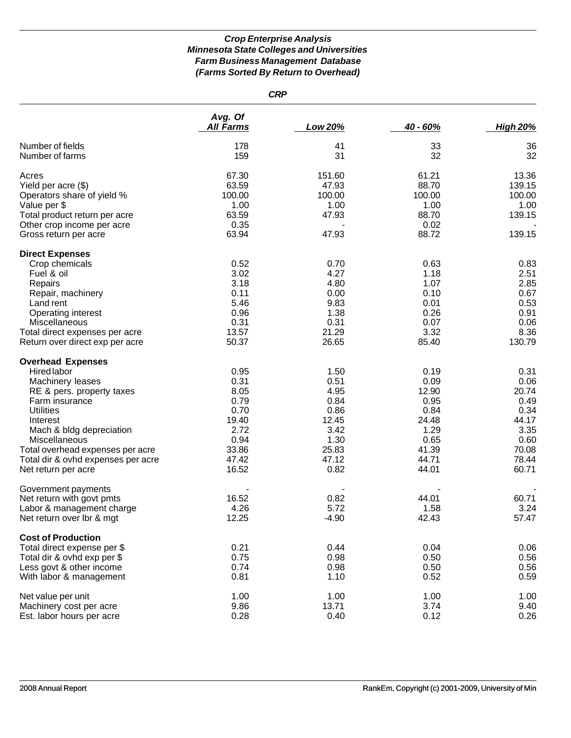### *Crop Enterprise Analysis*
### *Minnesota State Colleges and Universities*
### *Farm Business Management Database*
### *(Farms Sorted By Return to Overhead)*

#### *CRP*

| | *Avg. Of All Farms* | *Low 20%* | *40 - 60%* | *High 20%* |
|---|---|---|---|---|
| Number of fields | 178 | 41 | 33 | 36 |
| Number of farms | 159 | 31 | 32 | 32 |
| | | | | |
| Acres | 67.30 | 151.60 | 61.21 | 13.36 |
| Yield per acre ($) | 63.59 | 47.93 | 88.70 | 139.15 |
| Operators share of yield % | 100.00 | 100.00 | 100.00 | 100.00 |
| Value per $ | 1.00 | 1.00 | 1.00 | 1.00 |
| Total product return per acre | 63.59 | 47.93 | 88.70 | 139.15 |
| Other crop income per acre | 0.35 | - | 0.02 | - |
| Gross return per acre | 63.94 | 47.93 | 88.72 | 139.15 |
| **Direct Expenses** | | | | |
| Crop chemicals | 0.52 | 0.70 | 0.63 | 0.83 |
| Fuel & oil | 3.02 | 4.27 | 1.18 | 2.51 |
| Repairs | 3.18 | 4.80 | 1.07 | 2.85 |
| Repair, machinery | 0.11 | 0.00 | 0.10 | 0.67 |
| Land rent | 5.46 | 9.83 | 0.01 | 0.53 |
| Operating interest | 0.96 | 1.38 | 0.26 | 0.91 |
| Miscellaneous | 0.31 | 0.31 | 0.07 | 0.06 |
| Total direct expenses per acre | 13.57 | 21.29 | 3.32 | 8.36 |
| Return over direct exp per acre | 50.37 | 26.65 | 85.40 | 130.79 |
| **Overhead Expenses** | | | | |
| Hired labor | 0.95 | 1.50 | 0.19 | 0.31 |
| Machinery leases | 0.31 | 0.51 | 0.09 | 0.06 |
| RE & pers. property taxes | 8.05 | 4.95 | 12.90 | 20.74 |
| Farm insurance | 0.79 | 0.84 | 0.95 | 0.49 |
| Utilities | 0.70 | 0.86 | 0.84 | 0.34 |
| Interest | 19.40 | 12.45 | 24.48 | 44.17 |
| Mach & bldg depreciation | 2.72 | 3.42 | 1.29 | 3.35 |
| Miscellaneous | 0.94 | 1.30 | 0.65 | 0.60 |
| Total overhead expenses per acre | 33.86 | 25.83 | 41.39 | 70.08 |
| Total dir & ovhd expenses per acre | 47.42 | 47.12 | 44.71 | 78.44 |
| Net return per acre | 16.52 | 0.82 | 44.01 | 60.71 |
| | | | | |
| Government payments | - | - | - | - |
| Net return with govt pmts | 16.52 | 0.82 | 44.01 | 60.71 |
| Labor & management charge | 4.26 | 5.72 | 1.58 | 3.24 |
| Net return over lbr & mgt | 12.25 | -4.90 | 42.43 | 57.47 |
| **Cost of Production** | | | | |
| Total direct expense per $ | 0.21 | 0.44 | 0.04 | 0.06 |
| Total dir & ovhd exp per $ | 0.75 | 0.98 | 0.50 | 0.56 |
| Less govt & other income | 0.74 | 0.98 | 0.50 | 0.56 |
| With labor & management | 0.81 | 1.10 | 0.52 | 0.59 |
| | | | | |
| Net value per unit | 1.00 | 1.00 | 1.00 | 1.00 |
| Machinery cost per acre | 9.86 | 13.71 | 3.74 | 9.40 |
| Est. labor hours per acre | 0.28 | 0.40 | 0.12 | 0.26 |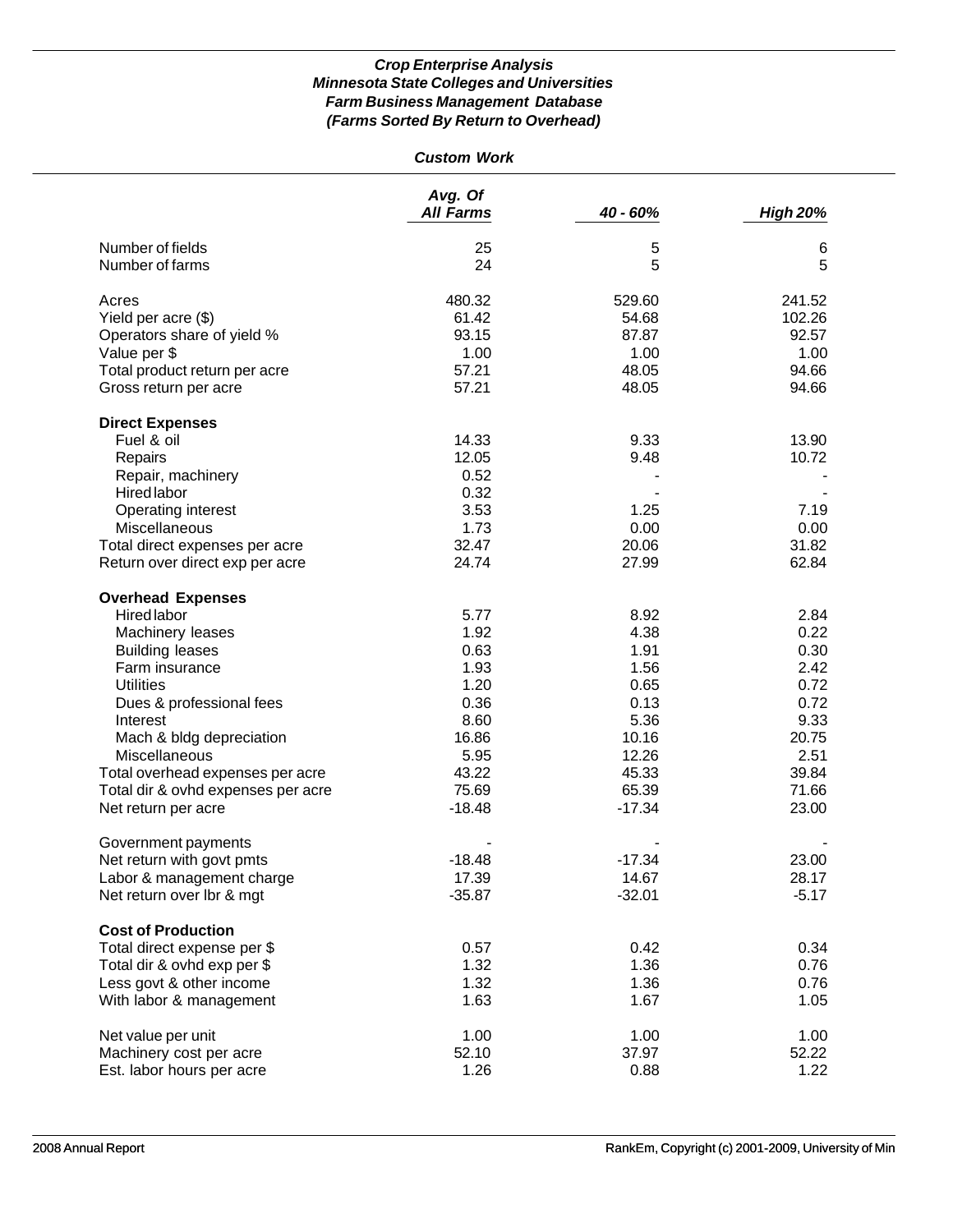***Crop Enterprise Analysis***
***Minnesota State Colleges and Universities***
***Farm Business Management Database***
***(Farms Sorted By Return to Overhead)***

***Custom Work***

| | *Avg. Of All Farms* | *40 - 60%* | *High 20%* |
|---|---|---|---|
| Number of fields | 25 | 5 | 6 |
| Number of farms | 24 | 5 | 5 |
| | | | |
| Acres | 480.32 | 529.60 | 241.52 |
| Yield per acre ($) | 61.42 | 54.68 | 102.26 |
| Operators share of yield % | 93.15 | 87.87 | 92.57 |
| Value per $ | 1.00 | 1.00 | 1.00 |
| Total product return per acre | 57.21 | 48.05 | 94.66 |
| Gross return per acre | 57.21 | 48.05 | 94.66 |
| | | | |
| **Direct Expenses** | | | |
| Fuel & oil | 14.33 | 9.33 | 13.90 |
| Repairs | 12.05 | 9.48 | 10.72 |
| Repair, machinery | 0.52 | - | - |
| Hired labor | 0.32 | - | - |
| Operating interest | 3.53 | 1.25 | 7.19 |
| Miscellaneous | 1.73 | 0.00 | 0.00 |
| Total direct expenses per acre | 32.47 | 20.06 | 31.82 |
| Return over direct exp per acre | 24.74 | 27.99 | 62.84 |
| | | | |
| **Overhead Expenses** | | | |
| Hired labor | 5.77 | 8.92 | 2.84 |
| Machinery leases | 1.92 | 4.38 | 0.22 |
| Building leases | 0.63 | 1.91 | 0.30 |
| Farm insurance | 1.93 | 1.56 | 2.42 |
| Utilities | 1.20 | 0.65 | 0.72 |
| Dues & professional fees | 0.36 | 0.13 | 0.72 |
| Interest | 8.60 | 5.36 | 9.33 |
| Mach & bldg depreciation | 16.86 | 10.16 | 20.75 |
| Miscellaneous | 5.95 | 12.26 | 2.51 |
| Total overhead expenses per acre | 43.22 | 45.33 | 39.84 |
| Total dir & ovhd expenses per acre | 75.69 | 65.39 | 71.66 |
| Net return per acre | -18.48 | -17.34 | 23.00 |
| | | | |
| Government payments | - | - | - |
| Net return with govt pmts | -18.48 | -17.34 | 23.00 |
| Labor & management charge | 17.39 | 14.67 | 28.17 |
| Net return over lbr & mgt | -35.87 | -32.01 | -5.17 |
| | | | |
| **Cost of Production** | | | |
| Total direct expense per $ | 0.57 | 0.42 | 0.34 |
| Total dir & ovhd exp per $ | 1.32 | 1.36 | 0.76 |
| Less govt & other income | 1.32 | 1.36 | 0.76 |
| With labor & management | 1.63 | 1.67 | 1.05 |
| | | | |
| Net value per unit | 1.00 | 1.00 | 1.00 |
| Machinery cost per acre | 52.10 | 37.97 | 52.22 |
| Est. labor hours per acre | 1.26 | 0.88 | 1.22 |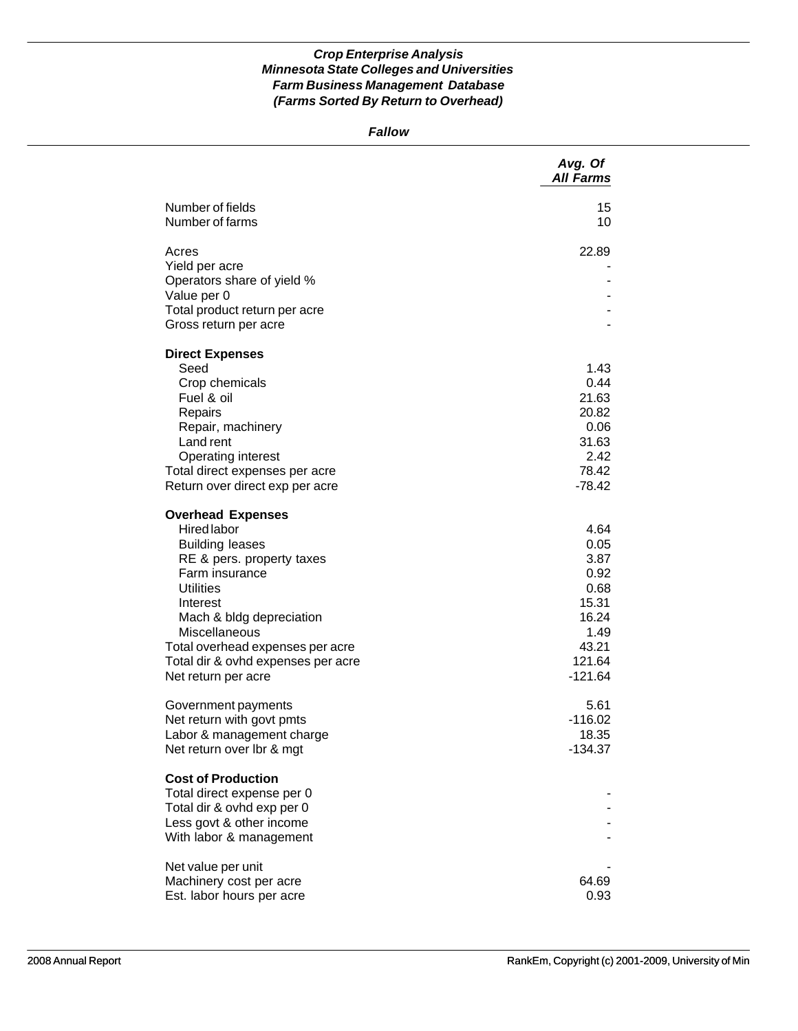***Crop Enterprise Analysis***
***Minnesota State Colleges and Universities***
***Farm Business Management Database***
***(Farms Sorted By Return to Overhead)***

***Fallow***

| | *Avg. Of All Farms* |
|---|---|
| Number of fields | 15 |
| Number of farms | 10 |
| | |
| Acres | 22.89 |
| Yield per acre | - |
| Operators share of yield % | - |
| Value per 0 | - |
| Total product return per acre | - |
| Gross return per acre | - |
| | |
| **Direct Expenses** | |
| Seed | 1.43 |
| Crop chemicals | 0.44 |
| Fuel & oil | 21.63 |
| Repairs | 20.82 |
| Repair, machinery | 0.06 |
| Land rent | 31.63 |
| Operating interest | 2.42 |
| Total direct expenses per acre | 78.42 |
| Return over direct exp per acre | -78.42 |
| | |
| **Overhead Expenses** | |
| Hired labor | 4.64 |
| Building leases | 0.05 |
| RE & pers. property taxes | 3.87 |
| Farm insurance | 0.92 |
| Utilities | 0.68 |
| Interest | 15.31 |
| Mach & bldg depreciation | 16.24 |
| Miscellaneous | 1.49 |
| Total overhead expenses per acre | 43.21 |
| Total dir & ovhd expenses per acre | 121.64 |
| Net return per acre | -121.64 |
| | |
| Government payments | 5.61 |
| Net return with govt pmts | -116.02 |
| Labor & management charge | 18.35 |
| Net return over lbr & mgt | -134.37 |
| | |
| **Cost of Production** | |
| Total direct expense per 0 | - |
| Total dir & ovhd exp per 0 | - |
| Less govt & other income | - |
| With labor & management | - |
| | |
| Net value per unit | - |
| Machinery cost per acre | 64.69 |
| Est. labor hours per acre | 0.93 |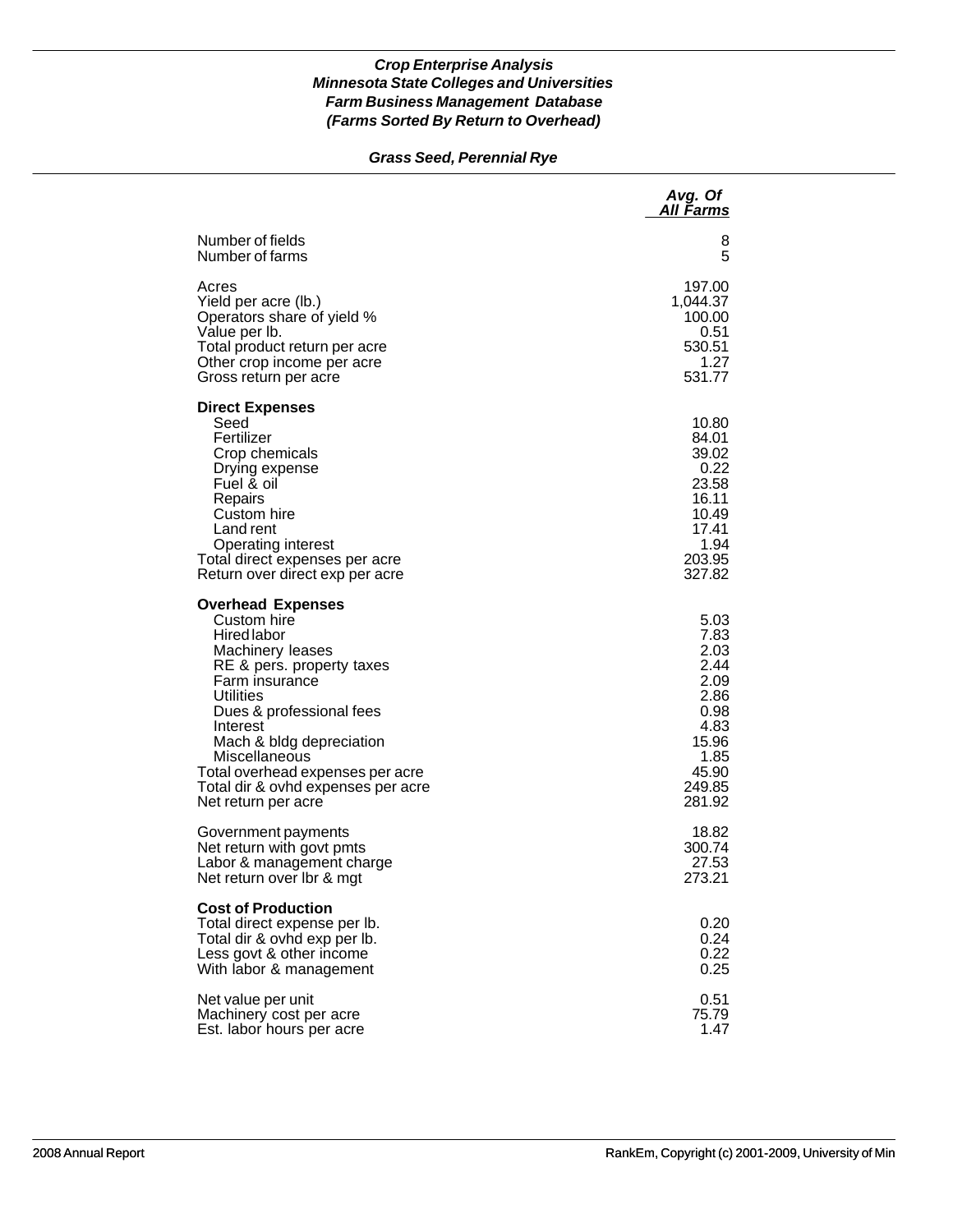***Crop Enterprise Analysis***
***Minnesota State Colleges and Universities***
***Farm Business Management Database***
***(Farms Sorted By Return to Overhead)***

***Grass Seed, Perennial Rye***

| | *Avg. Of All Farms* |
|---|---:|
| Number of fields | 8 |
| Number of farms | 5 |
| | |
| Acres | 197.00 |
| Yield per acre (lb.) | 1,044.37 |
| Operators share of yield % | 100.00 |
| Value per lb. | 0.51 |
| Total product return per acre | 530.51 |
| Other crop income per acre | 1.27 |
| Gross return per acre | 531.77 |
| | |
| **Direct Expenses** | |
| Seed | 10.80 |
| Fertilizer | 84.01 |
| Crop chemicals | 39.02 |
| Drying expense | 0.22 |
| Fuel & oil | 23.58 |
| Repairs | 16.11 |
| Custom hire | 10.49 |
| Land rent | 17.41 |
| Operating interest | 1.94 |
| Total direct expenses per acre | 203.95 |
| Return over direct exp per acre | 327.82 |
| | |
| **Overhead Expenses** | |
| Custom hire | 5.03 |
| Hired labor | 7.83 |
| Machinery leases | 2.03 |
| RE & pers. property taxes | 2.44 |
| Farm insurance | 2.09 |
| Utilities | 2.86 |
| Dues & professional fees | 0.98 |
| Interest | 4.83 |
| Mach & bldg depreciation | 15.96 |
| Miscellaneous | 1.85 |
| Total overhead expenses per acre | 45.90 |
| Total dir & ovhd expenses per acre | 249.85 |
| Net return per acre | 281.92 |
| | |
| Government payments | 18.82 |
| Net return with govt pmts | 300.74 |
| Labor & management charge | 27.53 |
| Net return over lbr & mgt | 273.21 |
| | |
| **Cost of Production** | |
| Total direct expense per lb. | 0.20 |
| Total dir & ovhd exp per lb. | 0.24 |
| Less govt & other income | 0.22 |
| With labor & management | 0.25 |
| | |
| Net value per unit | 0.51 |
| Machinery cost per acre | 75.79 |
| Est. labor hours per acre | 1.47 |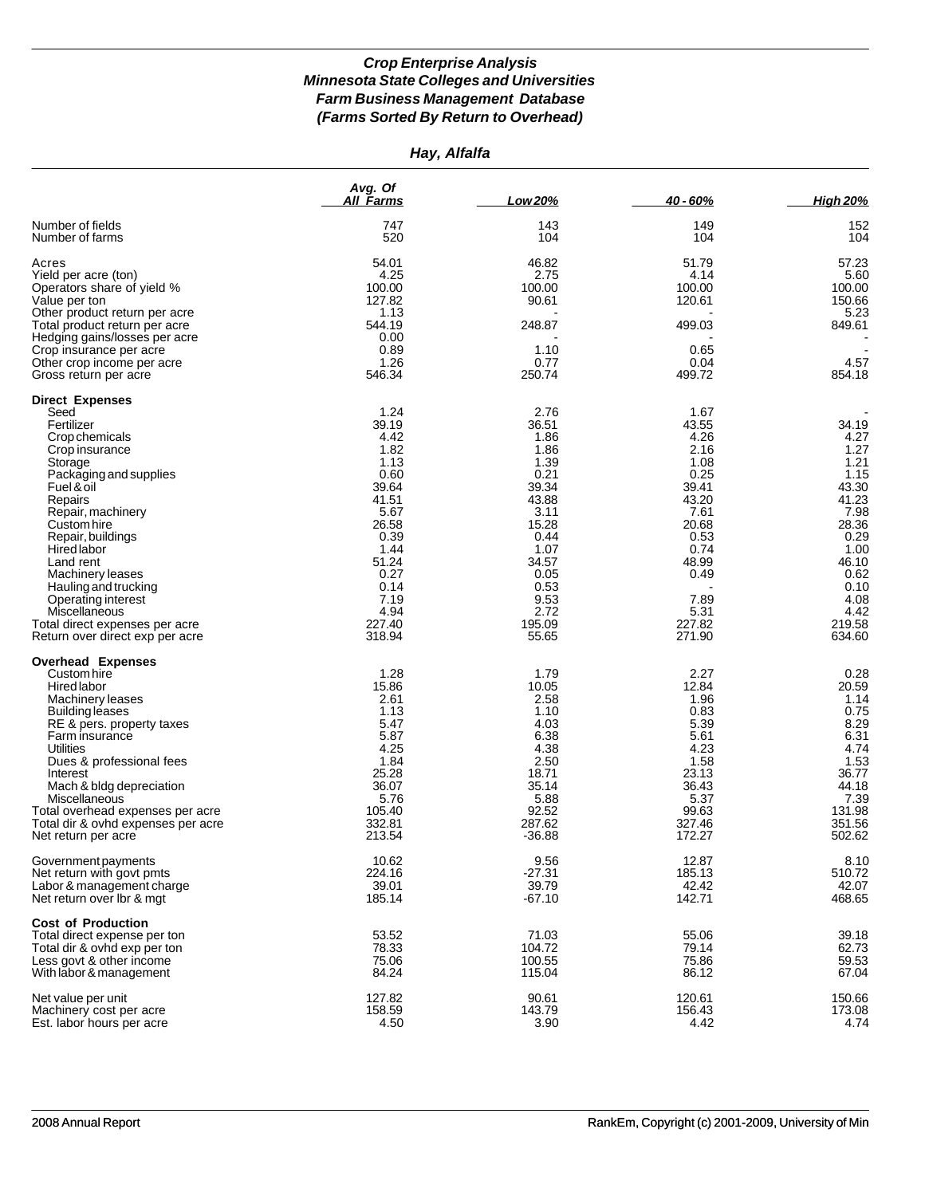### *Crop Enterprise Analysis*
### *Minnesota State Colleges and Universities*
### *Farm Business Management Database*
### *(Farms Sorted By Return to Overhead)*

## *Hay, Alfalfa*

| | Avg. Of All Farms | Low 20% | 40 - 60% | High 20% |
|---|---|---|---|---|
| Number of fields | 747 | 143 | 149 | 152 |
| Number of farms | 520 | 104 | 104 | 104 |
| Acres | 54.01 | 46.82 | 51.79 | 57.23 |
| Yield per acre (ton) | 4.25 | 2.75 | 4.14 | 5.60 |
| Operators share of yield % | 100.00 | 100.00 | 100.00 | 100.00 |
| Value per ton | 127.82 | 90.61 | 120.61 | 150.66 |
| Other product return per acre | 1.13 | - | - | 5.23 |
| Total product return per acre | 544.19 | 248.87 | 499.03 | 849.61 |
| Hedging gains/losses per acre | 0.00 | - | - | - |
| Crop insurance per acre | 0.89 | 1.10 | 0.65 | - |
| Other crop income per acre | 1.26 | 0.77 | 0.04 | 4.57 |
| Gross return per acre | 546.34 | 250.74 | 499.72 | 854.18 |
| **Direct Expenses** | | | | |
| Seed | 1.24 | 2.76 | 1.67 | - |
| Fertilizer | 39.19 | 36.51 | 43.55 | 34.19 |
| Crop chemicals | 4.42 | 1.86 | 4.26 | 4.27 |
| Crop insurance | 1.82 | 1.86 | 2.16 | 1.27 |
| Storage | 1.13 | 1.39 | 1.08 | 1.21 |
| Packaging and supplies | 0.60 | 0.21 | 0.25 | 1.15 |
| Fuel & oil | 39.64 | 39.34 | 39.41 | 43.30 |
| Repairs | 41.51 | 43.88 | 43.20 | 41.23 |
| Repair, machinery | 5.67 | 3.11 | 7.61 | 7.98 |
| Custom hire | 26.58 | 15.28 | 20.68 | 28.36 |
| Repair, buildings | 0.39 | 0.44 | 0.53 | 0.29 |
| Hired labor | 1.44 | 1.07 | 0.74 | 1.00 |
| Land rent | 51.24 | 34.57 | 48.99 | 46.10 |
| Machinery leases | 0.27 | 0.05 | 0.49 | 0.62 |
| Hauling and trucking | 0.14 | 0.53 | - | 0.10 |
| Operating interest | 7.19 | 9.53 | 7.89 | 4.08 |
| Miscellaneous | 4.94 | 2.72 | 5.31 | 4.42 |
| Total direct expenses per acre | 227.40 | 195.09 | 227.82 | 219.58 |
| Return over direct exp per acre | 318.94 | 55.65 | 271.90 | 634.60 |
| **Overhead Expenses** | | | | |
| Custom hire | 1.28 | 1.79 | 2.27 | 0.28 |
| Hired labor | 15.86 | 10.05 | 12.84 | 20.59 |
| Machinery leases | 2.61 | 2.58 | 1.96 | 1.14 |
| Building leases | 1.13 | 1.10 | 0.83 | 0.75 |
| RE & pers. property taxes | 5.47 | 4.03 | 5.39 | 8.29 |
| Farm insurance | 5.87 | 6.38 | 5.61 | 6.31 |
| Utilities | 4.25 | 4.38 | 4.23 | 4.74 |
| Dues & professional fees | 1.84 | 2.50 | 1.58 | 1.53 |
| Interest | 25.28 | 18.71 | 23.13 | 36.77 |
| Mach & bldg depreciation | 36.07 | 35.14 | 36.43 | 44.18 |
| Miscellaneous | 5.76 | 5.88 | 5.37 | 7.39 |
| Total overhead expenses per acre | 105.40 | 92.52 | 99.63 | 131.98 |
| Total dir & ovhd expenses per acre | 332.81 | 287.62 | 327.46 | 351.56 |
| Net return per acre | 213.54 | -36.88 | 172.27 | 502.62 |
| Government payments | 10.62 | 9.56 | 12.87 | 8.10 |
| Net return with govt pmts | 224.16 | -27.31 | 185.13 | 510.72 |
| Labor & management charge | 39.01 | 39.79 | 42.42 | 42.07 |
| Net return over lbr & mgt | 185.14 | -67.10 | 142.71 | 468.65 |
| **Cost of Production** | | | | |
| Total direct expense per ton | 53.52 | 71.03 | 55.06 | 39.18 |
| Total dir & ovhd exp per ton | 78.33 | 104.72 | 79.14 | 62.73 |
| Less govt & other income | 75.06 | 100.55 | 75.86 | 59.53 |
| With labor & management | 84.24 | 115.04 | 86.12 | 67.04 |
| Net value per unit | 127.82 | 90.61 | 120.61 | 150.66 |
| Machinery cost per acre | 158.59 | 143.79 | 156.43 | 173.08 |
| Est. labor hours per acre | 4.50 | 3.90 | 4.42 | 4.74 |

2008 Annual Report — RankEm, Copyright (c) 2001-2009, University of Min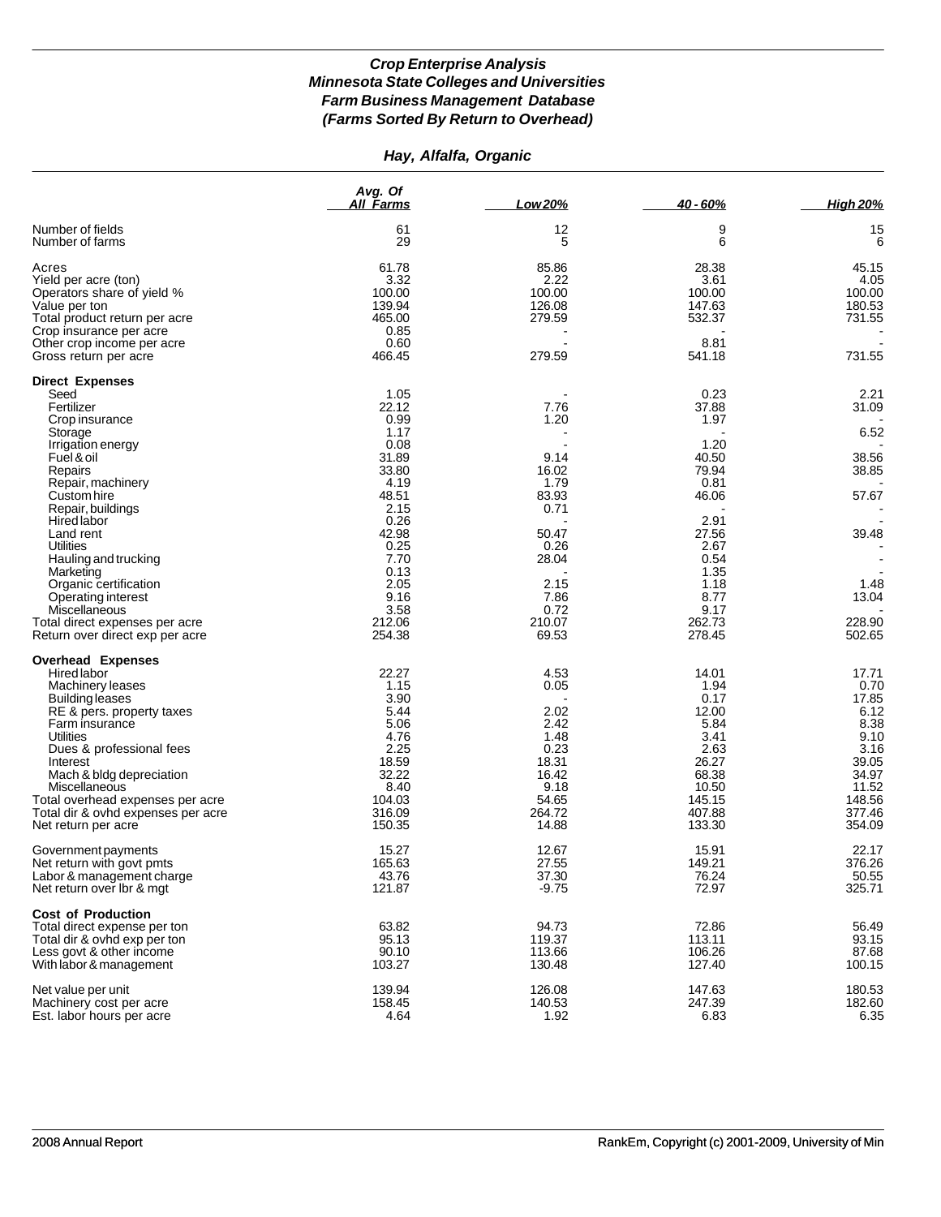### *Crop Enterprise Analysis*
### *Minnesota State Colleges and Universities*
### *Farm Business Management Database*
### *(Farms Sorted By Return to Overhead)*

## *Hay, Alfalfa, Organic*

| | *Avg. Of All Farms* | *Low 20%* | *40 - 60%* | *High 20%* |
|---|---|---|---|---|
| Number of fields | 61 | 12 | 9 | 15 |
| Number of farms | 29 | 5 | 6 | 6 |
| Acres | 61.78 | 85.86 | 28.38 | 45.15 |
| Yield per acre (ton) | 3.32 | 2.22 | 3.61 | 4.05 |
| Operators share of yield % | 100.00 | 100.00 | 100.00 | 100.00 |
| Value per ton | 139.94 | 126.08 | 147.63 | 180.53 |
| Total product return per acre | 465.00 | 279.59 | 532.37 | 731.55 |
| Crop insurance per acre | 0.85 | - | - | - |
| Other crop income per acre | 0.60 | - | 8.81 | - |
| Gross return per acre | 466.45 | 279.59 | 541.18 | 731.55 |
| **Direct Expenses** | | | | |
| Seed | 1.05 | - | 0.23 | 2.21 |
| Fertilizer | 22.12 | 7.76 | 37.88 | 31.09 |
| Crop insurance | 0.99 | 1.20 | 1.97 | - |
| Storage | 1.17 | - | - | 6.52 |
| Irrigation energy | 0.08 | - | 1.20 | - |
| Fuel & oil | 31.89 | 9.14 | 40.50 | 38.56 |
| Repairs | 33.80 | 16.02 | 79.94 | 38.85 |
| Repair, machinery | 4.19 | 1.79 | 0.81 | - |
| Custom hire | 48.51 | 83.93 | 46.06 | 57.67 |
| Repair, buildings | 2.15 | 0.71 | - | - |
| Hired labor | 0.26 | - | 2.91 | - |
| Land rent | 42.98 | 50.47 | 27.56 | 39.48 |
| Utilities | 0.25 | 0.26 | 2.67 | - |
| Hauling and trucking | 7.70 | 28.04 | 0.54 | - |
| Marketing | 0.13 | - | 1.35 | - |
| Organic certification | 2.05 | 2.15 | 1.18 | 1.48 |
| Operating interest | 9.16 | 7.86 | 8.77 | 13.04 |
| Miscellaneous | 3.58 | 0.72 | 9.17 | - |
| Total direct expenses per acre | 212.06 | 210.07 | 262.73 | 228.90 |
| Return over direct exp per acre | 254.38 | 69.53 | 278.45 | 502.65 |
| **Overhead Expenses** | | | | |
| Hired labor | 22.27 | 4.53 | 14.01 | 17.71 |
| Machinery leases | 1.15 | 0.05 | 1.94 | 0.70 |
| Building leases | 3.90 | - | 0.17 | 17.85 |
| RE & pers. property taxes | 5.44 | 2.02 | 12.00 | 6.12 |
| Farm insurance | 5.06 | 2.42 | 5.84 | 8.38 |
| Utilities | 4.76 | 1.48 | 3.41 | 9.10 |
| Dues & professional fees | 2.25 | 0.23 | 2.63 | 3.16 |
| Interest | 18.59 | 18.31 | 26.27 | 39.05 |
| Mach & bldg depreciation | 32.22 | 16.42 | 68.38 | 34.97 |
| Miscellaneous | 8.40 | 9.18 | 10.50 | 11.52 |
| Total overhead expenses per acre | 104.03 | 54.65 | 145.15 | 148.56 |
| Total dir & ovhd expenses per acre | 316.09 | 264.72 | 407.88 | 377.46 |
| Net return per acre | 150.35 | 14.88 | 133.30 | 354.09 |
| Government payments | 15.27 | 12.67 | 15.91 | 22.17 |
| Net return with govt pmts | 165.63 | 27.55 | 149.21 | 376.26 |
| Labor & management charge | 43.76 | 37.30 | 76.24 | 50.55 |
| Net return over lbr & mgt | 121.87 | -9.75 | 72.97 | 325.71 |
| **Cost of Production** | | | | |
| Total direct expense per ton | 63.82 | 94.73 | 72.86 | 56.49 |
| Total dir & ovhd exp per ton | 95.13 | 119.37 | 113.11 | 93.15 |
| Less govt & other income | 90.10 | 113.66 | 106.26 | 87.68 |
| With labor & management | 103.27 | 130.48 | 127.40 | 100.15 |
| Net value per unit | 139.94 | 126.08 | 147.63 | 180.53 |
| Machinery cost per acre | 158.45 | 140.53 | 247.39 | 182.60 |
| Est. labor hours per acre | 4.64 | 1.92 | 6.83 | 6.35 |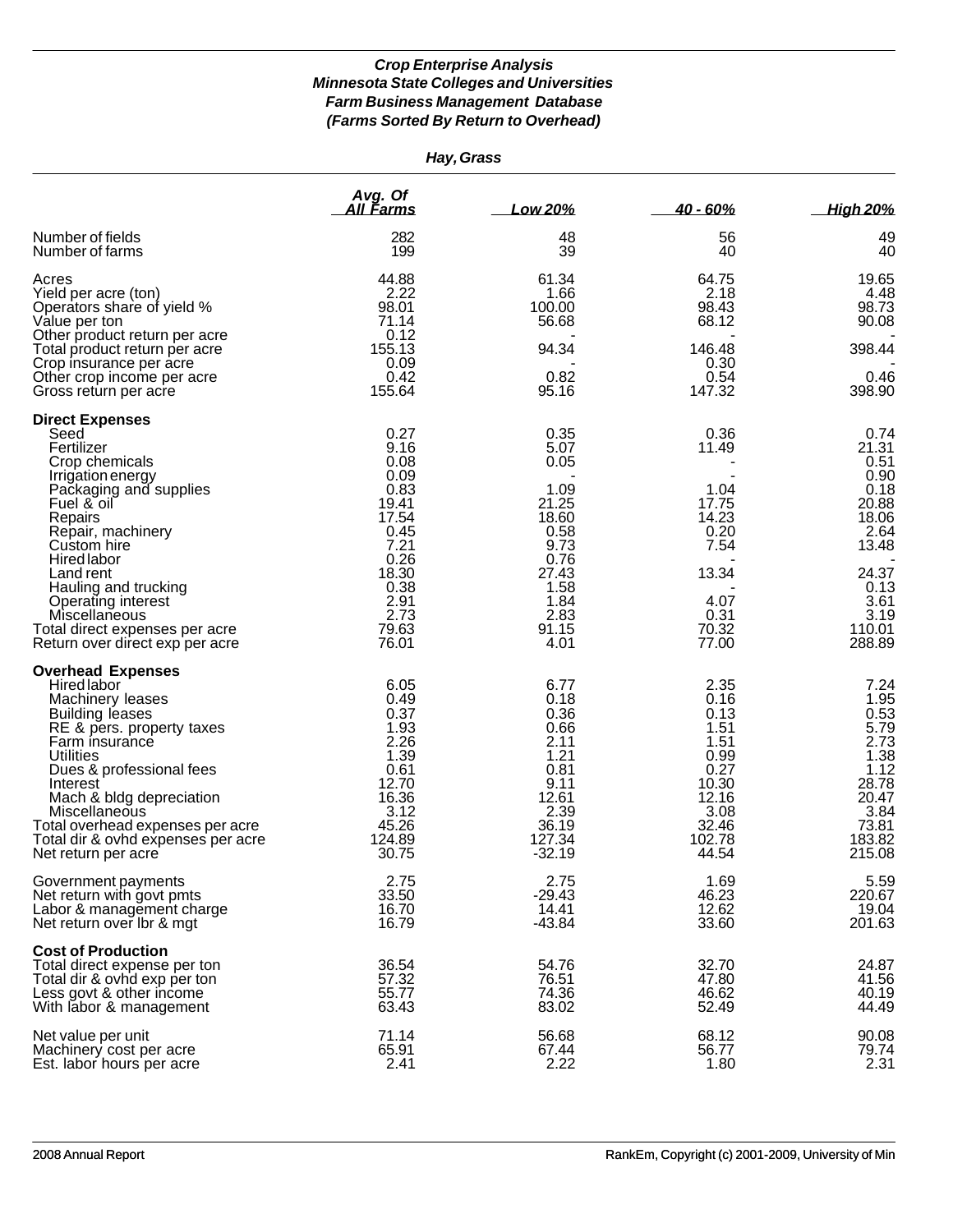### *Crop Enterprise Analysis*
### *Minnesota State Colleges and Universities*
### *Farm Business Management Database*
### *(Farms Sorted By Return to Overhead)*

***Hay, Grass***

| | Avg. Of All Farms | Low 20% | 40 - 60% | High 20% |
|---|---|---|---|---|
| Number of fields | 282 | 48 | 56 | 49 |
| Number of farms | 199 | 39 | 40 | 40 |
| Acres | 44.88 | 61.34 | 64.75 | 19.65 |
| Yield per acre (ton) | 2.22 | 1.66 | 2.18 | 4.48 |
| Operators share of yield % | 98.01 | 100.00 | 98.43 | 98.73 |
| Value per ton | 71.14 | 56.68 | 68.12 | 90.08 |
| Other product return per acre | 0.12 | - | - | - |
| Total product return per acre | 155.13 | 94.34 | 146.48 | 398.44 |
| Crop insurance per acre | 0.09 | - | 0.30 | - |
| Other crop income per acre | 0.42 | 0.82 | 0.54 | 0.46 |
| Gross return per acre | 155.64 | 95.16 | 147.32 | 398.90 |
| **Direct Expenses** | | | | |
| Seed | 0.27 | 0.35 | 0.36 | 0.74 |
| Fertilizer | 9.16 | 5.07 | 11.49 | 21.31 |
| Crop chemicals | 0.08 | 0.05 | - | 0.51 |
| Irrigation energy | 0.09 | - | - | 0.90 |
| Packaging and supplies | 0.83 | 1.09 | 1.04 | 0.18 |
| Fuel & oil | 19.41 | 21.25 | 17.75 | 20.88 |
| Repairs | 17.54 | 18.60 | 14.23 | 18.06 |
| Repair, machinery | 0.45 | 0.58 | 0.20 | 2.64 |
| Custom hire | 7.21 | 9.73 | 7.54 | 13.48 |
| Hired labor | 0.26 | 0.76 | - | - |
| Land rent | 18.30 | 27.43 | 13.34 | 24.37 |
| Hauling and trucking | 0.38 | 1.58 | - | 0.13 |
| Operating interest | 2.91 | 1.84 | 4.07 | 3.61 |
| Miscellaneous | 2.73 | 2.83 | 0.31 | 3.19 |
| Total direct expenses per acre | 79.63 | 91.15 | 70.32 | 110.01 |
| Return over direct exp per acre | 76.01 | 4.01 | 77.00 | 288.89 |
| **Overhead Expenses** | | | | |
| Hired labor | 6.05 | 6.77 | 2.35 | 7.24 |
| Machinery leases | 0.49 | 0.18 | 0.16 | 1.95 |
| Building leases | 0.37 | 0.36 | 0.13 | 0.53 |
| RE & pers. property taxes | 1.93 | 0.66 | 1.51 | 5.79 |
| Farm insurance | 2.26 | 2.11 | 1.51 | 2.73 |
| Utilities | 1.39 | 1.21 | 0.99 | 1.38 |
| Dues & professional fees | 0.61 | 0.81 | 0.27 | 1.12 |
| Interest | 12.70 | 9.11 | 10.30 | 28.78 |
| Mach & bldg depreciation | 16.36 | 12.61 | 12.16 | 20.47 |
| Miscellaneous | 3.12 | 2.39 | 3.08 | 3.84 |
| Total overhead expenses per acre | 45.26 | 36.19 | 32.46 | 73.81 |
| Total dir & ovhd expenses per acre | 124.89 | 127.34 | 102.78 | 183.82 |
| Net return per acre | 30.75 | -32.19 | 44.54 | 215.08 |
| Government payments | 2.75 | 2.75 | 1.69 | 5.59 |
| Net return with govt pmts | 33.50 | -29.43 | 46.23 | 220.67 |
| Labor & management charge | 16.70 | 14.41 | 12.62 | 19.04 |
| Net return over lbr & mgt | 16.79 | -43.84 | 33.60 | 201.63 |
| **Cost of Production** | | | | |
| Total direct expense per ton | 36.54 | 54.76 | 32.70 | 24.87 |
| Total dir & ovhd exp per ton | 57.32 | 76.51 | 47.80 | 41.56 |
| Less govt & other income | 55.77 | 74.36 | 46.62 | 40.19 |
| With labor & management | 63.43 | 83.02 | 52.49 | 44.49 |
| Net value per unit | 71.14 | 56.68 | 68.12 | 90.08 |
| Machinery cost per acre | 65.91 | 67.44 | 56.77 | 79.74 |
| Est. labor hours per acre | 2.41 | 2.22 | 1.80 | 2.31 |

2008 Annual Report — RankEm, Copyright (c) 2001-2009, University of Min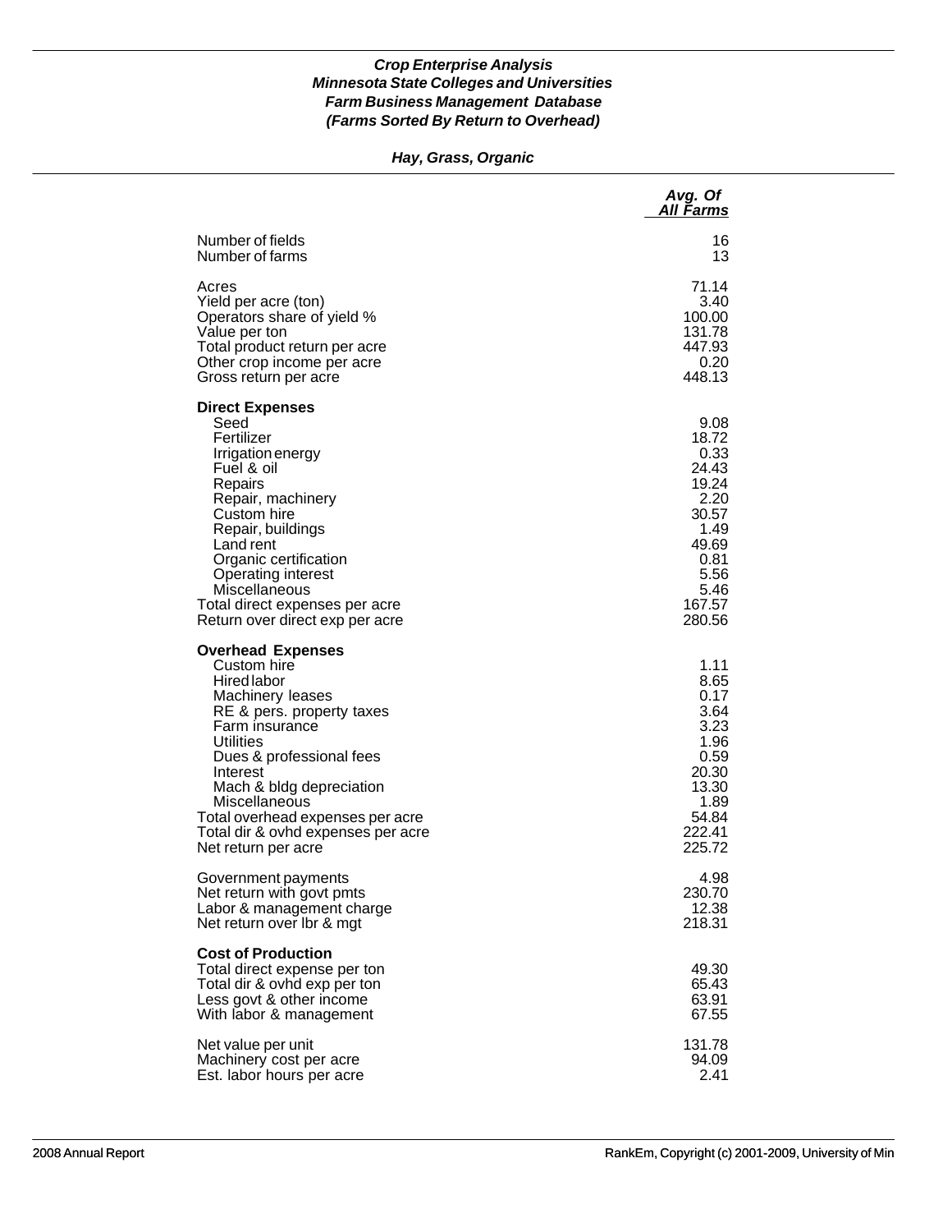***Crop Enterprise Analysis***
***Minnesota State Colleges and Universities***
***Farm Business Management Database***
***(Farms Sorted By Return to Overhead)***

***Hay, Grass, Organic***

| | *Avg. Of All Farms* |
|---|---|
| Number of fields | 16 |
| Number of farms | 13 |
| | |
| Acres | 71.14 |
| Yield per acre (ton) | 3.40 |
| Operators share of yield % | 100.00 |
| Value per ton | 131.78 |
| Total product return per acre | 447.93 |
| Other crop income per acre | 0.20 |
| Gross return per acre | 448.13 |
| | |
| **Direct Expenses** | |
| Seed | 9.08 |
| Fertilizer | 18.72 |
| Irrigation energy | 0.33 |
| Fuel & oil | 24.43 |
| Repairs | 19.24 |
| Repair, machinery | 2.20 |
| Custom hire | 30.57 |
| Repair, buildings | 1.49 |
| Land rent | 49.69 |
| Organic certification | 0.81 |
| Operating interest | 5.56 |
| Miscellaneous | 5.46 |
| Total direct expenses per acre | 167.57 |
| Return over direct exp per acre | 280.56 |
| | |
| **Overhead Expenses** | |
| Custom hire | 1.11 |
| Hired labor | 8.65 |
| Machinery leases | 0.17 |
| RE & pers. property taxes | 3.64 |
| Farm insurance | 3.23 |
| Utilities | 1.96 |
| Dues & professional fees | 0.59 |
| Interest | 20.30 |
| Mach & bldg depreciation | 13.30 |
| Miscellaneous | 1.89 |
| Total overhead expenses per acre | 54.84 |
| Total dir & ovhd expenses per acre | 222.41 |
| Net return per acre | 225.72 |
| | |
| Government payments | 4.98 |
| Net return with govt pmts | 230.70 |
| Labor & management charge | 12.38 |
| Net return over lbr & mgt | 218.31 |
| | |
| **Cost of Production** | |
| Total direct expense per ton | 49.30 |
| Total dir & ovhd exp per ton | 65.43 |
| Less govt & other income | 63.91 |
| With labor & management | 67.55 |
| | |
| Net value per unit | 131.78 |
| Machinery cost per acre | 94.09 |
| Est. labor hours per acre | 2.41 |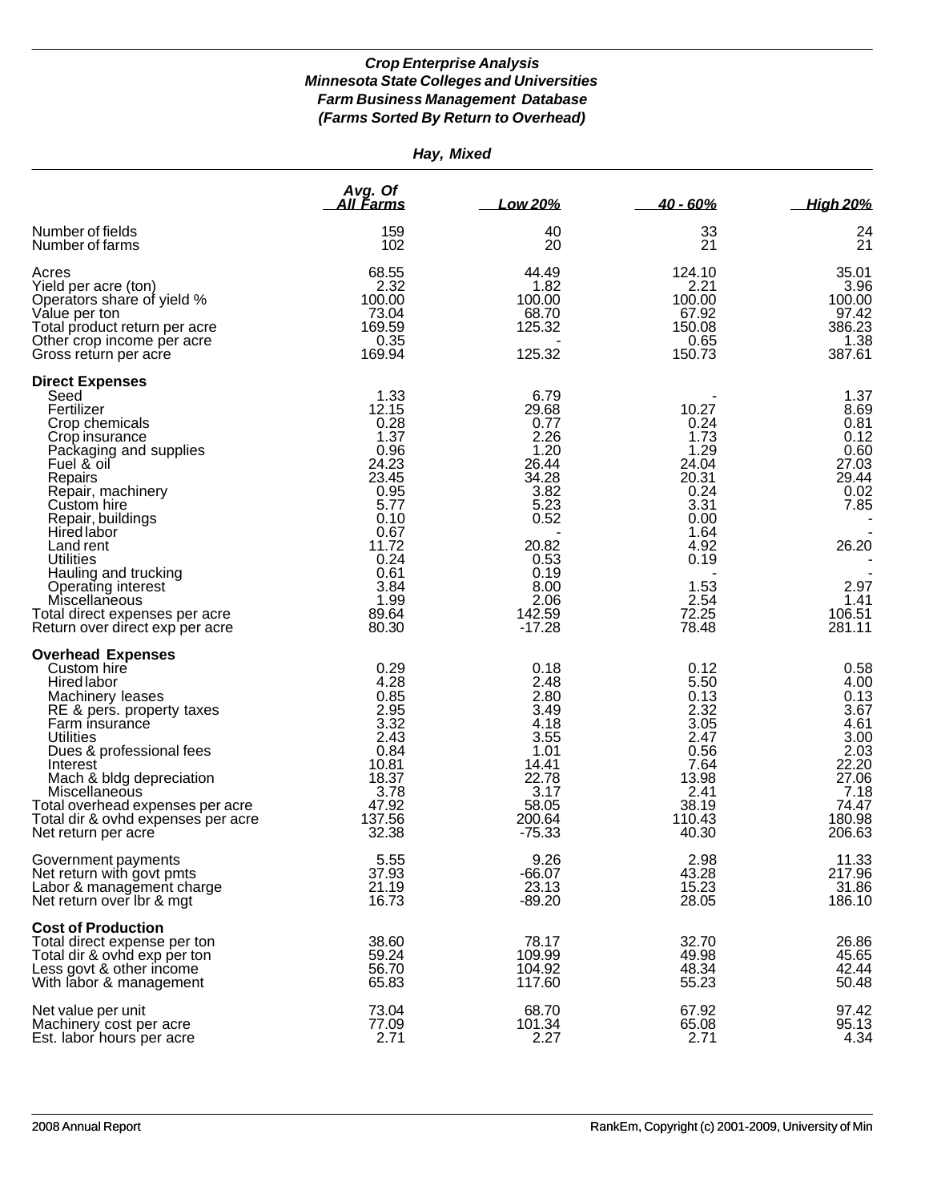***Crop Enterprise Analysis***
***Minnesota State Colleges and Universities***
***Farm Business Management Database***
***(Farms Sorted By Return to Overhead)***

***Hay, Mixed***

| | Avg. Of All Farms | Low 20% | 40 - 60% | High 20% |
|---|---|---|---|---|
| Number of fields | 159 | 40 | 33 | 24 |
| Number of farms | 102 | 20 | 21 | 21 |
| Acres | 68.55 | 44.49 | 124.10 | 35.01 |
| Yield per acre (ton) | 2.32 | 1.82 | 2.21 | 3.96 |
| Operators share of yield % | 100.00 | 100.00 | 100.00 | 100.00 |
| Value per ton | 73.04 | 68.70 | 67.92 | 97.42 |
| Total product return per acre | 169.59 | 125.32 | 150.08 | 386.23 |
| Other crop income per acre | 0.35 | - | 0.65 | 1.38 |
| Gross return per acre | 169.94 | 125.32 | 150.73 | 387.61 |
| **Direct Expenses** | | | | |
| Seed | 1.33 | 6.79 | - | 1.37 |
| Fertilizer | 12.15 | 29.68 | 10.27 | 8.69 |
| Crop chemicals | 0.28 | 0.77 | 0.24 | 0.81 |
| Crop insurance | 1.37 | 2.26 | 1.73 | 0.12 |
| Packaging and supplies | 0.96 | 1.20 | 1.29 | 0.60 |
| Fuel & oil | 24.23 | 26.44 | 24.04 | 27.03 |
| Repairs | 23.45 | 34.28 | 20.31 | 29.44 |
| Repair, machinery | 0.95 | 3.82 | 0.24 | 0.02 |
| Custom hire | 5.77 | 5.23 | 3.31 | 7.85 |
| Repair, buildings | 0.10 | 0.52 | 0.00 | - |
| Hired labor | 0.67 | - | 1.64 | - |
| Land rent | 11.72 | 20.82 | 4.92 | 26.20 |
| Utilities | 0.24 | 0.53 | 0.19 | - |
| Hauling and trucking | 0.61 | 0.19 | - | - |
| Operating interest | 3.84 | 8.00 | 1.53 | 2.97 |
| Miscellaneous | 1.99 | 2.06 | 2.54 | 1.41 |
| Total direct expenses per acre | 89.64 | 142.59 | 72.25 | 106.51 |
| Return over direct exp per acre | 80.30 | -17.28 | 78.48 | 281.11 |
| **Overhead Expenses** | | | | |
| Custom hire | 0.29 | 0.18 | 0.12 | 0.58 |
| Hired labor | 4.28 | 2.48 | 5.50 | 4.00 |
| Machinery leases | 0.85 | 2.80 | 0.13 | 0.13 |
| RE & pers. property taxes | 2.95 | 3.49 | 2.32 | 3.67 |
| Farm insurance | 3.32 | 4.18 | 3.05 | 4.61 |
| Utilities | 2.43 | 3.55 | 2.47 | 3.00 |
| Dues & professional fees | 0.84 | 1.01 | 0.56 | 2.03 |
| Interest | 10.81 | 14.41 | 7.64 | 22.20 |
| Mach & bldg depreciation | 18.37 | 22.78 | 13.98 | 27.06 |
| Miscellaneous | 3.78 | 3.17 | 2.41 | 7.18 |
| Total overhead expenses per acre | 47.92 | 58.05 | 38.19 | 74.47 |
| Total dir & ovhd expenses per acre | 137.56 | 200.64 | 110.43 | 180.98 |
| Net return per acre | 32.38 | -75.33 | 40.30 | 206.63 |
| Government payments | 5.55 | 9.26 | 2.98 | 11.33 |
| Net return with govt pmts | 37.93 | -66.07 | 43.28 | 217.96 |
| Labor & management charge | 21.19 | 23.13 | 15.23 | 31.86 |
| Net return over lbr & mgt | 16.73 | -89.20 | 28.05 | 186.10 |
| **Cost of Production** | | | | |
| Total direct expense per ton | 38.60 | 78.17 | 32.70 | 26.86 |
| Total dir & ovhd exp per ton | 59.24 | 109.99 | 49.98 | 45.65 |
| Less govt & other income | 56.70 | 104.92 | 48.34 | 42.44 |
| With labor & management | 65.83 | 117.60 | 55.23 | 50.48 |
| Net value per unit | 73.04 | 68.70 | 67.92 | 97.42 |
| Machinery cost per acre | 77.09 | 101.34 | 65.08 | 95.13 |
| Est. labor hours per acre | 2.71 | 2.27 | 2.71 | 4.34 |

2008 Annual Report

RankEm, Copyright (c) 2001-2009, University of Min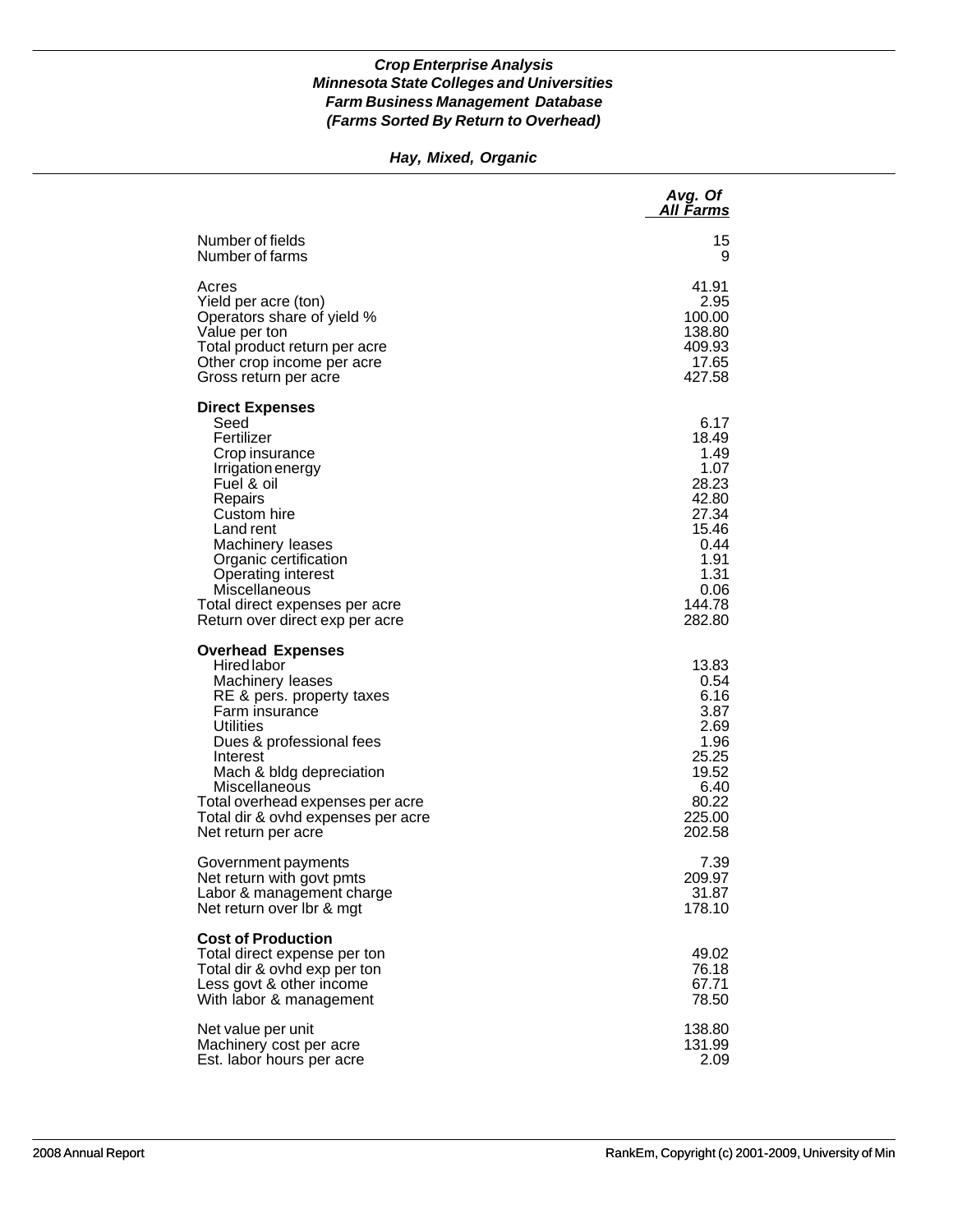***Crop Enterprise Analysis***
***Minnesota State Colleges and Universities***
***Farm Business Management Database***
***(Farms Sorted By Return to Overhead)***

***Hay, Mixed, Organic***

| | *Avg. Of All Farms* |
|---|---|
| Number of fields | 15 |
| Number of farms | 9 |
| | |
| Acres | 41.91 |
| Yield per acre (ton) | 2.95 |
| Operators share of yield % | 100.00 |
| Value per ton | 138.80 |
| Total product return per acre | 409.93 |
| Other crop income per acre | 17.65 |
| Gross return per acre | 427.58 |
| | |
| **Direct Expenses** | |
| Seed | 6.17 |
| Fertilizer | 18.49 |
| Crop insurance | 1.49 |
| Irrigation energy | 1.07 |
| Fuel & oil | 28.23 |
| Repairs | 42.80 |
| Custom hire | 27.34 |
| Land rent | 15.46 |
| Machinery leases | 0.44 |
| Organic certification | 1.91 |
| Operating interest | 1.31 |
| Miscellaneous | 0.06 |
| Total direct expenses per acre | 144.78 |
| Return over direct exp per acre | 282.80 |
| | |
| **Overhead Expenses** | |
| Hired labor | 13.83 |
| Machinery leases | 0.54 |
| RE & pers. property taxes | 6.16 |
| Farm insurance | 3.87 |
| Utilities | 2.69 |
| Dues & professional fees | 1.96 |
| Interest | 25.25 |
| Mach & bldg depreciation | 19.52 |
| Miscellaneous | 6.40 |
| Total overhead expenses per acre | 80.22 |
| Total dir & ovhd expenses per acre | 225.00 |
| Net return per acre | 202.58 |
| | |
| Government payments | 7.39 |
| Net return with govt pmts | 209.97 |
| Labor & management charge | 31.87 |
| Net return over lbr & mgt | 178.10 |
| | |
| **Cost of Production** | |
| Total direct expense per ton | 49.02 |
| Total dir & ovhd exp per ton | 76.18 |
| Less govt & other income | 67.71 |
| With labor & management | 78.50 |
| | |
| Net value per unit | 138.80 |
| Machinery cost per acre | 131.99 |
| Est. labor hours per acre | 2.09 |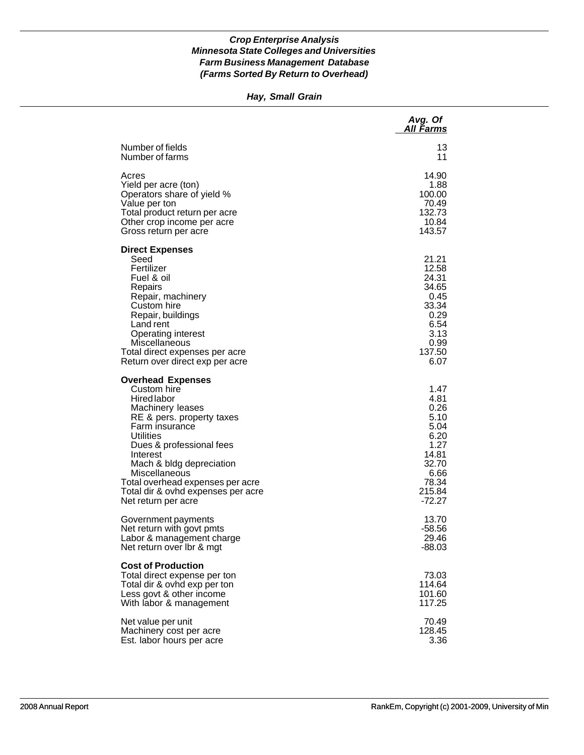*Crop Enterprise Analysis*
*Minnesota State Colleges and Universities*
*Farm Business Management Database*
*(Farms Sorted By Return to Overhead)*

## *Hay, Small Grain*

| | *Avg. Of All Farms* |
|---|---:|
| Number of fields | 13 |
| Number of farms | 11 |
| | |
| Acres | 14.90 |
| Yield per acre (ton) | 1.88 |
| Operators share of yield % | 100.00 |
| Value per ton | 70.49 |
| Total product return per acre | 132.73 |
| Other crop income per acre | 10.84 |
| Gross return per acre | 143.57 |
| | |
| **Direct Expenses** | |
| Seed | 21.21 |
| Fertilizer | 12.58 |
| Fuel & oil | 24.31 |
| Repairs | 34.65 |
| Repair, machinery | 0.45 |
| Custom hire | 33.34 |
| Repair, buildings | 0.29 |
| Land rent | 6.54 |
| Operating interest | 3.13 |
| Miscellaneous | 0.99 |
| Total direct expenses per acre | 137.50 |
| Return over direct exp per acre | 6.07 |
| | |
| **Overhead Expenses** | |
| Custom hire | 1.47 |
| Hired labor | 4.81 |
| Machinery leases | 0.26 |
| RE & pers. property taxes | 5.10 |
| Farm insurance | 5.04 |
| Utilities | 6.20 |
| Dues & professional fees | 1.27 |
| Interest | 14.81 |
| Mach & bldg depreciation | 32.70 |
| Miscellaneous | 6.66 |
| Total overhead expenses per acre | 78.34 |
| Total dir & ovhd expenses per acre | 215.84 |
| Net return per acre | -72.27 |
| | |
| Government payments | 13.70 |
| Net return with govt pmts | -58.56 |
| Labor & management charge | 29.46 |
| Net return over lbr & mgt | -88.03 |
| | |
| **Cost of Production** | |
| Total direct expense per ton | 73.03 |
| Total dir & ovhd exp per ton | 114.64 |
| Less govt & other income | 101.60 |
| With labor & management | 117.25 |
| | |
| Net value per unit | 70.49 |
| Machinery cost per acre | 128.45 |
| Est. labor hours per acre | 3.36 |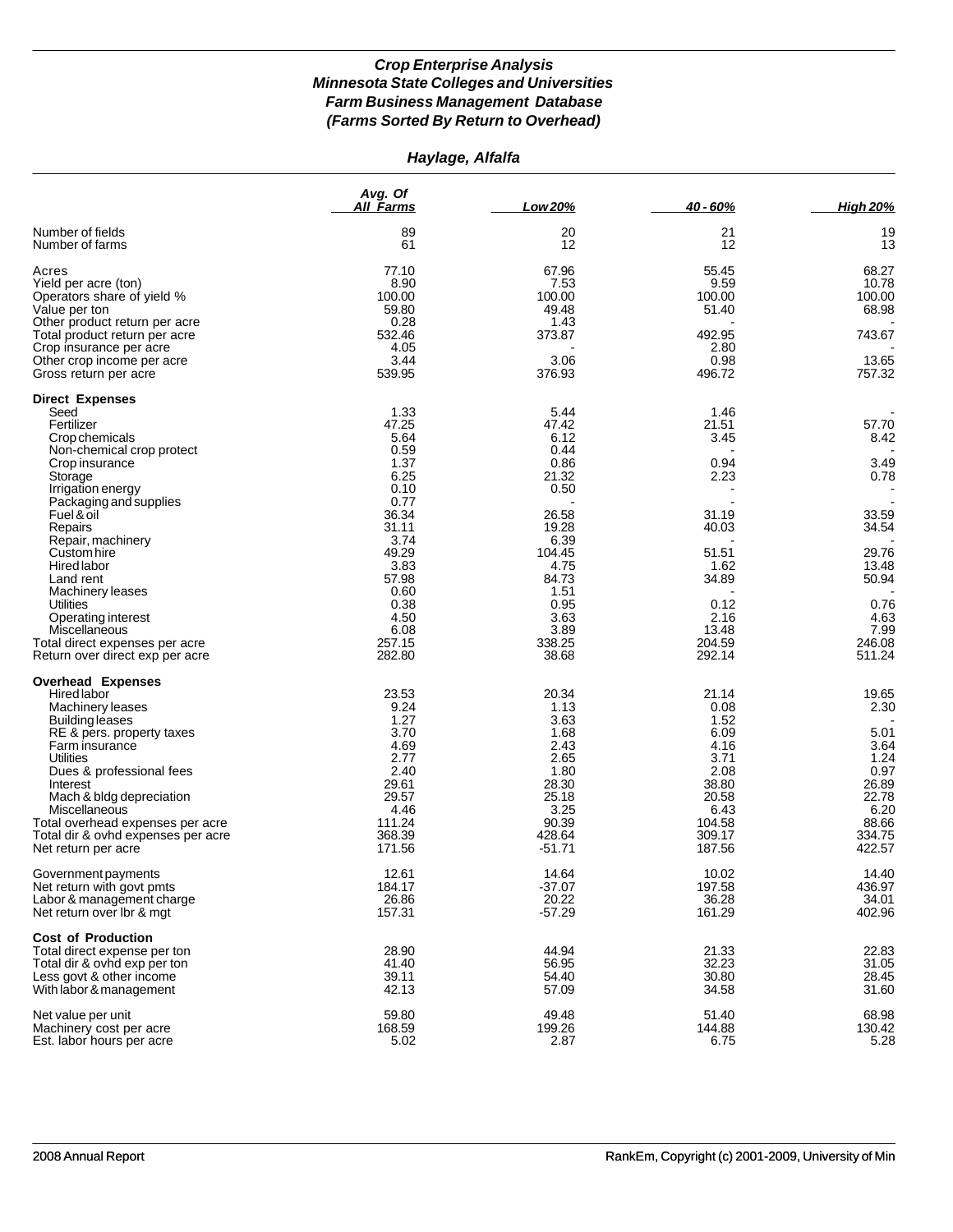***Crop Enterprise Analysis***
***Minnesota State Colleges and Universities***
***Farm Business Management Database***
***(Farms Sorted By Return to Overhead)***

***Haylage, Alfalfa***

| | *Avg. Of All Farms* | *Low 20%* | *40 - 60%* | *High 20%* |
|---|---|---|---|---|
| Number of fields | 89 | 20 | 21 | 19 |
| Number of farms | 61 | 12 | 12 | 13 |
| Acres | 77.10 | 67.96 | 55.45 | 68.27 |
| Yield per acre (ton) | 8.90 | 7.53 | 9.59 | 10.78 |
| Operators share of yield % | 100.00 | 100.00 | 100.00 | 100.00 |
| Value per ton | 59.80 | 49.48 | 51.40 | 68.98 |
| Other product return per acre | 0.28 | 1.43 | - | - |
| Total product return per acre | 532.46 | 373.87 | 492.95 | 743.67 |
| Crop insurance per acre | 4.05 | - | 2.80 | - |
| Other crop income per acre | 3.44 | 3.06 | 0.98 | 13.65 |
| Gross return per acre | 539.95 | 376.93 | 496.72 | 757.32 |
| **Direct Expenses** | | | | |
| Seed | 1.33 | 5.44 | 1.46 | - |
| Fertilizer | 47.25 | 47.42 | 21.51 | 57.70 |
| Crop chemicals | 5.64 | 6.12 | 3.45 | 8.42 |
| Non-chemical crop protect | 0.59 | 0.44 | - | - |
| Crop insurance | 1.37 | 0.86 | 0.94 | 3.49 |
| Storage | 6.25 | 21.32 | 2.23 | 0.78 |
| Irrigation energy | 0.10 | 0.50 | - | - |
| Packaging and supplies | 0.77 | - | - | - |
| Fuel & oil | 36.34 | 26.58 | 31.19 | 33.59 |
| Repairs | 31.11 | 19.28 | 40.03 | 34.54 |
| Repair, machinery | 3.74 | 6.39 | - | - |
| Custom hire | 49.29 | 104.45 | 51.51 | 29.76 |
| Hired labor | 3.83 | 4.75 | 1.62 | 13.48 |
| Land rent | 57.98 | 84.73 | 34.89 | 50.94 |
| Machinery leases | 0.60 | 1.51 | - | - |
| Utilities | 0.38 | 0.95 | 0.12 | 0.76 |
| Operating interest | 4.50 | 3.63 | 2.16 | 4.63 |
| Miscellaneous | 6.08 | 3.89 | 13.48 | 7.99 |
| Total direct expenses per acre | 257.15 | 338.25 | 204.59 | 246.08 |
| Return over direct exp per acre | 282.80 | 38.68 | 292.14 | 511.24 |
| **Overhead Expenses** | | | | |
| Hired labor | 23.53 | 20.34 | 21.14 | 19.65 |
| Machinery leases | 9.24 | 1.13 | 0.08 | 2.30 |
| Building leases | 1.27 | 3.63 | 1.52 | - |
| RE & pers. property taxes | 3.70 | 1.68 | 6.09 | 5.01 |
| Farm insurance | 4.69 | 2.43 | 4.16 | 3.64 |
| Utilities | 2.77 | 2.65 | 3.71 | 1.24 |
| Dues & professional fees | 2.40 | 1.80 | 2.08 | 0.97 |
| Interest | 29.61 | 28.30 | 38.80 | 26.89 |
| Mach & bldg depreciation | 29.57 | 25.18 | 20.58 | 22.78 |
| Miscellaneous | 4.46 | 3.25 | 6.43 | 6.20 |
| Total overhead expenses per acre | 111.24 | 90.39 | 104.58 | 88.66 |
| Total dir & ovhd expenses per acre | 368.39 | 428.64 | 309.17 | 334.75 |
| Net return per acre | 171.56 | -51.71 | 187.56 | 422.57 |
| Government payments | 12.61 | 14.64 | 10.02 | 14.40 |
| Net return with govt pmts | 184.17 | -37.07 | 197.58 | 436.97 |
| Labor & management charge | 26.86 | 20.22 | 36.28 | 34.01 |
| Net return over lbr & mgt | 157.31 | -57.29 | 161.29 | 402.96 |
| **Cost of Production** | | | | |
| Total direct expense per ton | 28.90 | 44.94 | 21.33 | 22.83 |
| Total dir & ovhd exp per ton | 41.40 | 56.95 | 32.23 | 31.05 |
| Less govt & other income | 39.11 | 54.40 | 30.80 | 28.45 |
| With labor & management | 42.13 | 57.09 | 34.58 | 31.60 |
| Net value per unit | 59.80 | 49.48 | 51.40 | 68.98 |
| Machinery cost per acre | 168.59 | 199.26 | 144.88 | 130.42 |
| Est. labor hours per acre | 5.02 | 2.87 | 6.75 | 5.28 |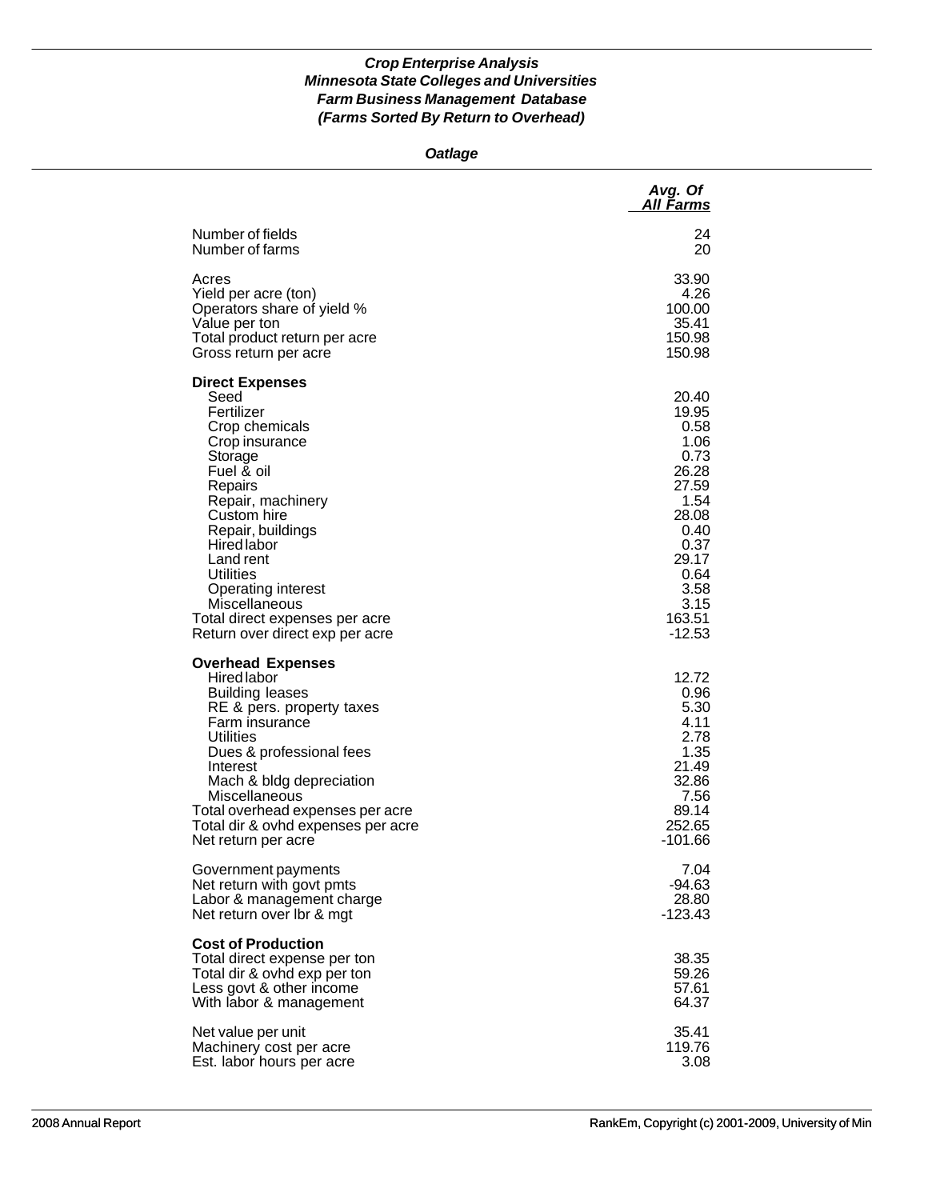***Crop Enterprise Analysis***
***Minnesota State Colleges and Universities***
***Farm Business Management Database***
***(Farms Sorted By Return to Overhead)***

***Oatlage***

| | *Avg. Of All Farms* |
|---|---|
| Number of fields | 24 |
| Number of farms | 20 |
| | |
| Acres | 33.90 |
| Yield per acre (ton) | 4.26 |
| Operators share of yield % | 100.00 |
| Value per ton | 35.41 |
| Total product return per acre | 150.98 |
| Gross return per acre | 150.98 |
| | |
| **Direct Expenses** | |
| Seed | 20.40 |
| Fertilizer | 19.95 |
| Crop chemicals | 0.58 |
| Crop insurance | 1.06 |
| Storage | 0.73 |
| Fuel & oil | 26.28 |
| Repairs | 27.59 |
| Repair, machinery | 1.54 |
| Custom hire | 28.08 |
| Repair, buildings | 0.40 |
| Hired labor | 0.37 |
| Land rent | 29.17 |
| Utilities | 0.64 |
| Operating interest | 3.58 |
| Miscellaneous | 3.15 |
| Total direct expenses per acre | 163.51 |
| Return over direct exp per acre | -12.53 |
| | |
| **Overhead Expenses** | |
| Hired labor | 12.72 |
| Building leases | 0.96 |
| RE & pers. property taxes | 5.30 |
| Farm insurance | 4.11 |
| Utilities | 2.78 |
| Dues & professional fees | 1.35 |
| Interest | 21.49 |
| Mach & bldg depreciation | 32.86 |
| Miscellaneous | 7.56 |
| Total overhead expenses per acre | 89.14 |
| Total dir & ovhd expenses per acre | 252.65 |
| Net return per acre | -101.66 |
| | |
| Government payments | 7.04 |
| Net return with govt pmts | -94.63 |
| Labor & management charge | 28.80 |
| Net return over lbr & mgt | -123.43 |
| | |
| **Cost of Production** | |
| Total direct expense per ton | 38.35 |
| Total dir & ovhd exp per ton | 59.26 |
| Less govt & other income | 57.61 |
| With labor & management | 64.37 |
| | |
| Net value per unit | 35.41 |
| Machinery cost per acre | 119.76 |
| Est. labor hours per acre | 3.08 |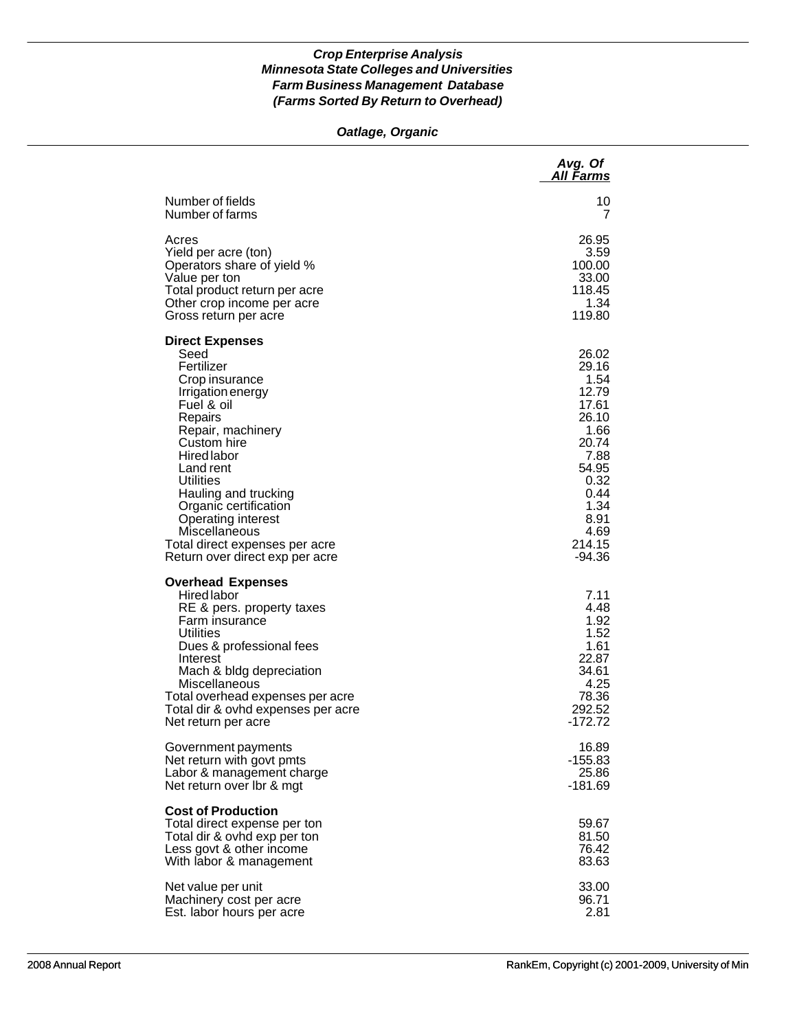***Crop Enterprise Analysis***
***Minnesota State Colleges and Universities***
***Farm Business Management Database***
***(Farms Sorted By Return to Overhead)***

***Oatlage, Organic***

| | *Avg. Of All Farms* |
|---|---:|
| Number of fields | 10 |
| Number of farms | 7 |
| Acres | 26.95 |
| Yield per acre (ton) | 3.59 |
| Operators share of yield % | 100.00 |
| Value per ton | 33.00 |
| Total product return per acre | 118.45 |
| Other crop income per acre | 1.34 |
| Gross return per acre | 119.80 |
| **Direct Expenses** | |
| Seed | 26.02 |
| Fertilizer | 29.16 |
| Crop insurance | 1.54 |
| Irrigation energy | 12.79 |
| Fuel & oil | 17.61 |
| Repairs | 26.10 |
| Repair, machinery | 1.66 |
| Custom hire | 20.74 |
| Hired labor | 7.88 |
| Land rent | 54.95 |
| Utilities | 0.32 |
| Hauling and trucking | 0.44 |
| Organic certification | 1.34 |
| Operating interest | 8.91 |
| Miscellaneous | 4.69 |
| Total direct expenses per acre | 214.15 |
| Return over direct exp per acre | -94.36 |
| **Overhead Expenses** | |
| Hired labor | 7.11 |
| RE & pers. property taxes | 4.48 |
| Farm insurance | 1.92 |
| Utilities | 1.52 |
| Dues & professional fees | 1.61 |
| Interest | 22.87 |
| Mach & bldg depreciation | 34.61 |
| Miscellaneous | 4.25 |
| Total overhead expenses per acre | 78.36 |
| Total dir & ovhd expenses per acre | 292.52 |
| Net return per acre | -172.72 |
| Government payments | 16.89 |
| Net return with govt pmts | -155.83 |
| Labor & management charge | 25.86 |
| Net return over lbr & mgt | -181.69 |
| **Cost of Production** | |
| Total direct expense per ton | 59.67 |
| Total dir & ovhd exp per ton | 81.50 |
| Less govt & other income | 76.42 |
| With labor & management | 83.63 |
| Net value per unit | 33.00 |
| Machinery cost per acre | 96.71 |
| Est. labor hours per acre | 2.81 |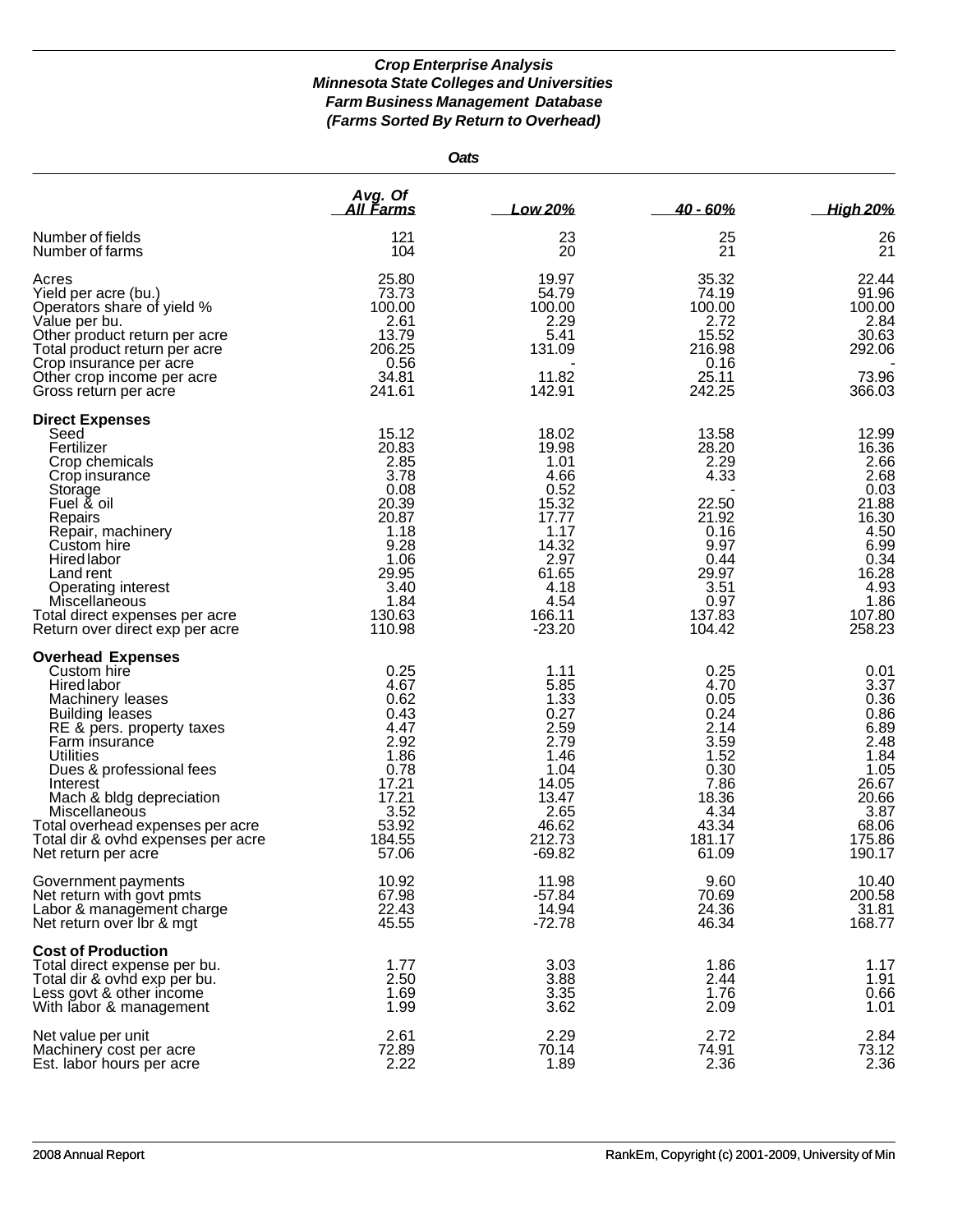***Crop Enterprise Analysis***
***Minnesota State Colleges and Universities***
***Farm Business Management Database***
***(Farms Sorted By Return to Overhead)***

***Oats***

| | *Avg. Of All Farms* | *Low 20%* | *40 - 60%* | *High 20%* |
|---|---|---|---|---|
| Number of fields | 121 | 23 | 25 | 26 |
| Number of farms | 104 | 20 | 21 | 21 |
| Acres | 25.80 | 19.97 | 35.32 | 22.44 |
| Yield per acre (bu.) | 73.73 | 54.79 | 74.19 | 91.96 |
| Operators share of yield % | 100.00 | 100.00 | 100.00 | 100.00 |
| Value per bu. | 2.61 | 2.29 | 2.72 | 2.84 |
| Other product return per acre | 13.79 | 5.41 | 15.52 | 30.63 |
| Total product return per acre | 206.25 | 131.09 | 216.98 | 292.06 |
| Crop insurance per acre | 0.56 | - | 0.16 | - |
| Other crop income per acre | 34.81 | 11.82 | 25.11 | 73.96 |
| Gross return per acre | 241.61 | 142.91 | 242.25 | 366.03 |
| **Direct Expenses** | | | | |
| Seed | 15.12 | 18.02 | 13.58 | 12.99 |
| Fertilizer | 20.83 | 19.98 | 28.20 | 16.36 |
| Crop chemicals | 2.85 | 1.01 | 2.29 | 2.66 |
| Crop insurance | 3.78 | 4.66 | 4.33 | 2.68 |
| Storage | 0.08 | 0.52 | - | 0.03 |
| Fuel & oil | 20.39 | 15.32 | 22.50 | 21.88 |
| Repairs | 20.87 | 17.77 | 21.92 | 16.30 |
| Repair, machinery | 1.18 | 1.17 | 0.16 | 4.50 |
| Custom hire | 9.28 | 14.32 | 9.97 | 6.99 |
| Hired labor | 1.06 | 2.97 | 0.44 | 0.34 |
| Land rent | 29.95 | 61.65 | 29.97 | 16.28 |
| Operating interest | 3.40 | 4.18 | 3.51 | 4.93 |
| Miscellaneous | 1.84 | 4.54 | 0.97 | 1.86 |
| Total direct expenses per acre | 130.63 | 166.11 | 137.83 | 107.80 |
| Return over direct exp per acre | 110.98 | -23.20 | 104.42 | 258.23 |
| **Overhead Expenses** | | | | |
| Custom hire | 0.25 | 1.11 | 0.25 | 0.01 |
| Hired labor | 4.67 | 5.85 | 4.70 | 3.37 |
| Machinery leases | 0.62 | 1.33 | 0.05 | 0.36 |
| Building leases | 0.43 | 0.27 | 0.24 | 0.86 |
| RE & pers. property taxes | 4.47 | 2.59 | 2.14 | 6.89 |
| Farm insurance | 2.92 | 2.79 | 3.59 | 2.48 |
| Utilities | 1.86 | 1.46 | 1.52 | 1.84 |
| Dues & professional fees | 0.78 | 1.04 | 0.30 | 1.05 |
| Interest | 17.21 | 14.05 | 7.86 | 26.67 |
| Mach & bldg depreciation | 17.21 | 13.47 | 18.36 | 20.66 |
| Miscellaneous | 3.52 | 2.65 | 4.34 | 3.87 |
| Total overhead expenses per acre | 53.92 | 46.62 | 43.34 | 68.06 |
| Total dir & ovhd expenses per acre | 184.55 | 212.73 | 181.17 | 175.86 |
| Net return per acre | 57.06 | -69.82 | 61.09 | 190.17 |
| Government payments | 10.92 | 11.98 | 9.60 | 10.40 |
| Net return with govt pmts | 67.98 | -57.84 | 70.69 | 200.58 |
| Labor & management charge | 22.43 | 14.94 | 24.36 | 31.81 |
| Net return over lbr & mgt | 45.55 | -72.78 | 46.34 | 168.77 |
| **Cost of Production** | | | | |
| Total direct expense per bu. | 1.77 | 3.03 | 1.86 | 1.17 |
| Total dir & ovhd exp per bu. | 2.50 | 3.88 | 2.44 | 1.91 |
| Less govt & other income | 1.69 | 3.35 | 1.76 | 0.66 |
| With labor & management | 1.99 | 3.62 | 2.09 | 1.01 |
| Net value per unit | 2.61 | 2.29 | 2.72 | 2.84 |
| Machinery cost per acre | 72.89 | 70.14 | 74.91 | 73.12 |
| Est. labor hours per acre | 2.22 | 1.89 | 2.36 | 2.36 |

2008 Annual Report

RankEm, Copyright (c) 2001-2009, University of Min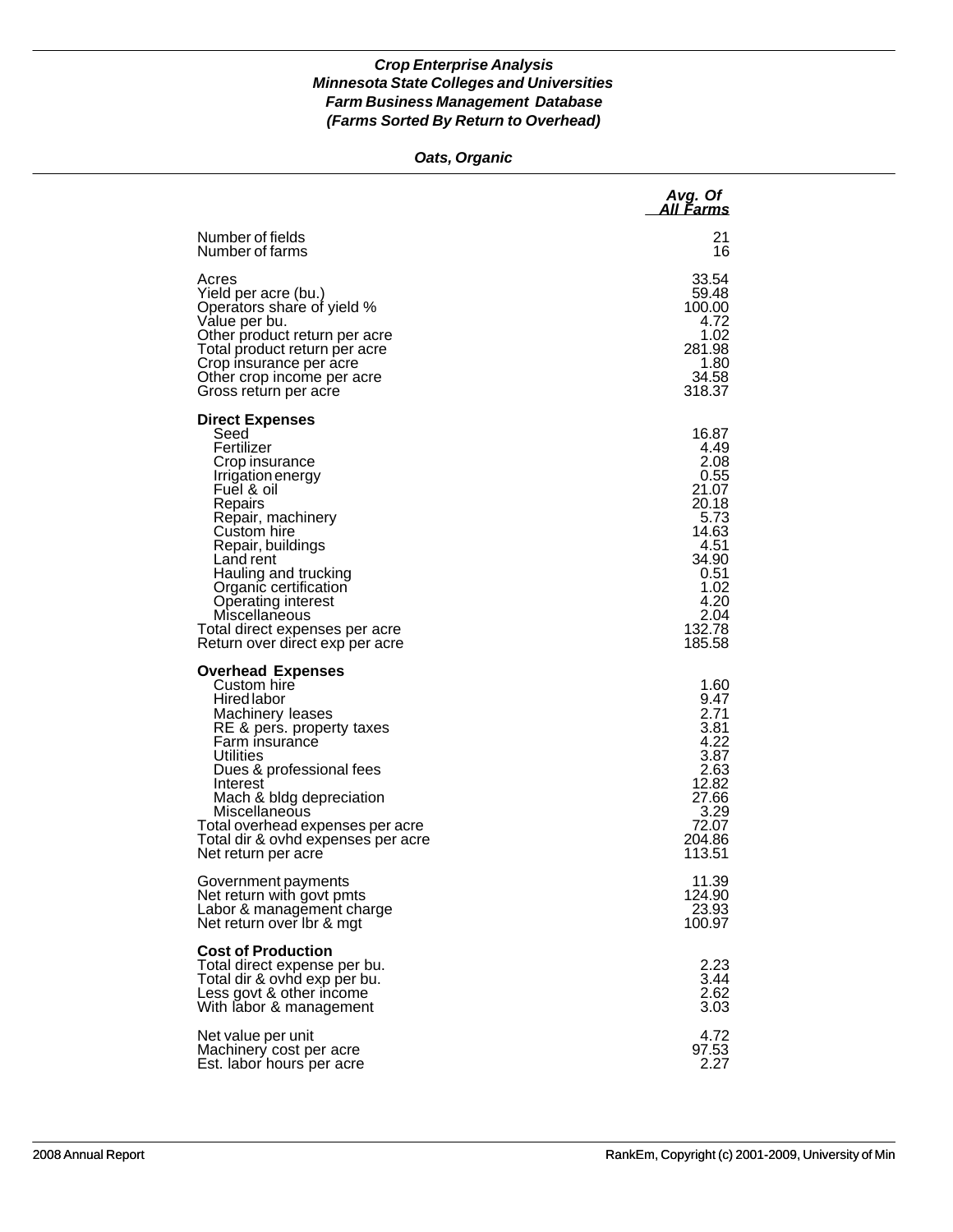*Crop Enterprise Analysis*
*Minnesota State Colleges and Universities*
*Farm Business Management Database*
*(Farms Sorted By Return to Overhead)*

*Oats, Organic*

| | Avg. Of All Farms |
|---|---|
| Number of fields | 21 |
| Number of farms | 16 |
| Acres | 33.54 |
| Yield per acre (bu.) | 59.48 |
| Operators share of yield % | 100.00 |
| Value per bu. | 4.72 |
| Other product return per acre | 1.02 |
| Total product return per acre | 281.98 |
| Crop insurance per acre | 1.80 |
| Other crop income per acre | 34.58 |
| Gross return per acre | 318.37 |
| **Direct Expenses** | |
| Seed | 16.87 |
| Fertilizer | 4.49 |
| Crop insurance | 2.08 |
| Irrigation energy | 0.55 |
| Fuel & oil | 21.07 |
| Repairs | 20.18 |
| Repair, machinery | 5.73 |
| Custom hire | 14.63 |
| Repair, buildings | 4.51 |
| Land rent | 34.90 |
| Hauling and trucking | 0.51 |
| Organic certification | 1.02 |
| Operating interest | 4.20 |
| Miscellaneous | 2.04 |
| Total direct expenses per acre | 132.78 |
| Return over direct exp per acre | 185.58 |
| **Overhead Expenses** | |
| Custom hire | 1.60 |
| Hired labor | 9.47 |
| Machinery leases | 2.71 |
| RE & pers. property taxes | 3.81 |
| Farm insurance | 4.22 |
| Utilities | 3.87 |
| Dues & professional fees | 2.63 |
| Interest | 12.82 |
| Mach & bldg depreciation | 27.66 |
| Miscellaneous | 3.29 |
| Total overhead expenses per acre | 72.07 |
| Total dir & ovhd expenses per acre | 204.86 |
| Net return per acre | 113.51 |
| Government payments | 11.39 |
| Net return with govt pmts | 124.90 |
| Labor & management charge | 23.93 |
| Net return over lbr & mgt | 100.97 |
| **Cost of Production** | |
| Total direct expense per bu. | 2.23 |
| Total dir & ovhd exp per bu. | 3.44 |
| Less govt & other income | 2.62 |
| With labor & management | 3.03 |
| Net value per unit | 4.72 |
| Machinery cost per acre | 97.53 |
| Est. labor hours per acre | 2.27 |

2008 Annual Report

RankEm, Copyright (c) 2001-2009, University of Min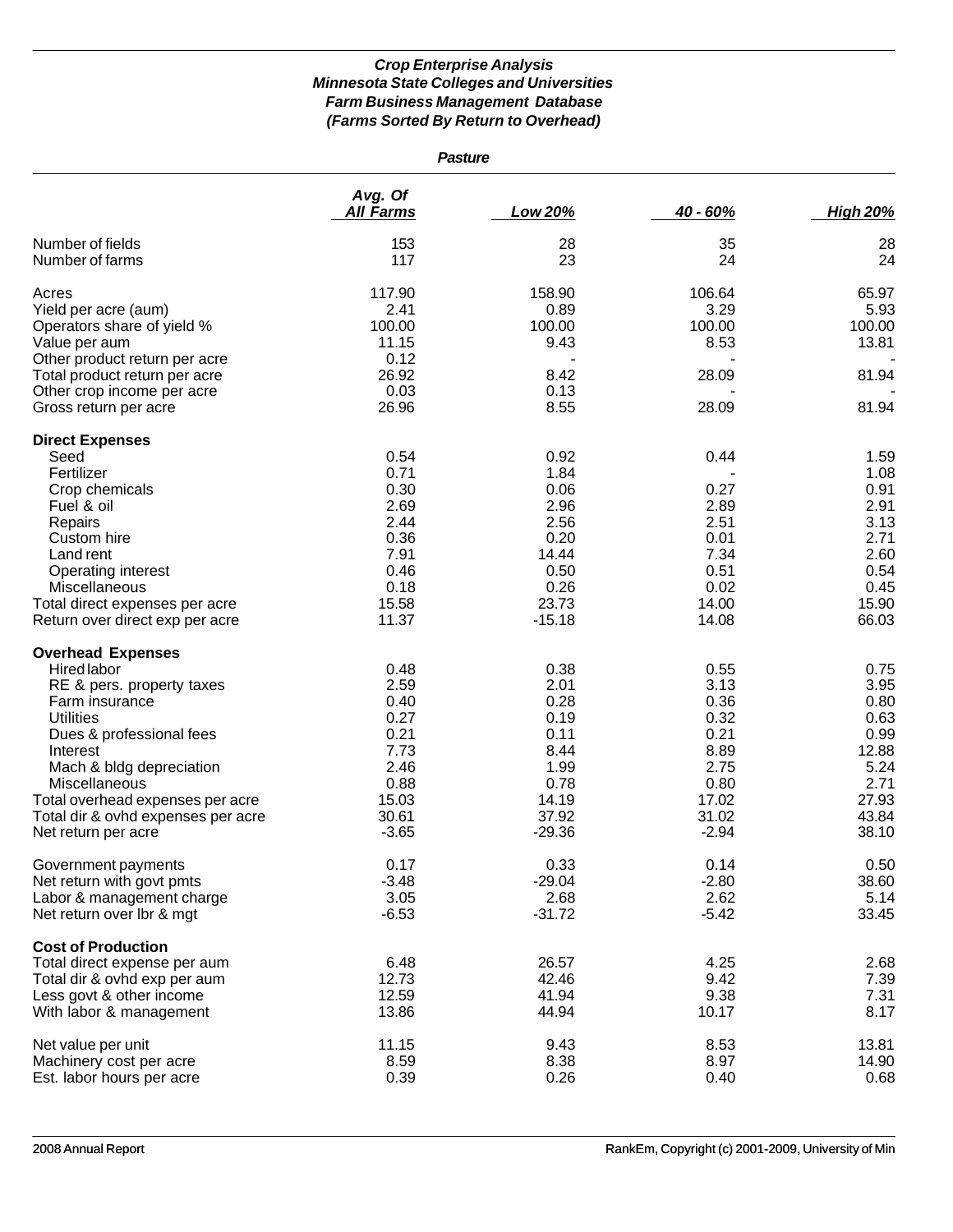### *Crop Enterprise Analysis*
### *Minnesota State Colleges and Universities*
### *Farm Business Management Database*
### *(Farms Sorted By Return to Overhead)*

#### *Pasture*

| | *Avg. Of All Farms* | *Low 20%* | *40 - 60%* | *High 20%* |
|---|---|---|---|---|
| Number of fields | 153 | 28 | 35 | 28 |
| Number of farms | 117 | 23 | 24 | 24 |
| Acres | 117.90 | 158.90 | 106.64 | 65.97 |
| Yield per acre (aum) | 2.41 | 0.89 | 3.29 | 5.93 |
| Operators share of yield % | 100.00 | 100.00 | 100.00 | 100.00 |
| Value per aum | 11.15 | 9.43 | 8.53 | 13.81 |
| Other product return per acre | 0.12 | - | - | - |
| Total product return per acre | 26.92 | 8.42 | 28.09 | 81.94 |
| Other crop income per acre | 0.03 | 0.13 | - | - |
| Gross return per acre | 26.96 | 8.55 | 28.09 | 81.94 |
| **Direct Expenses** | | | | |
| Seed | 0.54 | 0.92 | 0.44 | 1.59 |
| Fertilizer | 0.71 | 1.84 | - | 1.08 |
| Crop chemicals | 0.30 | 0.06 | 0.27 | 0.91 |
| Fuel & oil | 2.69 | 2.96 | 2.89 | 2.91 |
| Repairs | 2.44 | 2.56 | 2.51 | 3.13 |
| Custom hire | 0.36 | 0.20 | 0.01 | 2.71 |
| Land rent | 7.91 | 14.44 | 7.34 | 2.60 |
| Operating interest | 0.46 | 0.50 | 0.51 | 0.54 |
| Miscellaneous | 0.18 | 0.26 | 0.02 | 0.45 |
| Total direct expenses per acre | 15.58 | 23.73 | 14.00 | 15.90 |
| Return over direct exp per acre | 11.37 | -15.18 | 14.08 | 66.03 |
| **Overhead Expenses** | | | | |
| Hired labor | 0.48 | 0.38 | 0.55 | 0.75 |
| RE & pers. property taxes | 2.59 | 2.01 | 3.13 | 3.95 |
| Farm insurance | 0.40 | 0.28 | 0.36 | 0.80 |
| Utilities | 0.27 | 0.19 | 0.32 | 0.63 |
| Dues & professional fees | 0.21 | 0.11 | 0.21 | 0.99 |
| Interest | 7.73 | 8.44 | 8.89 | 12.88 |
| Mach & bldg depreciation | 2.46 | 1.99 | 2.75 | 5.24 |
| Miscellaneous | 0.88 | 0.78 | 0.80 | 2.71 |
| Total overhead expenses per acre | 15.03 | 14.19 | 17.02 | 27.93 |
| Total dir & ovhd expenses per acre | 30.61 | 37.92 | 31.02 | 43.84 |
| Net return per acre | -3.65 | -29.36 | -2.94 | 38.10 |
| Government payments | 0.17 | 0.33 | 0.14 | 0.50 |
| Net return with govt pmts | -3.48 | -29.04 | -2.80 | 38.60 |
| Labor & management charge | 3.05 | 2.68 | 2.62 | 5.14 |
| Net return over lbr & mgt | -6.53 | -31.72 | -5.42 | 33.45 |
| **Cost of Production** | | | | |
| Total direct expense per aum | 6.48 | 26.57 | 4.25 | 2.68 |
| Total dir & ovhd exp per aum | 12.73 | 42.46 | 9.42 | 7.39 |
| Less govt & other income | 12.59 | 41.94 | 9.38 | 7.31 |
| With labor & management | 13.86 | 44.94 | 10.17 | 8.17 |
| Net value per unit | 11.15 | 9.43 | 8.53 | 13.81 |
| Machinery cost per acre | 8.59 | 8.38 | 8.97 | 14.90 |
| Est. labor hours per acre | 0.39 | 0.26 | 0.40 | 0.68 |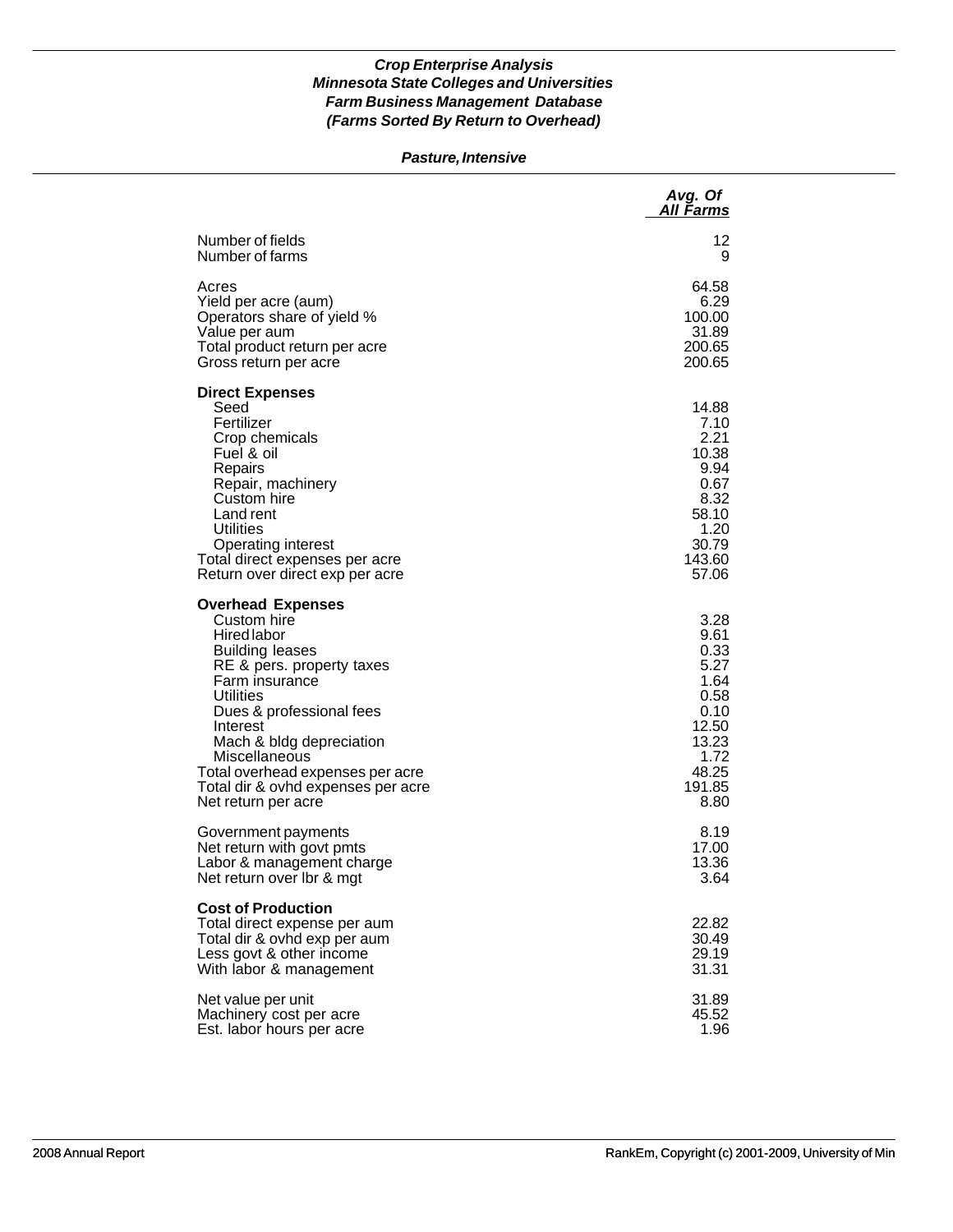***Crop Enterprise Analysis***
***Minnesota State Colleges and Universities***
***Farm Business Management Database***
***(Farms Sorted By Return to Overhead)***

***Pasture, Intensive***

| | *Avg. Of All Farms* |
|---|---:|
| Number of fields | 12 |
| Number of farms | 9 |
| | |
| Acres | 64.58 |
| Yield per acre (aum) | 6.29 |
| Operators share of yield % | 100.00 |
| Value per aum | 31.89 |
| Total product return per acre | 200.65 |
| Gross return per acre | 200.65 |
| | |
| **Direct Expenses** | |
| Seed | 14.88 |
| Fertilizer | 7.10 |
| Crop chemicals | 2.21 |
| Fuel & oil | 10.38 |
| Repairs | 9.94 |
| Repair, machinery | 0.67 |
| Custom hire | 8.32 |
| Land rent | 58.10 |
| Utilities | 1.20 |
| Operating interest | 30.79 |
| Total direct expenses per acre | 143.60 |
| Return over direct exp per acre | 57.06 |
| | |
| **Overhead Expenses** | |
| Custom hire | 3.28 |
| Hired labor | 9.61 |
| Building leases | 0.33 |
| RE & pers. property taxes | 5.27 |
| Farm insurance | 1.64 |
| Utilities | 0.58 |
| Dues & professional fees | 0.10 |
| Interest | 12.50 |
| Mach & bldg depreciation | 13.23 |
| Miscellaneous | 1.72 |
| Total overhead expenses per acre | 48.25 |
| Total dir & ovhd expenses per acre | 191.85 |
| Net return per acre | 8.80 |
| | |
| Government payments | 8.19 |
| Net return with govt pmts | 17.00 |
| Labor & management charge | 13.36 |
| Net return over lbr & mgt | 3.64 |
| | |
| **Cost of Production** | |
| Total direct expense per aum | 22.82 |
| Total dir & ovhd exp per aum | 30.49 |
| Less govt & other income | 29.19 |
| With labor & management | 31.31 |
| | |
| Net value per unit | 31.89 |
| Machinery cost per acre | 45.52 |
| Est. labor hours per acre | 1.96 |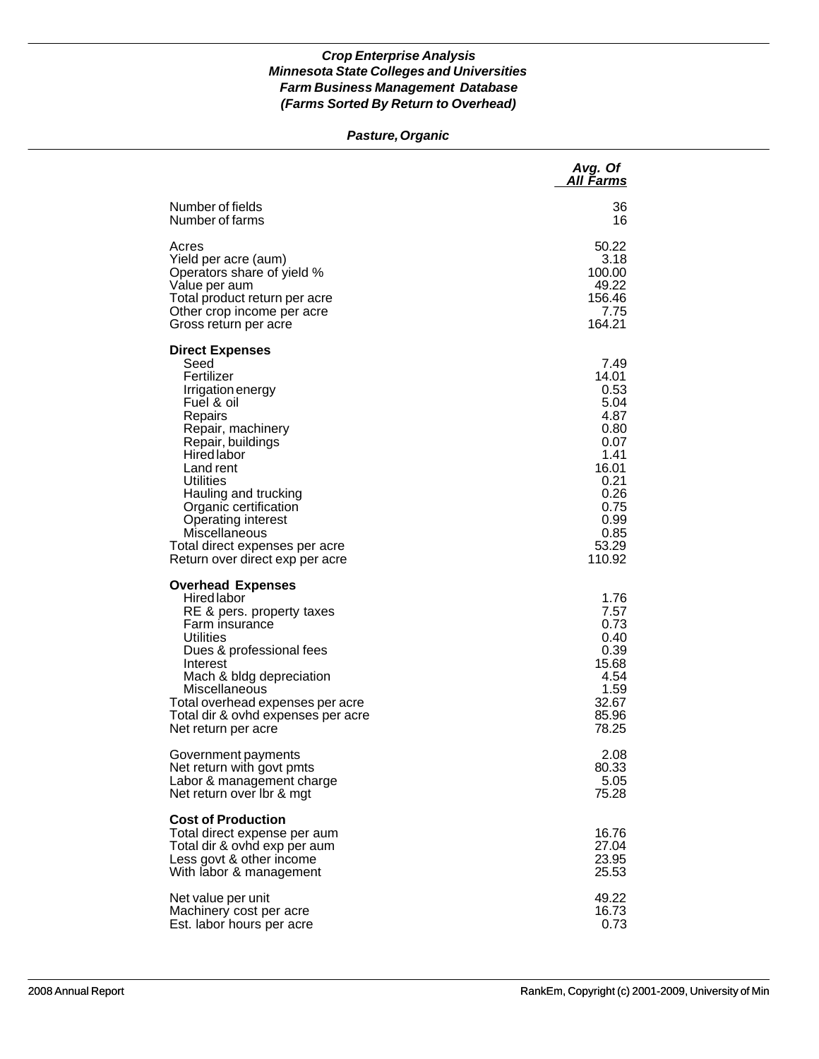***Crop Enterprise Analysis***
***Minnesota State Colleges and Universities***
***Farm Business Management Database***
***(Farms Sorted By Return to Overhead)***

***Pasture, Organic***

| | *Avg. Of All Farms* |
|---|---|
| Number of fields | 36 |
| Number of farms | 16 |
| | |
| Acres | 50.22 |
| Yield per acre (aum) | 3.18 |
| Operators share of yield % | 100.00 |
| Value per aum | 49.22 |
| Total product return per acre | 156.46 |
| Other crop income per acre | 7.75 |
| Gross return per acre | 164.21 |
| | |
| **Direct Expenses** | |
| Seed | 7.49 |
| Fertilizer | 14.01 |
| Irrigation energy | 0.53 |
| Fuel & oil | 5.04 |
| Repairs | 4.87 |
| Repair, machinery | 0.80 |
| Repair, buildings | 0.07 |
| Hired labor | 1.41 |
| Land rent | 16.01 |
| Utilities | 0.21 |
| Hauling and trucking | 0.26 |
| Organic certification | 0.75 |
| Operating interest | 0.99 |
| Miscellaneous | 0.85 |
| Total direct expenses per acre | 53.29 |
| Return over direct exp per acre | 110.92 |
| | |
| **Overhead Expenses** | |
| Hired labor | 1.76 |
| RE & pers. property taxes | 7.57 |
| Farm insurance | 0.73 |
| Utilities | 0.40 |
| Dues & professional fees | 0.39 |
| Interest | 15.68 |
| Mach & bldg depreciation | 4.54 |
| Miscellaneous | 1.59 |
| Total overhead expenses per acre | 32.67 |
| Total dir & ovhd expenses per acre | 85.96 |
| Net return per acre | 78.25 |
| | |
| Government payments | 2.08 |
| Net return with govt pmts | 80.33 |
| Labor & management charge | 5.05 |
| Net return over lbr & mgt | 75.28 |
| | |
| **Cost of Production** | |
| Total direct expense per aum | 16.76 |
| Total dir & ovhd exp per aum | 27.04 |
| Less govt & other income | 23.95 |
| With labor & management | 25.53 |
| | |
| Net value per unit | 49.22 |
| Machinery cost per acre | 16.73 |
| Est. labor hours per acre | 0.73 |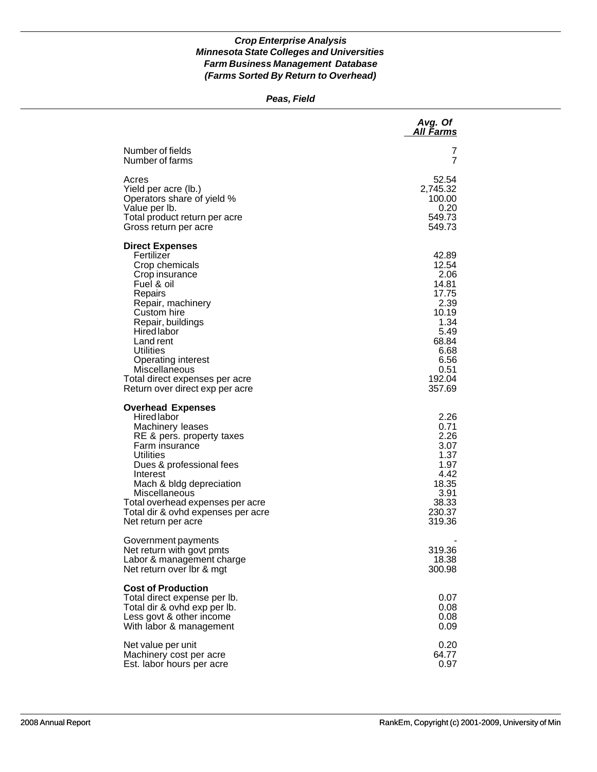***Crop Enterprise Analysis***
***Minnesota State Colleges and Universities***
***Farm Business Management Database***
***(Farms Sorted By Return to Overhead)***

***Peas, Field***

| | *Avg. Of All Farms* |
|---|---|
| Number of fields | 7 |
| Number of farms | 7 |
| | |
| Acres | 52.54 |
| Yield per acre (lb.) | 2,745.32 |
| Operators share of yield % | 100.00 |
| Value per lb. | 0.20 |
| Total product return per acre | 549.73 |
| Gross return per acre | 549.73 |
| | |
| **Direct Expenses** | |
| Fertilizer | 42.89 |
| Crop chemicals | 12.54 |
| Crop insurance | 2.06 |
| Fuel & oil | 14.81 |
| Repairs | 17.75 |
| Repair, machinery | 2.39 |
| Custom hire | 10.19 |
| Repair, buildings | 1.34 |
| Hired labor | 5.49 |
| Land rent | 68.84 |
| Utilities | 6.68 |
| Operating interest | 6.56 |
| Miscellaneous | 0.51 |
| Total direct expenses per acre | 192.04 |
| Return over direct exp per acre | 357.69 |
| | |
| **Overhead Expenses** | |
| Hired labor | 2.26 |
| Machinery leases | 0.71 |
| RE & pers. property taxes | 2.26 |
| Farm insurance | 3.07 |
| Utilities | 1.37 |
| Dues & professional fees | 1.97 |
| Interest | 4.42 |
| Mach & bldg depreciation | 18.35 |
| Miscellaneous | 3.91 |
| Total overhead expenses per acre | 38.33 |
| Total dir & ovhd expenses per acre | 230.37 |
| Net return per acre | 319.36 |
| | |
| Government payments | - |
| Net return with govt pmts | 319.36 |
| Labor & management charge | 18.38 |
| Net return over lbr & mgt | 300.98 |
| | |
| **Cost of Production** | |
| Total direct expense per lb. | 0.07 |
| Total dir & ovhd exp per lb. | 0.08 |
| Less govt & other income | 0.08 |
| With labor & management | 0.09 |
| | |
| Net value per unit | 0.20 |
| Machinery cost per acre | 64.77 |
| Est. labor hours per acre | 0.97 |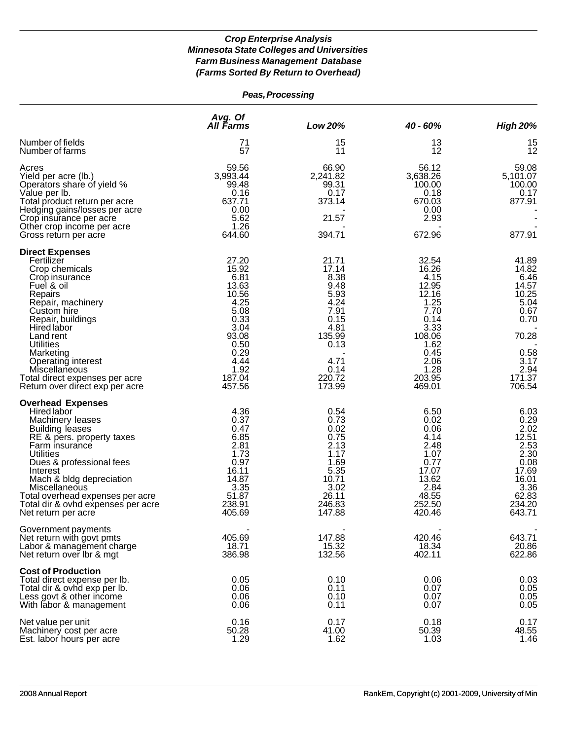### *Crop Enterprise Analysis*
### *Minnesota State Colleges and Universities*
### *Farm Business Management Database*
### *(Farms Sorted By Return to Overhead)*

#### *Peas, Processing*

| | Avg. Of All Farms | Low 20% | 40 - 60% | High 20% |
|---|---|---|---|---|
| Number of fields | 71 | 15 | 13 | 15 |
| Number of farms | 57 | 11 | 12 | 12 |
| Acres | 59.56 | 66.90 | 56.12 | 59.08 |
| Yield per acre (lb.) | 3,993.44 | 2,241.82 | 3,638.26 | 5,101.07 |
| Operators share of yield % | 99.48 | 99.31 | 100.00 | 100.00 |
| Value per lb. | 0.16 | 0.17 | 0.18 | 0.17 |
| Total product return per acre | 637.71 | 373.14 | 670.03 | 877.91 |
| Hedging gains/losses per acre | 0.00 | - | 0.00 | - |
| Crop insurance per acre | 5.62 | 21.57 | 2.93 | - |
| Other crop income per acre | 1.26 | - | - | - |
| Gross return per acre | 644.60 | 394.71 | 672.96 | 877.91 |
| **Direct Expenses** | | | | |
| Fertilizer | 27.20 | 21.71 | 32.54 | 41.89 |
| Crop chemicals | 15.92 | 17.14 | 16.26 | 14.82 |
| Crop insurance | 6.81 | 8.38 | 4.15 | 6.46 |
| Fuel & oil | 13.63 | 9.48 | 12.95 | 14.57 |
| Repairs | 10.56 | 5.93 | 12.16 | 10.25 |
| Repair, machinery | 4.25 | 4.24 | 1.25 | 5.04 |
| Custom hire | 5.08 | 7.91 | 7.70 | 0.67 |
| Repair, buildings | 0.33 | 0.15 | 0.14 | 0.70 |
| Hired labor | 3.04 | 4.81 | 3.33 | - |
| Land rent | 93.08 | 135.99 | 108.06 | 70.28 |
| Utilities | 0.50 | 0.13 | 1.62 | - |
| Marketing | 0.29 | - | 0.45 | 0.58 |
| Operating interest | 4.44 | 4.71 | 2.06 | 3.17 |
| Miscellaneous | 1.92 | 0.14 | 1.28 | 2.94 |
| Total direct expenses per acre | 187.04 | 220.72 | 203.95 | 171.37 |
| Return over direct exp per acre | 457.56 | 173.99 | 469.01 | 706.54 |
| **Overhead Expenses** | | | | |
| Hired labor | 4.36 | 0.54 | 6.50 | 6.03 |
| Machinery leases | 0.37 | 0.73 | 0.02 | 0.29 |
| Building leases | 0.47 | 0.02 | 0.06 | 2.02 |
| RE & pers. property taxes | 6.85 | 0.75 | 4.14 | 12.51 |
| Farm insurance | 2.81 | 2.13 | 2.48 | 2.53 |
| Utilities | 1.73 | 1.17 | 1.07 | 2.30 |
| Dues & professional fees | 0.97 | 1.69 | 0.77 | 0.08 |
| Interest | 16.11 | 5.35 | 17.07 | 17.69 |
| Mach & bldg depreciation | 14.87 | 10.71 | 13.62 | 16.01 |
| Miscellaneous | 3.35 | 3.02 | 2.84 | 3.36 |
| Total overhead expenses per acre | 51.87 | 26.11 | 48.55 | 62.83 |
| Total dir & ovhd expenses per acre | 238.91 | 246.83 | 252.50 | 234.20 |
| Net return per acre | 405.69 | 147.88 | 420.46 | 643.71 |
| Government payments | - | - | - | - |
| Net return with govt pmts | 405.69 | 147.88 | 420.46 | 643.71 |
| Labor & management charge | 18.71 | 15.32 | 18.34 | 20.86 |
| Net return over lbr & mgt | 386.98 | 132.56 | 402.11 | 622.86 |
| **Cost of Production** | | | | |
| Total direct expense per lb. | 0.05 | 0.10 | 0.06 | 0.03 |
| Total dir & ovhd exp per lb. | 0.06 | 0.11 | 0.07 | 0.05 |
| Less govt & other income | 0.06 | 0.10 | 0.07 | 0.05 |
| With labor & management | 0.06 | 0.11 | 0.07 | 0.05 |
| Net value per unit | 0.16 | 0.17 | 0.18 | 0.17 |
| Machinery cost per acre | 50.28 | 41.00 | 50.39 | 48.55 |
| Est. labor hours per acre | 1.29 | 1.62 | 1.03 | 1.46 |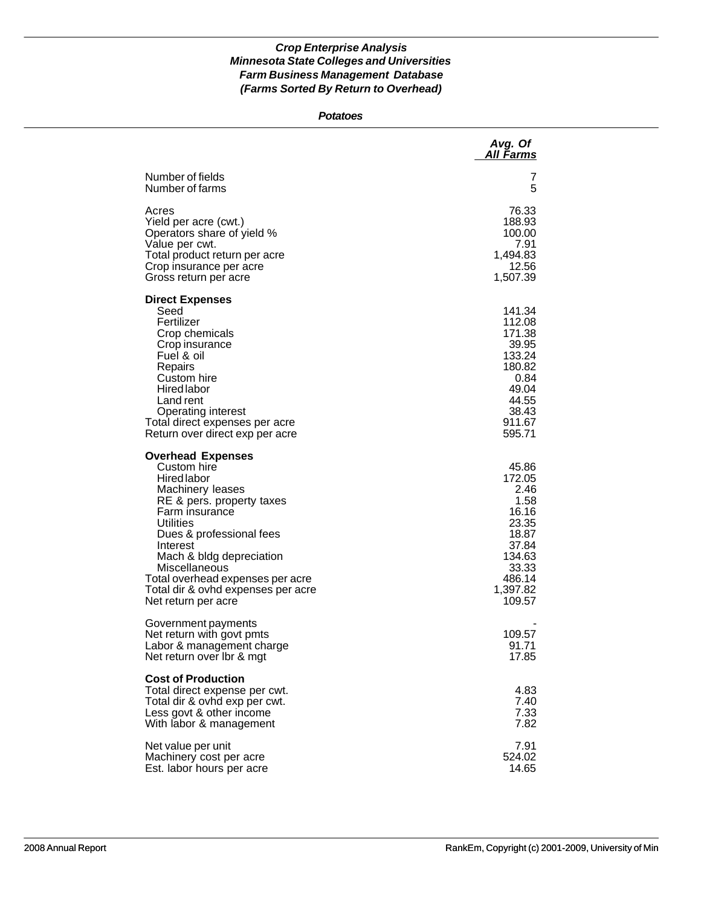***Crop Enterprise Analysis***
***Minnesota State Colleges and Universities***
***Farm Business Management Database***
***(Farms Sorted By Return to Overhead)***

***Potatoes***

| | *Avg. Of All Farms* |
|---|---|
| Number of fields | 7 |
| Number of farms | 5 |
| | |
| Acres | 76.33 |
| Yield per acre (cwt.) | 188.93 |
| Operators share of yield % | 100.00 |
| Value per cwt. | 7.91 |
| Total product return per acre | 1,494.83 |
| Crop insurance per acre | 12.56 |
| Gross return per acre | 1,507.39 |
| | |
| **Direct Expenses** | |
| Seed | 141.34 |
| Fertilizer | 112.08 |
| Crop chemicals | 171.38 |
| Crop insurance | 39.95 |
| Fuel & oil | 133.24 |
| Repairs | 180.82 |
| Custom hire | 0.84 |
| Hired labor | 49.04 |
| Land rent | 44.55 |
| Operating interest | 38.43 |
| Total direct expenses per acre | 911.67 |
| Return over direct exp per acre | 595.71 |
| | |
| **Overhead Expenses** | |
| Custom hire | 45.86 |
| Hired labor | 172.05 |
| Machinery leases | 2.46 |
| RE & pers. property taxes | 1.58 |
| Farm insurance | 16.16 |
| Utilities | 23.35 |
| Dues & professional fees | 18.87 |
| Interest | 37.84 |
| Mach & bldg depreciation | 134.63 |
| Miscellaneous | 33.33 |
| Total overhead expenses per acre | 486.14 |
| Total dir & ovhd expenses per acre | 1,397.82 |
| Net return per acre | 109.57 |
| | |
| Government payments | - |
| Net return with govt pmts | 109.57 |
| Labor & management charge | 91.71 |
| Net return over lbr & mgt | 17.85 |
| | |
| **Cost of Production** | |
| Total direct expense per cwt. | 4.83 |
| Total dir & ovhd exp per cwt. | 7.40 |
| Less govt & other income | 7.33 |
| With labor & management | 7.82 |
| | |
| Net value per unit | 7.91 |
| Machinery cost per acre | 524.02 |
| Est. labor hours per acre | 14.65 |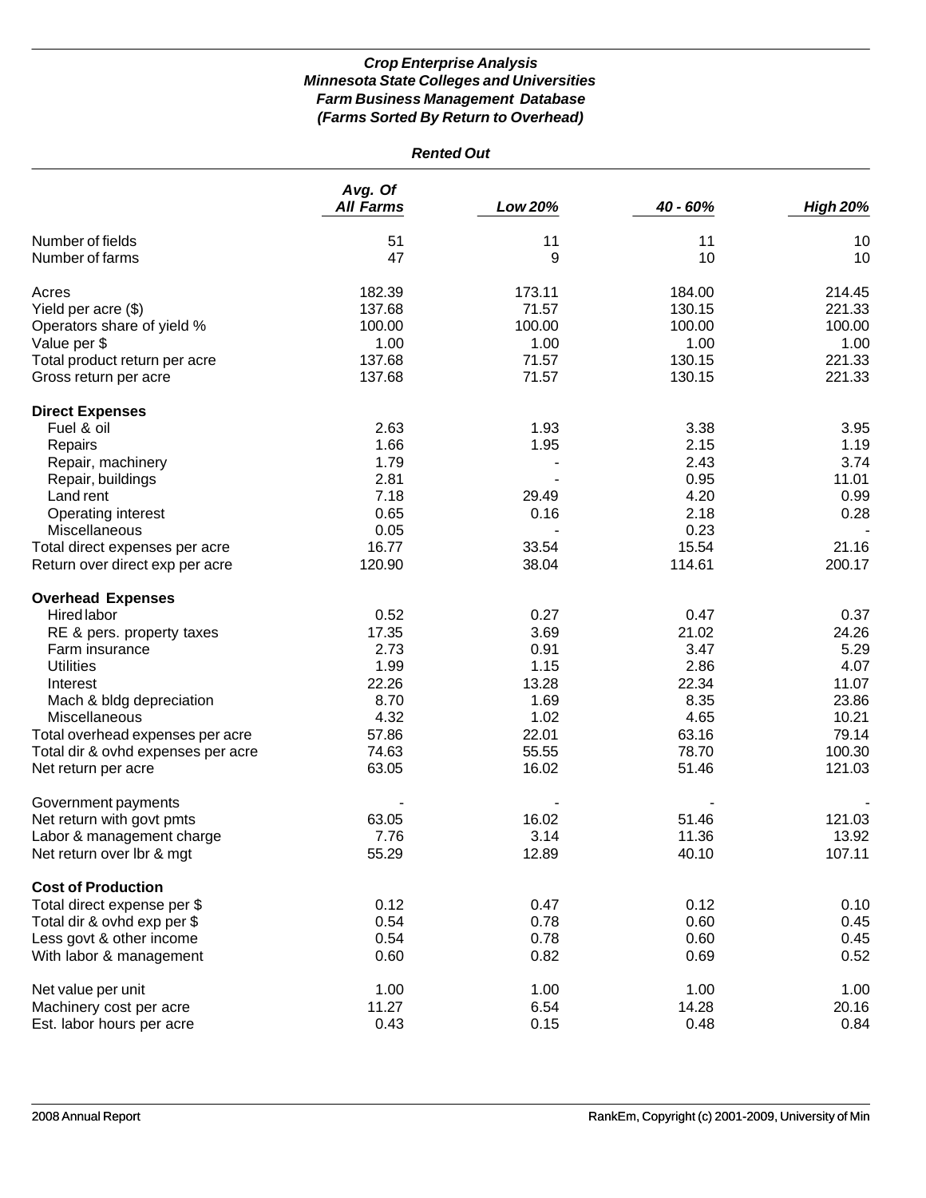***Crop Enterprise Analysis***
***Minnesota State Colleges and Universities***
***Farm Business Management Database***
***(Farms Sorted By Return to Overhead)***

***Rented Out***

| | *Avg. Of All Farms* | *Low 20%* | *40 - 60%* | *High 20%* |
|---|---|---|---|---|
| Number of fields | 51 | 11 | 11 | 10 |
| Number of farms | 47 | 9 | 10 | 10 |
| Acres | 182.39 | 173.11 | 184.00 | 214.45 |
| Yield per acre ($) | 137.68 | 71.57 | 130.15 | 221.33 |
| Operators share of yield % | 100.00 | 100.00 | 100.00 | 100.00 |
| Value per $ | 1.00 | 1.00 | 1.00 | 1.00 |
| Total product return per acre | 137.68 | 71.57 | 130.15 | 221.33 |
| Gross return per acre | 137.68 | 71.57 | 130.15 | 221.33 |
| **Direct Expenses** | | | | |
| Fuel & oil | 2.63 | 1.93 | 3.38 | 3.95 |
| Repairs | 1.66 | 1.95 | 2.15 | 1.19 |
| Repair, machinery | 1.79 | - | 2.43 | 3.74 |
| Repair, buildings | 2.81 | - | 0.95 | 11.01 |
| Land rent | 7.18 | 29.49 | 4.20 | 0.99 |
| Operating interest | 0.65 | 0.16 | 2.18 | 0.28 |
| Miscellaneous | 0.05 | - | 0.23 | - |
| Total direct expenses per acre | 16.77 | 33.54 | 15.54 | 21.16 |
| Return over direct exp per acre | 120.90 | 38.04 | 114.61 | 200.17 |
| **Overhead Expenses** | | | | |
| Hired labor | 0.52 | 0.27 | 0.47 | 0.37 |
| RE & pers. property taxes | 17.35 | 3.69 | 21.02 | 24.26 |
| Farm insurance | 2.73 | 0.91 | 3.47 | 5.29 |
| Utilities | 1.99 | 1.15 | 2.86 | 4.07 |
| Interest | 22.26 | 13.28 | 22.34 | 11.07 |
| Mach & bldg depreciation | 8.70 | 1.69 | 8.35 | 23.86 |
| Miscellaneous | 4.32 | 1.02 | 4.65 | 10.21 |
| Total overhead expenses per acre | 57.86 | 22.01 | 63.16 | 79.14 |
| Total dir & ovhd expenses per acre | 74.63 | 55.55 | 78.70 | 100.30 |
| Net return per acre | 63.05 | 16.02 | 51.46 | 121.03 |
| Government payments | - | - | - | - |
| Net return with govt pmts | 63.05 | 16.02 | 51.46 | 121.03 |
| Labor & management charge | 7.76 | 3.14 | 11.36 | 13.92 |
| Net return over lbr & mgt | 55.29 | 12.89 | 40.10 | 107.11 |
| **Cost of Production** | | | | |
| Total direct expense per $ | 0.12 | 0.47 | 0.12 | 0.10 |
| Total dir & ovhd exp per $ | 0.54 | 0.78 | 0.60 | 0.45 |
| Less govt & other income | 0.54 | 0.78 | 0.60 | 0.45 |
| With labor & management | 0.60 | 0.82 | 0.69 | 0.52 |
| Net value per unit | 1.00 | 1.00 | 1.00 | 1.00 |
| Machinery cost per acre | 11.27 | 6.54 | 14.28 | 20.16 |
| Est. labor hours per acre | 0.43 | 0.15 | 0.48 | 0.84 |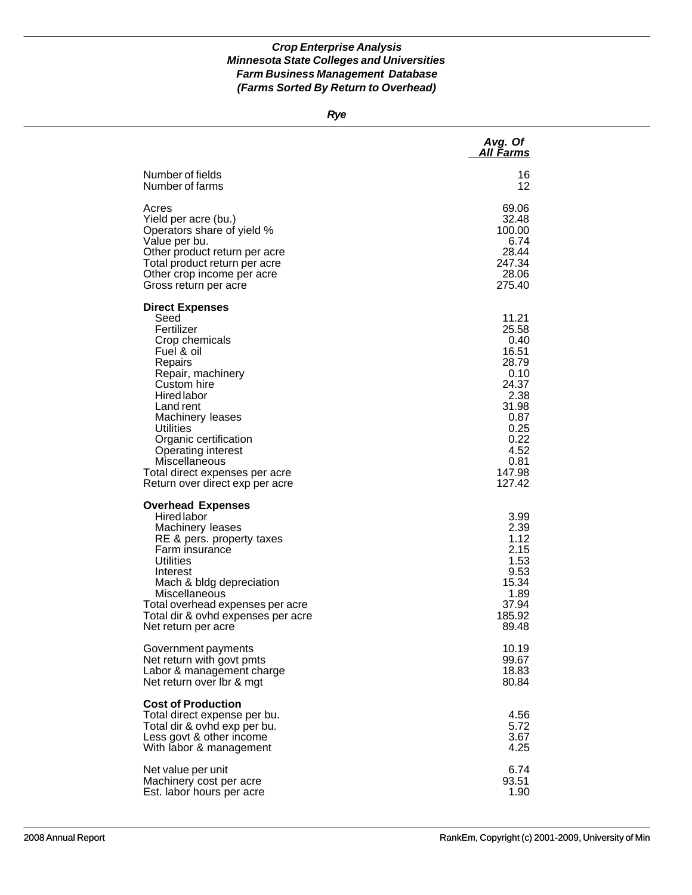***Crop Enterprise Analysis***
***Minnesota State Colleges and Universities***
***Farm Business Management Database***
***(Farms Sorted By Return to Overhead)***

***Rye***

| | *Avg. Of All Farms* |
|---|---:|
| Number of fields | 16 |
| Number of farms | 12 |
| | |
| Acres | 69.06 |
| Yield per acre (bu.) | 32.48 |
| Operators share of yield % | 100.00 |
| Value per bu. | 6.74 |
| Other product return per acre | 28.44 |
| Total product return per acre | 247.34 |
| Other crop income per acre | 28.06 |
| Gross return per acre | 275.40 |
| | |
| **Direct Expenses** | |
| Seed | 11.21 |
| Fertilizer | 25.58 |
| Crop chemicals | 0.40 |
| Fuel & oil | 16.51 |
| Repairs | 28.79 |
| Repair, machinery | 0.10 |
| Custom hire | 24.37 |
| Hired labor | 2.38 |
| Land rent | 31.98 |
| Machinery leases | 0.87 |
| Utilities | 0.25 |
| Organic certification | 0.22 |
| Operating interest | 4.52 |
| Miscellaneous | 0.81 |
| Total direct expenses per acre | 147.98 |
| Return over direct exp per acre | 127.42 |
| | |
| **Overhead Expenses** | |
| Hired labor | 3.99 |
| Machinery leases | 2.39 |
| RE & pers. property taxes | 1.12 |
| Farm insurance | 2.15 |
| Utilities | 1.53 |
| Interest | 9.53 |
| Mach & bldg depreciation | 15.34 |
| Miscellaneous | 1.89 |
| Total overhead expenses per acre | 37.94 |
| Total dir & ovhd expenses per acre | 185.92 |
| Net return per acre | 89.48 |
| | |
| Government payments | 10.19 |
| Net return with govt pmts | 99.67 |
| Labor & management charge | 18.83 |
| Net return over lbr & mgt | 80.84 |
| | |
| **Cost of Production** | |
| Total direct expense per bu. | 4.56 |
| Total dir & ovhd exp per bu. | 5.72 |
| Less govt & other income | 3.67 |
| With labor & management | 4.25 |
| | |
| Net value per unit | 6.74 |
| Machinery cost per acre | 93.51 |
| Est. labor hours per acre | 1.90 |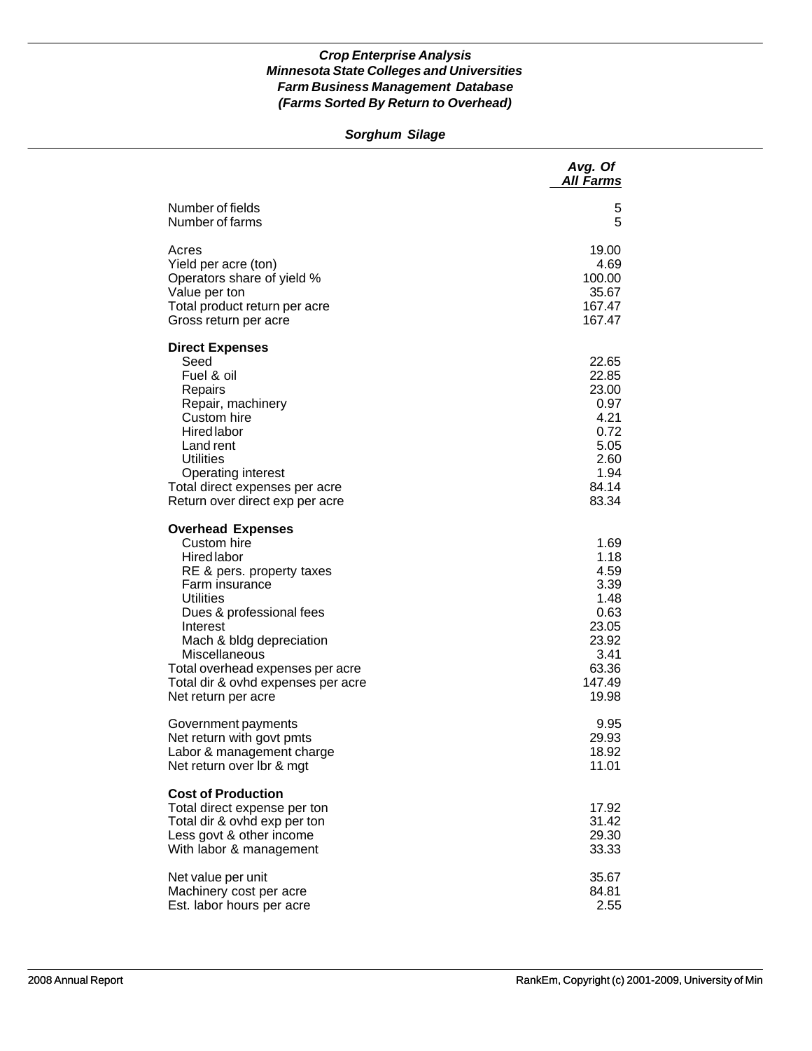***Crop Enterprise Analysis***
***Minnesota State Colleges and Universities***
***Farm Business Management Database***
***(Farms Sorted By Return to Overhead)***

***Sorghum Silage***

| | *Avg. Of All Farms* |
|---|---|
| Number of fields | 5 |
| Number of farms | 5 |
| | |
| Acres | 19.00 |
| Yield per acre (ton) | 4.69 |
| Operators share of yield % | 100.00 |
| Value per ton | 35.67 |
| Total product return per acre | 167.47 |
| Gross return per acre | 167.47 |
| | |
| **Direct Expenses** | |
| Seed | 22.65 |
| Fuel & oil | 22.85 |
| Repairs | 23.00 |
| Repair, machinery | 0.97 |
| Custom hire | 4.21 |
| Hired labor | 0.72 |
| Land rent | 5.05 |
| Utilities | 2.60 |
| Operating interest | 1.94 |
| Total direct expenses per acre | 84.14 |
| Return over direct exp per acre | 83.34 |
| | |
| **Overhead Expenses** | |
| Custom hire | 1.69 |
| Hired labor | 1.18 |
| RE & pers. property taxes | 4.59 |
| Farm insurance | 3.39 |
| Utilities | 1.48 |
| Dues & professional fees | 0.63 |
| Interest | 23.05 |
| Mach & bldg depreciation | 23.92 |
| Miscellaneous | 3.41 |
| Total overhead expenses per acre | 63.36 |
| Total dir & ovhd expenses per acre | 147.49 |
| Net return per acre | 19.98 |
| | |
| Government payments | 9.95 |
| Net return with govt pmts | 29.93 |
| Labor & management charge | 18.92 |
| Net return over lbr & mgt | 11.01 |
| | |
| **Cost of Production** | |
| Total direct expense per ton | 17.92 |
| Total dir & ovhd exp per ton | 31.42 |
| Less govt & other income | 29.30 |
| With labor & management | 33.33 |
| | |
| Net value per unit | 35.67 |
| Machinery cost per acre | 84.81 |
| Est. labor hours per acre | 2.55 |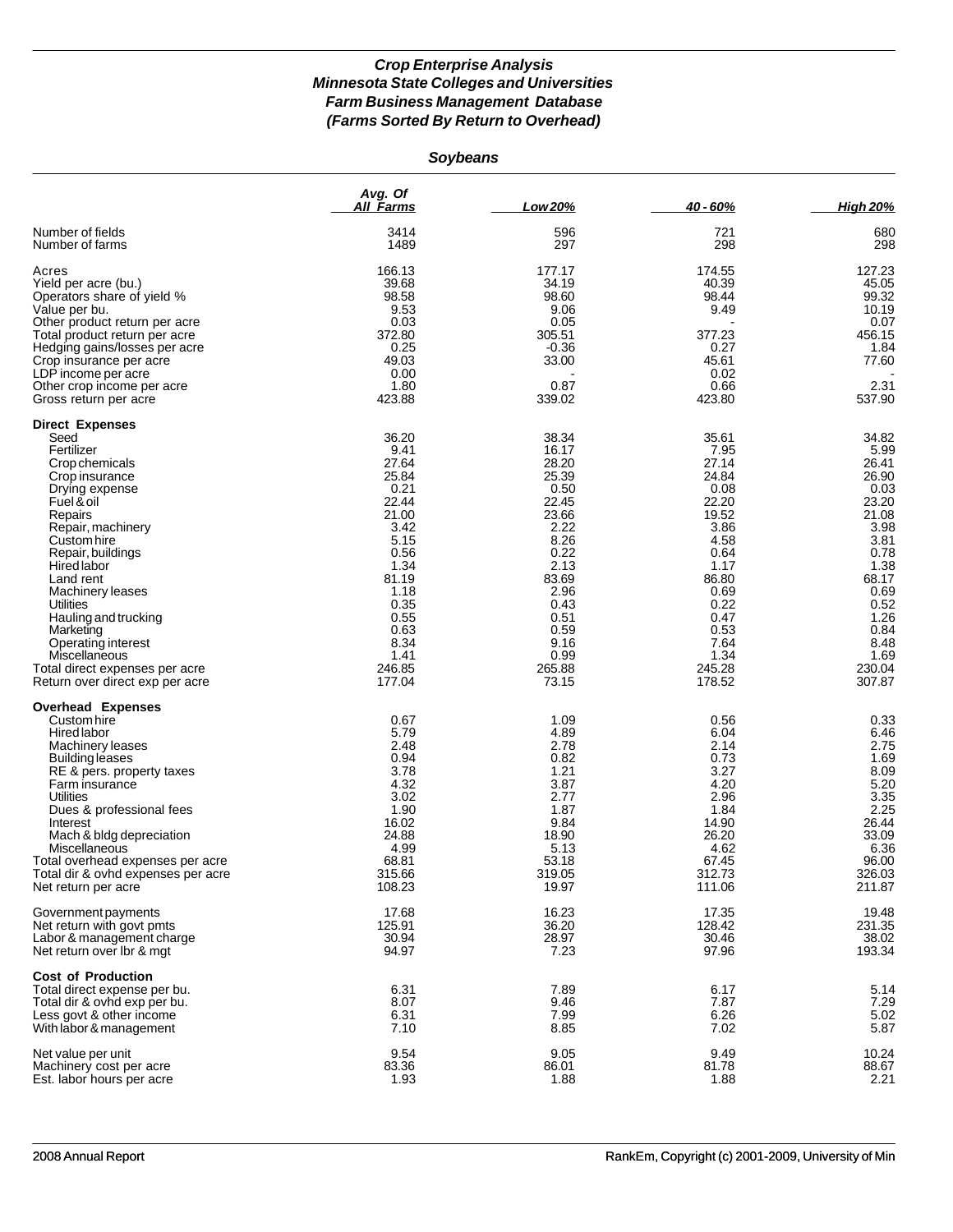### *Crop Enterprise Analysis*
### *Minnesota State Colleges and Universities*
### *Farm Business Management Database*
### *(Farms Sorted By Return to Overhead)*

#### *Soybeans*

| | Avg. Of All Farms | Low 20% | 40 - 60% | High 20% |
|---|---|---|---|---|
| Number of fields | 3414 | 596 | 721 | 680 |
| Number of farms | 1489 | 297 | 298 | 298 |
| Acres | 166.13 | 177.17 | 174.55 | 127.23 |
| Yield per acre (bu.) | 39.68 | 34.19 | 40.39 | 45.05 |
| Operators share of yield % | 98.58 | 98.60 | 98.44 | 99.32 |
| Value per bu. | 9.53 | 9.06 | 9.49 | 10.19 |
| Other product return per acre | 0.03 | 0.05 | - | 0.07 |
| Total product return per acre | 372.80 | 305.51 | 377.23 | 456.15 |
| Hedging gains/losses per acre | 0.25 | -0.36 | 0.27 | 1.84 |
| Crop insurance per acre | 49.03 | 33.00 | 45.61 | 77.60 |
| LDP income per acre | 0.00 | - | 0.02 | - |
| Other crop income per acre | 1.80 | 0.87 | 0.66 | 2.31 |
| Gross return per acre | 423.88 | 339.02 | 423.80 | 537.90 |
| **Direct Expenses** | | | | |
| Seed | 36.20 | 38.34 | 35.61 | 34.82 |
| Fertilizer | 9.41 | 16.17 | 7.95 | 5.99 |
| Crop chemicals | 27.64 | 28.20 | 27.14 | 26.41 |
| Crop insurance | 25.84 | 25.39 | 24.84 | 26.90 |
| Drying expense | 0.21 | 0.50 | 0.08 | 0.03 |
| Fuel & oil | 22.44 | 22.45 | 22.20 | 23.20 |
| Repairs | 21.00 | 23.66 | 19.52 | 21.08 |
| Repair, machinery | 3.42 | 2.22 | 3.86 | 3.98 |
| Custom hire | 5.15 | 8.26 | 4.58 | 3.81 |
| Repair, buildings | 0.56 | 0.22 | 0.64 | 0.78 |
| Hired labor | 1.34 | 2.13 | 1.17 | 1.38 |
| Land rent | 81.19 | 83.69 | 86.80 | 68.17 |
| Machinery leases | 1.18 | 2.96 | 0.69 | 0.69 |
| Utilities | 0.35 | 0.43 | 0.22 | 0.52 |
| Hauling and trucking | 0.55 | 0.51 | 0.47 | 1.26 |
| Marketing | 0.63 | 0.59 | 0.53 | 0.84 |
| Operating interest | 8.34 | 9.16 | 7.64 | 8.48 |
| Miscellaneous | 1.41 | 0.99 | 1.34 | 1.69 |
| Total direct expenses per acre | 246.85 | 265.88 | 245.28 | 230.04 |
| Return over direct exp per acre | 177.04 | 73.15 | 178.52 | 307.87 |
| **Overhead Expenses** | | | | |
| Custom hire | 0.67 | 1.09 | 0.56 | 0.33 |
| Hired labor | 5.79 | 4.89 | 6.04 | 6.46 |
| Machinery leases | 2.48 | 2.78 | 2.14 | 2.75 |
| Building leases | 0.94 | 0.82 | 0.73 | 1.69 |
| RE & pers. property taxes | 3.78 | 1.21 | 3.27 | 8.09 |
| Farm insurance | 4.32 | 3.87 | 4.20 | 5.20 |
| Utilities | 3.02 | 2.77 | 2.96 | 3.35 |
| Dues & professional fees | 1.90 | 1.87 | 1.84 | 2.25 |
| Interest | 16.02 | 9.84 | 14.90 | 26.44 |
| Mach & bldg depreciation | 24.88 | 18.90 | 26.20 | 33.09 |
| Miscellaneous | 4.99 | 5.13 | 4.62 | 6.36 |
| Total overhead expenses per acre | 68.81 | 53.18 | 67.45 | 96.00 |
| Total dir & ovhd expenses per acre | 315.66 | 319.05 | 312.73 | 326.03 |
| Net return per acre | 108.23 | 19.97 | 111.06 | 211.87 |
| Government payments | 17.68 | 16.23 | 17.35 | 19.48 |
| Net return with govt pmts | 125.91 | 36.20 | 128.42 | 231.35 |
| Labor & management charge | 30.94 | 28.97 | 30.46 | 38.02 |
| Net return over lbr & mgt | 94.97 | 7.23 | 97.96 | 193.34 |
| **Cost of Production** | | | | |
| Total direct expense per bu. | 6.31 | 7.89 | 6.17 | 5.14 |
| Total dir & ovhd exp per bu. | 8.07 | 9.46 | 7.87 | 7.29 |
| Less govt & other income | 6.31 | 7.99 | 6.26 | 5.02 |
| With labor & management | 7.10 | 8.85 | 7.02 | 5.87 |
| Net value per unit | 9.54 | 9.05 | 9.49 | 10.24 |
| Machinery cost per acre | 83.36 | 86.01 | 81.78 | 88.67 |
| Est. labor hours per acre | 1.93 | 1.88 | 1.88 | 2.21 |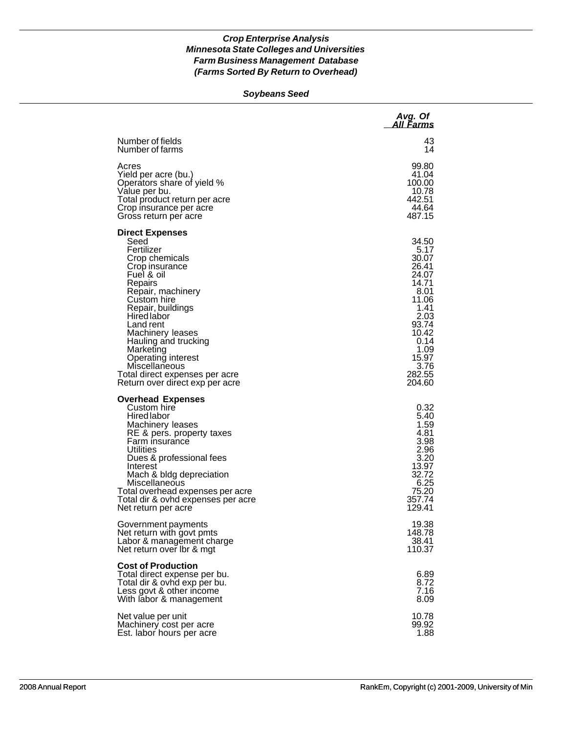***Crop Enterprise Analysis***
***Minnesota State Colleges and Universities***
***Farm Business Management Database***
***(Farms Sorted By Return to Overhead)***

***Soybeans Seed***

| | *Avg. Of All Farms* |
|---|---|
| Number of fields | 43 |
| Number of farms | 14 |
| | |
| Acres | 99.80 |
| Yield per acre (bu.) | 41.04 |
| Operators share of yield % | 100.00 |
| Value per bu. | 10.78 |
| Total product return per acre | 442.51 |
| Crop insurance per acre | 44.64 |
| Gross return per acre | 487.15 |
| | |
| **Direct Expenses** | |
| Seed | 34.50 |
| Fertilizer | 5.17 |
| Crop chemicals | 30.07 |
| Crop insurance | 26.41 |
| Fuel & oil | 24.07 |
| Repairs | 14.71 |
| Repair, machinery | 8.01 |
| Custom hire | 11.06 |
| Repair, buildings | 1.41 |
| Hired labor | 2.03 |
| Land rent | 93.74 |
| Machinery leases | 10.42 |
| Hauling and trucking | 0.14 |
| Marketing | 1.09 |
| Operating interest | 15.97 |
| Miscellaneous | 3.76 |
| Total direct expenses per acre | 282.55 |
| Return over direct exp per acre | 204.60 |
| | |
| **Overhead Expenses** | |
| Custom hire | 0.32 |
| Hired labor | 5.40 |
| Machinery leases | 1.59 |
| RE & pers. property taxes | 4.81 |
| Farm insurance | 3.98 |
| Utilities | 2.96 |
| Dues & professional fees | 3.20 |
| Interest | 13.97 |
| Mach & bldg depreciation | 32.72 |
| Miscellaneous | 6.25 |
| Total overhead expenses per acre | 75.20 |
| Total dir & ovhd expenses per acre | 357.74 |
| Net return per acre | 129.41 |
| | |
| Government payments | 19.38 |
| Net return with govt pmts | 148.78 |
| Labor & management charge | 38.41 |
| Net return over lbr & mgt | 110.37 |
| | |
| **Cost of Production** | |
| Total direct expense per bu. | 6.89 |
| Total dir & ovhd exp per bu. | 8.72 |
| Less govt & other income | 7.16 |
| With labor & management | 8.09 |
| | |
| Net value per unit | 10.78 |
| Machinery cost per acre | 99.92 |
| Est. labor hours per acre | 1.88 |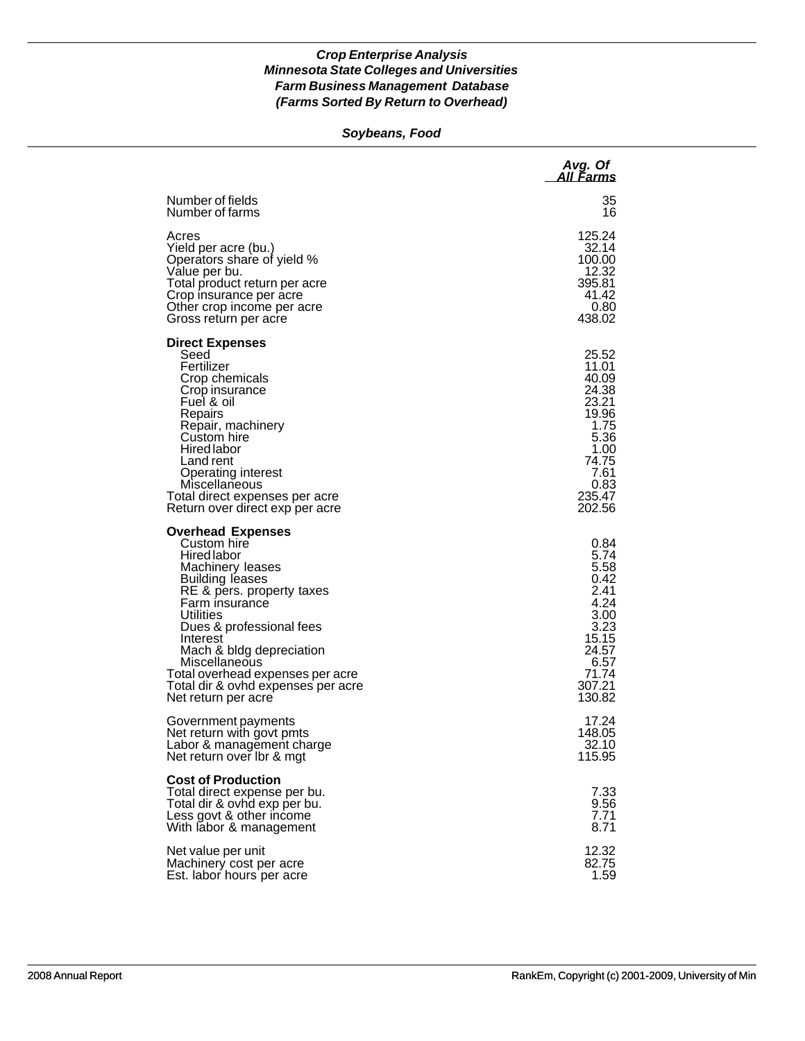***Crop Enterprise Analysis***
***Minnesota State Colleges and Universities***
***Farm Business Management Database***
***(Farms Sorted By Return to Overhead)***

***Soybeans, Food***

| | *Avg. Of All Farms* |
|---|---|
| Number of fields | 35 |
| Number of farms | 16 |
| | |
| Acres | 125.24 |
| Yield per acre (bu.) | 32.14 |
| Operators share of yield % | 100.00 |
| Value per bu. | 12.32 |
| Total product return per acre | 395.81 |
| Crop insurance per acre | 41.42 |
| Other crop income per acre | 0.80 |
| Gross return per acre | 438.02 |
| | |
| **Direct Expenses** | |
| Seed | 25.52 |
| Fertilizer | 11.01 |
| Crop chemicals | 40.09 |
| Crop insurance | 24.38 |
| Fuel & oil | 23.21 |
| Repairs | 19.96 |
| Repair, machinery | 1.75 |
| Custom hire | 5.36 |
| Hired labor | 1.00 |
| Land rent | 74.75 |
| Operating interest | 7.61 |
| Miscellaneous | 0.83 |
| Total direct expenses per acre | 235.47 |
| Return over direct exp per acre | 202.56 |
| | |
| **Overhead Expenses** | |
| Custom hire | 0.84 |
| Hired labor | 5.74 |
| Machinery leases | 5.58 |
| Building leases | 0.42 |
| RE & pers. property taxes | 2.41 |
| Farm insurance | 4.24 |
| Utilities | 3.00 |
| Dues & professional fees | 3.23 |
| Interest | 15.15 |
| Mach & bldg depreciation | 24.57 |
| Miscellaneous | 6.57 |
| Total overhead expenses per acre | 71.74 |
| Total dir & ovhd expenses per acre | 307.21 |
| Net return per acre | 130.82 |
| | |
| Government payments | 17.24 |
| Net return with govt pmts | 148.05 |
| Labor & management charge | 32.10 |
| Net return over lbr & mgt | 115.95 |
| | |
| **Cost of Production** | |
| Total direct expense per bu. | 7.33 |
| Total dir & ovhd exp per bu. | 9.56 |
| Less govt & other income | 7.71 |
| With labor & management | 8.71 |
| | |
| Net value per unit | 12.32 |
| Machinery cost per acre | 82.75 |
| Est. labor hours per acre | 1.59 |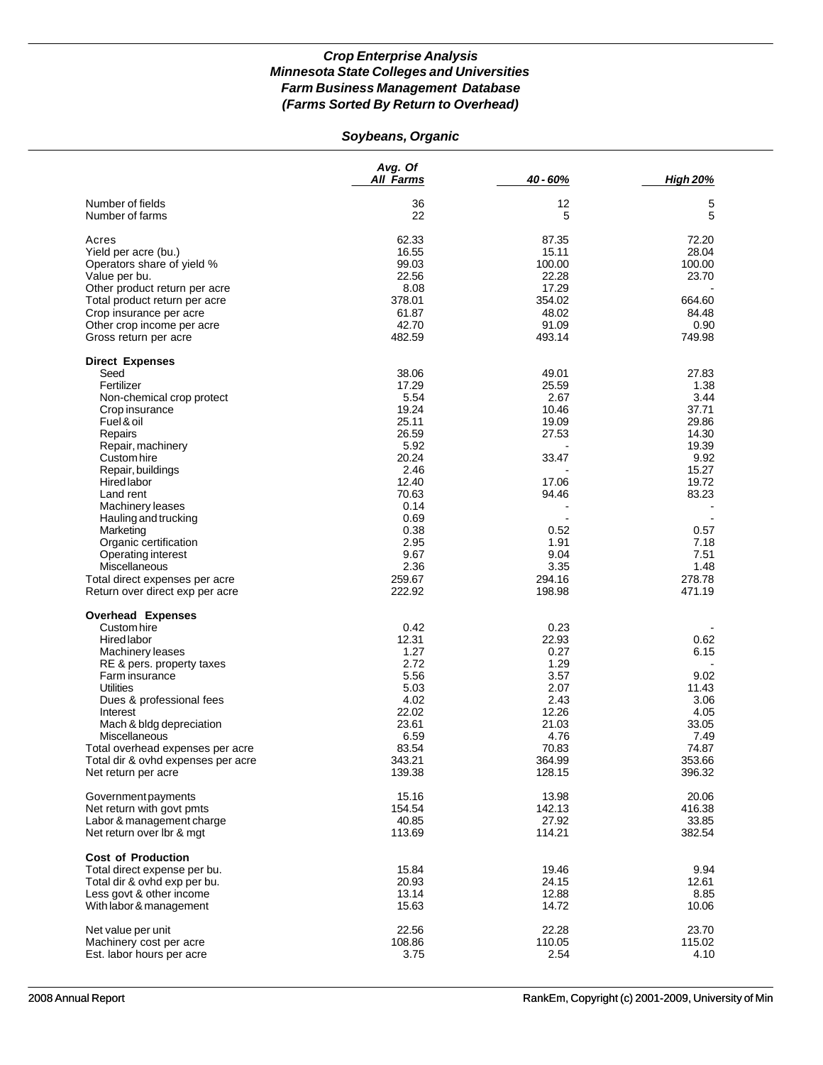### *Crop Enterprise Analysis*
### *Minnesota State Colleges and Universities*
### *Farm Business Management Database*
### *(Farms Sorted By Return to Overhead)*

## *Soybeans, Organic*

| | Avg. Of All Farms | 40 - 60% | High 20% |
|---|---|---|---|
| Number of fields | 36 | 12 | 5 |
| Number of farms | 22 | 5 | 5 |
| | | | |
| Acres | 62.33 | 87.35 | 72.20 |
| Yield per acre (bu.) | 16.55 | 15.11 | 28.04 |
| Operators share of yield % | 99.03 | 100.00 | 100.00 |
| Value per bu. | 22.56 | 22.28 | 23.70 |
| Other product return per acre | 8.08 | 17.29 | - |
| Total product return per acre | 378.01 | 354.02 | 664.60 |
| Crop insurance per acre | 61.87 | 48.02 | 84.48 |
| Other crop income per acre | 42.70 | 91.09 | 0.90 |
| Gross return per acre | 482.59 | 493.14 | 749.98 |
| | | | |
| **Direct Expenses** | | | |
| Seed | 38.06 | 49.01 | 27.83 |
| Fertilizer | 17.29 | 25.59 | 1.38 |
| Non-chemical crop protect | 5.54 | 2.67 | 3.44 |
| Crop insurance | 19.24 | 10.46 | 37.71 |
| Fuel & oil | 25.11 | 19.09 | 29.86 |
| Repairs | 26.59 | 27.53 | 14.30 |
| Repair, machinery | 5.92 | - | 19.39 |
| Custom hire | 20.24 | 33.47 | 9.92 |
| Repair, buildings | 2.46 | - | 15.27 |
| Hired labor | 12.40 | 17.06 | 19.72 |
| Land rent | 70.63 | 94.46 | 83.23 |
| Machinery leases | 0.14 | - | - |
| Hauling and trucking | 0.69 | - | - |
| Marketing | 0.38 | 0.52 | 0.57 |
| Organic certification | 2.95 | 1.91 | 7.18 |
| Operating interest | 9.67 | 9.04 | 7.51 |
| Miscellaneous | 2.36 | 3.35 | 1.48 |
| Total direct expenses per acre | 259.67 | 294.16 | 278.78 |
| Return over direct exp per acre | 222.92 | 198.98 | 471.19 |
| | | | |
| **Overhead Expenses** | | | |
| Custom hire | 0.42 | 0.23 | - |
| Hired labor | 12.31 | 22.93 | 0.62 |
| Machinery leases | 1.27 | 0.27 | 6.15 |
| RE & pers. property taxes | 2.72 | 1.29 | - |
| Farm insurance | 5.56 | 3.57 | 9.02 |
| Utilities | 5.03 | 2.07 | 11.43 |
| Dues & professional fees | 4.02 | 2.43 | 3.06 |
| Interest | 22.02 | 12.26 | 4.05 |
| Mach & bldg depreciation | 23.61 | 21.03 | 33.05 |
| Miscellaneous | 6.59 | 4.76 | 7.49 |
| Total overhead expenses per acre | 83.54 | 70.83 | 74.87 |
| Total dir & ovhd expenses per acre | 343.21 | 364.99 | 353.66 |
| Net return per acre | 139.38 | 128.15 | 396.32 |
| | | | |
| Government payments | 15.16 | 13.98 | 20.06 |
| Net return with govt pmts | 154.54 | 142.13 | 416.38 |
| Labor & management charge | 40.85 | 27.92 | 33.85 |
| Net return over lbr & mgt | 113.69 | 114.21 | 382.54 |
| | | | |
| **Cost of Production** | | | |
| Total direct expense per bu. | 15.84 | 19.46 | 9.94 |
| Total dir & ovhd exp per bu. | 20.93 | 24.15 | 12.61 |
| Less govt & other income | 13.14 | 12.88 | 8.85 |
| With labor & management | 15.63 | 14.72 | 10.06 |
| | | | |
| Net value per unit | 22.56 | 22.28 | 23.70 |
| Machinery cost per acre | 108.86 | 110.05 | 115.02 |
| Est. labor hours per acre | 3.75 | 2.54 | 4.10 |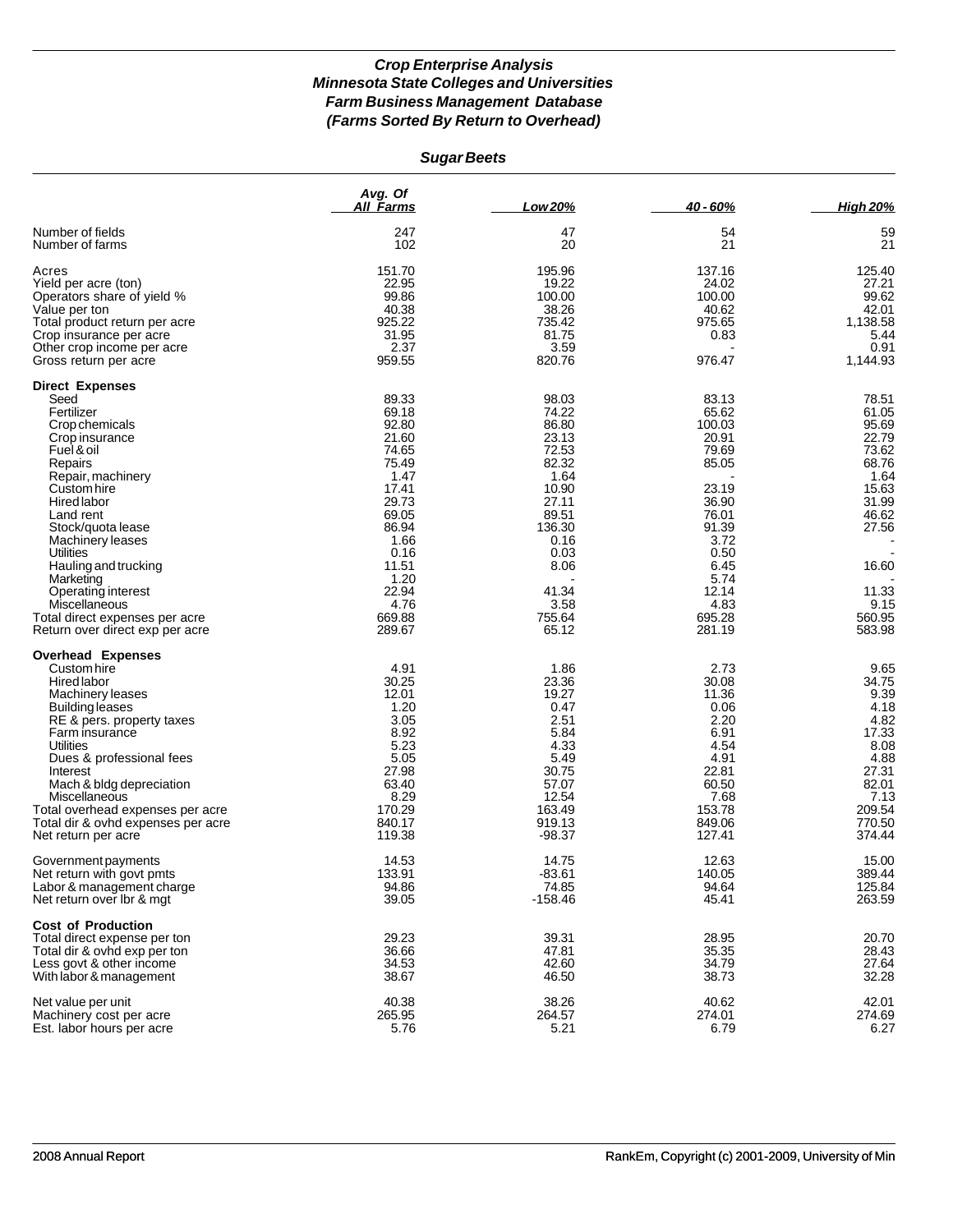## *Crop Enterprise Analysis*
## *Minnesota State Colleges and Universities*
## *Farm Business Management Database*
## *(Farms Sorted By Return to Overhead)*

### *Sugar Beets*

| | Avg. Of All Farms | Low 20% | 40 - 60% | High 20% |
|---|---|---|---|---|
| Number of fields | 247 | 47 | 54 | 59 |
| Number of farms | 102 | 20 | 21 | 21 |
| | | | | |
| Acres | 151.70 | 195.96 | 137.16 | 125.40 |
| Yield per acre (ton) | 22.95 | 19.22 | 24.02 | 27.21 |
| Operators share of yield % | 99.86 | 100.00 | 100.00 | 99.62 |
| Value per ton | 40.38 | 38.26 | 40.62 | 42.01 |
| Total product return per acre | 925.22 | 735.42 | 975.65 | 1,138.58 |
| Crop insurance per acre | 31.95 | 81.75 | 0.83 | 5.44 |
| Other crop income per acre | 2.37 | 3.59 | - | 0.91 |
| Gross return per acre | 959.55 | 820.76 | 976.47 | 1,144.93 |
| **Direct Expenses** | | | | |
| Seed | 89.33 | 98.03 | 83.13 | 78.51 |
| Fertilizer | 69.18 | 74.22 | 65.62 | 61.05 |
| Crop chemicals | 92.80 | 86.80 | 100.03 | 95.69 |
| Crop insurance | 21.60 | 23.13 | 20.91 | 22.79 |
| Fuel & oil | 74.65 | 72.53 | 79.69 | 73.62 |
| Repairs | 75.49 | 82.32 | 85.05 | 68.76 |
| Repair, machinery | 1.47 | 1.64 | - | 1.64 |
| Custom hire | 17.41 | 10.90 | 23.19 | 15.63 |
| Hired labor | 29.73 | 27.11 | 36.90 | 31.99 |
| Land rent | 69.05 | 89.51 | 76.01 | 46.62 |
| Stock/quota lease | 86.94 | 136.30 | 91.39 | 27.56 |
| Machinery leases | 1.66 | 0.16 | 3.72 | - |
| Utilities | 0.16 | 0.03 | 0.50 | - |
| Hauling and trucking | 11.51 | 8.06 | 6.45 | 16.60 |
| Marketing | 1.20 | - | 5.74 | - |
| Operating interest | 22.94 | 41.34 | 12.14 | 11.33 |
| Miscellaneous | 4.76 | 3.58 | 4.83 | 9.15 |
| Total direct expenses per acre | 669.88 | 755.64 | 695.28 | 560.95 |
| Return over direct exp per acre | 289.67 | 65.12 | 281.19 | 583.98 |
| **Overhead Expenses** | | | | |
| Custom hire | 4.91 | 1.86 | 2.73 | 9.65 |
| Hired labor | 30.25 | 23.36 | 30.08 | 34.75 |
| Machinery leases | 12.01 | 19.27 | 11.36 | 9.39 |
| Building leases | 1.20 | 0.47 | 0.06 | 4.18 |
| RE & pers. property taxes | 3.05 | 2.51 | 2.20 | 4.82 |
| Farm insurance | 8.92 | 5.84 | 6.91 | 17.33 |
| Utilities | 5.23 | 4.33 | 4.54 | 8.08 |
| Dues & professional fees | 5.05 | 5.49 | 4.91 | 4.88 |
| Interest | 27.98 | 30.75 | 22.81 | 27.31 |
| Mach & bldg depreciation | 63.40 | 57.07 | 60.50 | 82.01 |
| Miscellaneous | 8.29 | 12.54 | 7.68 | 7.13 |
| Total overhead expenses per acre | 170.29 | 163.49 | 153.78 | 209.54 |
| Total dir & ovhd expenses per acre | 840.17 | 919.13 | 849.06 | 770.50 |
| Net return per acre | 119.38 | -98.37 | 127.41 | 374.44 |
| | | | | |
| Government payments | 14.53 | 14.75 | 12.63 | 15.00 |
| Net return with govt pmts | 133.91 | -83.61 | 140.05 | 389.44 |
| Labor & management charge | 94.86 | 74.85 | 94.64 | 125.84 |
| Net return over lbr & mgt | 39.05 | -158.46 | 45.41 | 263.59 |
| **Cost of Production** | | | | |
| Total direct expense per ton | 29.23 | 39.31 | 28.95 | 20.70 |
| Total dir & ovhd exp per ton | 36.66 | 47.81 | 35.35 | 28.43 |
| Less govt & other income | 34.53 | 42.60 | 34.79 | 27.64 |
| With labor & management | 38.67 | 46.50 | 38.73 | 32.28 |
| | | | | |
| Net value per unit | 40.38 | 38.26 | 40.62 | 42.01 |
| Machinery cost per acre | 265.95 | 264.57 | 274.01 | 274.69 |
| Est. labor hours per acre | 5.76 | 5.21 | 6.79 | 6.27 |

2008 Annual Report | RankEm, Copyright (c) 2001-2009, University of Min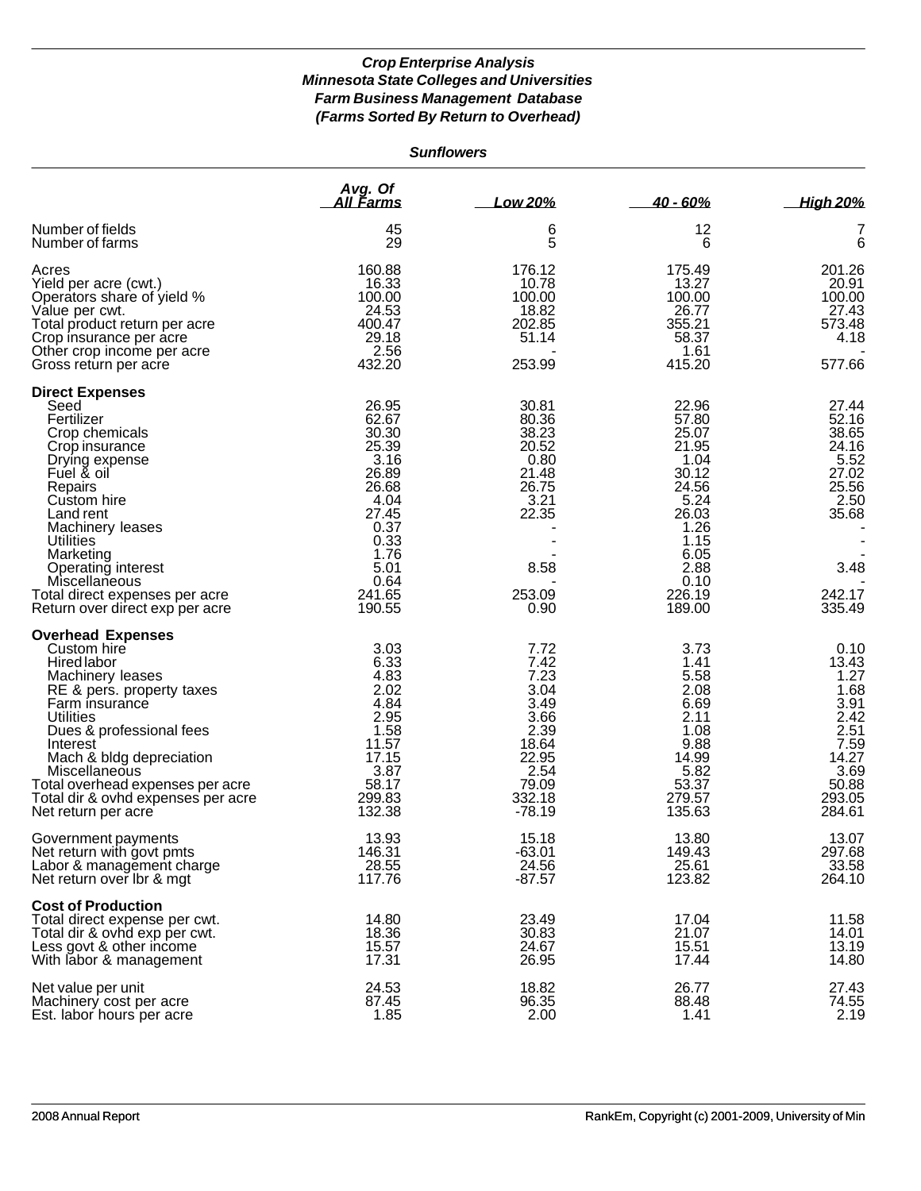***Crop Enterprise Analysis***
***Minnesota State Colleges and Universities***
***Farm Business Management Database***
***(Farms Sorted By Return to Overhead)***

***Sunflowers***

| | *Avg. Of All Farms* | *Low 20%* | *40 - 60%* | *High 20%* |
|---|---|---|---|---|
| Number of fields | 45 | 6 | 12 | 7 |
| Number of farms | 29 | 5 | 6 | 6 |
| Acres | 160.88 | 176.12 | 175.49 | 201.26 |
| Yield per acre (cwt.) | 16.33 | 10.78 | 13.27 | 20.91 |
| Operators share of yield % | 100.00 | 100.00 | 100.00 | 100.00 |
| Value per cwt. | 24.53 | 18.82 | 26.77 | 27.43 |
| Total product return per acre | 400.47 | 202.85 | 355.21 | 573.48 |
| Crop insurance per acre | 29.18 | 51.14 | 58.37 | 4.18 |
| Other crop income per acre | 2.56 | - | 1.61 | - |
| Gross return per acre | 432.20 | 253.99 | 415.20 | 577.66 |
| **Direct Expenses** | | | | |
| Seed | 26.95 | 30.81 | 22.96 | 27.44 |
| Fertilizer | 62.67 | 80.36 | 57.80 | 52.16 |
| Crop chemicals | 30.30 | 38.23 | 25.07 | 38.65 |
| Crop insurance | 25.39 | 20.52 | 21.95 | 24.16 |
| Drying expense | 3.16 | 0.80 | 1.04 | 5.52 |
| Fuel & oil | 26.89 | 21.48 | 30.12 | 27.02 |
| Repairs | 26.68 | 26.75 | 24.56 | 25.56 |
| Custom hire | 4.04 | 3.21 | 5.24 | 2.50 |
| Land rent | 27.45 | 22.35 | 26.03 | 35.68 |
| Machinery leases | 0.37 | - | 1.26 | - |
| Utilities | 0.33 | - | 1.15 | - |
| Marketing | 1.76 | - | 6.05 | - |
| Operating interest | 5.01 | 8.58 | 2.88 | 3.48 |
| Miscellaneous | 0.64 | - | 0.10 | - |
| Total direct expenses per acre | 241.65 | 253.09 | 226.19 | 242.17 |
| Return over direct exp per acre | 190.55 | 0.90 | 189.00 | 335.49 |
| **Overhead Expenses** | | | | |
| Custom hire | 3.03 | 7.72 | 3.73 | 0.10 |
| Hired labor | 6.33 | 7.42 | 1.41 | 13.43 |
| Machinery leases | 4.83 | 7.23 | 5.58 | 1.27 |
| RE & pers. property taxes | 2.02 | 3.04 | 2.08 | 1.68 |
| Farm insurance | 4.84 | 3.49 | 6.69 | 3.91 |
| Utilities | 2.95 | 3.66 | 2.11 | 2.42 |
| Dues & professional fees | 1.58 | 2.39 | 1.08 | 2.51 |
| Interest | 11.57 | 18.64 | 9.88 | 7.59 |
| Mach & bldg depreciation | 17.15 | 22.95 | 14.99 | 14.27 |
| Miscellaneous | 3.87 | 2.54 | 5.82 | 3.69 |
| Total overhead expenses per acre | 58.17 | 79.09 | 53.37 | 50.88 |
| Total dir & ovhd expenses per acre | 299.83 | 332.18 | 279.57 | 293.05 |
| Net return per acre | 132.38 | -78.19 | 135.63 | 284.61 |
| Government payments | 13.93 | 15.18 | 13.80 | 13.07 |
| Net return with govt pmts | 146.31 | -63.01 | 149.43 | 297.68 |
| Labor & management charge | 28.55 | 24.56 | 25.61 | 33.58 |
| Net return over lbr & mgt | 117.76 | -87.57 | 123.82 | 264.10 |
| **Cost of Production** | | | | |
| Total direct expense per cwt. | 14.80 | 23.49 | 17.04 | 11.58 |
| Total dir & ovhd exp per cwt. | 18.36 | 30.83 | 21.07 | 14.01 |
| Less govt & other income | 15.57 | 24.67 | 15.51 | 13.19 |
| With labor & management | 17.31 | 26.95 | 17.44 | 14.80 |
| Net value per unit | 24.53 | 18.82 | 26.77 | 27.43 |
| Machinery cost per acre | 87.45 | 96.35 | 88.48 | 74.55 |
| Est. labor hours per acre | 1.85 | 2.00 | 1.41 | 2.19 |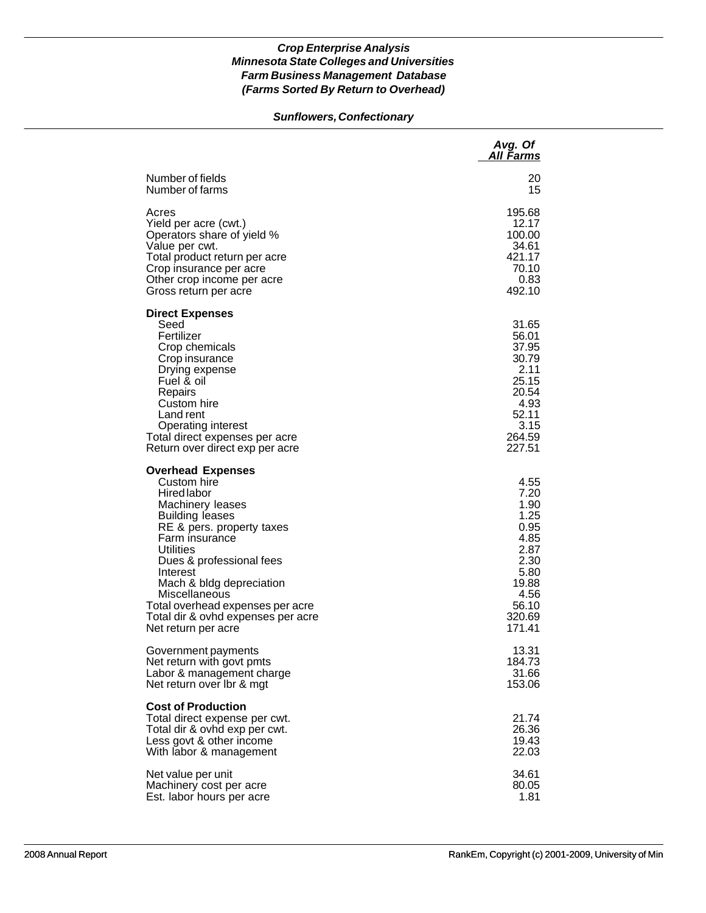***Crop Enterprise Analysis***
***Minnesota State Colleges and Universities***
***Farm Business Management Database***
***(Farms Sorted By Return to Overhead)***

***Sunflowers, Confectionary***

| | *Avg. Of All Farms* |
|---|---|
| Number of fields | 20 |
| Number of farms | 15 |
| | |
| Acres | 195.68 |
| Yield per acre (cwt.) | 12.17 |
| Operators share of yield % | 100.00 |
| Value per cwt. | 34.61 |
| Total product return per acre | 421.17 |
| Crop insurance per acre | 70.10 |
| Other crop income per acre | 0.83 |
| Gross return per acre | 492.10 |
| | |
| **Direct Expenses** | |
| Seed | 31.65 |
| Fertilizer | 56.01 |
| Crop chemicals | 37.95 |
| Crop insurance | 30.79 |
| Drying expense | 2.11 |
| Fuel & oil | 25.15 |
| Repairs | 20.54 |
| Custom hire | 4.93 |
| Land rent | 52.11 |
| Operating interest | 3.15 |
| Total direct expenses per acre | 264.59 |
| Return over direct exp per acre | 227.51 |
| | |
| **Overhead Expenses** | |
| Custom hire | 4.55 |
| Hired labor | 7.20 |
| Machinery leases | 1.90 |
| Building leases | 1.25 |
| RE & pers. property taxes | 0.95 |
| Farm insurance | 4.85 |
| Utilities | 2.87 |
| Dues & professional fees | 2.30 |
| Interest | 5.80 |
| Mach & bldg depreciation | 19.88 |
| Miscellaneous | 4.56 |
| Total overhead expenses per acre | 56.10 |
| Total dir & ovhd expenses per acre | 320.69 |
| Net return per acre | 171.41 |
| | |
| Government payments | 13.31 |
| Net return with govt pmts | 184.73 |
| Labor & management charge | 31.66 |
| Net return over lbr & mgt | 153.06 |
| | |
| **Cost of Production** | |
| Total direct expense per cwt. | 21.74 |
| Total dir & ovhd exp per cwt. | 26.36 |
| Less govt & other income | 19.43 |
| With labor & management | 22.03 |
| | |
| Net value per unit | 34.61 |
| Machinery cost per acre | 80.05 |
| Est. labor hours per acre | 1.81 |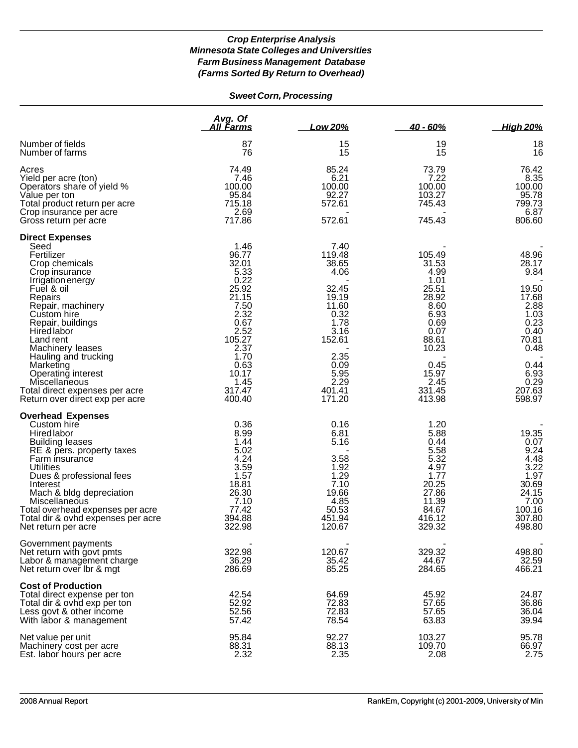***Crop Enterprise Analysis***
***Minnesota State Colleges and Universities***
***Farm Business Management Database***
***(Farms Sorted By Return to Overhead)***

***Sweet Corn, Processing***

| | Avg. Of All Farms | Low 20% | 40 - 60% | High 20% |
|---|---|---|---|---|
| Number of fields | 87 | 15 | 19 | 18 |
| Number of farms | 76 | 15 | 15 | 16 |
| Acres | 74.49 | 85.24 | 73.79 | 76.42 |
| Yield per acre (ton) | 7.46 | 6.21 | 7.22 | 8.35 |
| Operators share of yield % | 100.00 | 100.00 | 100.00 | 100.00 |
| Value per ton | 95.84 | 92.27 | 103.27 | 95.78 |
| Total product return per acre | 715.18 | 572.61 | 745.43 | 799.73 |
| Crop insurance per acre | 2.69 | - | - | 6.87 |
| Gross return per acre | 717.86 | 572.61 | 745.43 | 806.60 |
| **Direct Expenses** | | | | |
| Seed | 1.46 | 7.40 | - | - |
| Fertilizer | 96.77 | 119.48 | 105.49 | 48.96 |
| Crop chemicals | 32.01 | 38.65 | 31.53 | 28.17 |
| Crop insurance | 5.33 | 4.06 | 4.99 | 9.84 |
| Irrigation energy | 0.22 | - | 1.01 | - |
| Fuel & oil | 25.92 | 32.45 | 25.51 | 19.50 |
| Repairs | 21.15 | 19.19 | 28.92 | 17.68 |
| Repair, machinery | 7.50 | 11.60 | 8.60 | 2.88 |
| Custom hire | 2.32 | 0.32 | 6.93 | 1.03 |
| Repair, buildings | 0.67 | 1.78 | 0.69 | 0.23 |
| Hired labor | 2.52 | 3.16 | 0.07 | 0.40 |
| Land rent | 105.27 | 152.61 | 88.61 | 70.81 |
| Machinery leases | 2.37 | - | 10.23 | 0.48 |
| Hauling and trucking | 1.70 | 2.35 | - | - |
| Marketing | 0.63 | 0.09 | 0.45 | 0.44 |
| Operating interest | 10.17 | 5.95 | 15.97 | 6.93 |
| Miscellaneous | 1.45 | 2.29 | 2.45 | 0.29 |
| Total direct expenses per acre | 317.47 | 401.41 | 331.45 | 207.63 |
| Return over direct exp per acre | 400.40 | 171.20 | 413.98 | 598.97 |
| **Overhead Expenses** | | | | |
| Custom hire | 0.36 | 0.16 | 1.20 | - |
| Hired labor | 8.99 | 6.81 | 5.88 | 19.35 |
| Building leases | 1.44 | 5.16 | 0.44 | 0.07 |
| RE & pers. property taxes | 5.02 | - | 5.58 | 9.24 |
| Farm insurance | 4.24 | 3.58 | 5.32 | 4.48 |
| Utilities | 3.59 | 1.92 | 4.97 | 3.22 |
| Dues & professional fees | 1.57 | 1.29 | 1.77 | 1.97 |
| Interest | 18.81 | 7.10 | 20.25 | 30.69 |
| Mach & bldg depreciation | 26.30 | 19.66 | 27.86 | 24.15 |
| Miscellaneous | 7.10 | 4.85 | 11.39 | 7.00 |
| Total overhead expenses per acre | 77.42 | 50.53 | 84.67 | 100.16 |
| Total dir & ovhd expenses per acre | 394.88 | 451.94 | 416.12 | 307.80 |
| Net return per acre | 322.98 | 120.67 | 329.32 | 498.80 |
| Government payments | - | - | - | - |
| Net return with govt pmts | 322.98 | 120.67 | 329.32 | 498.80 |
| Labor & management charge | 36.29 | 35.42 | 44.67 | 32.59 |
| Net return over lbr & mgt | 286.69 | 85.25 | 284.65 | 466.21 |
| **Cost of Production** | | | | |
| Total direct expense per ton | 42.54 | 64.69 | 45.92 | 24.87 |
| Total dir & ovhd exp per ton | 52.92 | 72.83 | 57.65 | 36.86 |
| Less govt & other income | 52.56 | 72.83 | 57.65 | 36.04 |
| With labor & management | 57.42 | 78.54 | 63.83 | 39.94 |
| Net value per unit | 95.84 | 92.27 | 103.27 | 95.78 |
| Machinery cost per acre | 88.31 | 88.13 | 109.70 | 66.97 |
| Est. labor hours per acre | 2.32 | 2.35 | 2.08 | 2.75 |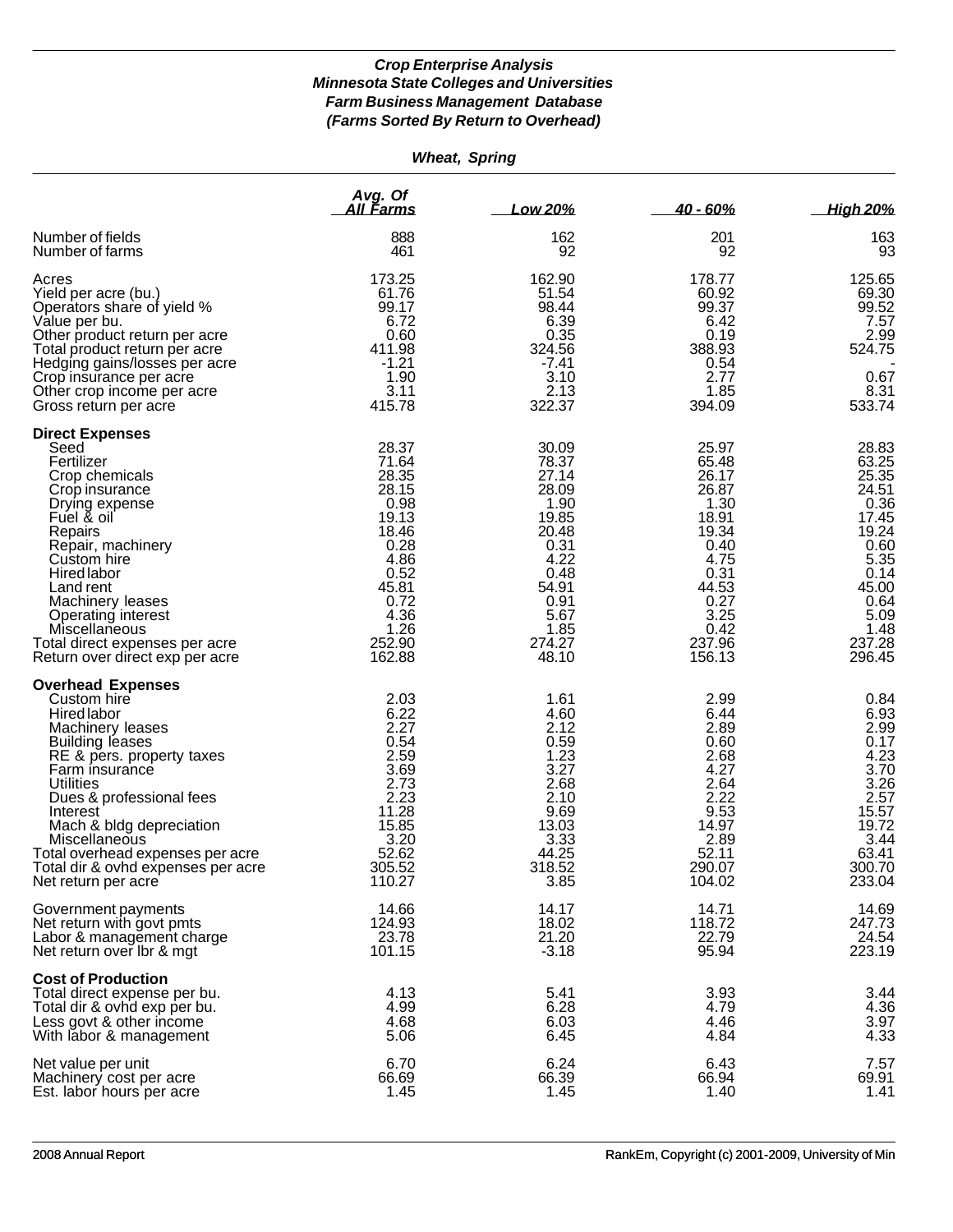***Crop Enterprise Analysis***
***Minnesota State Colleges and Universities***
***Farm Business Management Database***
***(Farms Sorted By Return to Overhead)***

***Wheat, Spring***

| | Avg. Of All Farms | Low 20% | 40 - 60% | High 20% |
|---|---|---|---|---|
| Number of fields | 888 | 162 | 201 | 163 |
| Number of farms | 461 | 92 | 92 | 93 |
| Acres | 173.25 | 162.90 | 178.77 | 125.65 |
| Yield per acre (bu.) | 61.76 | 51.54 | 60.92 | 69.30 |
| Operators share of yield % | 99.17 | 98.44 | 99.37 | 99.52 |
| Value per bu. | 6.72 | 6.39 | 6.42 | 7.57 |
| Other product return per acre | 0.60 | 0.35 | 0.19 | 2.99 |
| Total product return per acre | 411.98 | 324.56 | 388.93 | 524.75 |
| Hedging gains/losses per acre | -1.21 | -7.41 | 0.54 | - |
| Crop insurance per acre | 1.90 | 3.10 | 2.77 | 0.67 |
| Other crop income per acre | 3.11 | 2.13 | 1.85 | 8.31 |
| Gross return per acre | 415.78 | 322.37 | 394.09 | 533.74 |
| **Direct Expenses** | | | | |
| Seed | 28.37 | 30.09 | 25.97 | 28.83 |
| Fertilizer | 71.64 | 78.37 | 65.48 | 63.25 |
| Crop chemicals | 28.35 | 27.14 | 26.17 | 25.35 |
| Crop insurance | 28.15 | 28.09 | 26.87 | 24.51 |
| Drying expense | 0.98 | 1.90 | 1.30 | 0.36 |
| Fuel & oil | 19.13 | 19.85 | 18.91 | 17.45 |
| Repairs | 18.46 | 20.48 | 19.34 | 19.24 |
| Repair, machinery | 0.28 | 0.31 | 0.40 | 0.60 |
| Custom hire | 4.86 | 4.22 | 4.75 | 5.35 |
| Hired labor | 0.52 | 0.48 | 0.31 | 0.14 |
| Land rent | 45.81 | 54.91 | 44.53 | 45.00 |
| Machinery leases | 0.72 | 0.91 | 0.27 | 0.64 |
| Operating interest | 4.36 | 5.67 | 3.25 | 5.09 |
| Miscellaneous | 1.26 | 1.85 | 0.42 | 1.48 |
| Total direct expenses per acre | 252.90 | 274.27 | 237.96 | 237.28 |
| Return over direct exp per acre | 162.88 | 48.10 | 156.13 | 296.45 |
| **Overhead Expenses** | | | | |
| Custom hire | 2.03 | 1.61 | 2.99 | 0.84 |
| Hired labor | 6.22 | 4.60 | 6.44 | 6.93 |
| Machinery leases | 2.27 | 2.12 | 2.89 | 2.99 |
| Building leases | 0.54 | 0.59 | 0.60 | 0.17 |
| RE & pers. property taxes | 2.59 | 1.23 | 2.68 | 4.23 |
| Farm insurance | 3.69 | 3.27 | 4.27 | 3.70 |
| Utilities | 2.73 | 2.68 | 2.64 | 3.26 |
| Dues & professional fees | 2.23 | 2.10 | 2.22 | 2.57 |
| Interest | 11.28 | 9.69 | 9.53 | 15.57 |
| Mach & bldg depreciation | 15.85 | 13.03 | 14.97 | 19.72 |
| Miscellaneous | 3.20 | 3.33 | 2.89 | 3.44 |
| Total overhead expenses per acre | 52.62 | 44.25 | 52.11 | 63.41 |
| Total dir & ovhd expenses per acre | 305.52 | 318.52 | 290.07 | 300.70 |
| Net return per acre | 110.27 | 3.85 | 104.02 | 233.04 |
| Government payments | 14.66 | 14.17 | 14.71 | 14.69 |
| Net return with govt pmts | 124.93 | 18.02 | 118.72 | 247.73 |
| Labor & management charge | 23.78 | 21.20 | 22.79 | 24.54 |
| Net return over lbr & mgt | 101.15 | -3.18 | 95.94 | 223.19 |
| **Cost of Production** | | | | |
| Total direct expense per bu. | 4.13 | 5.41 | 3.93 | 3.44 |
| Total dir & ovhd exp per bu. | 4.99 | 6.28 | 4.79 | 4.36 |
| Less govt & other income | 4.68 | 6.03 | 4.46 | 3.97 |
| With labor & management | 5.06 | 6.45 | 4.84 | 4.33 |
| Net value per unit | 6.70 | 6.24 | 6.43 | 7.57 |
| Machinery cost per acre | 66.69 | 66.39 | 66.94 | 69.91 |
| Est. labor hours per acre | 1.45 | 1.45 | 1.40 | 1.41 |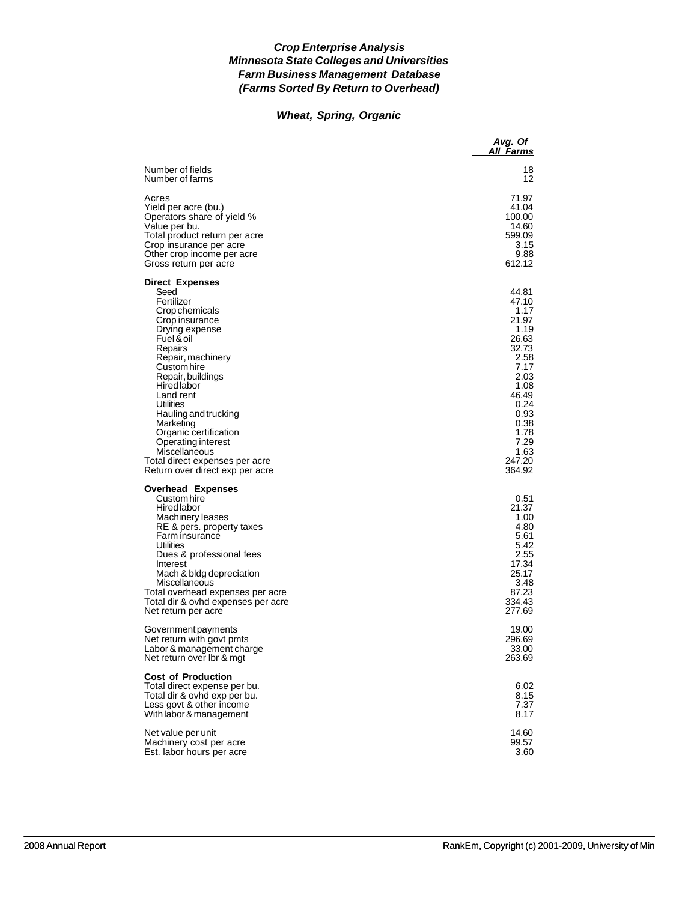***Crop Enterprise Analysis***
***Minnesota State Colleges and Universities***
***Farm Business Management Database***
***(Farms Sorted By Return to Overhead)***

## *Wheat, Spring, Organic*

| | *Avg. Of All Farms* |
|---|---:|
| Number of fields | 18 |
| Number of farms | 12 |
| | |
| Acres | 71.97 |
| Yield per acre (bu.) | 41.04 |
| Operators share of yield % | 100.00 |
| Value per bu. | 14.60 |
| Total product return per acre | 599.09 |
| Crop insurance per acre | 3.15 |
| Other crop income per acre | 9.88 |
| Gross return per acre | 612.12 |
| | |
| **Direct Expenses** | |
| Seed | 44.81 |
| Fertilizer | 47.10 |
| Crop chemicals | 1.17 |
| Crop insurance | 21.97 |
| Drying expense | 1.19 |
| Fuel & oil | 26.63 |
| Repairs | 32.73 |
| Repair, machinery | 2.58 |
| Custom hire | 7.17 |
| Repair, buildings | 2.03 |
| Hired labor | 1.08 |
| Land rent | 46.49 |
| Utilities | 0.24 |
| Hauling and trucking | 0.93 |
| Marketing | 0.38 |
| Organic certification | 1.78 |
| Operating interest | 7.29 |
| Miscellaneous | 1.63 |
| Total direct expenses per acre | 247.20 |
| Return over direct exp per acre | 364.92 |
| | |
| **Overhead Expenses** | |
| Custom hire | 0.51 |
| Hired labor | 21.37 |
| Machinery leases | 1.00 |
| RE & pers. property taxes | 4.80 |
| Farm insurance | 5.61 |
| Utilities | 5.42 |
| Dues & professional fees | 2.55 |
| Interest | 17.34 |
| Mach & bldg depreciation | 25.17 |
| Miscellaneous | 3.48 |
| Total overhead expenses per acre | 87.23 |
| Total dir & ovhd expenses per acre | 334.43 |
| Net return per acre | 277.69 |
| | |
| Government payments | 19.00 |
| Net return with govt pmts | 296.69 |
| Labor & management charge | 33.00 |
| Net return over lbr & mgt | 263.69 |
| | |
| **Cost of Production** | |
| Total direct expense per bu. | 6.02 |
| Total dir & ovhd exp per bu. | 8.15 |
| Less govt & other income | 7.37 |
| With labor & management | 8.17 |
| | |
| Net value per unit | 14.60 |
| Machinery cost per acre | 99.57 |
| Est. labor hours per acre | 3.60 |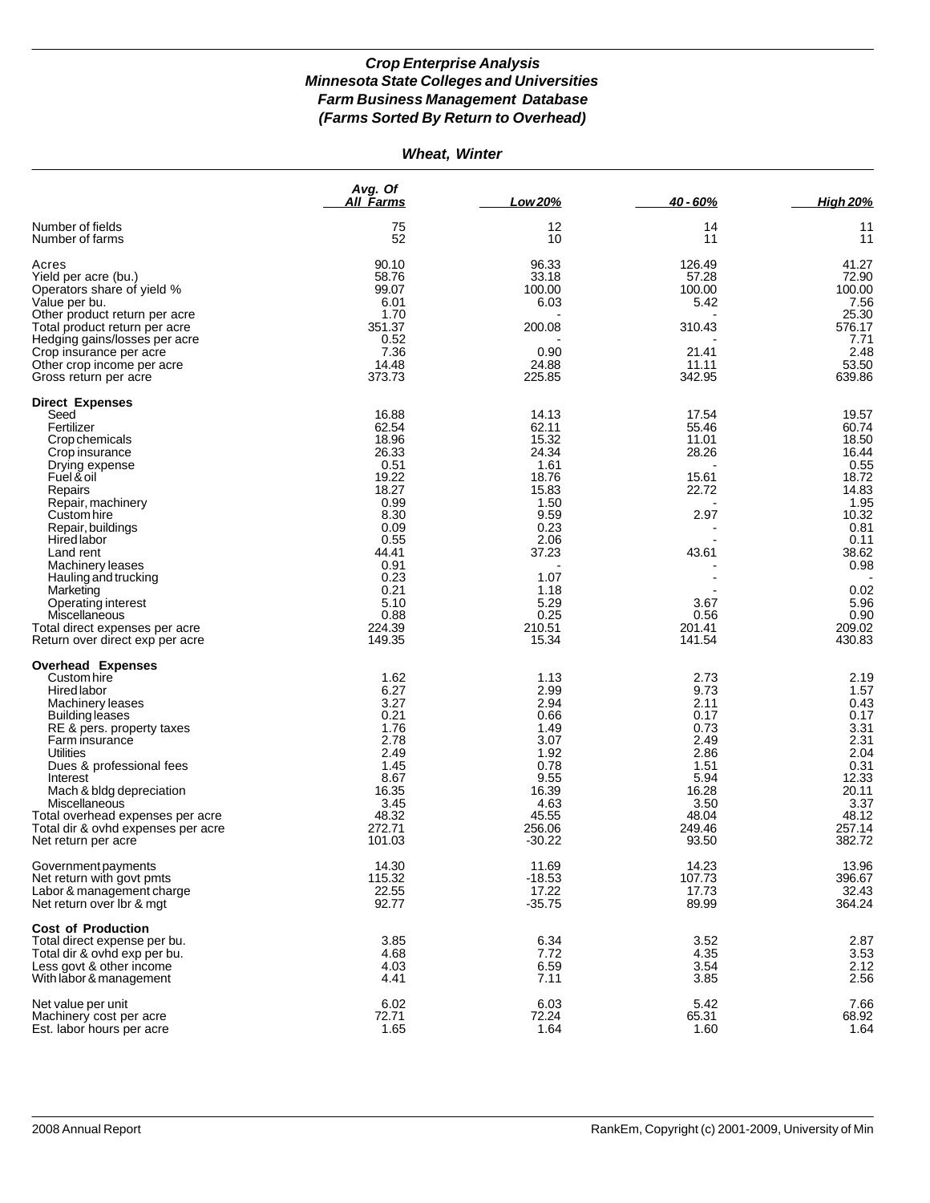### *Crop Enterprise Analysis*
### *Minnesota State Colleges and Universities*
### *Farm Business Management Database*
### *(Farms Sorted By Return to Overhead)*

#### *Wheat, Winter*

| | Avg. Of All Farms | Low 20% | 40 - 60% | High 20% |
|---|---|---|---|---|
| Number of fields | 75 | 12 | 14 | 11 |
| Number of farms | 52 | 10 | 11 | 11 |
| Acres | 90.10 | 96.33 | 126.49 | 41.27 |
| Yield per acre (bu.) | 58.76 | 33.18 | 57.28 | 72.90 |
| Operators share of yield % | 99.07 | 100.00 | 100.00 | 100.00 |
| Value per bu. | 6.01 | 6.03 | 5.42 | 7.56 |
| Other product return per acre | 1.70 | - | - | 25.30 |
| Total product return per acre | 351.37 | 200.08 | 310.43 | 576.17 |
| Hedging gains/losses per acre | 0.52 | - | - | 7.71 |
| Crop insurance per acre | 7.36 | 0.90 | 21.41 | 2.48 |
| Other crop income per acre | 14.48 | 24.88 | 11.11 | 53.50 |
| Gross return per acre | 373.73 | 225.85 | 342.95 | 639.86 |
| **Direct Expenses** | | | | |
| Seed | 16.88 | 14.13 | 17.54 | 19.57 |
| Fertilizer | 62.54 | 62.11 | 55.46 | 60.74 |
| Crop chemicals | 18.96 | 15.32 | 11.01 | 18.50 |
| Crop insurance | 26.33 | 24.34 | 28.26 | 16.44 |
| Drying expense | 0.51 | 1.61 | - | 0.55 |
| Fuel & oil | 19.22 | 18.76 | 15.61 | 18.72 |
| Repairs | 18.27 | 15.83 | 22.72 | 14.83 |
| Repair, machinery | 0.99 | 1.50 | - | 1.95 |
| Custom hire | 8.30 | 9.59 | 2.97 | 10.32 |
| Repair, buildings | 0.09 | 0.23 | - | 0.81 |
| Hired labor | 0.55 | 2.06 | - | 0.11 |
| Land rent | 44.41 | 37.23 | 43.61 | 38.62 |
| Machinery leases | 0.91 | - | - | 0.98 |
| Hauling and trucking | 0.23 | 1.07 | - | - |
| Marketing | 0.21 | 1.18 | - | 0.02 |
| Operating interest | 5.10 | 5.29 | 3.67 | 5.96 |
| Miscellaneous | 0.88 | 0.25 | 0.56 | 0.90 |
| Total direct expenses per acre | 224.39 | 210.51 | 201.41 | 209.02 |
| Return over direct exp per acre | 149.35 | 15.34 | 141.54 | 430.83 |
| **Overhead Expenses** | | | | |
| Custom hire | 1.62 | 1.13 | 2.73 | 2.19 |
| Hired labor | 6.27 | 2.99 | 9.73 | 1.57 |
| Machinery leases | 3.27 | 2.94 | 2.11 | 0.43 |
| Building leases | 0.21 | 0.66 | 0.17 | 0.17 |
| RE & pers. property taxes | 1.76 | 1.49 | 0.73 | 3.31 |
| Farm insurance | 2.78 | 3.07 | 2.49 | 2.31 |
| Utilities | 2.49 | 1.92 | 2.86 | 2.04 |
| Dues & professional fees | 1.45 | 0.78 | 1.51 | 0.31 |
| Interest | 8.67 | 9.55 | 5.94 | 12.33 |
| Mach & bldg depreciation | 16.35 | 16.39 | 16.28 | 20.11 |
| Miscellaneous | 3.45 | 4.63 | 3.50 | 3.37 |
| Total overhead expenses per acre | 48.32 | 45.55 | 48.04 | 48.12 |
| Total dir & ovhd expenses per acre | 272.71 | 256.06 | 249.46 | 257.14 |
| Net return per acre | 101.03 | -30.22 | 93.50 | 382.72 |
| Government payments | 14.30 | 11.69 | 14.23 | 13.96 |
| Net return with govt pmts | 115.32 | -18.53 | 107.73 | 396.67 |
| Labor & management charge | 22.55 | 17.22 | 17.73 | 32.43 |
| Net return over lbr & mgt | 92.77 | -35.75 | 89.99 | 364.24 |
| **Cost of Production** | | | | |
| Total direct expense per bu. | 3.85 | 6.34 | 3.52 | 2.87 |
| Total dir & ovhd exp per bu. | 4.68 | 7.72 | 4.35 | 3.53 |
| Less govt & other income | 4.03 | 6.59 | 3.54 | 2.12 |
| With labor & management | 4.41 | 7.11 | 3.85 | 2.56 |
| Net value per unit | 6.02 | 6.03 | 5.42 | 7.66 |
| Machinery cost per acre | 72.71 | 72.24 | 65.31 | 68.92 |
| Est. labor hours per acre | 1.65 | 1.64 | 1.60 | 1.64 |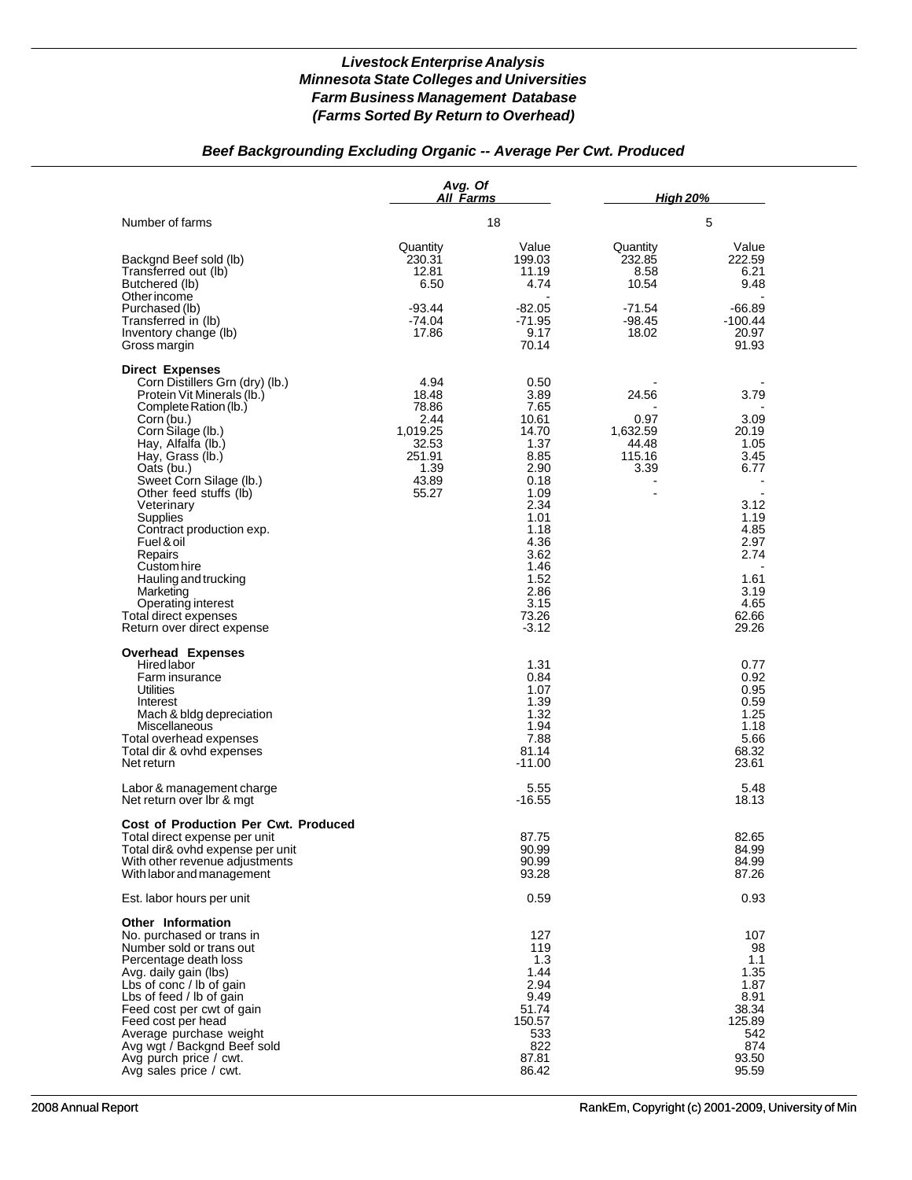# *Livestock Enterprise Analysis*
# *Minnesota State Colleges and Universities*
# *Farm Business Management Database*
# *(Farms Sorted By Return to Overhead)*

## *Beef Backgrounding Excluding Organic -- Average Per Cwt. Produced*

| | Avg. Of All Farms | | High 20% | |
|---|---|---|---|---|
| Number of farms | 18 | | 5 | |
| | Quantity | Value | Quantity | Value |
| Backgnd Beef sold (lb) | 230.31 | 199.03 | 232.85 | 222.59 |
| Transferred out (lb) | 12.81 | 11.19 | 8.58 | 6.21 |
| Butchered (lb) | 6.50 | 4.74 | 10.54 | 9.48 |
| Other income | | - | | - |
| Purchased (lb) | -93.44 | -82.05 | -71.54 | -66.89 |
| Transferred in (lb) | -74.04 | -71.95 | -98.45 | -100.44 |
| Inventory change (lb) | 17.86 | 9.17 | 18.02 | 20.97 |
| Gross margin | | 70.14 | | 91.93 |
| **Direct Expenses** | | | | |
| Corn Distillers Grn (dry) (lb.) | 4.94 | 0.50 | - | - |
| Protein Vit Minerals (lb.) | 18.48 | 3.89 | 24.56 | 3.79 |
| Complete Ration (lb.) | 78.86 | 7.65 | - | - |
| Corn (bu.) | 2.44 | 10.61 | 0.97 | 3.09 |
| Corn Silage (lb.) | 1,019.25 | 14.70 | 1,632.59 | 20.19 |
| Hay, Alfalfa (lb.) | 32.53 | 1.37 | 44.48 | 1.05 |
| Hay, Grass (lb.) | 251.91 | 8.85 | 115.16 | 3.45 |
| Oats (bu.) | 1.39 | 2.90 | 3.39 | 6.77 |
| Sweet Corn Silage (lb.) | 43.89 | 0.18 | - | - |
| Other feed stuffs (lb) | 55.27 | 1.09 | - | - |
| Veterinary | | 2.34 | | 3.12 |
| Supplies | | 1.01 | | 1.19 |
| Contract production exp. | | 1.18 | | 4.85 |
| Fuel & oil | | 4.36 | | 2.97 |
| Repairs | | 3.62 | | 2.74 |
| Custom hire | | 1.46 | | - |
| Hauling and trucking | | 1.52 | | 1.61 |
| Marketing | | 2.86 | | 3.19 |
| Operating interest | | 3.15 | | 4.65 |
| Total direct expenses | | 73.26 | | 62.66 |
| Return over direct expense | | -3.12 | | 29.26 |
| **Overhead Expenses** | | | | |
| Hired labor | | 1.31 | | 0.77 |
| Farm insurance | | 0.84 | | 0.92 |
| Utilities | | 1.07 | | 0.95 |
| Interest | | 1.39 | | 0.59 |
| Mach & bldg depreciation | | 1.32 | | 1.25 |
| Miscellaneous | | 1.94 | | 1.18 |
| Total overhead expenses | | 7.88 | | 5.66 |
| Total dir & ovhd expenses | | 81.14 | | 68.32 |
| Net return | | -11.00 | | 23.61 |
| Labor & management charge | | 5.55 | | 5.48 |
| Net return over lbr & mgt | | -16.55 | | 18.13 |
| **Cost of Production Per Cwt. Produced** | | | | |
| Total direct expense per unit | | 87.75 | | 82.65 |
| Total dir& ovhd expense per unit | | 90.99 | | 84.99 |
| With other revenue adjustments | | 90.99 | | 84.99 |
| With labor and management | | 93.28 | | 87.26 |
| Est. labor hours per unit | | 0.59 | | 0.93 |
| **Other Information** | | | | |
| No. purchased or trans in | | 127 | | 107 |
| Number sold or trans out | | 119 | | 98 |
| Percentage death loss | | 1.3 | | 1.1 |
| Avg. daily gain (lbs) | | 1.44 | | 1.35 |
| Lbs of conc / lb of gain | | 2.94 | | 1.87 |
| Lbs of feed / lb of gain | | 9.49 | | 8.91 |
| Feed cost per cwt of gain | | 51.74 | | 38.34 |
| Feed cost per head | | 150.57 | | 125.89 |
| Average purchase weight | | 533 | | 542 |
| Avg wgt / Backgnd Beef sold | | 822 | | 874 |
| Avg purch price / cwt. | | 87.81 | | 93.50 |
| Avg sales price / cwt. | | 86.42 | | 95.59 |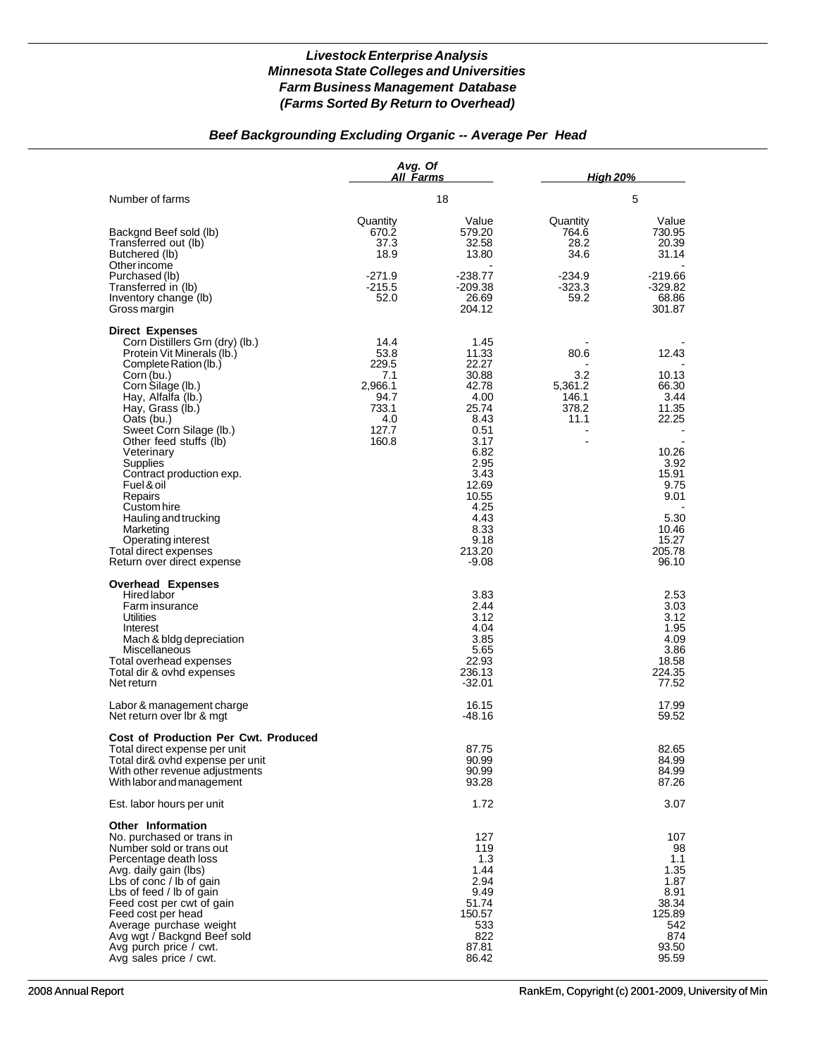# *Livestock Enterprise Analysis*
# *Minnesota State Colleges and Universities*
# *Farm Business Management Database*
# *(Farms Sorted By Return to Overhead)*

## *Beef Backgrounding Excluding Organic -- Average Per Head*

| | Avg. Of All Farms | | High 20% | |
|---|---|---|---|---|
| Number of farms | 18 | | 5 | |
| | Quantity | Value | Quantity | Value |
| Backgnd Beef sold (lb) | 670.2 | 579.20 | 764.6 | 730.95 |
| Transferred out (lb) | 37.3 | 32.58 | 28.2 | 20.39 |
| Butchered (lb) | 18.9 | 13.80 | 34.6 | 31.14 |
| Other income | | - | | - |
| Purchased (lb) | -271.9 | -238.77 | -234.9 | -219.66 |
| Transferred in (lb) | -215.5 | -209.38 | -323.3 | -329.82 |
| Inventory change (lb) | 52.0 | 26.69 | 59.2 | 68.86 |
| Gross margin | | 204.12 | | 301.87 |
| **Direct Expenses** | | | | |
| Corn Distillers Grn (dry) (lb.) | 14.4 | 1.45 | - | - |
| Protein Vit Minerals (lb.) | 53.8 | 11.33 | 80.6 | 12.43 |
| Complete Ration (lb.) | 229.5 | 22.27 | - | - |
| Corn (bu.) | 7.1 | 30.88 | 3.2 | 10.13 |
| Corn Silage (lb.) | 2,966.1 | 42.78 | 5,361.2 | 66.30 |
| Hay, Alfalfa (lb.) | 94.7 | 4.00 | 146.1 | 3.44 |
| Hay, Grass (lb.) | 733.1 | 25.74 | 378.2 | 11.35 |
| Oats (bu.) | 4.0 | 8.43 | 11.1 | 22.25 |
| Sweet Corn Silage (lb.) | 127.7 | 0.51 | - | - |
| Other feed stuffs (lb) | 160.8 | 3.17 | - | - |
| Veterinary | | 6.82 | | 10.26 |
| Supplies | | 2.95 | | 3.92 |
| Contract production exp. | | 3.43 | | 15.91 |
| Fuel & oil | | 12.69 | | 9.75 |
| Repairs | | 10.55 | | 9.01 |
| Custom hire | | 4.25 | | - |
| Hauling and trucking | | 4.43 | | 5.30 |
| Marketing | | 8.33 | | 10.46 |
| Operating interest | | 9.18 | | 15.27 |
| Total direct expenses | | 213.20 | | 205.78 |
| Return over direct expense | | -9.08 | | 96.10 |
| **Overhead Expenses** | | | | |
| Hired labor | | 3.83 | | 2.53 |
| Farm insurance | | 2.44 | | 3.03 |
| Utilities | | 3.12 | | 3.12 |
| Interest | | 4.04 | | 1.95 |
| Mach & bldg depreciation | | 3.85 | | 4.09 |
| Miscellaneous | | 5.65 | | 3.86 |
| Total overhead expenses | | 22.93 | | 18.58 |
| Total dir & ovhd expenses | | 236.13 | | 224.35 |
| Net return | | -32.01 | | 77.52 |
| Labor & management charge | | 16.15 | | 17.99 |
| Net return over lbr & mgt | | -48.16 | | 59.52 |
| **Cost of Production Per Cwt. Produced** | | | | |
| Total direct expense per unit | | 87.75 | | 82.65 |
| Total dir& ovhd expense per unit | | 90.99 | | 84.99 |
| With other revenue adjustments | | 90.99 | | 84.99 |
| With labor and management | | 93.28 | | 87.26 |
| Est. labor hours per unit | | 1.72 | | 3.07 |
| **Other Information** | | | | |
| No. purchased or trans in | | 127 | | 107 |
| Number sold or trans out | | 119 | | 98 |
| Percentage death loss | | 1.3 | | 1.1 |
| Avg. daily gain (lbs) | | 1.44 | | 1.35 |
| Lbs of conc / lb of gain | | 2.94 | | 1.87 |
| Lbs of feed / lb of gain | | 9.49 | | 8.91 |
| Feed cost per cwt of gain | | 51.74 | | 38.34 |
| Feed cost per head | | 150.57 | | 125.89 |
| Average purchase weight | | 533 | | 542 |
| Avg wgt / Backgnd Beef sold | | 822 | | 874 |
| Avg purch price / cwt. | | 87.81 | | 93.50 |
| Avg sales price / cwt. | | 86.42 | | 95.59 |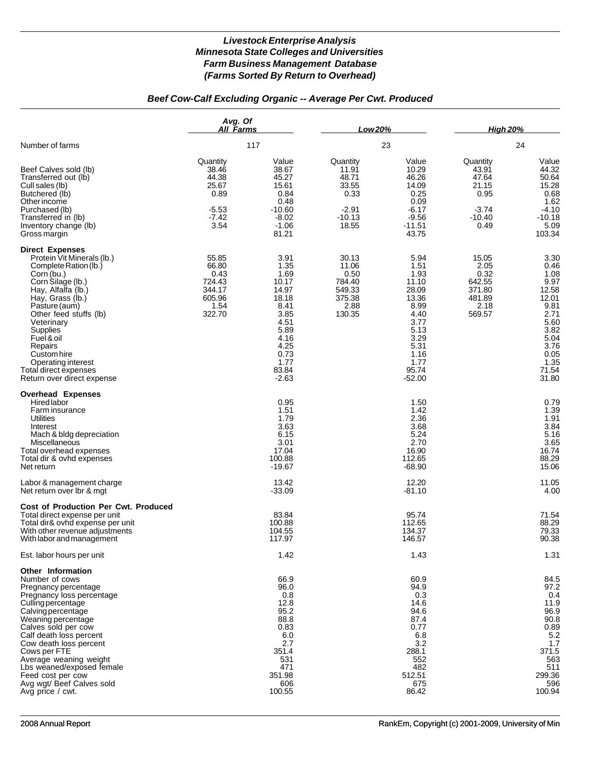# *Livestock Enterprise Analysis*
# *Minnesota State Colleges and Universities*
# *Farm Business Management Database*
# *(Farms Sorted By Return to Overhead)*

## *Beef Cow-Calf Excluding Organic -- Average Per Cwt. Produced*

| | Avg. Of All Farms | | Low 20% | | High 20% | |
|---|---|---|---|---|---|---|
| Number of farms | 117 | | 23 | | 24 | |
| | Quantity | Value | Quantity | Value | Quantity | Value |
| Beef Calves sold (lb) | 38.46 | 38.67 | 11.91 | 10.29 | 43.91 | 44.32 |
| Transferred out (lb) | 44.38 | 45.27 | 48.71 | 46.26 | 47.64 | 50.64 |
| Cull sales (lb) | 25.67 | 15.61 | 33.55 | 14.09 | 21.15 | 15.28 |
| Butchered (lb) | 0.89 | 0.84 | 0.33 | 0.25 | 0.95 | 0.68 |
| Other income | | 0.48 | | 0.09 | | 1.62 |
| Purchased (lb) | -5.53 | -10.60 | -2.91 | -6.17 | -3.74 | -4.10 |
| Transferred in (lb) | -7.42 | -8.02 | -10.13 | -9.56 | -10.40 | -10.18 |
| Inventory change (lb) | 3.54 | -1.06 | 18.55 | -11.51 | 0.49 | 5.09 |
| Gross margin | | 81.21 | | 43.75 | | 103.34 |
| **Direct Expenses** | | | | | | |
| Protein Vit Minerals (lb.) | 55.85 | 3.91 | 30.13 | 5.94 | 15.05 | 3.30 |
| Complete Ration (lb.) | 66.80 | 1.35 | 11.06 | 1.51 | 2.05 | 0.46 |
| Corn (bu.) | 0.43 | 1.69 | 0.50 | 1.93 | 0.32 | 1.08 |
| Corn Silage (lb.) | 724.43 | 10.17 | 784.40 | 11.10 | 642.55 | 9.97 |
| Hay, Alfalfa (lb.) | 344.17 | 14.97 | 549.33 | 28.09 | 371.80 | 12.58 |
| Hay, Grass (lb.) | 605.96 | 18.18 | 375.38 | 13.36 | 481.89 | 12.01 |
| Pasture (aum) | 1.54 | 8.41 | 2.88 | 8.99 | 2.18 | 9.81 |
| Other feed stuffs (lb) | 322.70 | 3.85 | 130.35 | 4.40 | 569.57 | 2.71 |
| Veterinary | | 4.51 | | 3.77 | | 5.60 |
| Supplies | | 5.89 | | 5.13 | | 3.82 |
| Fuel & oil | | 4.16 | | 3.29 | | 5.04 |
| Repairs | | 4.25 | | 5.31 | | 3.76 |
| Custom hire | | 0.73 | | 1.16 | | 0.05 |
| Operating interest | | 1.77 | | 1.77 | | 1.35 |
| Total direct expenses | | 83.84 | | 95.74 | | 71.54 |
| Return over direct expense | | -2.63 | | -52.00 | | 31.80 |
| **Overhead Expenses** | | | | | | |
| Hired labor | | 0.95 | | 1.50 | | 0.79 |
| Farm insurance | | 1.51 | | 1.42 | | 1.39 |
| Utilities | | 1.79 | | 2.36 | | 1.91 |
| Interest | | 3.63 | | 3.68 | | 3.84 |
| Mach & bldg depreciation | | 6.15 | | 5.24 | | 5.16 |
| Miscellaneous | | 3.01 | | 2.70 | | 3.65 |
| Total overhead expenses | | 17.04 | | 16.90 | | 16.74 |
| Total dir & ovhd expenses | | 100.88 | | 112.65 | | 88.29 |
| Net return | | -19.67 | | -68.90 | | 15.06 |
| Labor & management charge | | 13.42 | | 12.20 | | 11.05 |
| Net return over lbr & mgt | | -33.09 | | -81.10 | | 4.00 |
| **Cost of Production Per Cwt. Produced** | | | | | | |
| Total direct expense per unit | | 83.84 | | 95.74 | | 71.54 |
| Total dir& ovhd expense per unit | | 100.88 | | 112.65 | | 88.29 |
| With other revenue adjustments | | 104.55 | | 134.37 | | 79.33 |
| With labor and management | | 117.97 | | 146.57 | | 90.38 |
| Est. labor hours per unit | | 1.42 | | 1.43 | | 1.31 |
| **Other Information** | | | | | | |
| Number of cows | | 66.9 | | 60.9 | | 84.5 |
| Pregnancy percentage | | 96.0 | | 94.9 | | 97.2 |
| Pregnancy loss percentage | | 0.8 | | 0.3 | | 0.4 |
| Culling percentage | | 12.8 | | 14.6 | | 11.9 |
| Calving percentage | | 95.2 | | 94.6 | | 96.9 |
| Weaning percentage | | 88.8 | | 87.4 | | 90.8 |
| Calves sold per cow | | 0.83 | | 0.77 | | 0.89 |
| Calf death loss percent | | 6.0 | | 6.8 | | 5.2 |
| Cow death loss percent | | 2.7 | | 3.2 | | 1.7 |
| Cows per FTE | | 351.4 | | 288.1 | | 371.5 |
| Average weaning weight | | 531 | | 552 | | 563 |
| Lbs weaned/exposed female | | 471 | | 482 | | 511 |
| Feed cost per cow | | 351.98 | | 512.51 | | 299.36 |
| Avg wgt/ Beef Calves sold | | 606 | | 675 | | 596 |
| Avg price / cwt. | | 100.55 | | 86.42 | | 100.94 |

2008 Annual Report — RankEm, Copyright (c) 2001-2009, University of Min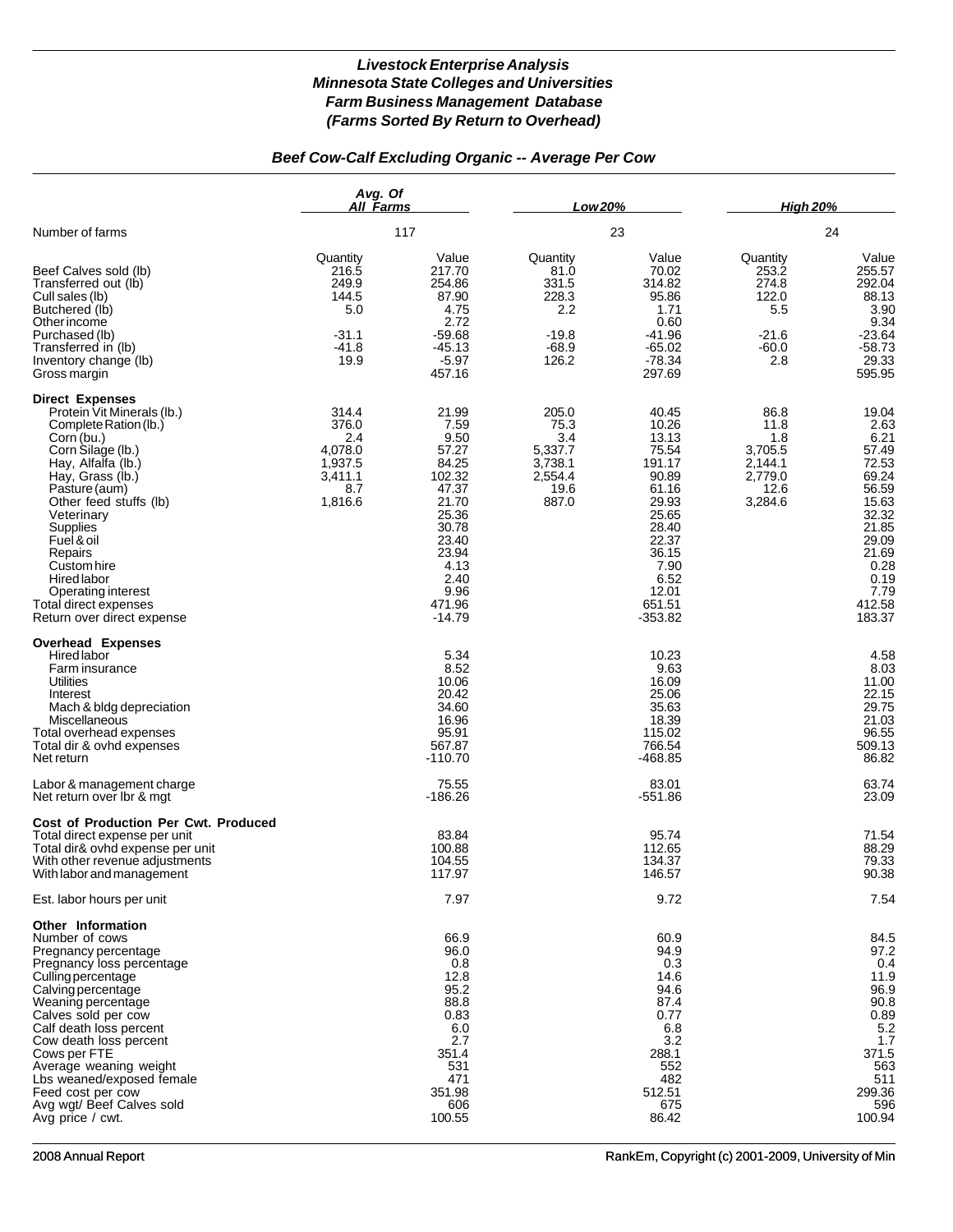# *Livestock Enterprise Analysis*
# *Minnesota State Colleges and Universities*
# *Farm Business Management Database*
# *(Farms Sorted By Return to Overhead)*

## *Beef Cow-Calf Excluding Organic -- Average Per Cow*

| | *Avg. Of All Farms* | | *Low 20%* | | *High 20%* | |
|---|---|---|---|---|---|---|
| Number of farms | 117 | | 23 | | 24 | |
| | Quantity | Value | Quantity | Value | Quantity | Value |
| Beef Calves sold (lb) | 216.5 | 217.70 | 81.0 | 70.02 | 253.2 | 255.57 |
| Transferred out (lb) | 249.9 | 254.86 | 331.5 | 314.82 | 274.8 | 292.04 |
| Cull sales (lb) | 144.5 | 87.90 | 228.3 | 95.86 | 122.0 | 88.13 |
| Butchered (lb) | 5.0 | 4.75 | 2.2 | 1.71 | 5.5 | 3.90 |
| Other income | | 2.72 | | 0.60 | | 9.34 |
| Purchased (lb) | -31.1 | -59.68 | -19.8 | -41.96 | -21.6 | -23.64 |
| Transferred in (lb) | -41.8 | -45.13 | -68.9 | -65.02 | -60.0 | -58.73 |
| Inventory change (lb) | 19.9 | -5.97 | 126.2 | -78.34 | 2.8 | 29.33 |
| Gross margin | | 457.16 | | 297.69 | | 595.95 |
| **Direct Expenses** | | | | | | |
| Protein Vit Minerals (lb.) | 314.4 | 21.99 | 205.0 | 40.45 | 86.8 | 19.04 |
| Complete Ration (lb.) | 376.0 | 7.59 | 75.3 | 10.26 | 11.8 | 2.63 |
| Corn (bu.) | 2.4 | 9.50 | 3.4 | 13.13 | 1.8 | 6.21 |
| Corn Silage (lb.) | 4,078.0 | 57.27 | 5,337.7 | 75.54 | 3,705.5 | 57.49 |
| Hay, Alfalfa (lb.) | 1,937.5 | 84.25 | 3,738.1 | 191.17 | 2,144.1 | 72.53 |
| Hay, Grass (lb.) | 3,411.1 | 102.32 | 2,554.4 | 90.89 | 2,779.0 | 69.24 |
| Pasture (aum) | 8.7 | 47.37 | 19.6 | 61.16 | 12.6 | 56.59 |
| Other feed stuffs (lb) | 1,816.6 | 21.70 | 887.0 | 29.93 | 3,284.6 | 15.63 |
| Veterinary | | 25.36 | | 25.65 | | 32.32 |
| Supplies | | 30.78 | | 28.40 | | 21.85 |
| Fuel & oil | | 23.40 | | 22.37 | | 29.09 |
| Repairs | | 23.94 | | 36.15 | | 21.69 |
| Custom hire | | 4.13 | | 7.90 | | 0.28 |
| Hired labor | | 2.40 | | 6.52 | | 0.19 |
| Operating interest | | 9.96 | | 12.01 | | 7.79 |
| Total direct expenses | | 471.96 | | 651.51 | | 412.58 |
| Return over direct expense | | -14.79 | | -353.82 | | 183.37 |
| **Overhead Expenses** | | | | | | |
| Hired labor | | 5.34 | | 10.23 | | 4.58 |
| Farm insurance | | 8.52 | | 9.63 | | 8.03 |
| Utilities | | 10.06 | | 16.09 | | 11.00 |
| Interest | | 20.42 | | 25.06 | | 22.15 |
| Mach & bldg depreciation | | 34.60 | | 35.63 | | 29.75 |
| Miscellaneous | | 16.96 | | 18.39 | | 21.03 |
| Total overhead expenses | | 95.91 | | 115.02 | | 96.55 |
| Total dir & ovhd expenses | | 567.87 | | 766.54 | | 509.13 |
| Net return | | -110.70 | | -468.85 | | 86.82 |
| Labor & management charge | | 75.55 | | 83.01 | | 63.74 |
| Net return over lbr & mgt | | -186.26 | | -551.86 | | 23.09 |
| **Cost of Production Per Cwt. Produced** | | | | | | |
| Total direct expense per unit | | 83.84 | | 95.74 | | 71.54 |
| Total dir& ovhd expense per unit | | 100.88 | | 112.65 | | 88.29 |
| With other revenue adjustments | | 104.55 | | 134.37 | | 79.33 |
| With labor and management | | 117.97 | | 146.57 | | 90.38 |
| Est. labor hours per unit | | 7.97 | | 9.72 | | 7.54 |
| **Other Information** | | | | | | |
| Number of cows | | 66.9 | | 60.9 | | 84.5 |
| Pregnancy percentage | | 96.0 | | 94.9 | | 97.2 |
| Pregnancy loss percentage | | 0.8 | | 0.3 | | 0.4 |
| Culling percentage | | 12.8 | | 14.6 | | 11.9 |
| Calving percentage | | 95.2 | | 94.6 | | 96.9 |
| Weaning percentage | | 88.8 | | 87.4 | | 90.8 |
| Calves sold per cow | | 0.83 | | 0.77 | | 0.89 |
| Calf death loss percent | | 6.0 | | 6.8 | | 5.2 |
| Cow death loss percent | | 2.7 | | 3.2 | | 1.7 |
| Cows per FTE | | 351.4 | | 288.1 | | 371.5 |
| Average weaning weight | | 531 | | 552 | | 563 |
| Lbs weaned/exposed female | | 471 | | 482 | | 511 |
| Feed cost per cow | | 351.98 | | 512.51 | | 299.36 |
| Avg wgt/ Beef Calves sold | | 606 | | 675 | | 596 |
| Avg price / cwt. | | 100.55 | | 86.42 | | 100.94 |

2008 Annual Report | RankEm, Copyright (c) 2001-2009, University of Min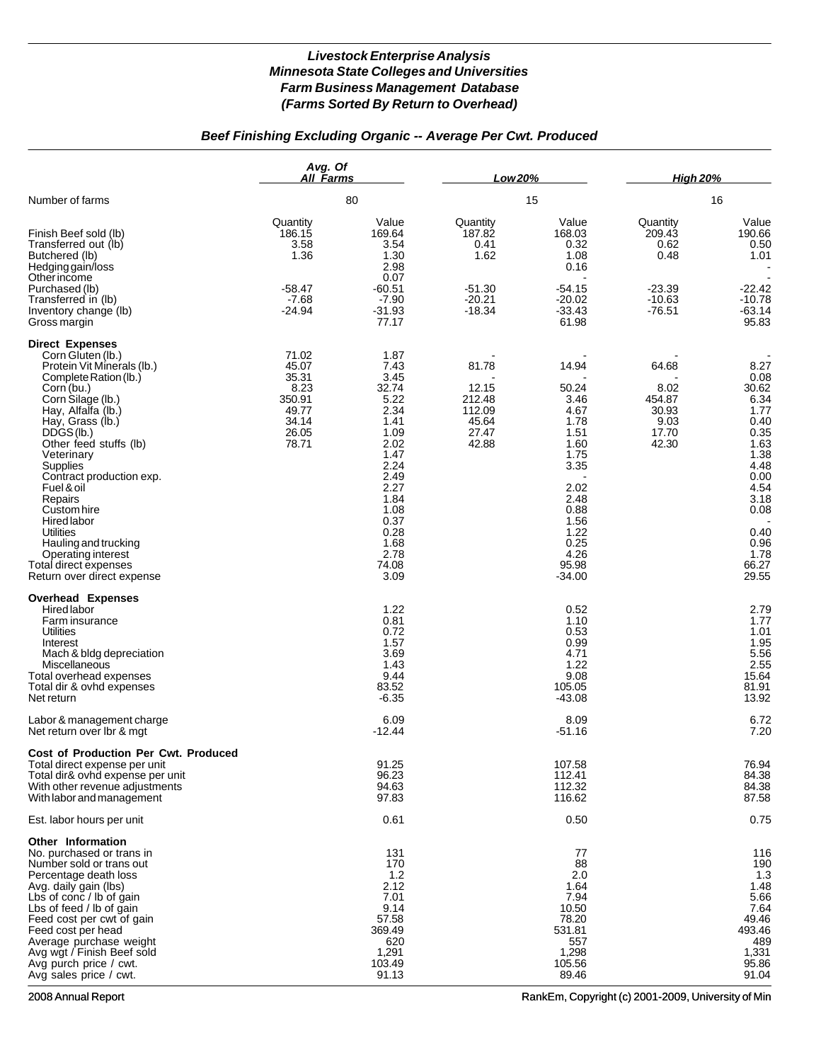# *Livestock Enterprise Analysis*
# *Minnesota State Colleges and Universities*
# *Farm Business Management Database*
# *(Farms Sorted By Return to Overhead)*

## *Beef Finishing Excluding Organic -- Average Per Cwt. Produced*

| | Avg. Of All Farms | | Low 20% | | High 20% | |
|---|---|---|---|---|---|---|
| Number of farms | 80 | | 15 | | 16 | |
| | Quantity | Value | Quantity | Value | Quantity | Value |
| Finish Beef sold (lb) | 186.15 | 169.64 | 187.82 | 168.03 | 209.43 | 190.66 |
| Transferred out (lb) | 3.58 | 3.54 | 0.41 | 0.32 | 0.62 | 0.50 |
| Butchered (lb) | 1.36 | 1.30 | 1.62 | 1.08 | 0.48 | 1.01 |
| Hedging gain/loss | | 2.98 | | 0.16 | | - |
| Other income | | 0.07 | | - | | - |
| Purchased (lb) | -58.47 | -60.51 | -51.30 | -54.15 | -23.39 | -22.42 |
| Transferred in (lb) | -7.68 | -7.90 | -20.21 | -20.02 | -10.63 | -10.78 |
| Inventory change (lb) | -24.94 | -31.93 | -18.34 | -33.43 | -76.51 | -63.14 |
| Gross margin | | 77.17 | | 61.98 | | 95.83 |
| **Direct Expenses** | | | | | | |
| Corn Gluten (lb.) | 71.02 | 1.87 | - | - | - | - |
| Protein Vit Minerals (lb.) | 45.07 | 7.43 | 81.78 | 14.94 | 64.68 | 8.27 |
| Complete Ration (lb.) | 35.31 | 3.45 | - | - | - | 0.08 |
| Corn (bu.) | 8.23 | 32.74 | 12.15 | 50.24 | 8.02 | 30.62 |
| Corn Silage (lb.) | 350.91 | 5.22 | 212.48 | 3.46 | 454.87 | 6.34 |
| Hay, Alfalfa (lb.) | 49.77 | 2.34 | 112.09 | 4.67 | 30.93 | 1.77 |
| Hay, Grass (lb.) | 34.14 | 1.41 | 45.64 | 1.78 | 9.03 | 0.40 |
| DDGS (lb.) | 26.05 | 1.09 | 27.47 | 1.51 | 17.70 | 0.35 |
| Other feed stuffs (lb) | 78.71 | 2.02 | 42.88 | 1.60 | 42.30 | 1.63 |
| Veterinary | | 1.47 | | 1.75 | | 1.38 |
| Supplies | | 2.24 | | 3.35 | | 4.48 |
| Contract production exp. | | 2.49 | | - | | 0.00 |
| Fuel & oil | | 2.27 | | 2.02 | | 4.54 |
| Repairs | | 1.84 | | 2.48 | | 3.18 |
| Custom hire | | 1.08 | | 0.88 | | 0.08 |
| Hired labor | | 0.37 | | 1.56 | | - |
| Utilities | | 0.28 | | 1.22 | | 0.40 |
| Hauling and trucking | | 1.68 | | 0.25 | | 0.96 |
| Operating interest | | 2.78 | | 4.26 | | 1.78 |
| Total direct expenses | | 74.08 | | 95.98 | | 66.27 |
| Return over direct expense | | 3.09 | | -34.00 | | 29.55 |
| **Overhead Expenses** | | | | | | |
| Hired labor | | 1.22 | | 0.52 | | 2.79 |
| Farm insurance | | 0.81 | | 1.10 | | 1.77 |
| Utilities | | 0.72 | | 0.53 | | 1.01 |
| Interest | | 1.57 | | 0.99 | | 1.95 |
| Mach & bldg depreciation | | 3.69 | | 4.71 | | 5.56 |
| Miscellaneous | | 1.43 | | 1.22 | | 2.55 |
| Total overhead expenses | | 9.44 | | 9.08 | | 15.64 |
| Total dir & ovhd expenses | | 83.52 | | 105.05 | | 81.91 |
| Net return | | -6.35 | | -43.08 | | 13.92 |
| Labor & management charge | | 6.09 | | 8.09 | | 6.72 |
| Net return over lbr & mgt | | -12.44 | | -51.16 | | 7.20 |
| **Cost of Production Per Cwt. Produced** | | | | | | |
| Total direct expense per unit | | 91.25 | | 107.58 | | 76.94 |
| Total dir& ovhd expense per unit | | 96.23 | | 112.41 | | 84.38 |
| With other revenue adjustments | | 94.63 | | 112.32 | | 84.38 |
| With labor and management | | 97.83 | | 116.62 | | 87.58 |
| Est. labor hours per unit | | 0.61 | | 0.50 | | 0.75 |
| **Other Information** | | | | | | |
| No. purchased or trans in | | 131 | | 77 | | 116 |
| Number sold or trans out | | 170 | | 88 | | 190 |
| Percentage death loss | | 1.2 | | 2.0 | | 1.3 |
| Avg. daily gain (lbs) | | 2.12 | | 1.64 | | 1.48 |
| Lbs of conc / lb of gain | | 7.01 | | 7.94 | | 5.66 |
| Lbs of feed / lb of gain | | 9.14 | | 10.50 | | 7.64 |
| Feed cost per cwt of gain | | 57.58 | | 78.20 | | 49.46 |
| Feed cost per head | | 369.49 | | 531.81 | | 493.46 |
| Average purchase weight | | 620 | | 557 | | 489 |
| Avg wgt / Finish Beef sold | | 1,291 | | 1,298 | | 1,331 |
| Avg purch price / cwt. | | 103.49 | | 105.56 | | 95.86 |
| Avg sales price / cwt. | | 91.13 | | 89.46 | | 91.04 |

2008 Annual Report — RankEm, Copyright (c) 2001-2009, University of Min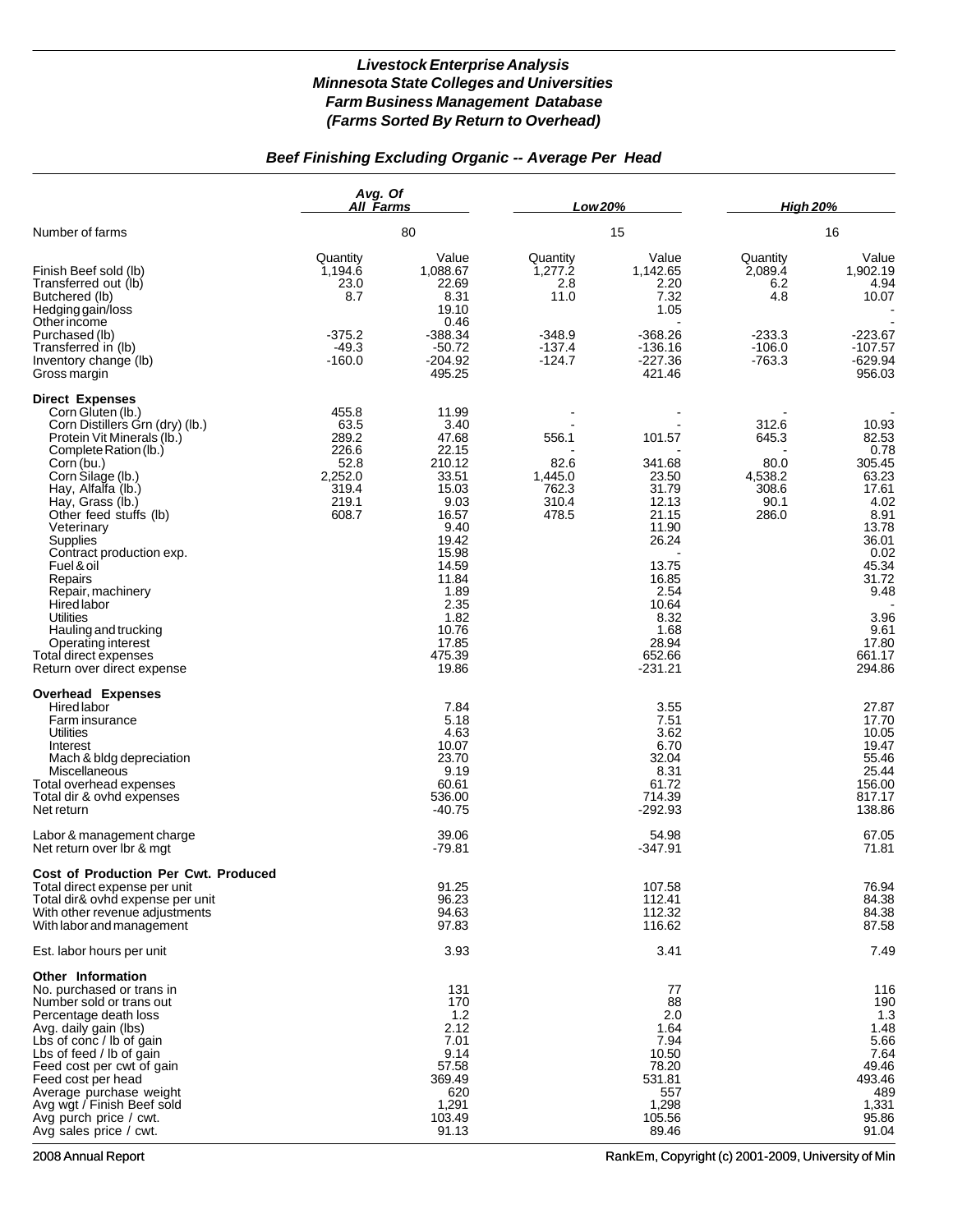# Livestock Enterprise Analysis
## Minnesota State Colleges and Universities
## Farm Business Management Database
## (Farms Sorted By Return to Overhead)

### Beef Finishing Excluding Organic -- Average Per Head

| | Avg. Of All Farms | | Low 20% | | High 20% | |
|---|---|---|---|---|---|---|
| Number of farms | 80 | | 15 | | 16 | |
| | Quantity | Value | Quantity | Value | Quantity | Value |
| Finish Beef sold (lb) | 1,194.6 | 1,088.67 | 1,277.2 | 1,142.65 | 2,089.4 | 1,902.19 |
| Transferred out (lb) | 23.0 | 22.69 | 2.8 | 2.20 | 6.2 | 4.94 |
| Butchered (lb) | 8.7 | 8.31 | 11.0 | 7.32 | 4.8 | 10.07 |
| Hedging gain/loss | | 19.10 | | 1.05 | | - |
| Other income | | 0.46 | | - | | - |
| Purchased (lb) | -375.2 | -388.34 | -348.9 | -368.26 | -233.3 | -223.67 |
| Transferred in (lb) | -49.3 | -50.72 | -137.4 | -136.16 | -106.0 | -107.57 |
| Inventory change (lb) | -160.0 | -204.92 | -124.7 | -227.36 | -763.3 | -629.94 |
| Gross margin | | 495.25 | | 421.46 | | 956.03 |
| **Direct Expenses** | | | | | | |
| Corn Gluten (lb.) | 455.8 | 11.99 | - | - | - | - |
| Corn Distillers Grn (dry) (lb.) | 63.5 | 3.40 | - | - | 312.6 | 10.93 |
| Protein Vit Minerals (lb.) | 289.2 | 47.68 | 556.1 | 101.57 | 645.3 | 82.53 |
| Complete Ration (lb.) | 226.6 | 22.15 | - | - | - | 0.78 |
| Corn (bu.) | 52.8 | 210.12 | 82.6 | 341.68 | 80.0 | 305.45 |
| Corn Silage (lb.) | 2,252.0 | 33.51 | 1,445.0 | 23.50 | 4,538.2 | 63.23 |
| Hay, Alfalfa (lb.) | 319.4 | 15.03 | 762.3 | 31.79 | 308.6 | 17.61 |
| Hay, Grass (lb.) | 219.1 | 9.03 | 310.4 | 12.13 | 90.1 | 4.02 |
| Other feed stuffs (lb) | 608.7 | 16.57 | 478.5 | 21.15 | 286.0 | 8.91 |
| Veterinary | | 9.40 | | 11.90 | | 13.78 |
| Supplies | | 19.42 | | 26.24 | | 36.01 |
| Contract production exp. | | 15.98 | | - | | 0.02 |
| Fuel & oil | | 14.59 | | 13.75 | | 45.34 |
| Repairs | | 11.84 | | 16.85 | | 31.72 |
| Repair, machinery | | 1.89 | | 2.54 | | 9.48 |
| Hired labor | | 2.35 | | 10.64 | | - |
| Utilities | | 1.82 | | 8.32 | | 3.96 |
| Hauling and trucking | | 10.76 | | 1.68 | | 9.61 |
| Operating interest | | 17.85 | | 28.94 | | 17.80 |
| Total direct expenses | | 475.39 | | 652.66 | | 661.17 |
| Return over direct expense | | 19.86 | | -231.21 | | 294.86 |
| **Overhead Expenses** | | | | | | |
| Hired labor | | 7.84 | | 3.55 | | 27.87 |
| Farm insurance | | 5.18 | | 7.51 | | 17.70 |
| Utilities | | 4.63 | | 3.62 | | 10.05 |
| Interest | | 10.07 | | 6.70 | | 19.47 |
| Mach & bldg depreciation | | 23.70 | | 32.04 | | 55.46 |
| Miscellaneous | | 9.19 | | 8.31 | | 25.44 |
| Total overhead expenses | | 60.61 | | 61.72 | | 156.00 |
| Total dir & ovhd expenses | | 536.00 | | 714.39 | | 817.17 |
| Net return | | -40.75 | | -292.93 | | 138.86 |
| Labor & management charge | | 39.06 | | 54.98 | | 67.05 |
| Net return over lbr & mgt | | -79.81 | | -347.91 | | 71.81 |
| **Cost of Production Per Cwt. Produced** | | | | | | |
| Total direct expense per unit | | 91.25 | | 107.58 | | 76.94 |
| Total dir& ovhd expense per unit | | 96.23 | | 112.41 | | 84.38 |
| With other revenue adjustments | | 94.63 | | 112.32 | | 84.38 |
| With labor and management | | 97.83 | | 116.62 | | 87.58 |
| Est. labor hours per unit | | 3.93 | | 3.41 | | 7.49 |
| **Other Information** | | | | | | |
| No. purchased or trans in | | 131 | | 77 | | 116 |
| Number sold or trans out | | 170 | | 88 | | 190 |
| Percentage death loss | | 1.2 | | 2.0 | | 1.3 |
| Avg. daily gain (lbs) | | 2.12 | | 1.64 | | 1.48 |
| Lbs of conc / lb of gain | | 7.01 | | 7.94 | | 5.66 |
| Lbs of feed / lb of gain | | 9.14 | | 10.50 | | 7.64 |
| Feed cost per cwt of gain | | 57.58 | | 78.20 | | 49.46 |
| Feed cost per head | | 369.49 | | 531.81 | | 493.46 |
| Average purchase weight | | 620 | | 557 | | 489 |
| Avg wgt / Finish Beef sold | | 1,291 | | 1,298 | | 1,331 |
| Avg purch price / cwt. | | 103.49 | | 105.56 | | 95.86 |
| Avg sales price / cwt. | | 91.13 | | 89.46 | | 91.04 |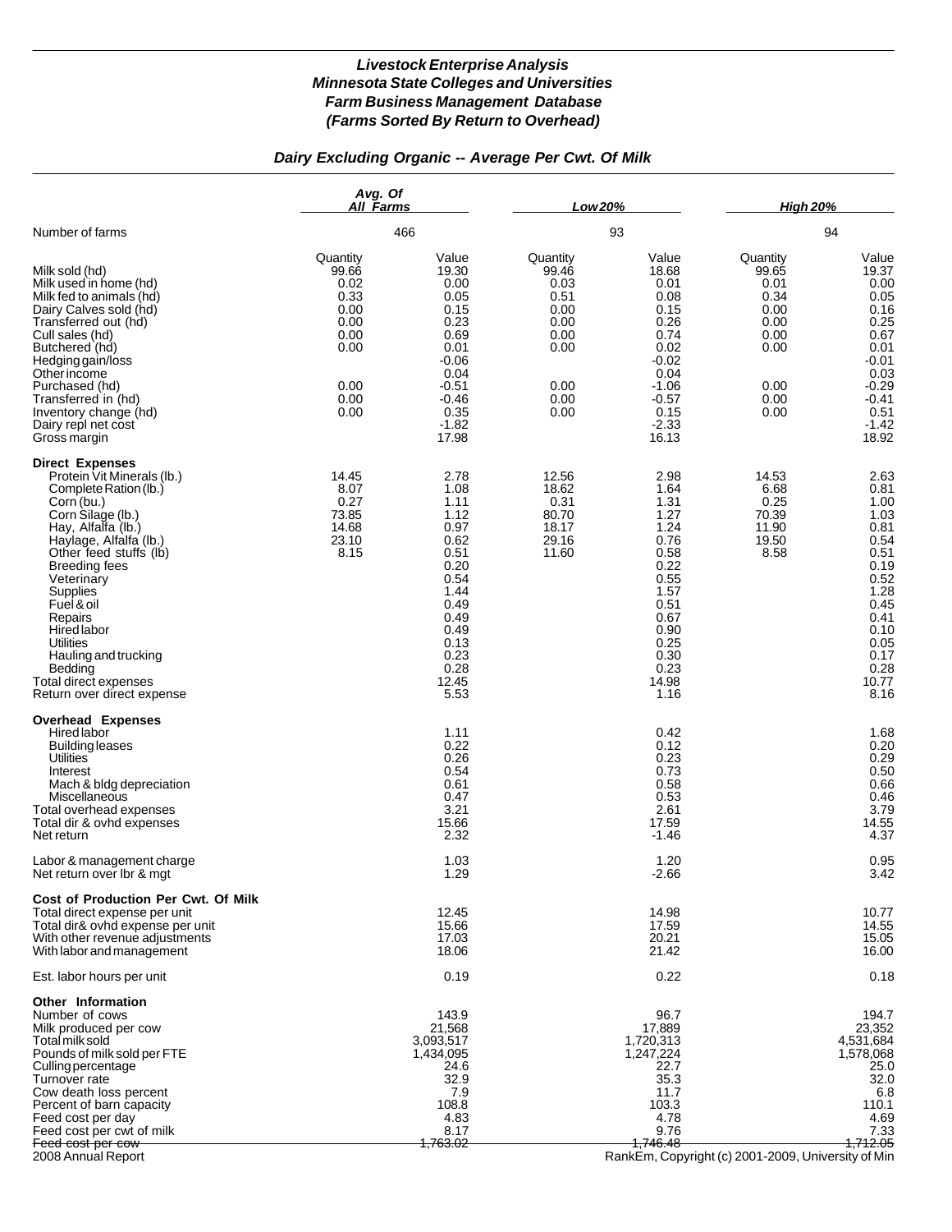# Livestock Enterprise Analysis
## Minnesota State Colleges and Universities
## Farm Business Management Database
## (Farms Sorted By Return to Overhead)

### Dairy Excluding Organic -- Average Per Cwt. Of Milk

| | Avg. Of All Farms | | Low 20% | | High 20% | |
|---|---|---|---|---|---|---|
| Number of farms | 466 | | 93 | | 94 | |
| | Quantity | Value | Quantity | Value | Quantity | Value |
| Milk sold (hd) | 99.66 | 19.30 | 99.46 | 18.68 | 99.65 | 19.37 |
| Milk used in home (hd) | 0.02 | 0.00 | 0.03 | 0.01 | 0.01 | 0.00 |
| Milk fed to animals (hd) | 0.33 | 0.05 | 0.51 | 0.08 | 0.34 | 0.05 |
| Dairy Calves sold (hd) | 0.00 | 0.15 | 0.00 | 0.15 | 0.00 | 0.16 |
| Transferred out (hd) | 0.00 | 0.23 | 0.00 | 0.26 | 0.00 | 0.25 |
| Cull sales (hd) | 0.00 | 0.69 | 0.00 | 0.74 | 0.00 | 0.67 |
| Butchered (hd) | 0.00 | 0.01 | 0.00 | 0.02 | 0.00 | 0.01 |
| Hedging gain/loss | | -0.06 | | -0.02 | | -0.01 |
| Other income | | 0.04 | | 0.04 | | 0.03 |
| Purchased (hd) | 0.00 | -0.51 | 0.00 | -1.06 | 0.00 | -0.29 |
| Transferred in (hd) | 0.00 | -0.46 | 0.00 | -0.57 | 0.00 | -0.41 |
| Inventory change (hd) | 0.00 | 0.35 | 0.00 | 0.15 | 0.00 | 0.51 |
| Dairy repl net cost | | -1.82 | | -2.33 | | -1.42 |
| Gross margin | | 17.98 | | 16.13 | | 18.92 |
| **Direct Expenses** | | | | | | |
| Protein Vit Minerals (lb.) | 14.45 | 2.78 | 12.56 | 2.98 | 14.53 | 2.63 |
| Complete Ration (lb.) | 8.07 | 1.08 | 18.62 | 1.64 | 6.68 | 0.81 |
| Corn (bu.) | 0.27 | 1.11 | 0.31 | 1.31 | 0.25 | 1.00 |
| Corn Silage (lb.) | 73.85 | 1.12 | 80.70 | 1.27 | 70.39 | 1.03 |
| Hay, Alfalfa (lb.) | 14.68 | 0.97 | 18.17 | 1.24 | 11.90 | 0.81 |
| Haylage, Alfalfa (lb.) | 23.10 | 0.62 | 29.16 | 0.76 | 19.50 | 0.54 |
| Other feed stuffs (lb) | 8.15 | 0.51 | 11.60 | 0.58 | 8.58 | 0.51 |
| Breeding fees | | 0.20 | | 0.22 | | 0.19 |
| Veterinary | | 0.54 | | 0.55 | | 0.52 |
| Supplies | | 1.44 | | 1.57 | | 1.28 |
| Fuel & oil | | 0.49 | | 0.51 | | 0.45 |
| Repairs | | 0.49 | | 0.67 | | 0.41 |
| Hired labor | | 0.49 | | 0.90 | | 0.10 |
| Utilities | | 0.13 | | 0.25 | | 0.05 |
| Hauling and trucking | | 0.23 | | 0.30 | | 0.17 |
| Bedding | | 0.28 | | 0.23 | | 0.28 |
| Total direct expenses | | 12.45 | | 14.98 | | 10.77 |
| Return over direct expense | | 5.53 | | 1.16 | | 8.16 |
| **Overhead Expenses** | | | | | | |
| Hired labor | | 1.11 | | 0.42 | | 1.68 |
| Building leases | | 0.22 | | 0.12 | | 0.20 |
| Utilities | | 0.26 | | 0.23 | | 0.29 |
| Interest | | 0.54 | | 0.73 | | 0.50 |
| Mach & bldg depreciation | | 0.61 | | 0.58 | | 0.66 |
| Miscellaneous | | 0.47 | | 0.53 | | 0.46 |
| Total overhead expenses | | 3.21 | | 2.61 | | 3.79 |
| Total dir & ovhd expenses | | 15.66 | | 17.59 | | 14.55 |
| Net return | | 2.32 | | -1.46 | | 4.37 |
| Labor & management charge | | 1.03 | | 1.20 | | 0.95 |
| Net return over lbr & mgt | | 1.29 | | -2.66 | | 3.42 |
| **Cost of Production Per Cwt. Of Milk** | | | | | | |
| Total direct expense per unit | | 12.45 | | 14.98 | | 10.77 |
| Total dir& ovhd expense per unit | | 15.66 | | 17.59 | | 14.55 |
| With other revenue adjustments | | 17.03 | | 20.21 | | 15.05 |
| With labor and management | | 18.06 | | 21.42 | | 16.00 |
| Est. labor hours per unit | | 0.19 | | 0.22 | | 0.18 |
| **Other Information** | | | | | | |
| Number of cows | | 143.9 | | 96.7 | | 194.7 |
| Milk produced per cow | | 21,568 | | 17,889 | | 23,352 |
| Total milk sold | | 3,093,517 | | 1,720,313 | | 4,531,684 |
| Pounds of milk sold per FTE | | 1,434,095 | | 1,247,224 | | 1,578,068 |
| Culling percentage | | 24.6 | | 22.7 | | 25.0 |
| Turnover rate | | 32.9 | | 35.3 | | 32.0 |
| Cow death loss percent | | 7.9 | | 11.7 | | 6.8 |
| Percent of barn capacity | | 108.8 | | 103.3 | | 110.1 |
| Feed cost per day | | 4.83 | | 4.78 | | 4.69 |
| Feed cost per cwt of milk | | 8.17 | | 9.76 | | 7.33 |
| Feed cost per cow | | 1,763.02 | | 1,746.48 | | 1,712.05 |

2008 Annual Report

RankEm, Copyright (c) 2001-2009, University of Min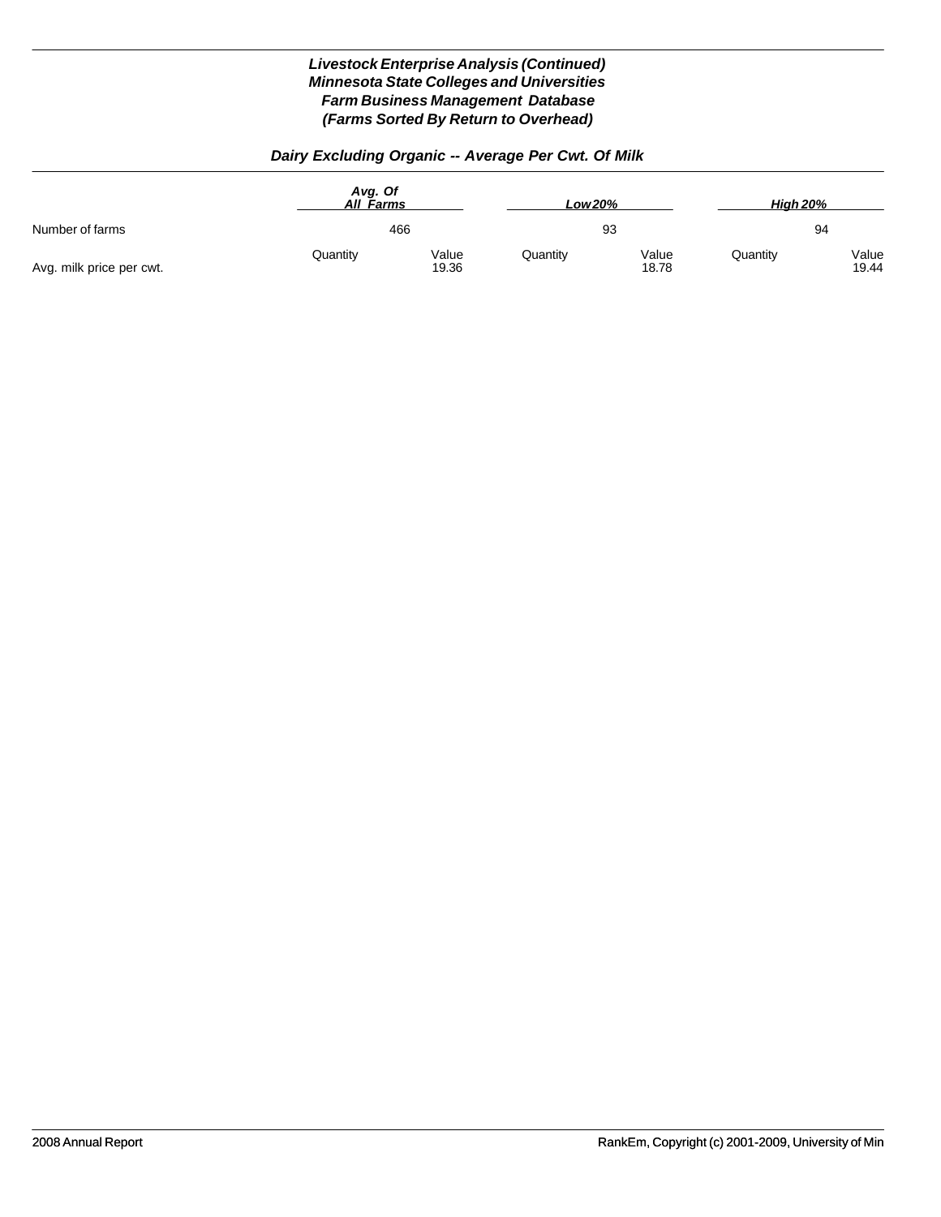# Livestock Enterprise Analysis (Continued)
## Minnesota State Colleges and Universities
## Farm Business Management Database
## (Farms Sorted By Return to Overhead)

### Dairy Excluding Organic -- Average Per Cwt. Of Milk

| | Avg. Of All Farms | | Low 20% | | High 20% | |
|---|---|---|---|---|---|---|
| Number of farms | 466 | | 93 | | 94 | |
| | Quantity | Value | Quantity | Value | Quantity | Value |
| Avg. milk price per cwt. | | 19.36 | | 18.78 | | 19.44 |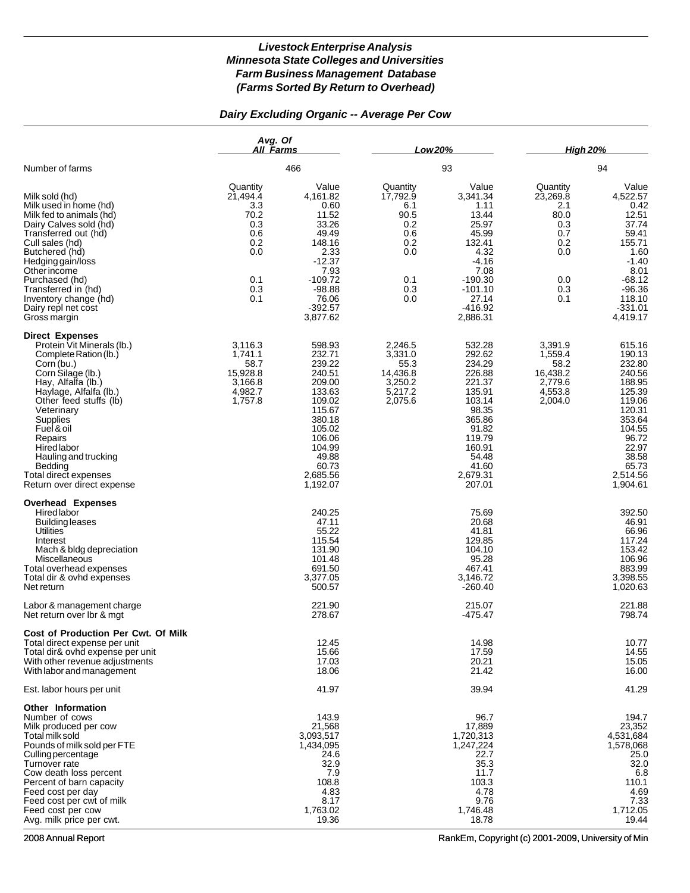# Livestock Enterprise Analysis
## Minnesota State Colleges and Universities
## Farm Business Management Database
## (Farms Sorted By Return to Overhead)

### Dairy Excluding Organic -- Average Per Cow

| | Avg. Of All Farms | | Low 20% | | High 20% | |
|---|---|---|---|---|---|---|
| Number of farms | 466 | | 93 | | 94 | |
| | Quantity | Value | Quantity | Value | Quantity | Value |
| Milk sold (hd) | 21,494.4 | 4,161.82 | 17,792.9 | 3,341.34 | 23,269.8 | 4,522.57 |
| Milk used in home (hd) | 3.3 | 0.60 | 6.1 | 1.11 | 2.1 | 0.42 |
| Milk fed to animals (hd) | 70.2 | 11.52 | 90.5 | 13.44 | 80.0 | 12.51 |
| Dairy Calves sold (hd) | 0.3 | 33.26 | 0.2 | 25.97 | 0.3 | 37.74 |
| Transferred out (hd) | 0.6 | 49.49 | 0.6 | 45.99 | 0.7 | 59.41 |
| Cull sales (hd) | 0.2 | 148.16 | 0.2 | 132.41 | 0.2 | 155.71 |
| Butchered (hd) | 0.0 | 2.33 | 0.0 | 4.32 | 0.0 | 1.60 |
| Hedging gain/loss | | -12.37 | | -4.16 | | -1.40 |
| Other income | | 7.93 | | 7.08 | | 8.01 |
| Purchased (hd) | 0.1 | -109.72 | 0.1 | -190.30 | 0.0 | -68.12 |
| Transferred in (hd) | 0.3 | -98.88 | 0.3 | -101.10 | 0.3 | -96.36 |
| Inventory change (hd) | 0.1 | 76.06 | 0.0 | 27.14 | 0.1 | 118.10 |
| Dairy repl net cost | | -392.57 | | -416.92 | | -331.01 |
| Gross margin | | 3,877.62 | | 2,886.31 | | 4,419.17 |
| **Direct Expenses** | | | | | | |
| Protein Vit Minerals (lb.) | 3,116.3 | 598.93 | 2,246.5 | 532.28 | 3,391.9 | 615.16 |
| Complete Ration (lb.) | 1,741.1 | 232.71 | 3,331.0 | 292.62 | 1,559.4 | 190.13 |
| Corn (bu.) | 58.7 | 239.22 | 55.3 | 234.29 | 58.2 | 232.80 |
| Corn Silage (lb.) | 15,928.8 | 240.51 | 14,436.8 | 226.88 | 16,438.2 | 240.56 |
| Hay, Alfalfa (lb.) | 3,166.8 | 209.00 | 3,250.2 | 221.37 | 2,779.6 | 188.95 |
| Haylage, Alfalfa (lb.) | 4,982.7 | 133.63 | 5,217.2 | 135.91 | 4,553.8 | 125.39 |
| Other feed stuffs (lb) | 1,757.8 | 109.02 | 2,075.6 | 103.14 | 2,004.0 | 119.06 |
| Veterinary | | 115.67 | | 98.35 | | 120.31 |
| Supplies | | 380.18 | | 365.86 | | 353.64 |
| Fuel & oil | | 105.02 | | 91.82 | | 104.55 |
| Repairs | | 106.06 | | 119.79 | | 96.72 |
| Hired labor | | 104.99 | | 160.91 | | 22.97 |
| Hauling and trucking | | 49.88 | | 54.48 | | 38.58 |
| Bedding | | 60.73 | | 41.60 | | 65.73 |
| Total direct expenses | | 2,685.56 | | 2,679.31 | | 2,514.56 |
| Return over direct expense | | 1,192.07 | | 207.01 | | 1,904.61 |
| **Overhead Expenses** | | | | | | |
| Hired labor | | 240.25 | | 75.69 | | 392.50 |
| Building leases | | 47.11 | | 20.68 | | 46.91 |
| Utilities | | 55.22 | | 41.81 | | 66.96 |
| Interest | | 115.54 | | 129.85 | | 117.24 |
| Mach & bldg depreciation | | 131.90 | | 104.10 | | 153.42 |
| Miscellaneous | | 101.48 | | 95.28 | | 106.96 |
| Total overhead expenses | | 691.50 | | 467.41 | | 883.99 |
| Total dir & ovhd expenses | | 3,377.05 | | 3,146.72 | | 3,398.55 |
| Net return | | 500.57 | | -260.40 | | 1,020.63 |
| Labor & management charge | | 221.90 | | 215.07 | | 221.88 |
| Net return over lbr & mgt | | 278.67 | | -475.47 | | 798.74 |
| **Cost of Production Per Cwt. Of Milk** | | | | | | |
| Total direct expense per unit | | 12.45 | | 14.98 | | 10.77 |
| Total dir& ovhd expense per unit | | 15.66 | | 17.59 | | 14.55 |
| With other revenue adjustments | | 17.03 | | 20.21 | | 15.05 |
| With labor and management | | 18.06 | | 21.42 | | 16.00 |
| Est. labor hours per unit | | 41.97 | | 39.94 | | 41.29 |
| **Other Information** | | | | | | |
| Number of cows | | 143.9 | | 96.7 | | 194.7 |
| Milk produced per cow | | 21,568 | | 17,889 | | 23,352 |
| Total milk sold | | 3,093,517 | | 1,720,313 | | 4,531,684 |
| Pounds of milk sold per FTE | | 1,434,095 | | 1,247,224 | | 1,578,068 |
| Culling percentage | | 24.6 | | 22.7 | | 25.0 |
| Turnover rate | | 32.9 | | 35.3 | | 32.0 |
| Cow death loss percent | | 7.9 | | 11.7 | | 6.8 |
| Percent of barn capacity | | 108.8 | | 103.3 | | 110.1 |
| Feed cost per day | | 4.83 | | 4.78 | | 4.69 |
| Feed cost per cwt of milk | | 8.17 | | 9.76 | | 7.33 |
| Feed cost per cow | | 1,763.02 | | 1,746.48 | | 1,712.05 |
| Avg. milk price per cwt. | | 19.36 | | 18.78 | | 19.44 |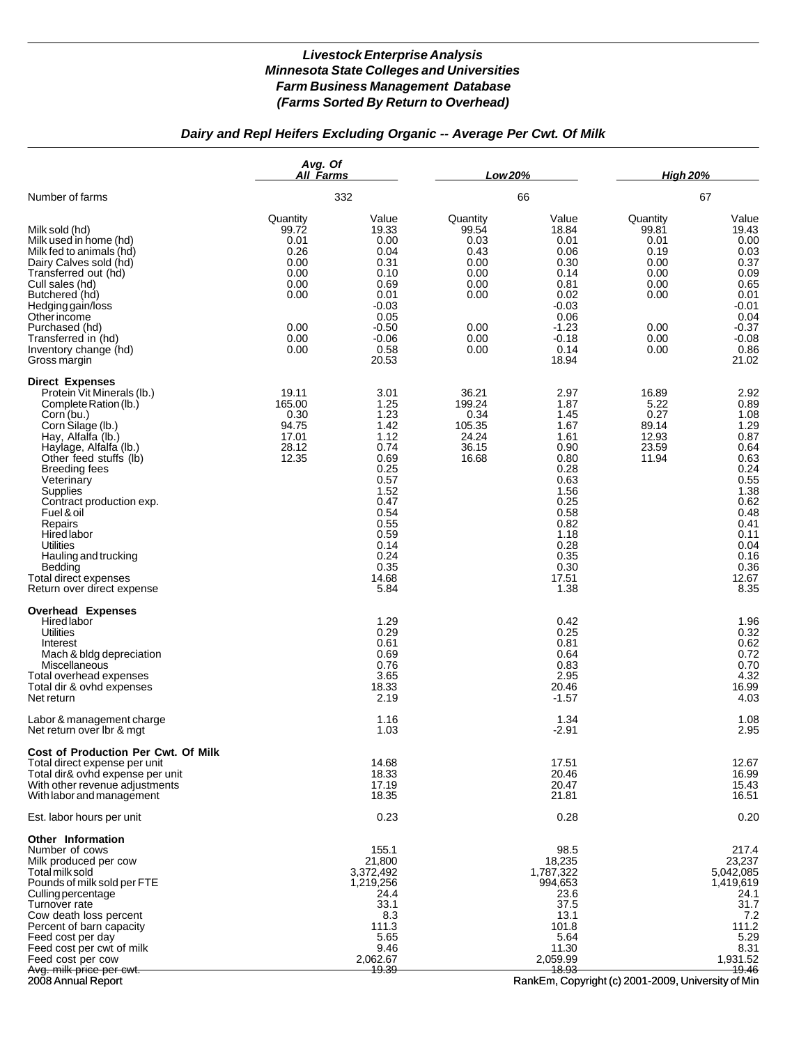# *Livestock Enterprise Analysis*
# *Minnesota State Colleges and Universities*
# *Farm Business Management Database*
# *(Farms Sorted By Return to Overhead)*

## *Dairy and Repl Heifers Excluding Organic -- Average Per Cwt. Of Milk*

| | Avg. Of All Farms | | Low 20% | | High 20% | |
|---|---|---|---|---|---|---|
| Number of farms | 332 | | 66 | | 67 | |
| | Quantity | Value | Quantity | Value | Quantity | Value |
| Milk sold (hd) | 99.72 | 19.33 | 99.54 | 18.84 | 99.81 | 19.43 |
| Milk used in home (hd) | 0.01 | 0.00 | 0.03 | 0.01 | 0.01 | 0.00 |
| Milk fed to animals (hd) | 0.26 | 0.04 | 0.43 | 0.06 | 0.19 | 0.03 |
| Dairy Calves sold (hd) | 0.00 | 0.31 | 0.00 | 0.30 | 0.00 | 0.37 |
| Transferred out (hd) | 0.00 | 0.10 | 0.00 | 0.14 | 0.00 | 0.09 |
| Cull sales (hd) | 0.00 | 0.69 | 0.00 | 0.81 | 0.00 | 0.65 |
| Butchered (hd) | 0.00 | 0.01 | 0.00 | 0.02 | 0.00 | 0.01 |
| Hedging gain/loss | | -0.03 | | -0.03 | | -0.01 |
| Other income | | 0.05 | | 0.06 | | 0.04 |
| Purchased (hd) | 0.00 | -0.50 | 0.00 | -1.23 | 0.00 | -0.37 |
| Transferred in (hd) | 0.00 | -0.06 | 0.00 | -0.18 | 0.00 | -0.08 |
| Inventory change (hd) | 0.00 | 0.58 | 0.00 | 0.14 | 0.00 | 0.86 |
| Gross margin | | 20.53 | | 18.94 | | 21.02 |
| **Direct Expenses** | | | | | | |
| Protein Vit Minerals (lb.) | 19.11 | 3.01 | 36.21 | 2.97 | 16.89 | 2.92 |
| Complete Ration (lb.) | 165.00 | 1.25 | 199.24 | 1.87 | 5.22 | 0.89 |
| Corn (bu.) | 0.30 | 1.23 | 0.34 | 1.45 | 0.27 | 1.08 |
| Corn Silage (lb.) | 94.75 | 1.42 | 105.35 | 1.67 | 89.14 | 1.29 |
| Hay, Alfalfa (lb.) | 17.01 | 1.12 | 24.24 | 1.61 | 12.93 | 0.87 |
| Haylage, Alfalfa (lb.) | 28.12 | 0.74 | 36.15 | 0.90 | 23.59 | 0.64 |
| Other feed stuffs (lb) | 12.35 | 0.69 | 16.68 | 0.80 | 11.94 | 0.63 |
| Breeding fees | | 0.25 | | 0.28 | | 0.24 |
| Veterinary | | 0.57 | | 0.63 | | 0.55 |
| Supplies | | 1.52 | | 1.56 | | 1.38 |
| Contract production exp. | | 0.47 | | 0.25 | | 0.62 |
| Fuel & oil | | 0.54 | | 0.58 | | 0.48 |
| Repairs | | 0.55 | | 0.82 | | 0.41 |
| Hired labor | | 0.59 | | 1.18 | | 0.11 |
| Utilities | | 0.14 | | 0.28 | | 0.04 |
| Hauling and trucking | | 0.24 | | 0.35 | | 0.16 |
| Bedding | | 0.35 | | 0.30 | | 0.36 |
| Total direct expenses | | 14.68 | | 17.51 | | 12.67 |
| Return over direct expense | | 5.84 | | 1.38 | | 8.35 |
| **Overhead Expenses** | | | | | | |
| Hired labor | | 1.29 | | 0.42 | | 1.96 |
| Utilities | | 0.29 | | 0.25 | | 0.32 |
| Interest | | 0.61 | | 0.81 | | 0.62 |
| Mach & bldg depreciation | | 0.69 | | 0.64 | | 0.72 |
| Miscellaneous | | 0.76 | | 0.83 | | 0.70 |
| Total overhead expenses | | 3.65 | | 2.95 | | 4.32 |
| Total dir & ovhd expenses | | 18.33 | | 20.46 | | 16.99 |
| Net return | | 2.19 | | -1.57 | | 4.03 |
| Labor & management charge | | 1.16 | | 1.34 | | 1.08 |
| Net return over lbr & mgt | | 1.03 | | -2.91 | | 2.95 |
| **Cost of Production Per Cwt. Of Milk** | | | | | | |
| Total direct expense per unit | | 14.68 | | 17.51 | | 12.67 |
| Total dir& ovhd expense per unit | | 18.33 | | 20.46 | | 16.99 |
| With other revenue adjustments | | 17.19 | | 20.47 | | 15.43 |
| With labor and management | | 18.35 | | 21.81 | | 16.51 |
| Est. labor hours per unit | | 0.23 | | 0.28 | | 0.20 |
| **Other Information** | | | | | | |
| Number of cows | | 155.1 | | 98.5 | | 217.4 |
| Milk produced per cow | | 21,800 | | 18,235 | | 23,237 |
| Total milk sold | | 3,372,492 | | 1,787,322 | | 5,042,085 |
| Pounds of milk sold per FTE | | 1,219,256 | | 994,653 | | 1,419,619 |
| Culling percentage | | 24.4 | | 23.6 | | 24.1 |
| Turnover rate | | 33.1 | | 37.5 | | 31.7 |
| Cow death loss percent | | 8.3 | | 13.1 | | 7.2 |
| Percent of barn capacity | | 111.3 | | 101.8 | | 111.2 |
| Feed cost per day | | 5.65 | | 5.64 | | 5.29 |
| Feed cost per cwt of milk | | 9.46 | | 11.30 | | 8.31 |
| Feed cost per cow | | 2,062.67 | | 2,059.99 | | 1,931.52 |
| Avg. milk price per cwt. | | 19.39 | | 18.93 | | 19.46 |

2008 Annual Report — RankEm, Copyright (c) 2001-2009, University of Min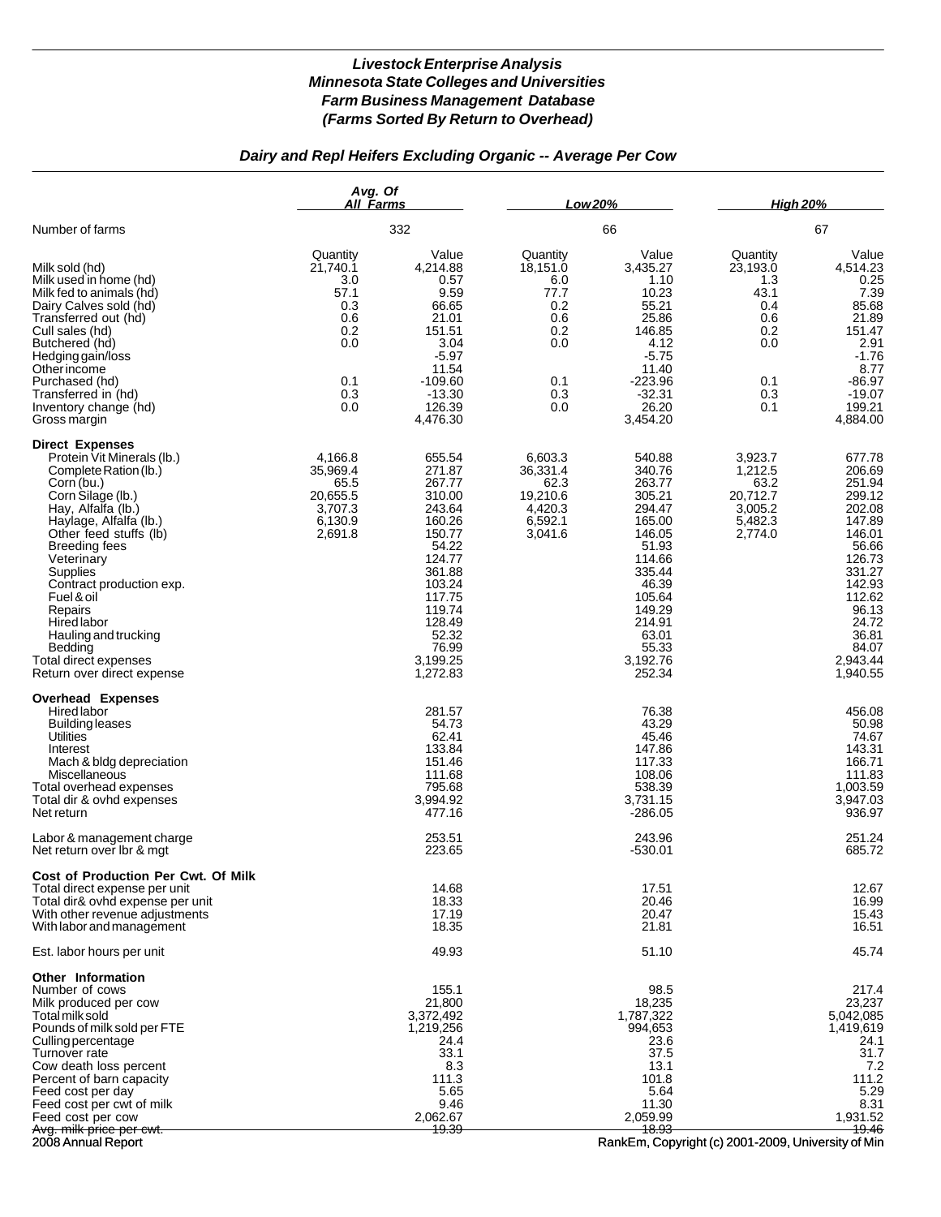# *Livestock Enterprise Analysis*
# *Minnesota State Colleges and Universities*
# *Farm Business Management Database*
# *(Farms Sorted By Return to Overhead)*

## *Dairy and Repl Heifers Excluding Organic -- Average Per Cow*

| | *Avg. Of All Farms* | | *Low 20%* | | *High 20%* | |
|---|---|---|---|---|---|---|
| Number of farms | 332 | | 66 | | 67 | |
| | Quantity | Value | Quantity | Value | Quantity | Value |
| Milk sold (hd) | 21,740.1 | 4,214.88 | 18,151.0 | 3,435.27 | 23,193.0 | 4,514.23 |
| Milk used in home (hd) | 3.0 | 0.57 | 6.0 | 1.10 | 1.3 | 0.25 |
| Milk fed to animals (hd) | 57.1 | 9.59 | 77.7 | 10.23 | 43.1 | 7.39 |
| Dairy Calves sold (hd) | 0.3 | 66.65 | 0.2 | 55.21 | 0.4 | 85.68 |
| Transferred out (hd) | 0.6 | 21.01 | 0.6 | 25.86 | 0.6 | 21.89 |
| Cull sales (hd) | 0.2 | 151.51 | 0.2 | 146.85 | 0.2 | 151.47 |
| Butchered (hd) | 0.0 | 3.04 | 0.0 | 4.12 | 0.0 | 2.91 |
| Hedging gain/loss | | -5.97 | | -5.75 | | -1.76 |
| Other income | | 11.54 | | 11.40 | | 8.77 |
| Purchased (hd) | 0.1 | -109.60 | 0.1 | -223.96 | 0.1 | -86.97 |
| Transferred in (hd) | 0.3 | -13.30 | 0.3 | -32.31 | 0.3 | -19.07 |
| Inventory change (hd) | 0.0 | 126.39 | 0.0 | 26.20 | 0.1 | 199.21 |
| Gross margin | | 4,476.30 | | 3,454.20 | | 4,884.00 |
| **Direct Expenses** | | | | | | |
| Protein Vit Minerals (lb.) | 4,166.8 | 655.54 | 6,603.3 | 540.88 | 3,923.7 | 677.78 |
| Complete Ration (lb.) | 35,969.4 | 271.87 | 36,331.4 | 340.76 | 1,212.5 | 206.69 |
| Corn (bu.) | 65.5 | 267.77 | 62.3 | 263.77 | 63.2 | 251.94 |
| Corn Silage (lb.) | 20,655.5 | 310.00 | 19,210.6 | 305.21 | 20,712.7 | 299.12 |
| Hay, Alfalfa (lb.) | 3,707.3 | 243.64 | 4,420.3 | 294.47 | 3,005.2 | 202.08 |
| Haylage, Alfalfa (lb.) | 6,130.9 | 160.26 | 6,592.1 | 165.00 | 5,482.3 | 147.89 |
| Other feed stuffs (lb) | 2,691.8 | 150.77 | 3,041.6 | 146.05 | 2,774.0 | 146.01 |
| Breeding fees | | 54.22 | | 51.93 | | 56.66 |
| Veterinary | | 124.77 | | 114.66 | | 126.73 |
| Supplies | | 361.88 | | 335.44 | | 331.27 |
| Contract production exp. | | 103.24 | | 46.39 | | 142.93 |
| Fuel & oil | | 117.75 | | 105.64 | | 112.62 |
| Repairs | | 119.74 | | 149.29 | | 96.13 |
| Hired labor | | 128.49 | | 214.91 | | 24.72 |
| Hauling and trucking | | 52.32 | | 63.01 | | 36.81 |
| Bedding | | 76.99 | | 55.33 | | 84.07 |
| Total direct expenses | | 3,199.25 | | 3,192.76 | | 2,943.44 |
| Return over direct expense | | 1,272.83 | | 252.34 | | 1,940.55 |
| **Overhead Expenses** | | | | | | |
| Hired labor | | 281.57 | | 76.38 | | 456.08 |
| Building leases | | 54.73 | | 43.29 | | 50.98 |
| Utilities | | 62.41 | | 45.46 | | 74.67 |
| Interest | | 133.84 | | 147.86 | | 143.31 |
| Mach & bldg depreciation | | 151.46 | | 117.33 | | 166.71 |
| Miscellaneous | | 111.68 | | 108.06 | | 111.83 |
| Total overhead expenses | | 795.68 | | 538.39 | | 1,003.59 |
| Total dir & ovhd expenses | | 3,994.92 | | 3,731.15 | | 3,947.03 |
| Net return | | 477.16 | | -286.05 | | 936.97 |
| Labor & management charge | | 253.51 | | 243.96 | | 251.24 |
| Net return over lbr & mgt | | 223.65 | | -530.01 | | 685.72 |
| **Cost of Production Per Cwt. Of Milk** | | | | | | |
| Total direct expense per unit | | 14.68 | | 17.51 | | 12.67 |
| Total dir& ovhd expense per unit | | 18.33 | | 20.46 | | 16.99 |
| With other revenue adjustments | | 17.19 | | 20.47 | | 15.43 |
| With labor and management | | 18.35 | | 21.81 | | 16.51 |
| Est. labor hours per unit | | 49.93 | | 51.10 | | 45.74 |
| **Other Information** | | | | | | |
| Number of cows | | 155.1 | | 98.5 | | 217.4 |
| Milk produced per cow | | 21,800 | | 18,235 | | 23,237 |
| Total milk sold | | 3,372,492 | | 1,787,322 | | 5,042,085 |
| Pounds of milk sold per FTE | | 1,219,256 | | 994,653 | | 1,419,619 |
| Culling percentage | | 24.4 | | 23.6 | | 24.1 |
| Turnover rate | | 33.1 | | 37.5 | | 31.7 |
| Cow death loss percent | | 8.3 | | 13.1 | | 7.2 |
| Percent of barn capacity | | 111.3 | | 101.8 | | 111.2 |
| Feed cost per day | | 5.65 | | 5.64 | | 5.29 |
| Feed cost per cwt of milk | | 9.46 | | 11.30 | | 8.31 |
| Feed cost per cow | | 2,062.67 | | 2,059.99 | | 1,931.52 |
| Avg. milk price per cwt. | | 19.39 | | 18.93 | | 19.46 |

2008 Annual Report — RankEm, Copyright (c) 2001-2009, University of Min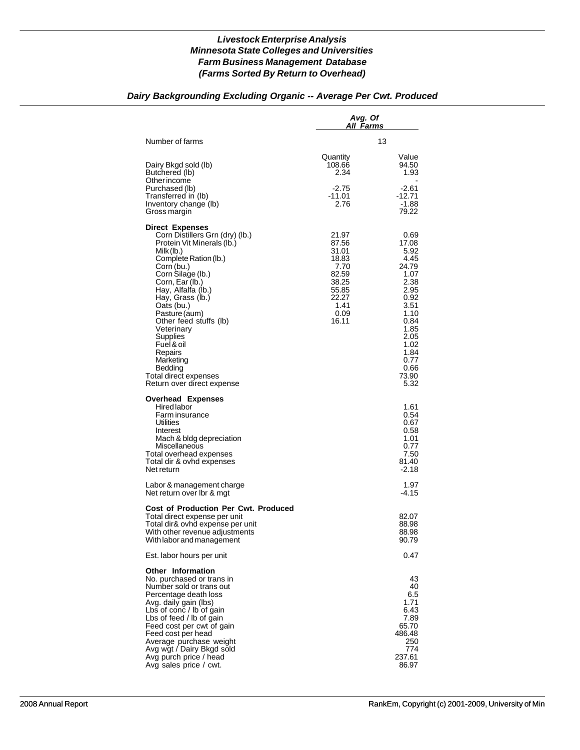# *Livestock Enterprise Analysis*
# *Minnesota State Colleges and Universities*
# *Farm Business Management Database*
# *(Farms Sorted By Return to Overhead)*

## *Dairy Backgrounding Excluding Organic -- Average Per Cwt. Produced*

| | *Avg. Of All Farms* | |
|---|---|---|
| Number of farms | 13 | |
| | Quantity | Value |
| Dairy Bkgd sold (lb) | 108.66 | 94.50 |
| Butchered (lb) | 2.34 | 1.93 |
| Other income | | - |
| Purchased (lb) | -2.75 | -2.61 |
| Transferred in (lb) | -11.01 | -12.71 |
| Inventory change (lb) | 2.76 | -1.88 |
| Gross margin | | 79.22 |
| **Direct Expenses** | | |
| Corn Distillers Grn (dry) (lb.) | 21.97 | 0.69 |
| Protein Vit Minerals (lb.) | 87.56 | 17.08 |
| Milk (lb.) | 31.01 | 5.92 |
| Complete Ration (lb.) | 18.83 | 4.45 |
| Corn (bu.) | 7.70 | 24.79 |
| Corn Silage (lb.) | 82.59 | 1.07 |
| Corn, Ear (lb.) | 38.25 | 2.38 |
| Hay, Alfalfa (lb.) | 55.85 | 2.95 |
| Hay, Grass (lb.) | 22.27 | 0.92 |
| Oats (bu.) | 1.41 | 3.51 |
| Pasture (aum) | 0.09 | 1.10 |
| Other feed stuffs (lb) | 16.11 | 0.84 |
| Veterinary | | 1.85 |
| Supplies | | 2.05 |
| Fuel & oil | | 1.02 |
| Repairs | | 1.84 |
| Marketing | | 0.77 |
| Bedding | | 0.66 |
| Total direct expenses | | 73.90 |
| Return over direct expense | | 5.32 |
| **Overhead Expenses** | | |
| Hired labor | | 1.61 |
| Farm insurance | | 0.54 |
| Utilities | | 0.67 |
| Interest | | 0.58 |
| Mach & bldg depreciation | | 1.01 |
| Miscellaneous | | 0.77 |
| Total overhead expenses | | 7.50 |
| Total dir & ovhd expenses | | 81.40 |
| Net return | | -2.18 |
| Labor & management charge | | 1.97 |
| Net return over lbr & mgt | | -4.15 |
| **Cost of Production Per Cwt. Produced** | | |
| Total direct expense per unit | | 82.07 |
| Total dir& ovhd expense per unit | | 88.98 |
| With other revenue adjustments | | 88.98 |
| With labor and management | | 90.79 |
| Est. labor hours per unit | | 0.47 |
| **Other Information** | | |
| No. purchased or trans in | | 43 |
| Number sold or trans out | | 40 |
| Percentage death loss | | 6.5 |
| Avg. daily gain (lbs) | | 1.71 |
| Lbs of conc / lb of gain | | 6.43 |
| Lbs of feed / lb of gain | | 7.89 |
| Feed cost per cwt of gain | | 65.70 |
| Feed cost per head | | 486.48 |
| Average purchase weight | | 250 |
| Avg wgt / Dairy Bkgd sold | | 774 |
| Avg purch price / head | | 237.61 |
| Avg sales price / cwt. | | 86.97 |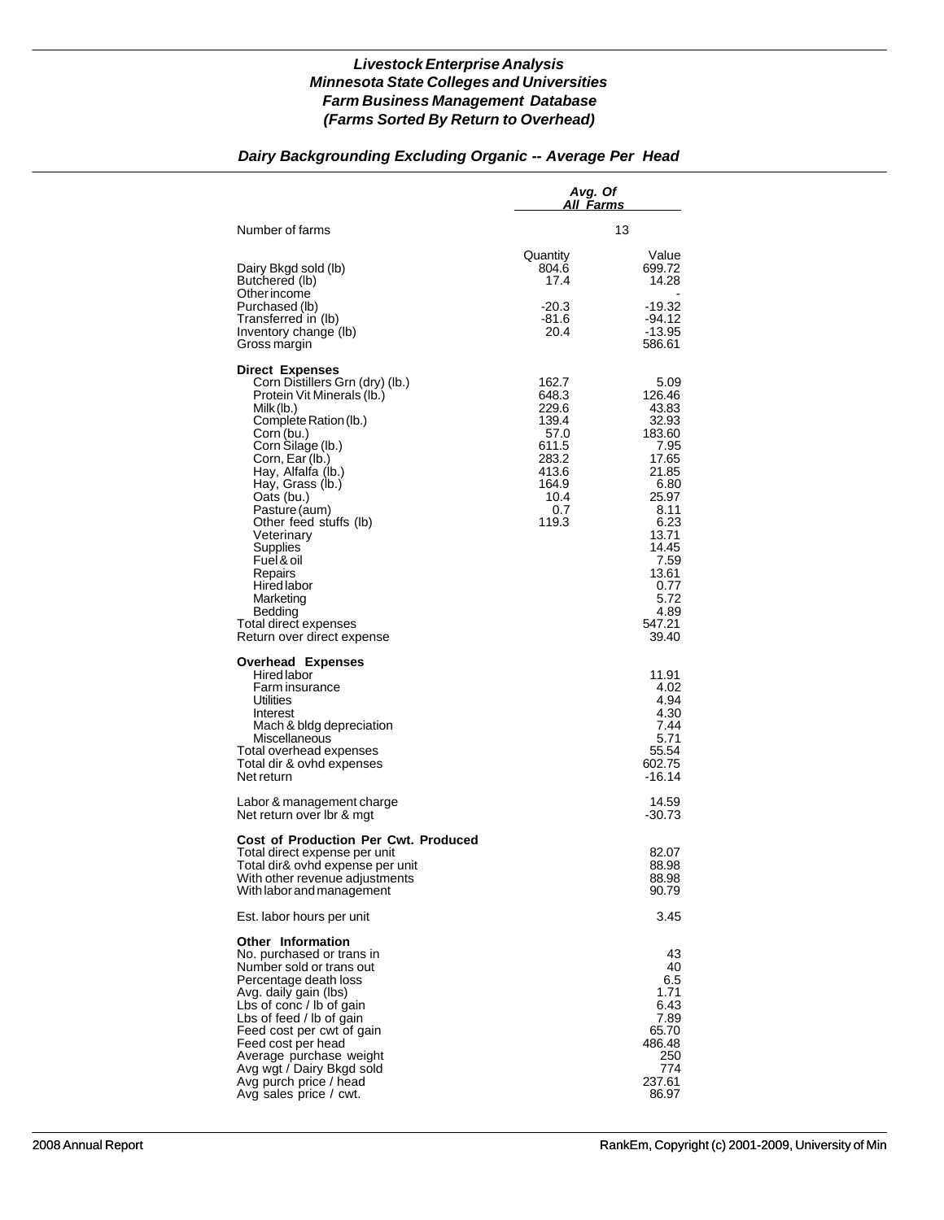### *Livestock Enterprise Analysis*
### *Minnesota State Colleges and Universities*
### *Farm Business Management Database*
### *(Farms Sorted By Return to Overhead)*

#### *Dairy Backgrounding Excluding Organic -- Average Per Head*

| | *Avg. Of All Farms* | |
|---|---|---|
| Number of farms | 13 | |
| | Quantity | Value |
| Dairy Bkgd sold (lb) | 804.6 | 699.72 |
| Butchered (lb) | 17.4 | 14.28 |
| Other income | | - |
| Purchased (lb) | -20.3 | -19.32 |
| Transferred in (lb) | -81.6 | -94.12 |
| Inventory change (lb) | 20.4 | -13.95 |
| Gross margin | | 586.61 |
| **Direct Expenses** | | |
| Corn Distillers Grn (dry) (lb.) | 162.7 | 5.09 |
| Protein Vit Minerals (lb.) | 648.3 | 126.46 |
| Milk (lb.) | 229.6 | 43.83 |
| Complete Ration (lb.) | 139.4 | 32.93 |
| Corn (bu.) | 57.0 | 183.60 |
| Corn Silage (lb.) | 611.5 | 7.95 |
| Corn, Ear (lb.) | 283.2 | 17.65 |
| Hay, Alfalfa (lb.) | 413.6 | 21.85 |
| Hay, Grass (lb.) | 164.9 | 6.80 |
| Oats (bu.) | 10.4 | 25.97 |
| Pasture (aum) | 0.7 | 8.11 |
| Other feed stuffs (lb) | 119.3 | 6.23 |
| Veterinary | | 13.71 |
| Supplies | | 14.45 |
| Fuel & oil | | 7.59 |
| Repairs | | 13.61 |
| Hired labor | | 0.77 |
| Marketing | | 5.72 |
| Bedding | | 4.89 |
| Total direct expenses | | 547.21 |
| Return over direct expense | | 39.40 |
| **Overhead Expenses** | | |
| Hired labor | | 11.91 |
| Farm insurance | | 4.02 |
| Utilities | | 4.94 |
| Interest | | 4.30 |
| Mach & bldg depreciation | | 7.44 |
| Miscellaneous | | 5.71 |
| Total overhead expenses | | 55.54 |
| Total dir & ovhd expenses | | 602.75 |
| Net return | | -16.14 |
| Labor & management charge | | 14.59 |
| Net return over lbr & mgt | | -30.73 |
| **Cost of Production Per Cwt. Produced** | | |
| Total direct expense per unit | | 82.07 |
| Total dir& ovhd expense per unit | | 88.98 |
| With other revenue adjustments | | 88.98 |
| With labor and management | | 90.79 |
| Est. labor hours per unit | | 3.45 |
| **Other Information** | | |
| No. purchased or trans in | | 43 |
| Number sold or trans out | | 40 |
| Percentage death loss | | 6.5 |
| Avg. daily gain (lbs) | | 1.71 |
| Lbs of conc / lb of gain | | 6.43 |
| Lbs of feed / lb of gain | | 7.89 |
| Feed cost per cwt of gain | | 65.70 |
| Feed cost per head | | 486.48 |
| Average purchase weight | | 250 |
| Avg wgt / Dairy Bkgd sold | | 774 |
| Avg purch price / head | | 237.61 |
| Avg sales price / cwt. | | 86.97 |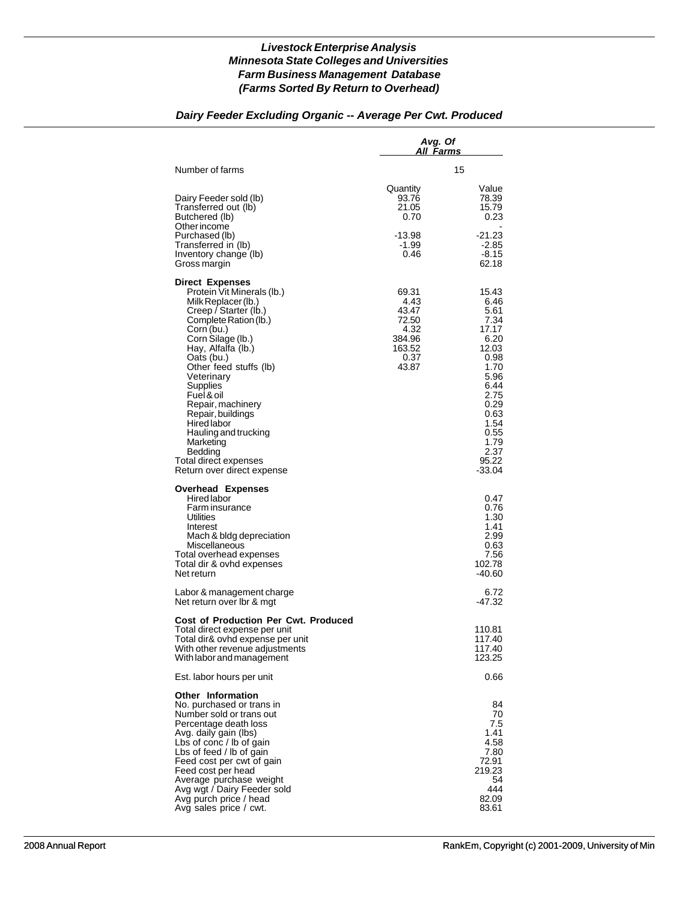# Livestock Enterprise Analysis
## Minnesota State Colleges and Universities
## Farm Business Management Database
## (Farms Sorted By Return to Overhead)

### Dairy Feeder Excluding Organic -- Average Per Cwt. Produced

| | Avg. Of All Farms | |
|---|---|---|
| Number of farms | 15 | |
| | Quantity | Value |
| Dairy Feeder sold (lb) | 93.76 | 78.39 |
| Transferred out (lb) | 21.05 | 15.79 |
| Butchered (lb) | 0.70 | 0.23 |
| Other income | | - |
| Purchased (lb) | -13.98 | -21.23 |
| Transferred in (lb) | -1.99 | -2.85 |
| Inventory change (lb) | 0.46 | -8.15 |
| Gross margin | | 62.18 |
| **Direct Expenses** | | |
| Protein Vit Minerals (lb.) | 69.31 | 15.43 |
| Milk Replacer (lb.) | 4.43 | 6.46 |
| Creep / Starter (lb.) | 43.47 | 5.61 |
| Complete Ration (lb.) | 72.50 | 7.34 |
| Corn (bu.) | 4.32 | 17.17 |
| Corn Silage (lb.) | 384.96 | 6.20 |
| Hay, Alfalfa (lb.) | 163.52 | 12.03 |
| Oats (bu.) | 0.37 | 0.98 |
| Other feed stuffs (lb) | 43.87 | 1.70 |
| Veterinary | | 5.96 |
| Supplies | | 6.44 |
| Fuel & oil | | 2.75 |
| Repair, machinery | | 0.29 |
| Repair, buildings | | 0.63 |
| Hired labor | | 1.54 |
| Hauling and trucking | | 0.55 |
| Marketing | | 1.79 |
| Bedding | | 2.37 |
| Total direct expenses | | 95.22 |
| Return over direct expense | | -33.04 |
| **Overhead Expenses** | | |
| Hired labor | | 0.47 |
| Farm insurance | | 0.76 |
| Utilities | | 1.30 |
| Interest | | 1.41 |
| Mach & bldg depreciation | | 2.99 |
| Miscellaneous | | 0.63 |
| Total overhead expenses | | 7.56 |
| Total dir & ovhd expenses | | 102.78 |
| Net return | | -40.60 |
| Labor & management charge | | 6.72 |
| Net return over lbr & mgt | | -47.32 |
| **Cost of Production Per Cwt. Produced** | | |
| Total direct expense per unit | | 110.81 |
| Total dir& ovhd expense per unit | | 117.40 |
| With other revenue adjustments | | 117.40 |
| With labor and management | | 123.25 |
| Est. labor hours per unit | | 0.66 |
| **Other Information** | | |
| No. purchased or trans in | | 84 |
| Number sold or trans out | | 70 |
| Percentage death loss | | 7.5 |
| Avg. daily gain (lbs) | | 1.41 |
| Lbs of conc / lb of gain | | 4.58 |
| Lbs of feed / lb of gain | | 7.80 |
| Feed cost per cwt of gain | | 72.91 |
| Feed cost per head | | 219.23 |
| Average purchase weight | | 54 |
| Avg wgt / Dairy Feeder sold | | 444 |
| Avg purch price / head | | 82.09 |
| Avg sales price / cwt. | | 83.61 |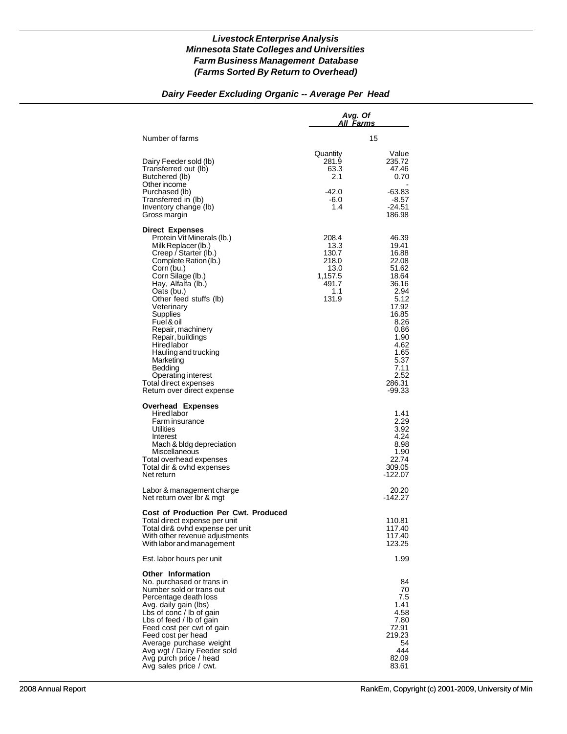# *Livestock Enterprise Analysis*
# *Minnesota State Colleges and Universities*
# *Farm Business Management Database*
# *(Farms Sorted By Return to Overhead)*

## *Dairy Feeder Excluding Organic -- Average Per Head*

| | *Avg. Of All Farms* | |
|---|---|---|
| Number of farms | 15 | |
| | Quantity | Value |
| Dairy Feeder sold (lb) | 281.9 | 235.72 |
| Transferred out (lb) | 63.3 | 47.46 |
| Butchered (lb) | 2.1 | 0.70 |
| Other income | | - |
| Purchased (lb) | -42.0 | -63.83 |
| Transferred in (lb) | -6.0 | -8.57 |
| Inventory change (lb) | 1.4 | -24.51 |
| Gross margin | | 186.98 |
| **Direct Expenses** | | |
| Protein Vit Minerals (lb.) | 208.4 | 46.39 |
| Milk Replacer (lb.) | 13.3 | 19.41 |
| Creep / Starter (lb.) | 130.7 | 16.88 |
| Complete Ration (lb.) | 218.0 | 22.08 |
| Corn (bu.) | 13.0 | 51.62 |
| Corn Silage (lb.) | 1,157.5 | 18.64 |
| Hay, Alfalfa (lb.) | 491.7 | 36.16 |
| Oats (bu.) | 1.1 | 2.94 |
| Other feed stuffs (lb) | 131.9 | 5.12 |
| Veterinary | | 17.92 |
| Supplies | | 16.85 |
| Fuel & oil | | 8.26 |
| Repair, machinery | | 0.86 |
| Repair, buildings | | 1.90 |
| Hired labor | | 4.62 |
| Hauling and trucking | | 1.65 |
| Marketing | | 5.37 |
| Bedding | | 7.11 |
| Operating interest | | 2.52 |
| Total direct expenses | | 286.31 |
| Return over direct expense | | -99.33 |
| **Overhead Expenses** | | |
| Hired labor | | 1.41 |
| Farm insurance | | 2.29 |
| Utilities | | 3.92 |
| Interest | | 4.24 |
| Mach & bldg depreciation | | 8.98 |
| Miscellaneous | | 1.90 |
| Total overhead expenses | | 22.74 |
| Total dir & ovhd expenses | | 309.05 |
| Net return | | -122.07 |
| Labor & management charge | | 20.20 |
| Net return over lbr & mgt | | -142.27 |
| **Cost of Production Per Cwt. Produced** | | |
| Total direct expense per unit | | 110.81 |
| Total dir& ovhd expense per unit | | 117.40 |
| With other revenue adjustments | | 117.40 |
| With labor and management | | 123.25 |
| Est. labor hours per unit | | 1.99 |
| **Other Information** | | |
| No. purchased or trans in | | 84 |
| Number sold or trans out | | 70 |
| Percentage death loss | | 7.5 |
| Avg. daily gain (lbs) | | 1.41 |
| Lbs of conc / lb of gain | | 4.58 |
| Lbs of feed / lb of gain | | 7.80 |
| Feed cost per cwt of gain | | 72.91 |
| Feed cost per head | | 219.23 |
| Average purchase weight | | 54 |
| Avg wgt / Dairy Feeder sold | | 444 |
| Avg purch price / head | | 82.09 |
| Avg sales price / cwt. | | 83.61 |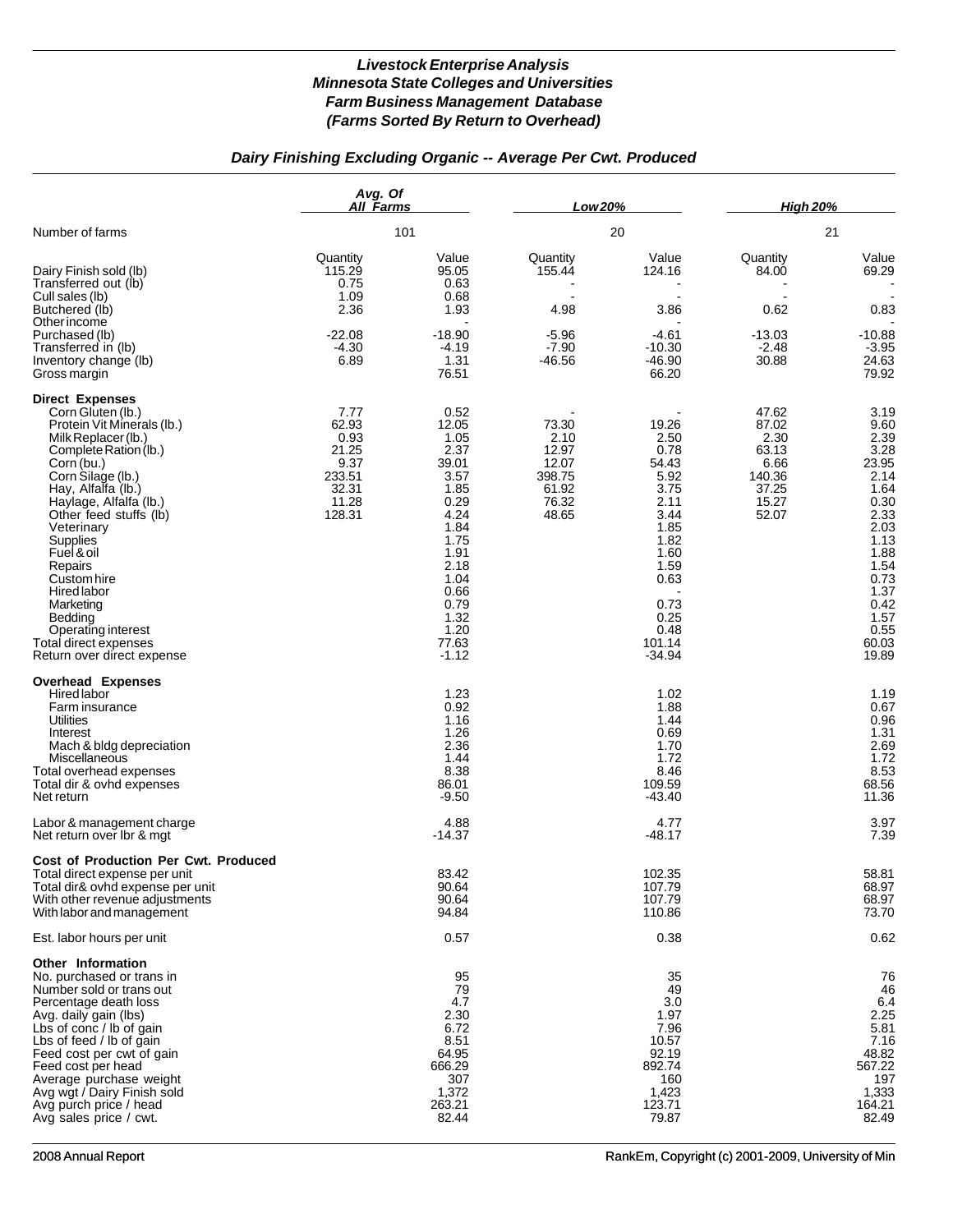### *Livestock Enterprise Analysis*
### *Minnesota State Colleges and Universities*
### *Farm Business Management Database*
### *(Farms Sorted By Return to Overhead)*

## *Dairy Finishing Excluding Organic -- Average Per Cwt. Produced*

| | Avg. Of All Farms | | Low 20% | | High 20% | |
|---|---|---|---|---|---|---|
| Number of farms | 101 | | 20 | | 21 | |
| | Quantity | Value | Quantity | Value | Quantity | Value |
| Dairy Finish sold (lb) | 115.29 | 95.05 | 155.44 | 124.16 | 84.00 | 69.29 |
| Transferred out (lb) | 0.75 | 0.63 | - | - | - | - |
| Cull sales (lb) | 1.09 | 0.68 | - | - | - | - |
| Butchered (lb) | 2.36 | 1.93 | 4.98 | 3.86 | 0.62 | 0.83 |
| Other income | | - | | - | | - |
| Purchased (lb) | -22.08 | -18.90 | -5.96 | -4.61 | -13.03 | -10.88 |
| Transferred in (lb) | -4.30 | -4.19 | -7.90 | -10.30 | -2.48 | -3.95 |
| Inventory change (lb) | 6.89 | 1.31 | -46.56 | -46.90 | 30.88 | 24.63 |
| Gross margin | | 76.51 | | 66.20 | | 79.92 |
| **Direct Expenses** | | | | | | |
| Corn Gluten (lb.) | 7.77 | 0.52 | - | - | 47.62 | 3.19 |
| Protein Vit Minerals (lb.) | 62.93 | 12.05 | 73.30 | 19.26 | 87.02 | 9.60 |
| Milk Replacer (lb.) | 0.93 | 1.05 | 2.10 | 2.50 | 2.30 | 2.39 |
| Complete Ration (lb.) | 21.25 | 2.37 | 12.97 | 0.78 | 63.13 | 3.28 |
| Corn (bu.) | 9.37 | 39.01 | 12.07 | 54.43 | 6.66 | 23.95 |
| Corn Silage (lb.) | 233.51 | 3.57 | 398.75 | 5.92 | 140.36 | 2.14 |
| Hay, Alfalfa (lb.) | 32.31 | 1.85 | 61.92 | 3.75 | 37.25 | 1.64 |
| Haylage, Alfalfa (lb.) | 11.28 | 0.29 | 76.32 | 2.11 | 15.27 | 0.30 |
| Other feed stuffs (lb) | 128.31 | 4.24 | 48.65 | 3.44 | 52.07 | 2.33 |
| Veterinary | | 1.84 | | 1.85 | | 2.03 |
| Supplies | | 1.75 | | 1.82 | | 1.13 |
| Fuel & oil | | 1.91 | | 1.60 | | 1.88 |
| Repairs | | 2.18 | | 1.59 | | 1.54 |
| Custom hire | | 1.04 | | 0.63 | | 0.73 |
| Hired labor | | 0.66 | | - | | 1.37 |
| Marketing | | 0.79 | | 0.73 | | 0.42 |
| Bedding | | 1.32 | | 0.25 | | 1.57 |
| Operating interest | | 1.20 | | 0.48 | | 0.55 |
| Total direct expenses | | 77.63 | | 101.14 | | 60.03 |
| Return over direct expense | | -1.12 | | -34.94 | | 19.89 |
| **Overhead Expenses** | | | | | | |
| Hired labor | | 1.23 | | 1.02 | | 1.19 |
| Farm insurance | | 0.92 | | 1.88 | | 0.67 |
| Utilities | | 1.16 | | 1.44 | | 0.96 |
| Interest | | 1.26 | | 0.69 | | 1.31 |
| Mach & bldg depreciation | | 2.36 | | 1.70 | | 2.69 |
| Miscellaneous | | 1.44 | | 1.72 | | 1.72 |
| Total overhead expenses | | 8.38 | | 8.46 | | 8.53 |
| Total dir & ovhd expenses | | 86.01 | | 109.59 | | 68.56 |
| Net return | | -9.50 | | -43.40 | | 11.36 |
| Labor & management charge | | 4.88 | | 4.77 | | 3.97 |
| Net return over lbr & mgt | | -14.37 | | -48.17 | | 7.39 |
| **Cost of Production Per Cwt. Produced** | | | | | | |
| Total direct expense per unit | | 83.42 | | 102.35 | | 58.81 |
| Total dir& ovhd expense per unit | | 90.64 | | 107.79 | | 68.97 |
| With other revenue adjustments | | 90.64 | | 107.79 | | 68.97 |
| With labor and management | | 94.84 | | 110.86 | | 73.70 |
| Est. labor hours per unit | | 0.57 | | 0.38 | | 0.62 |
| **Other Information** | | | | | | |
| No. purchased or trans in | | 95 | | 35 | | 76 |
| Number sold or trans out | | 79 | | 49 | | 46 |
| Percentage death loss | | 4.7 | | 3.0 | | 6.4 |
| Avg. daily gain (lbs) | | 2.30 | | 1.97 | | 2.25 |
| Lbs of conc / lb of gain | | 6.72 | | 7.96 | | 5.81 |
| Lbs of feed / lb of gain | | 8.51 | | 10.57 | | 7.16 |
| Feed cost per cwt of gain | | 64.95 | | 92.19 | | 48.82 |
| Feed cost per head | | 666.29 | | 892.74 | | 567.22 |
| Average purchase weight | | 307 | | 160 | | 197 |
| Avg wgt / Dairy Finish sold | | 1,372 | | 1,423 | | 1,333 |
| Avg purch price / head | | 263.21 | | 123.71 | | 164.21 |
| Avg sales price / cwt. | | 82.44 | | 79.87 | | 82.49 |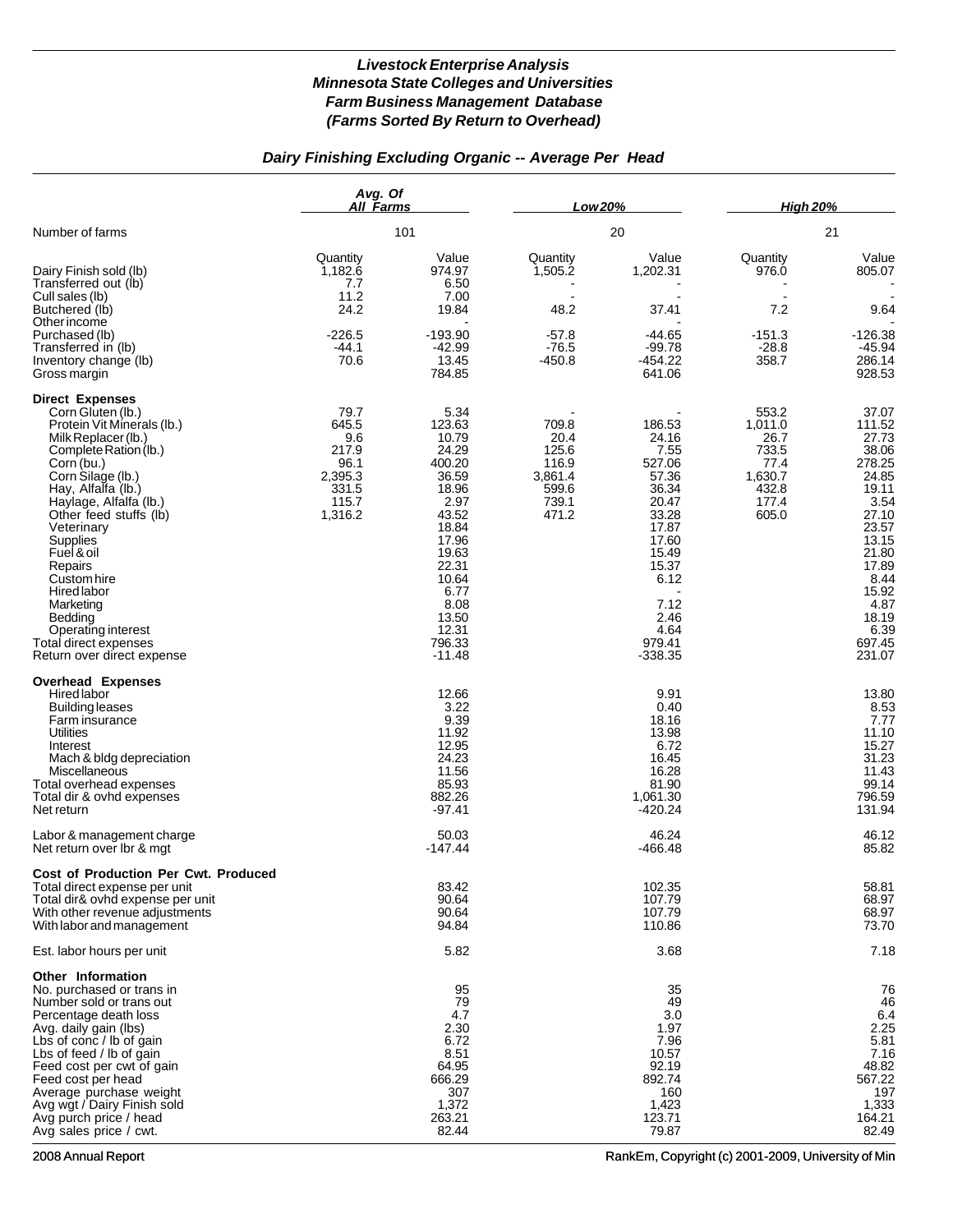# *Livestock Enterprise Analysis*
# *Minnesota State Colleges and Universities*
# *Farm Business Management Database*
# *(Farms Sorted By Return to Overhead)*

## *Dairy Finishing Excluding Organic -- Average Per Head*

| | *Avg. Of All Farms* | | *Low 20%* | | *High 20%* | |
|---|---|---|---|---|---|---|
| Number of farms | 101 | | 20 | | 21 | |
| | Quantity | Value | Quantity | Value | Quantity | Value |
| Dairy Finish sold (lb) | 1,182.6 | 974.97 | 1,505.2 | 1,202.31 | 976.0 | 805.07 |
| Transferred out (lb) | 7.7 | 6.50 | - | - | - | - |
| Cull sales (lb) | 11.2 | 7.00 | - | - | - | - |
| Butchered (lb) | 24.2 | 19.84 | 48.2 | 37.41 | 7.2 | 9.64 |
| Other income | | - | | | | - |
| Purchased (lb) | -226.5 | -193.90 | -57.8 | -44.65 | -151.3 | -126.38 |
| Transferred in (lb) | -44.1 | -42.99 | -76.5 | -99.78 | -28.8 | -45.94 |
| Inventory change (lb) | 70.6 | 13.45 | -450.8 | -454.22 | 358.7 | 286.14 |
| Gross margin | | 784.85 | | 641.06 | | 928.53 |
| **Direct Expenses** | | | | | | |
| Corn Gluten (lb.) | 79.7 | 5.34 | - | - | 553.2 | 37.07 |
| Protein Vit Minerals (lb.) | 645.5 | 123.63 | 709.8 | 186.53 | 1,011.0 | 111.52 |
| Milk Replacer (lb.) | 9.6 | 10.79 | 20.4 | 24.16 | 26.7 | 27.73 |
| Complete Ration (lb.) | 217.9 | 24.29 | 125.6 | 7.55 | 733.5 | 38.06 |
| Corn (bu.) | 96.1 | 400.20 | 116.9 | 527.06 | 77.4 | 278.25 |
| Corn Silage (lb.) | 2,395.3 | 36.59 | 3,861.4 | 57.36 | 1,630.7 | 24.85 |
| Hay, Alfalfa (lb.) | 331.5 | 18.96 | 599.6 | 36.34 | 432.8 | 19.11 |
| Haylage, Alfalfa (lb.) | 115.7 | 2.97 | 739.1 | 20.47 | 177.4 | 3.54 |
| Other feed stuffs (lb) | 1,316.2 | 43.52 | 471.2 | 33.28 | 605.0 | 27.10 |
| Veterinary | | 18.84 | | 17.87 | | 23.57 |
| Supplies | | 17.96 | | 17.60 | | 13.15 |
| Fuel & oil | | 19.63 | | 15.49 | | 21.80 |
| Repairs | | 22.31 | | 15.37 | | 17.89 |
| Custom hire | | 10.64 | | 6.12 | | 8.44 |
| Hired labor | | 6.77 | | - | | 15.92 |
| Marketing | | 8.08 | | 7.12 | | 4.87 |
| Bedding | | 13.50 | | 2.46 | | 18.19 |
| Operating interest | | 12.31 | | 4.64 | | 6.39 |
| Total direct expenses | | 796.33 | | 979.41 | | 697.45 |
| Return over direct expense | | -11.48 | | -338.35 | | 231.07 |
| **Overhead Expenses** | | | | | | |
| Hired labor | | 12.66 | | 9.91 | | 13.80 |
| Building leases | | 3.22 | | 0.40 | | 8.53 |
| Farm insurance | | 9.39 | | 18.16 | | 7.77 |
| Utilities | | 11.92 | | 13.98 | | 11.10 |
| Interest | | 12.95 | | 6.72 | | 15.27 |
| Mach & bldg depreciation | | 24.23 | | 16.45 | | 31.23 |
| Miscellaneous | | 11.56 | | 16.28 | | 11.43 |
| Total overhead expenses | | 85.93 | | 81.90 | | 99.14 |
| Total dir & ovhd expenses | | 882.26 | | 1,061.30 | | 796.59 |
| Net return | | -97.41 | | -420.24 | | 131.94 |
| Labor & management charge | | 50.03 | | 46.24 | | 46.12 |
| Net return over lbr & mgt | | -147.44 | | -466.48 | | 85.82 |
| **Cost of Production Per Cwt. Produced** | | | | | | |
| Total direct expense per unit | | 83.42 | | 102.35 | | 58.81 |
| Total dir& ovhd expense per unit | | 90.64 | | 107.79 | | 68.97 |
| With other revenue adjustments | | 90.64 | | 107.79 | | 68.97 |
| With labor and management | | 94.84 | | 110.86 | | 73.70 |
| Est. labor hours per unit | | 5.82 | | 3.68 | | 7.18 |
| **Other Information** | | | | | | |
| No. purchased or trans in | | 95 | | 35 | | 76 |
| Number sold or trans out | | 79 | | 49 | | 46 |
| Percentage death loss | | 4.7 | | 3.0 | | 6.4 |
| Avg. daily gain (lbs) | | 2.30 | | 1.97 | | 2.25 |
| Lbs of conc / lb of gain | | 6.72 | | 7.96 | | 5.81 |
| Lbs of feed / lb of gain | | 8.51 | | 10.57 | | 7.16 |
| Feed cost per cwt of gain | | 64.95 | | 92.19 | | 48.82 |
| Feed cost per head | | 666.29 | | 892.74 | | 567.22 |
| Average purchase weight | | 307 | | 160 | | 197 |
| Avg wgt / Dairy Finish sold | | 1,372 | | 1,423 | | 1,333 |
| Avg purch price / head | | 263.21 | | 123.71 | | 164.21 |
| Avg sales price / cwt. | | 82.44 | | 79.87 | | 82.49 |

2008 Annual Report

RankEm, Copyright (c) 2001-2009, University of Min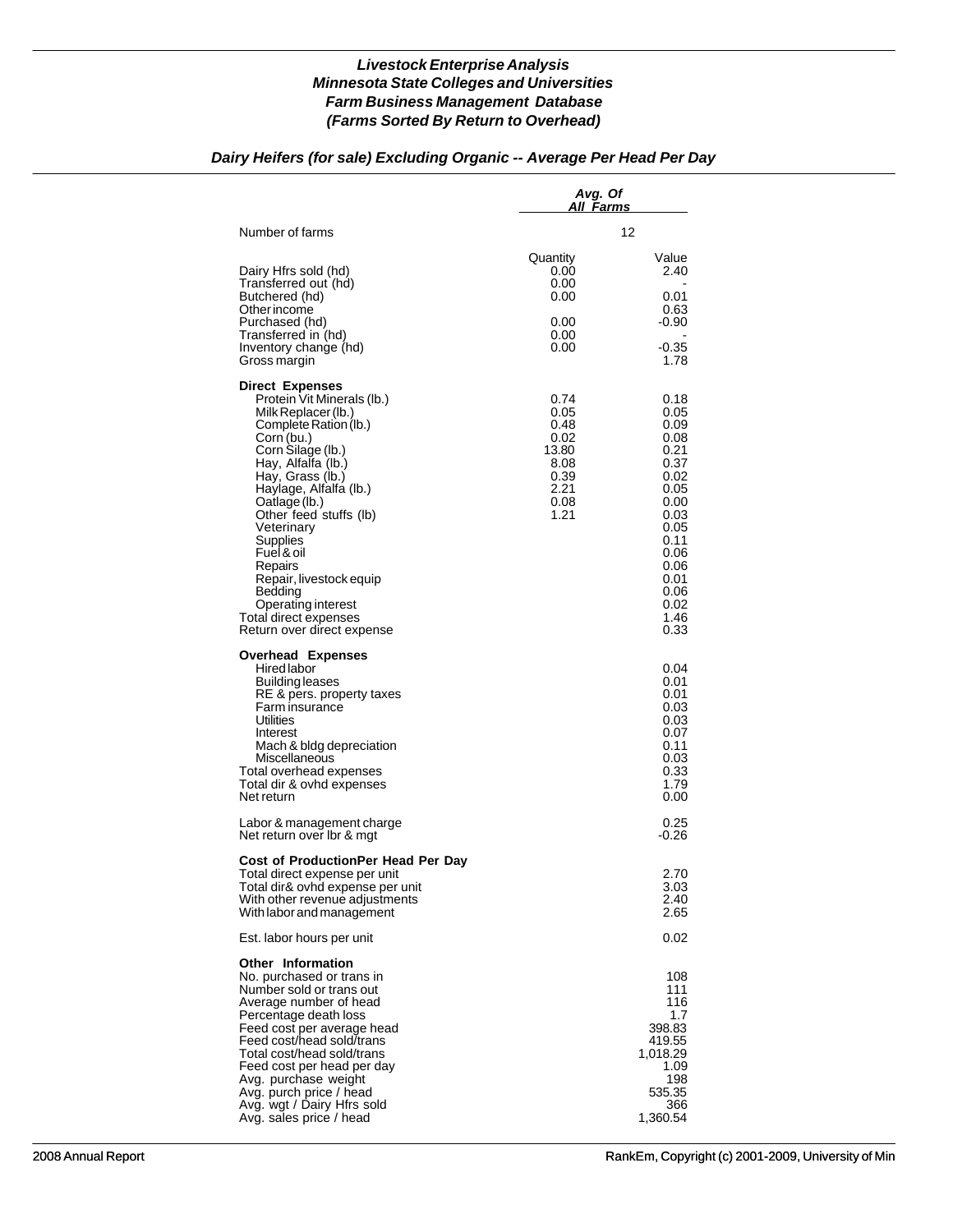*Livestock Enterprise Analysis*
*Minnesota State Colleges and Universities*
*Farm Business Management Database*
*(Farms Sorted By Return to Overhead)*

## *Dairy Heifers (for sale) Excluding Organic -- Average Per Head Per Day*

| | *Avg. Of All Farms* | |
|---|---|---|
| Number of farms | 12 | |
| | Quantity | Value |
| Dairy Hfrs sold (hd) | 0.00 | 2.40 |
| Transferred out (hd) | 0.00 | - |
| Butchered (hd) | 0.00 | 0.01 |
| Other income | | 0.63 |
| Purchased (hd) | 0.00 | -0.90 |
| Transferred in (hd) | 0.00 | - |
| Inventory change (hd) | 0.00 | -0.35 |
| Gross margin | | 1.78 |
| **Direct Expenses** | | |
| Protein Vit Minerals (lb.) | 0.74 | 0.18 |
| Milk Replacer (lb.) | 0.05 | 0.05 |
| Complete Ration (lb.) | 0.48 | 0.09 |
| Corn (bu.) | 0.02 | 0.08 |
| Corn Silage (lb.) | 13.80 | 0.21 |
| Hay, Alfalfa (lb.) | 8.08 | 0.37 |
| Hay, Grass (lb.) | 0.39 | 0.02 |
| Haylage, Alfalfa (lb.) | 2.21 | 0.05 |
| Oatlage (lb.) | 0.08 | 0.00 |
| Other feed stuffs (lb) | 1.21 | 0.03 |
| Veterinary | | 0.05 |
| Supplies | | 0.11 |
| Fuel & oil | | 0.06 |
| Repairs | | 0.06 |
| Repair, livestock equip | | 0.01 |
| Bedding | | 0.06 |
| Operating interest | | 0.02 |
| Total direct expenses | | 1.46 |
| Return over direct expense | | 0.33 |
| **Overhead Expenses** | | |
| Hired labor | | 0.04 |
| Building leases | | 0.01 |
| RE & pers. property taxes | | 0.01 |
| Farm insurance | | 0.03 |
| Utilities | | 0.03 |
| Interest | | 0.07 |
| Mach & bldg depreciation | | 0.11 |
| Miscellaneous | | 0.03 |
| Total overhead expenses | | 0.33 |
| Total dir & ovhd expenses | | 1.79 |
| Net return | | 0.00 |
| Labor & management charge | | 0.25 |
| Net return over lbr & mgt | | -0.26 |
| **Cost of ProductionPer Head Per Day** | | |
| Total direct expense per unit | | 2.70 |
| Total dir& ovhd expense per unit | | 3.03 |
| With other revenue adjustments | | 2.40 |
| With labor and management | | 2.65 |
| Est. labor hours per unit | | 0.02 |
| **Other Information** | | |
| No. purchased or trans in | | 108 |
| Number sold or trans out | | 111 |
| Average number of head | | 116 |
| Percentage death loss | | 1.7 |
| Feed cost per average head | | 398.83 |
| Feed cost/head sold/trans | | 419.55 |
| Total cost/head sold/trans | | 1,018.29 |
| Feed cost per head per day | | 1.09 |
| Avg. purchase weight | | 198 |
| Avg. purch price / head | | 535.35 |
| Avg. wgt / Dairy Hfrs sold | | 366 |
| Avg. sales price / head | | 1,360.54 |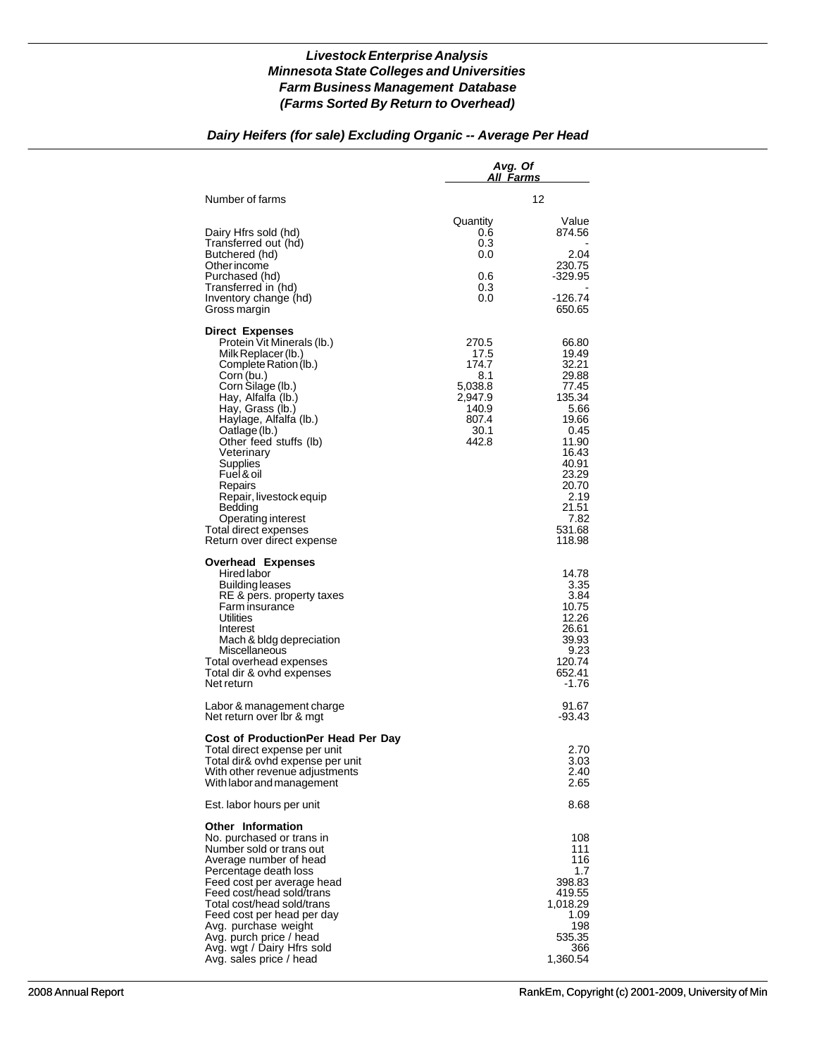## *Livestock Enterprise Analysis*
## *Minnesota State Colleges and Universities*
## *Farm Business Management Database*
## *(Farms Sorted By Return to Overhead)*

### *Dairy Heifers (for sale) Excluding Organic -- Average Per Head*

| | *Avg. Of All Farms* | |
|---|---|---|
| Number of farms | 12 | |
| | Quantity | Value |
| Dairy Hfrs sold (hd) | 0.6 | 874.56 |
| Transferred out (hd) | 0.3 | - |
| Butchered (hd) | 0.0 | 2.04 |
| Other income | | 230.75 |
| Purchased (hd) | 0.6 | -329.95 |
| Transferred in (hd) | 0.3 | - |
| Inventory change (hd) | 0.0 | -126.74 |
| Gross margin | | 650.65 |
| **Direct Expenses** | | |
| Protein Vit Minerals (lb.) | 270.5 | 66.80 |
| Milk Replacer (lb.) | 17.5 | 19.49 |
| Complete Ration (lb.) | 174.7 | 32.21 |
| Corn (bu.) | 8.1 | 29.88 |
| Corn Silage (lb.) | 5,038.8 | 77.45 |
| Hay, Alfalfa (lb.) | 2,947.9 | 135.34 |
| Hay, Grass (lb.) | 140.9 | 5.66 |
| Haylage, Alfalfa (lb.) | 807.4 | 19.66 |
| Oatlage (lb.) | 30.1 | 0.45 |
| Other feed stuffs (lb) | 442.8 | 11.90 |
| Veterinary | | 16.43 |
| Supplies | | 40.91 |
| Fuel & oil | | 23.29 |
| Repairs | | 20.70 |
| Repair, livestock equip | | 2.19 |
| Bedding | | 21.51 |
| Operating interest | | 7.82 |
| Total direct expenses | | 531.68 |
| Return over direct expense | | 118.98 |
| **Overhead Expenses** | | |
| Hired labor | | 14.78 |
| Building leases | | 3.35 |
| RE & pers. property taxes | | 3.84 |
| Farm insurance | | 10.75 |
| Utilities | | 12.26 |
| Interest | | 26.61 |
| Mach & bldg depreciation | | 39.93 |
| Miscellaneous | | 9.23 |
| Total overhead expenses | | 120.74 |
| Total dir & ovhd expenses | | 652.41 |
| Net return | | -1.76 |
| Labor & management charge | | 91.67 |
| Net return over lbr & mgt | | -93.43 |
| **Cost of ProductionPer Head Per Day** | | |
| Total direct expense per unit | | 2.70 |
| Total dir& ovhd expense per unit | | 3.03 |
| With other revenue adjustments | | 2.40 |
| With labor and management | | 2.65 |
| Est. labor hours per unit | | 8.68 |
| **Other Information** | | |
| No. purchased or trans in | | 108 |
| Number sold or trans out | | 111 |
| Average number of head | | 116 |
| Percentage death loss | | 1.7 |
| Feed cost per average head | | 398.83 |
| Feed cost/head sold/trans | | 419.55 |
| Total cost/head sold/trans | | 1,018.29 |
| Feed cost per head per day | | 1.09 |
| Avg. purchase weight | | 198 |
| Avg. purch price / head | | 535.35 |
| Avg. wgt / Dairy Hfrs sold | | 366 |
| Avg. sales price / head | | 1,360.54 |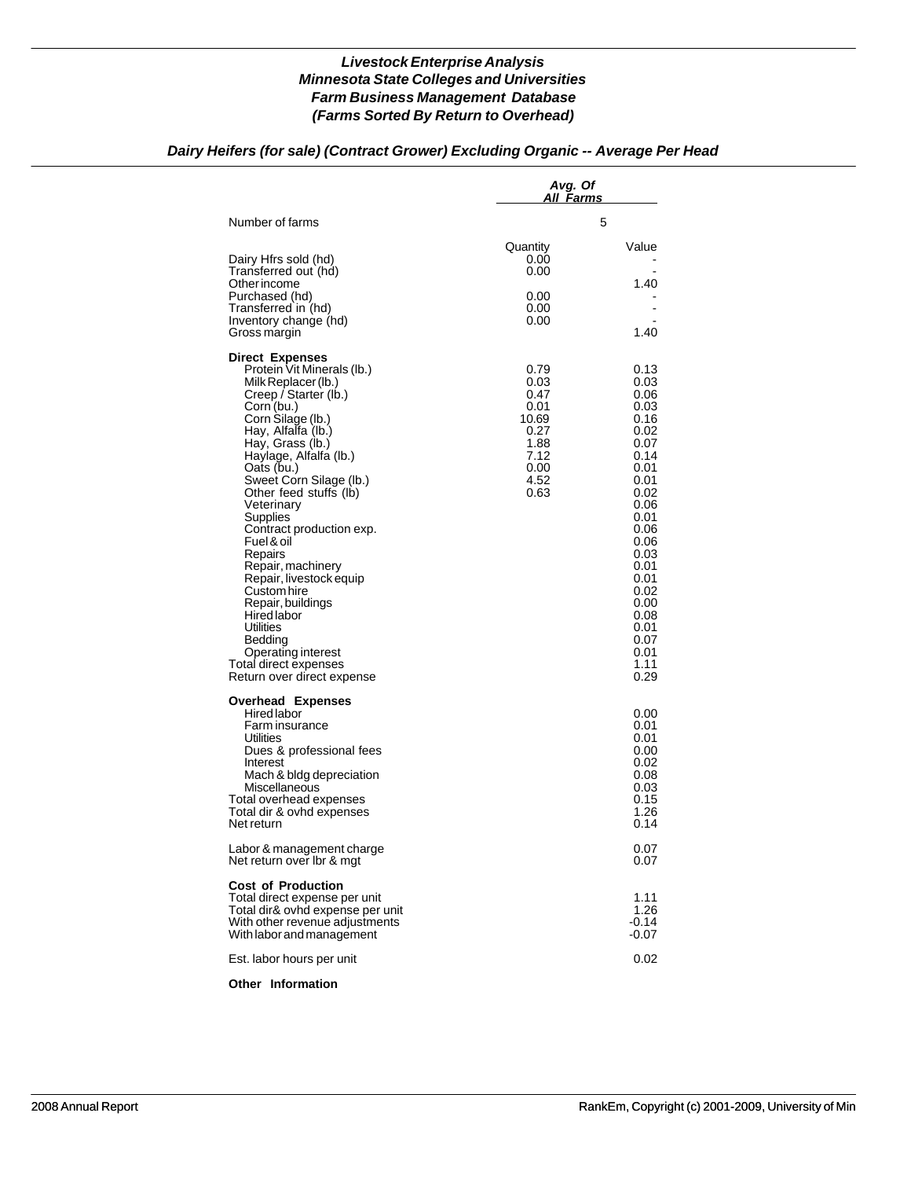# *Livestock Enterprise Analysis*
## *Minnesota State Colleges and Universities*
## *Farm Business Management Database*
## *(Farms Sorted By Return to Overhead)*

### *Dairy Heifers (for sale) (Contract Grower) Excluding Organic -- Average Per Head*

| | Avg. Of All Farms | |
|---|---|---|
| Number of farms | 5 | |
| | Quantity | Value |
| Dairy Hfrs sold (hd) | 0.00 | - |
| Transferred out (hd) | 0.00 | - |
| Other income | | 1.40 |
| Purchased (hd) | 0.00 | - |
| Transferred in (hd) | 0.00 | - |
| Inventory change (hd) | 0.00 | - |
| Gross margin | | 1.40 |
| **Direct Expenses** | | |
| Protein Vit Minerals (lb.) | 0.79 | 0.13 |
| Milk Replacer (lb.) | 0.03 | 0.03 |
| Creep / Starter (lb.) | 0.47 | 0.06 |
| Corn (bu.) | 0.01 | 0.03 |
| Corn Silage (lb.) | 10.69 | 0.16 |
| Hay, Alfalfa (lb.) | 0.27 | 0.02 |
| Hay, Grass (lb.) | 1.88 | 0.07 |
| Haylage, Alfalfa (lb.) | 7.12 | 0.14 |
| Oats (bu.) | 0.00 | 0.01 |
| Sweet Corn Silage (lb.) | 4.52 | 0.01 |
| Other feed stuffs (lb) | 0.63 | 0.02 |
| Veterinary | | 0.06 |
| Supplies | | 0.01 |
| Contract production exp. | | 0.06 |
| Fuel & oil | | 0.06 |
| Repairs | | 0.03 |
| Repair, machinery | | 0.01 |
| Repair, livestock equip | | 0.01 |
| Custom hire | | 0.02 |
| Repair, buildings | | 0.00 |
| Hired labor | | 0.08 |
| Utilities | | 0.01 |
| Bedding | | 0.07 |
| Operating interest | | 0.01 |
| Total direct expenses | | 1.11 |
| Return over direct expense | | 0.29 |
| **Overhead Expenses** | | |
| Hired labor | | 0.00 |
| Farm insurance | | 0.01 |
| Utilities | | 0.01 |
| Dues & professional fees | | 0.00 |
| Interest | | 0.02 |
| Mach & bldg depreciation | | 0.08 |
| Miscellaneous | | 0.03 |
| Total overhead expenses | | 0.15 |
| Total dir & ovhd expenses | | 1.26 |
| Net return | | 0.14 |
| Labor & management charge | | 0.07 |
| Net return over lbr & mgt | | 0.07 |
| **Cost of Production** | | |
| Total direct expense per unit | | 1.11 |
| Total dir& ovhd expense per unit | | 1.26 |
| With other revenue adjustments | | -0.14 |
| With labor and management | | -0.07 |
| Est. labor hours per unit | | 0.02 |

**Other Information**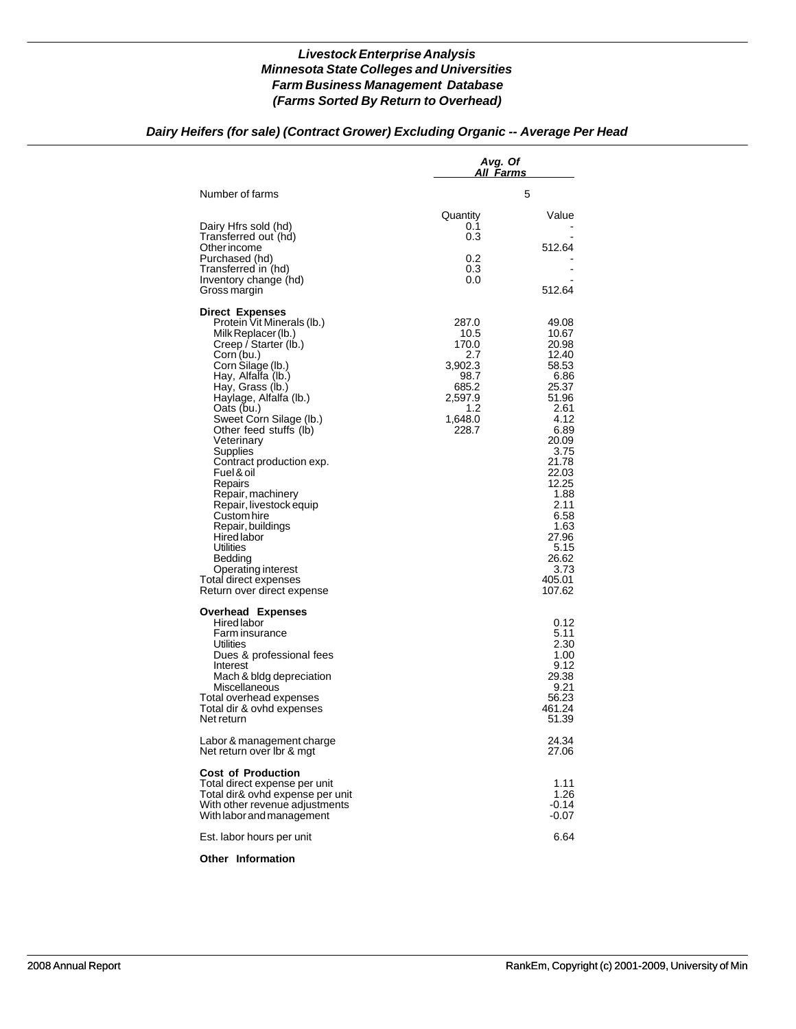# *Livestock Enterprise Analysis*
## *Minnesota State Colleges and Universities*
## *Farm Business Management Database*
## *(Farms Sorted By Return to Overhead)*

### *Dairy Heifers (for sale) (Contract Grower) Excluding Organic -- Average Per Head*

| | Avg. Of All Farms | |
|---|---|---|
| Number of farms | 5 | |
| | Quantity | Value |
| Dairy Hfrs sold (hd) | 0.1 | - |
| Transferred out (hd) | 0.3 | - |
| Other income | | 512.64 |
| Purchased (hd) | 0.2 | - |
| Transferred in (hd) | 0.3 | - |
| Inventory change (hd) | 0.0 | - |
| Gross margin | | 512.64 |
| **Direct Expenses** | | |
| Protein Vit Minerals (lb.) | 287.0 | 49.08 |
| Milk Replacer (lb.) | 10.5 | 10.67 |
| Creep / Starter (lb.) | 170.0 | 20.98 |
| Corn (bu.) | 2.7 | 12.40 |
| Corn Silage (lb.) | 3,902.3 | 58.53 |
| Hay, Alfalfa (lb.) | 98.7 | 6.86 |
| Hay, Grass (lb.) | 685.2 | 25.37 |
| Haylage, Alfalfa (lb.) | 2,597.9 | 51.96 |
| Oats (bu.) | 1.2 | 2.61 |
| Sweet Corn Silage (lb.) | 1,648.0 | 4.12 |
| Other feed stuffs (lb) | 228.7 | 6.89 |
| Veterinary | | 20.09 |
| Supplies | | 3.75 |
| Contract production exp. | | 21.78 |
| Fuel & oil | | 22.03 |
| Repairs | | 12.25 |
| Repair, machinery | | 1.88 |
| Repair, livestock equip | | 2.11 |
| Custom hire | | 6.58 |
| Repair, buildings | | 1.63 |
| Hired labor | | 27.96 |
| Utilities | | 5.15 |
| Bedding | | 26.62 |
| Operating interest | | 3.73 |
| Total direct expenses | | 405.01 |
| Return over direct expense | | 107.62 |
| **Overhead Expenses** | | |
| Hired labor | | 0.12 |
| Farm insurance | | 5.11 |
| Utilities | | 2.30 |
| Dues & professional fees | | 1.00 |
| Interest | | 9.12 |
| Mach & bldg depreciation | | 29.38 |
| Miscellaneous | | 9.21 |
| Total overhead expenses | | 56.23 |
| Total dir & ovhd expenses | | 461.24 |
| Net return | | 51.39 |
| Labor & management charge | | 24.34 |
| Net return over lbr & mgt | | 27.06 |
| **Cost of Production** | | |
| Total direct expense per unit | | 1.11 |
| Total dir& ovhd expense per unit | | 1.26 |
| With other revenue adjustments | | -0.14 |
| With labor and management | | -0.07 |
| Est. labor hours per unit | | 6.64 |

**Other Information**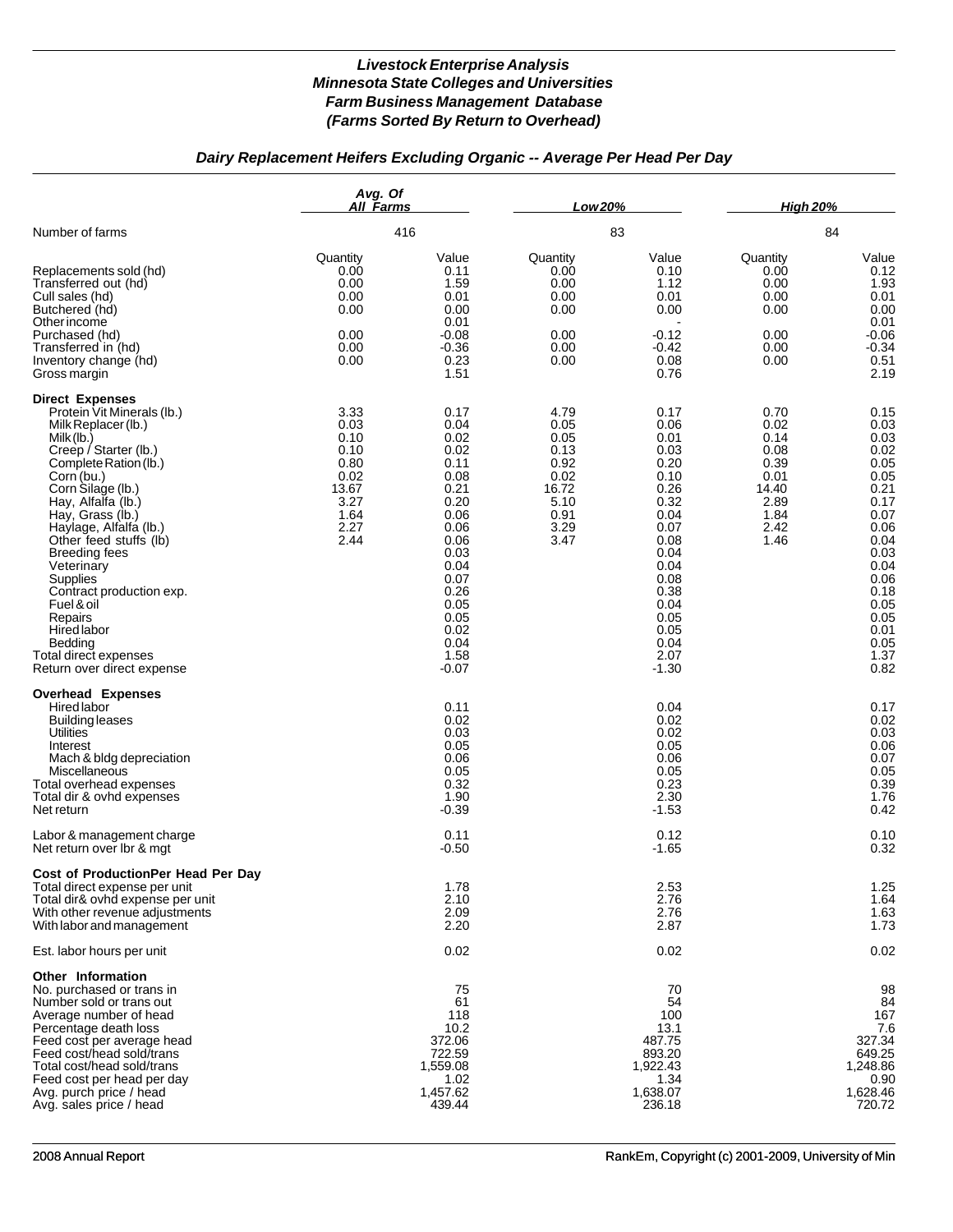# Livestock Enterprise Analysis
# Minnesota State Colleges and Universities
# Farm Business Management Database
# (Farms Sorted By Return to Overhead)

## Dairy Replacement Heifers Excluding Organic -- Average Per Head Per Day

| | Avg. Of All Farms | | Low 20% | | High 20% | |
|---|---|---|---|---|---|---|
| Number of farms | 416 | | 83 | | 84 | |
| | Quantity | Value | Quantity | Value | Quantity | Value |
| Replacements sold (hd) | 0.00 | 0.11 | 0.00 | 0.10 | 0.00 | 0.12 |
| Transferred out (hd) | 0.00 | 1.59 | 0.00 | 1.12 | 0.00 | 1.93 |
| Cull sales (hd) | 0.00 | 0.01 | 0.00 | 0.01 | 0.00 | 0.01 |
| Butchered (hd) | 0.00 | 0.00 | 0.00 | 0.00 | 0.00 | 0.00 |
| Other income | | 0.01 | | - | | 0.01 |
| Purchased (hd) | 0.00 | -0.08 | 0.00 | -0.12 | 0.00 | -0.06 |
| Transferred in (hd) | 0.00 | -0.36 | 0.00 | -0.42 | 0.00 | -0.34 |
| Inventory change (hd) | 0.00 | 0.23 | 0.00 | 0.08 | 0.00 | 0.51 |
| Gross margin | | 1.51 | | 0.76 | | 2.19 |
| **Direct Expenses** | | | | | | |
| Protein Vit Minerals (lb.) | 3.33 | 0.17 | 4.79 | 0.17 | 0.70 | 0.15 |
| Milk Replacer (lb.) | 0.03 | 0.04 | 0.05 | 0.06 | 0.02 | 0.03 |
| Milk (lb.) | 0.10 | 0.02 | 0.05 | 0.01 | 0.14 | 0.03 |
| Creep / Starter (lb.) | 0.10 | 0.02 | 0.13 | 0.03 | 0.08 | 0.02 |
| Complete Ration (lb.) | 0.80 | 0.11 | 0.92 | 0.20 | 0.39 | 0.05 |
| Corn (bu.) | 0.02 | 0.08 | 0.02 | 0.10 | 0.01 | 0.05 |
| Corn Silage (lb.) | 13.67 | 0.21 | 16.72 | 0.26 | 14.40 | 0.21 |
| Hay, Alfalfa (lb.) | 3.27 | 0.20 | 5.10 | 0.32 | 2.89 | 0.17 |
| Hay, Grass (lb.) | 1.64 | 0.06 | 0.91 | 0.04 | 1.84 | 0.07 |
| Haylage, Alfalfa (lb.) | 2.27 | 0.06 | 3.29 | 0.07 | 2.42 | 0.06 |
| Other feed stuffs (lb) | 2.44 | 0.06 | 3.47 | 0.08 | 1.46 | 0.04 |
| Breeding fees | | 0.03 | | 0.04 | | 0.03 |
| Veterinary | | 0.04 | | 0.04 | | 0.04 |
| Supplies | | 0.07 | | 0.08 | | 0.06 |
| Contract production exp. | | 0.26 | | 0.38 | | 0.18 |
| Fuel & oil | | 0.05 | | 0.04 | | 0.05 |
| Repairs | | 0.05 | | 0.05 | | 0.05 |
| Hired labor | | 0.02 | | 0.05 | | 0.01 |
| Bedding | | 0.04 | | 0.04 | | 0.05 |
| Total direct expenses | | 1.58 | | 2.07 | | 1.37 |
| Return over direct expense | | -0.07 | | -1.30 | | 0.82 |
| **Overhead Expenses** | | | | | | |
| Hired labor | | 0.11 | | 0.04 | | 0.17 |
| Building leases | | 0.02 | | 0.02 | | 0.02 |
| Utilities | | 0.03 | | 0.02 | | 0.03 |
| Interest | | 0.05 | | 0.05 | | 0.06 |
| Mach & bldg depreciation | | 0.06 | | 0.06 | | 0.07 |
| Miscellaneous | | 0.05 | | 0.05 | | 0.05 |
| Total overhead expenses | | 0.32 | | 0.23 | | 0.39 |
| Total dir & ovhd expenses | | 1.90 | | 2.30 | | 1.76 |
| Net return | | -0.39 | | -1.53 | | 0.42 |
| Labor & management charge | | 0.11 | | 0.12 | | 0.10 |
| Net return over lbr & mgt | | -0.50 | | -1.65 | | 0.32 |
| **Cost of ProductionPer Head Per Day** | | | | | | |
| Total direct expense per unit | | 1.78 | | 2.53 | | 1.25 |
| Total dir& ovhd expense per unit | | 2.10 | | 2.76 | | 1.64 |
| With other revenue adjustments | | 2.09 | | 2.76 | | 1.63 |
| With labor and management | | 2.20 | | 2.87 | | 1.73 |
| Est. labor hours per unit | | 0.02 | | 0.02 | | 0.02 |
| **Other Information** | | | | | | |
| No. purchased or trans in | | 75 | | 70 | | 98 |
| Number sold or trans out | | 61 | | 54 | | 84 |
| Average number of head | | 118 | | 100 | | 167 |
| Percentage death loss | | 10.2 | | 13.1 | | 7.6 |
| Feed cost per average head | | 372.06 | | 487.75 | | 327.34 |
| Feed cost/head sold/trans | | 722.59 | | 893.20 | | 649.25 |
| Total cost/head sold/trans | | 1,559.08 | | 1,922.43 | | 1,248.86 |
| Feed cost per head per day | | 1.02 | | 1.34 | | 0.90 |
| Avg. purch price / head | | 1,457.62 | | 1,638.07 | | 1,628.46 |
| Avg. sales price / head | | 439.44 | | 236.18 | | 720.72 |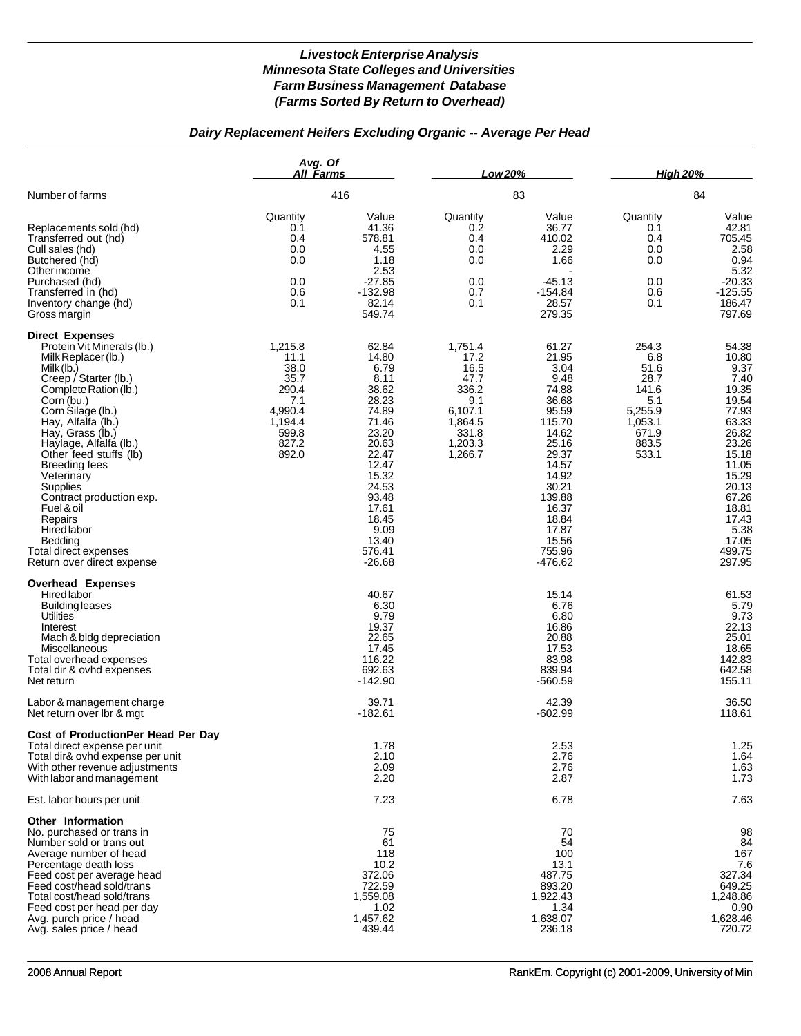# *Livestock Enterprise Analysis*
# *Minnesota State Colleges and Universities*
# *Farm Business Management Database*
# *(Farms Sorted By Return to Overhead)*

## *Dairy Replacement Heifers Excluding Organic -- Average Per Head*

| | *Avg. Of All Farms* | | *Low 20%* | | *High 20%* | |
|---|---|---|---|---|---|---|
| Number of farms | 416 | | 83 | | 84 | |
| | Quantity | Value | Quantity | Value | Quantity | Value |
| Replacements sold (hd) | 0.1 | 41.36 | 0.2 | 36.77 | 0.1 | 42.81 |
| Transferred out (hd) | 0.4 | 578.81 | 0.4 | 410.02 | 0.4 | 705.45 |
| Cull sales (hd) | 0.0 | 4.55 | 0.0 | 2.29 | 0.0 | 2.58 |
| Butchered (hd) | 0.0 | 1.18 | 0.0 | 1.66 | 0.0 | 0.94 |
| Other income | | 2.53 | | - | | 5.32 |
| Purchased (hd) | 0.0 | -27.85 | 0.0 | -45.13 | 0.0 | -20.33 |
| Transferred in (hd) | 0.6 | -132.98 | 0.7 | -154.84 | 0.6 | -125.55 |
| Inventory change (hd) | 0.1 | 82.14 | 0.1 | 28.57 | 0.1 | 186.47 |
| Gross margin | | 549.74 | | 279.35 | | 797.69 |
| **Direct Expenses** | | | | | | |
| Protein Vit Minerals (lb.) | 1,215.8 | 62.84 | 1,751.4 | 61.27 | 254.3 | 54.38 |
| Milk Replacer (lb.) | 11.1 | 14.80 | 17.2 | 21.95 | 6.8 | 10.80 |
| Milk (lb.) | 38.0 | 6.79 | 16.5 | 3.04 | 51.6 | 9.37 |
| Creep / Starter (lb.) | 35.7 | 8.11 | 47.7 | 9.48 | 28.7 | 7.40 |
| Complete Ration (lb.) | 290.4 | 38.62 | 336.2 | 74.88 | 141.6 | 19.35 |
| Corn (bu.) | 7.1 | 28.23 | 9.1 | 36.68 | 5.1 | 19.54 |
| Corn Silage (lb.) | 4,990.4 | 74.89 | 6,107.1 | 95.59 | 5,255.9 | 77.93 |
| Hay, Alfalfa (lb.) | 1,194.4 | 71.46 | 1,864.5 | 115.70 | 1,053.1 | 63.33 |
| Hay, Grass (lb.) | 599.8 | 23.20 | 331.8 | 14.62 | 671.9 | 26.82 |
| Haylage, Alfalfa (lb.) | 827.2 | 20.63 | 1,203.3 | 25.16 | 883.5 | 23.26 |
| Other feed stuffs (lb) | 892.0 | 22.47 | 1,266.7 | 29.37 | 533.1 | 15.18 |
| Breeding fees | | 12.47 | | 14.57 | | 11.05 |
| Veterinary | | 15.32 | | 14.92 | | 15.29 |
| Supplies | | 24.53 | | 30.21 | | 20.13 |
| Contract production exp. | | 93.48 | | 139.88 | | 67.26 |
| Fuel & oil | | 17.61 | | 16.37 | | 18.81 |
| Repairs | | 18.45 | | 18.84 | | 17.43 |
| Hired labor | | 9.09 | | 17.87 | | 5.38 |
| Bedding | | 13.40 | | 15.56 | | 17.05 |
| Total direct expenses | | 576.41 | | 755.96 | | 499.75 |
| Return over direct expense | | -26.68 | | -476.62 | | 297.95 |
| **Overhead Expenses** | | | | | | |
| Hired labor | | 40.67 | | 15.14 | | 61.53 |
| Building leases | | 6.30 | | 6.76 | | 5.79 |
| Utilities | | 9.79 | | 6.80 | | 9.73 |
| Interest | | 19.37 | | 16.86 | | 22.13 |
| Mach & bldg depreciation | | 22.65 | | 20.88 | | 25.01 |
| Miscellaneous | | 17.45 | | 17.53 | | 18.65 |
| Total overhead expenses | | 116.22 | | 83.98 | | 142.83 |
| Total dir & ovhd expenses | | 692.63 | | 839.94 | | 642.58 |
| Net return | | -142.90 | | -560.59 | | 155.11 |
| Labor & management charge | | 39.71 | | 42.39 | | 36.50 |
| Net return over lbr & mgt | | -182.61 | | -602.99 | | 118.61 |
| **Cost of ProductionPer Head Per Day** | | | | | | |
| Total direct expense per unit | | 1.78 | | 2.53 | | 1.25 |
| Total dir& ovhd expense per unit | | 2.10 | | 2.76 | | 1.64 |
| With other revenue adjustments | | 2.09 | | 2.76 | | 1.63 |
| With labor and management | | 2.20 | | 2.87 | | 1.73 |
| Est. labor hours per unit | | 7.23 | | 6.78 | | 7.63 |
| **Other Information** | | | | | | |
| No. purchased or trans in | | 75 | | 70 | | 98 |
| Number sold or trans out | | 61 | | 54 | | 84 |
| Average number of head | | 118 | | 100 | | 167 |
| Percentage death loss | | 10.2 | | 13.1 | | 7.6 |
| Feed cost per average head | | 372.06 | | 487.75 | | 327.34 |
| Feed cost/head sold/trans | | 722.59 | | 893.20 | | 649.25 |
| Total cost/head sold/trans | | 1,559.08 | | 1,922.43 | | 1,248.86 |
| Feed cost per head per day | | 1.02 | | 1.34 | | 0.90 |
| Avg. purch price / head | | 1,457.62 | | 1,638.07 | | 1,628.46 |
| Avg. sales price / head | | 439.44 | | 236.18 | | 720.72 |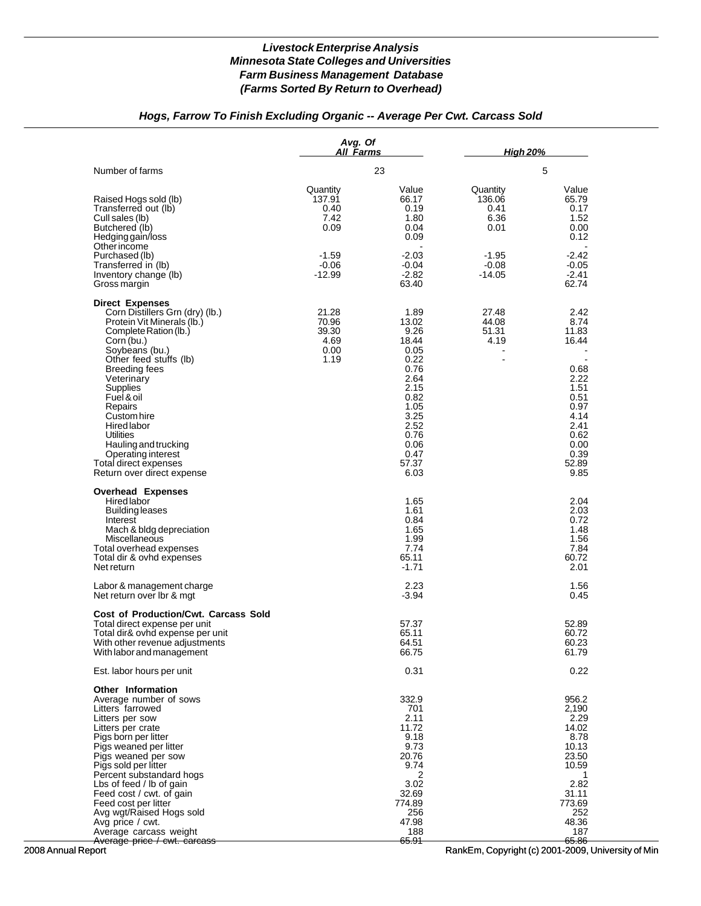## Livestock Enterprise Analysis
## Minnesota State Colleges and Universities
## Farm Business Management Database
## (Farms Sorted By Return to Overhead)

### Hogs, Farrow To Finish Excluding Organic -- Average Per Cwt. Carcass Sold

| | Avg. Of All Farms | | High 20% | |
|---|---|---|---|---|
| Number of farms | 23 | | 5 | |
| | Quantity | Value | Quantity | Value |
| Raised Hogs sold (lb) | 137.91 | 66.17 | 136.06 | 65.79 |
| Transferred out (lb) | 0.40 | 0.19 | 0.41 | 0.17 |
| Cull sales (lb) | 7.42 | 1.80 | 6.36 | 1.52 |
| Butchered (lb) | 0.09 | 0.04 | 0.01 | 0.00 |
| Hedging gain/loss | | 0.09 | | 0.12 |
| Other income | | - | | - |
| Purchased (lb) | -1.59 | -2.03 | -1.95 | -2.42 |
| Transferred in (lb) | -0.06 | -0.04 | -0.08 | -0.05 |
| Inventory change (lb) | -12.99 | -2.82 | -14.05 | -2.41 |
| Gross margin | | 63.40 | | 62.74 |
| **Direct Expenses** | | | | |
| Corn Distillers Grn (dry) (lb.) | 21.28 | 1.89 | 27.48 | 2.42 |
| Protein Vit Minerals (lb.) | 70.96 | 13.02 | 44.08 | 8.74 |
| Complete Ration (lb.) | 39.30 | 9.26 | 51.31 | 11.83 |
| Corn (bu.) | 4.69 | 18.44 | 4.19 | 16.44 |
| Soybeans (bu.) | 0.00 | 0.05 | - | - |
| Other feed stuffs (lb) | 1.19 | 0.22 | - | - |
| Breeding fees | | 0.76 | | 0.68 |
| Veterinary | | 2.64 | | 2.22 |
| Supplies | | 2.15 | | 1.51 |
| Fuel & oil | | 0.82 | | 0.51 |
| Repairs | | 1.05 | | 0.97 |
| Custom hire | | 3.25 | | 4.14 |
| Hired labor | | 2.52 | | 2.41 |
| Utilities | | 0.76 | | 0.62 |
| Hauling and trucking | | 0.06 | | 0.00 |
| Operating interest | | 0.47 | | 0.39 |
| Total direct expenses | | 57.37 | | 52.89 |
| Return over direct expense | | 6.03 | | 9.85 |
| **Overhead Expenses** | | | | |
| Hired labor | | 1.65 | | 2.04 |
| Building leases | | 1.61 | | 2.03 |
| Interest | | 0.84 | | 0.72 |
| Mach & bldg depreciation | | 1.65 | | 1.48 |
| Miscellaneous | | 1.99 | | 1.56 |
| Total overhead expenses | | 7.74 | | 7.84 |
| Total dir & ovhd expenses | | 65.11 | | 60.72 |
| Net return | | -1.71 | | 2.01 |
| Labor & management charge | | 2.23 | | 1.56 |
| Net return over lbr & mgt | | -3.94 | | 0.45 |
| **Cost of Production/Cwt. Carcass Sold** | | | | |
| Total direct expense per unit | | 57.37 | | 52.89 |
| Total dir& ovhd expense per unit | | 65.11 | | 60.72 |
| With other revenue adjustments | | 64.51 | | 60.23 |
| With labor and management | | 66.75 | | 61.79 |
| Est. labor hours per unit | | 0.31 | | 0.22 |
| **Other Information** | | | | |
| Average number of sows | | 332.9 | | 956.2 |
| Litters farrowed | | 701 | | 2,190 |
| Litters per sow | | 2.11 | | 2.29 |
| Litters per crate | | 11.72 | | 14.02 |
| Pigs born per litter | | 9.18 | | 8.78 |
| Pigs weaned per litter | | 9.73 | | 10.13 |
| Pigs weaned per sow | | 20.76 | | 23.50 |
| Pigs sold per litter | | 9.74 | | 10.59 |
| Percent substandard hogs | | 2 | | 1 |
| Lbs of feed / lb of gain | | 3.02 | | 2.82 |
| Feed cost / cwt. of gain | | 32.69 | | 31.11 |
| Feed cost per litter | | 774.89 | | 773.69 |
| Avg wgt/Raised Hogs sold | | 256 | | 252 |
| Avg price / cwt. | | 47.98 | | 48.36 |
| Average carcass weight | | 188 | | 187 |
| Average price / cwt. carcass | | 65.91 | | 65.86 |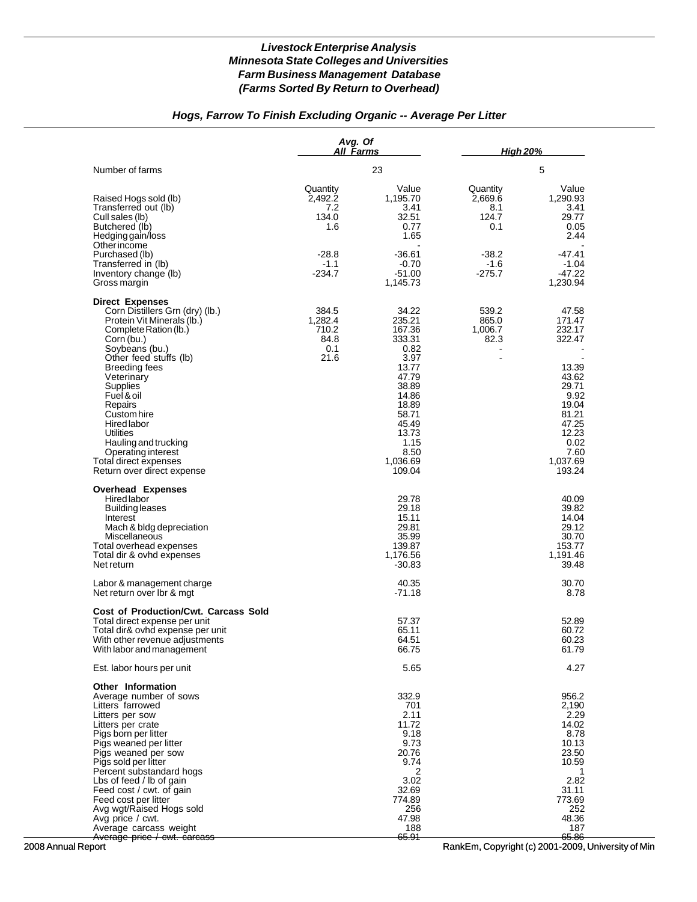***Livestock Enterprise Analysis***
***Minnesota State Colleges and Universities***
***Farm Business Management Database***
***(Farms Sorted By Return to Overhead)***

### *Hogs, Farrow To Finish Excluding Organic -- Average Per Litter*

| | *Avg. Of All Farms* | | *High 20%* | |
|---|---|---|---|---|
| Number of farms | 23 | | 5 | |
| | Quantity | Value | Quantity | Value |
| Raised Hogs sold (lb) | 2,492.2 | 1,195.70 | 2,669.6 | 1,290.93 |
| Transferred out (lb) | 7.2 | 3.41 | 8.1 | 3.41 |
| Cull sales (lb) | 134.0 | 32.51 | 124.7 | 29.77 |
| Butchered (lb) | 1.6 | 0.77 | 0.1 | 0.05 |
| Hedging gain/loss | | 1.65 | | 2.44 |
| Other income | | - | | - |
| Purchased (lb) | -28.8 | -36.61 | -38.2 | -47.41 |
| Transferred in (lb) | -1.1 | -0.70 | -1.6 | -1.04 |
| Inventory change (lb) | -234.7 | -51.00 | -275.7 | -47.22 |
| Gross margin | | 1,145.73 | | 1,230.94 |
| **Direct Expenses** | | | | |
| Corn Distillers Grn (dry) (lb.) | 384.5 | 34.22 | 539.2 | 47.58 |
| Protein Vit Minerals (lb.) | 1,282.4 | 235.21 | 865.0 | 171.47 |
| Complete Ration (lb.) | 710.2 | 167.36 | 1,006.7 | 232.17 |
| Corn (bu.) | 84.8 | 333.31 | 82.3 | 322.47 |
| Soybeans (bu.) | 0.1 | 0.82 | - | - |
| Other feed stuffs (lb) | 21.6 | 3.97 | - | - |
| Breeding fees | | 13.77 | | 13.39 |
| Veterinary | | 47.79 | | 43.62 |
| Supplies | | 38.89 | | 29.71 |
| Fuel & oil | | 14.86 | | 9.92 |
| Repairs | | 18.89 | | 19.04 |
| Custom hire | | 58.71 | | 81.21 |
| Hired labor | | 45.49 | | 47.25 |
| Utilities | | 13.73 | | 12.23 |
| Hauling and trucking | | 1.15 | | 0.02 |
| Operating interest | | 8.50 | | 7.60 |
| Total direct expenses | | 1,036.69 | | 1,037.69 |
| Return over direct expense | | 109.04 | | 193.24 |
| **Overhead Expenses** | | | | |
| Hired labor | | 29.78 | | 40.09 |
| Building leases | | 29.18 | | 39.82 |
| Interest | | 15.11 | | 14.04 |
| Mach & bldg depreciation | | 29.81 | | 29.12 |
| Miscellaneous | | 35.99 | | 30.70 |
| Total overhead expenses | | 139.87 | | 153.77 |
| Total dir & ovhd expenses | | 1,176.56 | | 1,191.46 |
| Net return | | -30.83 | | 39.48 |
| Labor & management charge | | 40.35 | | 30.70 |
| Net return over lbr & mgt | | -71.18 | | 8.78 |
| **Cost of Production/Cwt. Carcass Sold** | | | | |
| Total direct expense per unit | | 57.37 | | 52.89 |
| Total dir& ovhd expense per unit | | 65.11 | | 60.72 |
| With other revenue adjustments | | 64.51 | | 60.23 |
| With labor and management | | 66.75 | | 61.79 |
| Est. labor hours per unit | | 5.65 | | 4.27 |
| **Other Information** | | | | |
| Average number of sows | | 332.9 | | 956.2 |
| Litters farrowed | | 701 | | 2,190 |
| Litters per sow | | 2.11 | | 2.29 |
| Litters per crate | | 11.72 | | 14.02 |
| Pigs born per litter | | 9.18 | | 8.78 |
| Pigs weaned per litter | | 9.73 | | 10.13 |
| Pigs weaned per sow | | 20.76 | | 23.50 |
| Pigs sold per litter | | 9.74 | | 10.59 |
| Percent substandard hogs | | 2 | | 1 |
| Lbs of feed / lb of gain | | 3.02 | | 2.82 |
| Feed cost / cwt. of gain | | 32.69 | | 31.11 |
| Feed cost per litter | | 774.89 | | 773.69 |
| Avg wgt/Raised Hogs sold | | 256 | | 252 |
| Avg price / cwt. | | 47.98 | | 48.36 |
| Average carcass weight | | 188 | | 187 |
| Average price / cwt. carcass | | 65.91 | | 65.86 |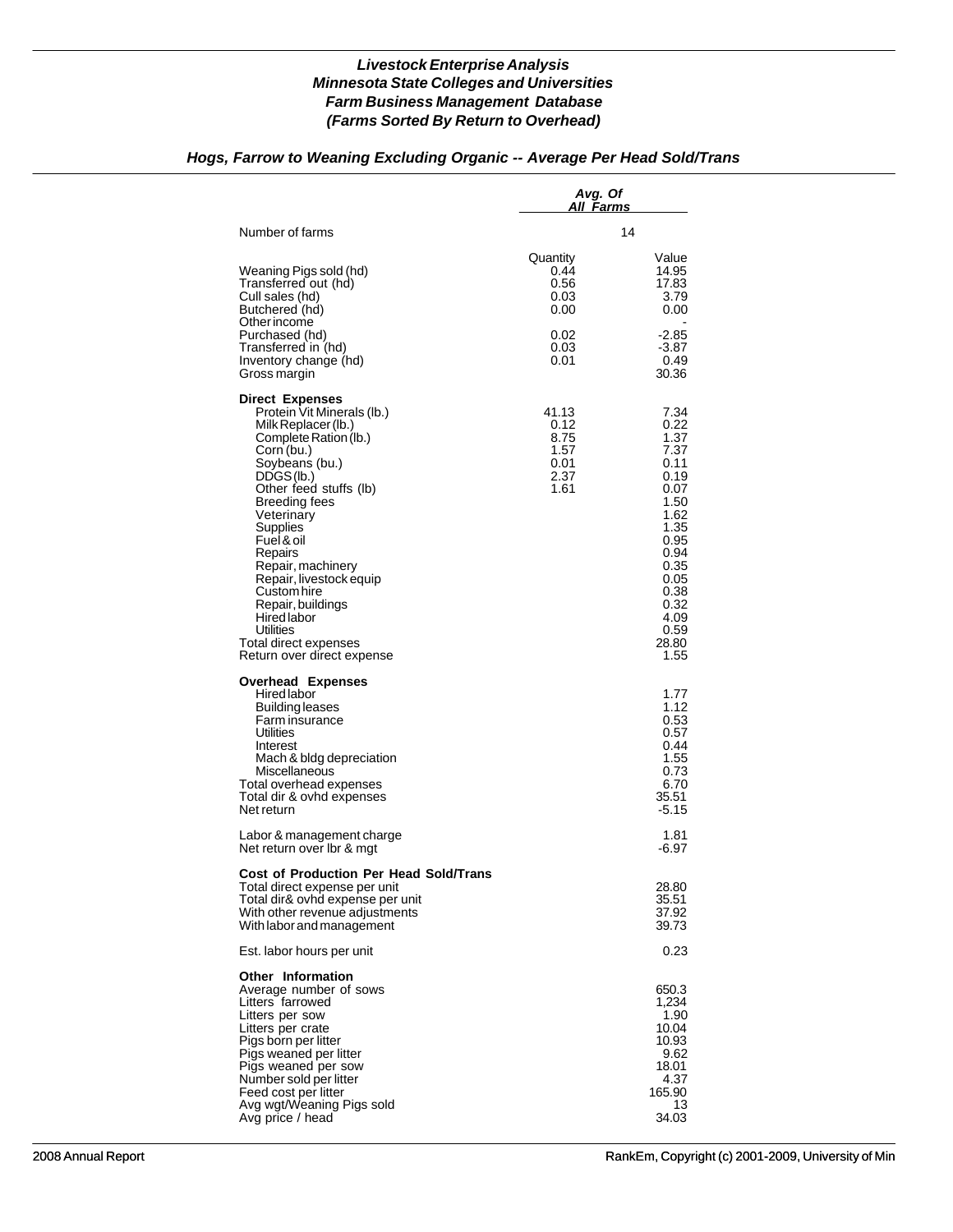# Livestock Enterprise Analysis
## Minnesota State Colleges and Universities
## Farm Business Management Database
## (Farms Sorted By Return to Overhead)

### Hogs, Farrow to Weaning Excluding Organic -- Average Per Head Sold/Trans

| | Avg. Of All Farms | |
|---|---|---|
| Number of farms | 14 | |
| | Quantity | Value |
| Weaning Pigs sold (hd) | 0.44 | 14.95 |
| Transferred out (hd) | 0.56 | 17.83 |
| Cull sales (hd) | 0.03 | 3.79 |
| Butchered (hd) | 0.00 | 0.00 |
| Other income | | - |
| Purchased (hd) | 0.02 | -2.85 |
| Transferred in (hd) | 0.03 | -3.87 |
| Inventory change (hd) | 0.01 | 0.49 |
| Gross margin | | 30.36 |
| **Direct Expenses** | | |
| Protein Vit Minerals (lb.) | 41.13 | 7.34 |
| Milk Replacer (lb.) | 0.12 | 0.22 |
| Complete Ration (lb.) | 8.75 | 1.37 |
| Corn (bu.) | 1.57 | 7.37 |
| Soybeans (bu.) | 0.01 | 0.11 |
| DDGS (lb.) | 2.37 | 0.19 |
| Other feed stuffs (lb) | 1.61 | 0.07 |
| Breeding fees | | 1.50 |
| Veterinary | | 1.62 |
| Supplies | | 1.35 |
| Fuel & oil | | 0.95 |
| Repairs | | 0.94 |
| Repair, machinery | | 0.35 |
| Repair, livestock equip | | 0.05 |
| Custom hire | | 0.38 |
| Repair, buildings | | 0.32 |
| Hired labor | | 4.09 |
| Utilities | | 0.59 |
| Total direct expenses | | 28.80 |
| Return over direct expense | | 1.55 |
| **Overhead Expenses** | | |
| Hired labor | | 1.77 |
| Building leases | | 1.12 |
| Farm insurance | | 0.53 |
| Utilities | | 0.57 |
| Interest | | 0.44 |
| Mach & bldg depreciation | | 1.55 |
| Miscellaneous | | 0.73 |
| Total overhead expenses | | 6.70 |
| Total dir & ovhd expenses | | 35.51 |
| Net return | | -5.15 |
| Labor & management charge | | 1.81 |
| Net return over lbr & mgt | | -6.97 |
| **Cost of Production Per Head Sold/Trans** | | |
| Total direct expense per unit | | 28.80 |
| Total dir& ovhd expense per unit | | 35.51 |
| With other revenue adjustments | | 37.92 |
| With labor and management | | 39.73 |
| Est. labor hours per unit | | 0.23 |
| **Other Information** | | |
| Average number of sows | | 650.3 |
| Litters farrowed | | 1,234 |
| Litters per sow | | 1.90 |
| Litters per crate | | 10.04 |
| Pigs born per litter | | 10.93 |
| Pigs weaned per litter | | 9.62 |
| Pigs weaned per sow | | 18.01 |
| Number sold per litter | | 4.37 |
| Feed cost per litter | | 165.90 |
| Avg wgt/Weaning Pigs sold | | 13 |
| Avg price / head | | 34.03 |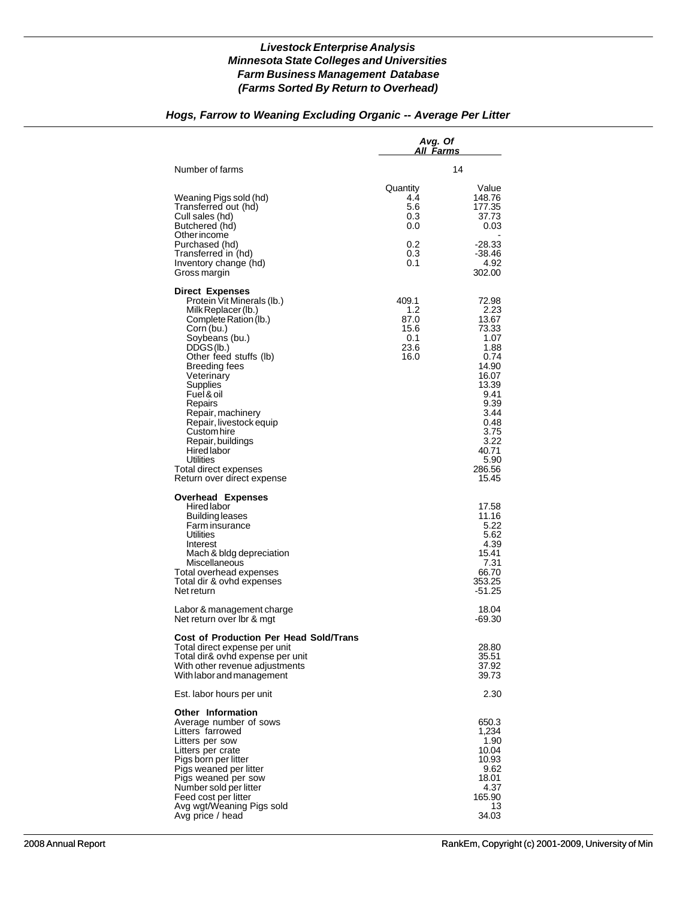# Livestock Enterprise Analysis
## Minnesota State Colleges and Universities
## Farm Business Management Database
## (Farms Sorted By Return to Overhead)

### Hogs, Farrow to Weaning Excluding Organic -- Average Per Litter

| | Avg. Of All Farms | |
|---|---|---|
| Number of farms | 14 | |
| | Quantity | Value |
| Weaning Pigs sold (hd) | 4.4 | 148.76 |
| Transferred out (hd) | 5.6 | 177.35 |
| Cull sales (hd) | 0.3 | 37.73 |
| Butchered (hd) | 0.0 | 0.03 |
| Other income | | - |
| Purchased (hd) | 0.2 | -28.33 |
| Transferred in (hd) | 0.3 | -38.46 |
| Inventory change (hd) | 0.1 | 4.92 |
| Gross margin | | 302.00 |
| **Direct Expenses** | | |
| Protein Vit Minerals (lb.) | 409.1 | 72.98 |
| Milk Replacer (lb.) | 1.2 | 2.23 |
| Complete Ration (lb.) | 87.0 | 13.67 |
| Corn (bu.) | 15.6 | 73.33 |
| Soybeans (bu.) | 0.1 | 1.07 |
| DDGS (lb.) | 23.6 | 1.88 |
| Other feed stuffs (lb) | 16.0 | 0.74 |
| Breeding fees | | 14.90 |
| Veterinary | | 16.07 |
| Supplies | | 13.39 |
| Fuel & oil | | 9.41 |
| Repairs | | 9.39 |
| Repair, machinery | | 3.44 |
| Repair, livestock equip | | 0.48 |
| Custom hire | | 3.75 |
| Repair, buildings | | 3.22 |
| Hired labor | | 40.71 |
| Utilities | | 5.90 |
| Total direct expenses | | 286.56 |
| Return over direct expense | | 15.45 |
| **Overhead Expenses** | | |
| Hired labor | | 17.58 |
| Building leases | | 11.16 |
| Farm insurance | | 5.22 |
| Utilities | | 5.62 |
| Interest | | 4.39 |
| Mach & bldg depreciation | | 15.41 |
| Miscellaneous | | 7.31 |
| Total overhead expenses | | 66.70 |
| Total dir & ovhd expenses | | 353.25 |
| Net return | | -51.25 |
| Labor & management charge | | 18.04 |
| Net return over lbr & mgt | | -69.30 |
| **Cost of Production Per Head Sold/Trans** | | |
| Total direct expense per unit | | 28.80 |
| Total dir& ovhd expense per unit | | 35.51 |
| With other revenue adjustments | | 37.92 |
| With labor and management | | 39.73 |
| Est. labor hours per unit | | 2.30 |
| **Other Information** | | |
| Average number of sows | | 650.3 |
| Litters farrowed | | 1,234 |
| Litters per sow | | 1.90 |
| Litters per crate | | 10.04 |
| Pigs born per litter | | 10.93 |
| Pigs weaned per litter | | 9.62 |
| Pigs weaned per sow | | 18.01 |
| Number sold per litter | | 4.37 |
| Feed cost per litter | | 165.90 |
| Avg wgt/Weaning Pigs sold | | 13 |
| Avg price / head | | 34.03 |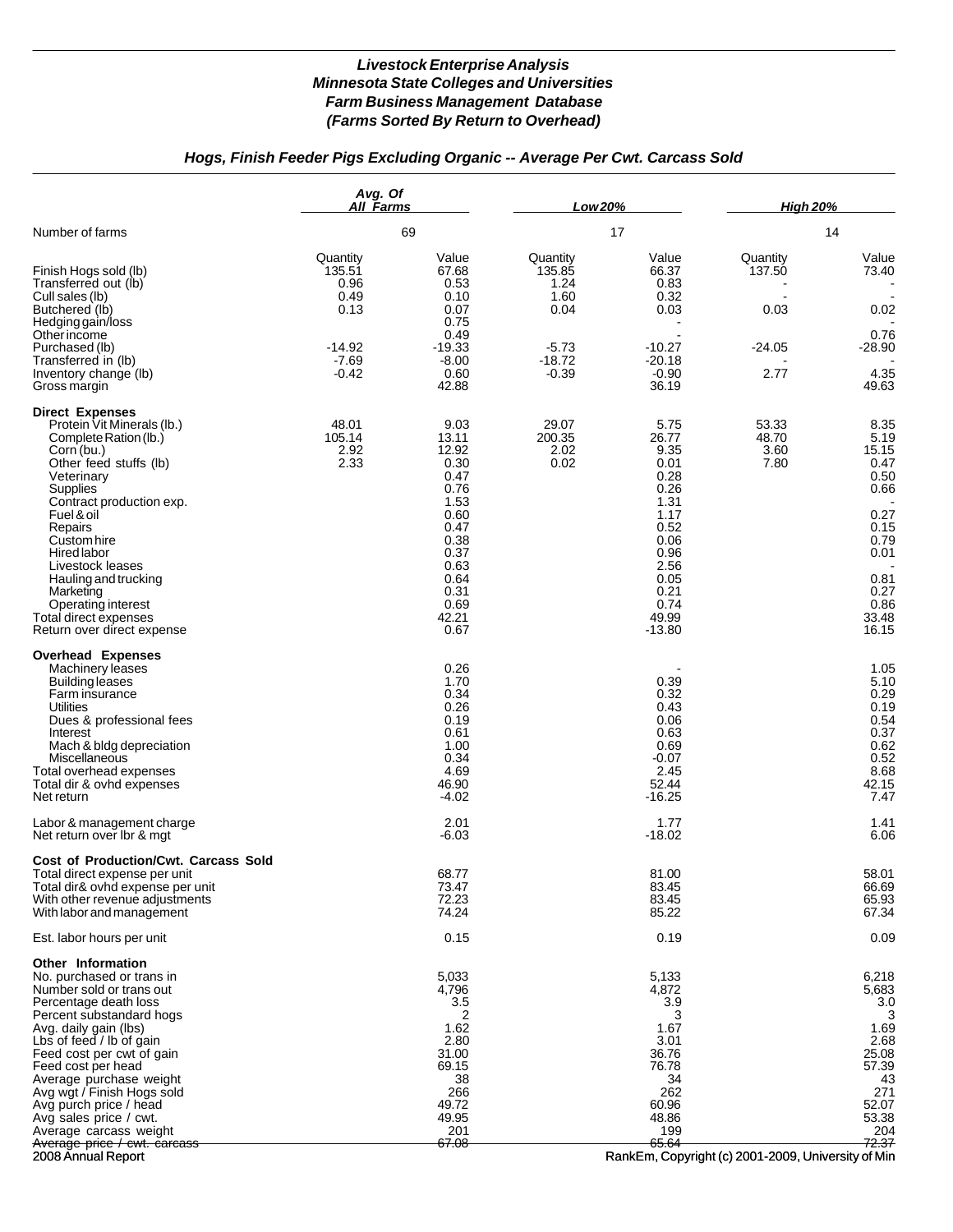# *Livestock Enterprise Analysis*
# *Minnesota State Colleges and Universities*
# *Farm Business Management Database*
# *(Farms Sorted By Return to Overhead)*

## *Hogs, Finish Feeder Pigs Excluding Organic -- Average Per Cwt. Carcass Sold*

| | *Avg. Of All Farms* | | *Low 20%* | | *High 20%* | |
|---|---|---|---|---|---|---|
| Number of farms | 69 | | 17 | | 14 | |
| | Quantity | Value | Quantity | Value | Quantity | Value |
| Finish Hogs sold (lb) | 135.51 | 67.68 | 135.85 | 66.37 | 137.50 | 73.40 |
| Transferred out (lb) | 0.96 | 0.53 | 1.24 | 0.83 | - | - |
| Cull sales (lb) | 0.49 | 0.10 | 1.60 | 0.32 | - | - |
| Butchered (lb) | 0.13 | 0.07 | 0.04 | 0.03 | 0.03 | 0.02 |
| Hedging gain/loss | | 0.75 | | - | | - |
| Other income | | 0.49 | | - | | 0.76 |
| Purchased (lb) | -14.92 | -19.33 | -5.73 | -10.27 | -24.05 | -28.90 |
| Transferred in (lb) | -7.69 | -8.00 | -18.72 | -20.18 | - | - |
| Inventory change (lb) | -0.42 | 0.60 | -0.39 | -0.90 | 2.77 | 4.35 |
| Gross margin | | 42.88 | | 36.19 | | 49.63 |
| **Direct Expenses** | | | | | | |
| Protein Vit Minerals (lb.) | 48.01 | 9.03 | 29.07 | 5.75 | 53.33 | 8.35 |
| Complete Ration (lb.) | 105.14 | 13.11 | 200.35 | 26.77 | 48.70 | 5.19 |
| Corn (bu.) | 2.92 | 12.92 | 2.02 | 9.35 | 3.60 | 15.15 |
| Other feed stuffs (lb) | 2.33 | 0.30 | 0.02 | 0.01 | 7.80 | 0.47 |
| Veterinary | | 0.47 | | 0.28 | | 0.50 |
| Supplies | | 0.76 | | 0.26 | | 0.66 |
| Contract production exp. | | 1.53 | | 1.31 | | - |
| Fuel & oil | | 0.60 | | 1.17 | | 0.27 |
| Repairs | | 0.47 | | 0.52 | | 0.15 |
| Custom hire | | 0.38 | | 0.06 | | 0.79 |
| Hired labor | | 0.37 | | 0.96 | | 0.01 |
| Livestock leases | | 0.63 | | 2.56 | | - |
| Hauling and trucking | | 0.64 | | 0.05 | | 0.81 |
| Marketing | | 0.31 | | 0.21 | | 0.27 |
| Operating interest | | 0.69 | | 0.74 | | 0.86 |
| Total direct expenses | | 42.21 | | 49.99 | | 33.48 |
| Return over direct expense | | 0.67 | | -13.80 | | 16.15 |
| **Overhead Expenses** | | | | | | |
| Machinery leases | | 0.26 | | - | | 1.05 |
| Building leases | | 1.70 | | 0.39 | | 5.10 |
| Farm insurance | | 0.34 | | 0.32 | | 0.29 |
| Utilities | | 0.26 | | 0.43 | | 0.19 |
| Dues & professional fees | | 0.19 | | 0.06 | | 0.54 |
| Interest | | 0.61 | | 0.63 | | 0.37 |
| Mach & bldg depreciation | | 1.00 | | 0.69 | | 0.62 |
| Miscellaneous | | 0.34 | | -0.07 | | 0.52 |
| Total overhead expenses | | 4.69 | | 2.45 | | 8.68 |
| Total dir & ovhd expenses | | 46.90 | | 52.44 | | 42.15 |
| Net return | | -4.02 | | -16.25 | | 7.47 |
| Labor & management charge | | 2.01 | | 1.77 | | 1.41 |
| Net return over lbr & mgt | | -6.03 | | -18.02 | | 6.06 |
| **Cost of Production/Cwt. Carcass Sold** | | | | | | |
| Total direct expense per unit | | 68.77 | | 81.00 | | 58.01 |
| Total dir& ovhd expense per unit | | 73.47 | | 83.45 | | 66.69 |
| With other revenue adjustments | | 72.23 | | 83.45 | | 65.93 |
| With labor and management | | 74.24 | | 85.22 | | 67.34 |
| Est. labor hours per unit | | 0.15 | | 0.19 | | 0.09 |
| **Other Information** | | | | | | |
| No. purchased or trans in | | 5,033 | | 5,133 | | 6,218 |
| Number sold or trans out | | 4,796 | | 4,872 | | 5,683 |
| Percentage death loss | | 3.5 | | 3.9 | | 3.0 |
| Percent substandard hogs | | 2 | | 3 | | 3 |
| Avg. daily gain (lbs) | | 1.62 | | 1.67 | | 1.69 |
| Lbs of feed / lb of gain | | 2.80 | | 3.01 | | 2.68 |
| Feed cost per cwt of gain | | 31.00 | | 36.76 | | 25.08 |
| Feed cost per head | | 69.15 | | 76.78 | | 57.39 |
| Average purchase weight | | 38 | | 34 | | 43 |
| Avg wgt / Finish Hogs sold | | 266 | | 262 | | 271 |
| Avg purch price / head | | 49.72 | | 60.96 | | 52.07 |
| Avg sales price / cwt. | | 49.95 | | 48.86 | | 53.38 |
| Average carcass weight | | 201 | | 199 | | 204 |
| Average price / cwt. carcass | | 67.08 | | 65.64 | | 72.37 |

2008 Annual Report

RankEm, Copyright (c) 2001-2009, University of Min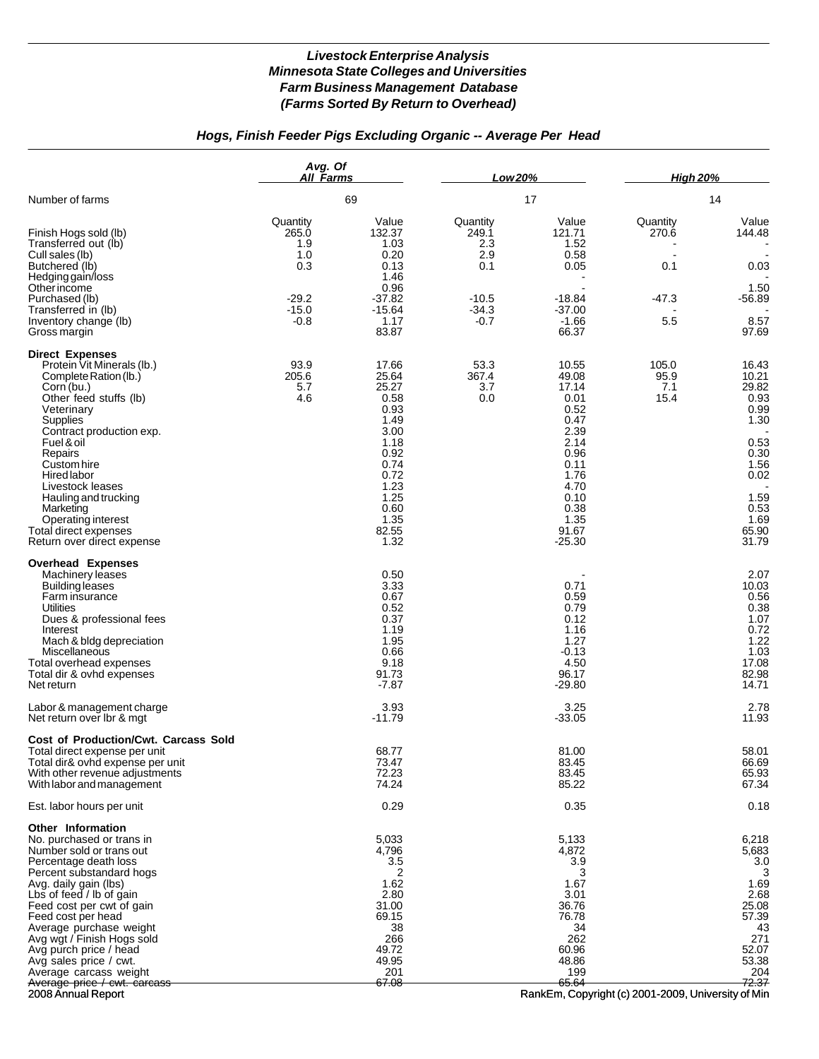# *Livestock Enterprise Analysis*
## *Minnesota State Colleges and Universities*
## *Farm Business Management Database*
## *(Farms Sorted By Return to Overhead)*

### *Hogs, Finish Feeder Pigs Excluding Organic -- Average Per Head*

| | *Avg. Of All Farms* | | *Low 20%* | | *High 20%* | |
|---|---|---|---|---|---|---|
| Number of farms | 69 | | 17 | | 14 | |
| | Quantity | Value | Quantity | Value | Quantity | Value |
| Finish Hogs sold (lb) | 265.0 | 132.37 | 249.1 | 121.71 | 270.6 | 144.48 |
| Transferred out (lb) | 1.9 | 1.03 | 2.3 | 1.52 | - | - |
| Cull sales (lb) | 1.0 | 0.20 | 2.9 | 0.58 | - | - |
| Butchered (lb) | 0.3 | 0.13 | 0.1 | 0.05 | 0.1 | 0.03 |
| Hedging gain/loss | | 1.46 | | - | | - |
| Other income | | 0.96 | | - | | 1.50 |
| Purchased (lb) | -29.2 | -37.82 | -10.5 | -18.84 | -47.3 | -56.89 |
| Transferred in (lb) | -15.0 | -15.64 | -34.3 | -37.00 | - | - |
| Inventory change (lb) | -0.8 | 1.17 | -0.7 | -1.66 | 5.5 | 8.57 |
| Gross margin | | 83.87 | | 66.37 | | 97.69 |
| **Direct Expenses** | | | | | | |
| Protein Vit Minerals (lb.) | 93.9 | 17.66 | 53.3 | 10.55 | 105.0 | 16.43 |
| Complete Ration (lb.) | 205.6 | 25.64 | 367.4 | 49.08 | 95.9 | 10.21 |
| Corn (bu.) | 5.7 | 25.27 | 3.7 | 17.14 | 7.1 | 29.82 |
| Other feed stuffs (lb) | 4.6 | 0.58 | 0.0 | 0.01 | 15.4 | 0.93 |
| Veterinary | | 0.93 | | 0.52 | | 0.99 |
| Supplies | | 1.49 | | 0.47 | | 1.30 |
| Contract production exp. | | 3.00 | | 2.39 | | - |
| Fuel & oil | | 1.18 | | 2.14 | | 0.53 |
| Repairs | | 0.92 | | 0.96 | | 0.30 |
| Custom hire | | 0.74 | | 0.11 | | 1.56 |
| Hired labor | | 0.72 | | 1.76 | | 0.02 |
| Livestock leases | | 1.23 | | 4.70 | | - |
| Hauling and trucking | | 1.25 | | 0.10 | | 1.59 |
| Marketing | | 0.60 | | 0.38 | | 0.53 |
| Operating interest | | 1.35 | | 1.35 | | 1.69 |
| Total direct expenses | | 82.55 | | 91.67 | | 65.90 |
| Return over direct expense | | 1.32 | | -25.30 | | 31.79 |
| **Overhead Expenses** | | | | | | |
| Machinery leases | | 0.50 | | - | | 2.07 |
| Building leases | | 3.33 | | 0.71 | | 10.03 |
| Farm insurance | | 0.67 | | 0.59 | | 0.56 |
| Utilities | | 0.52 | | 0.79 | | 0.38 |
| Dues & professional fees | | 0.37 | | 0.12 | | 1.07 |
| Interest | | 1.19 | | 1.16 | | 0.72 |
| Mach & bldg depreciation | | 1.95 | | 1.27 | | 1.22 |
| Miscellaneous | | 0.66 | | -0.13 | | 1.03 |
| Total overhead expenses | | 9.18 | | 4.50 | | 17.08 |
| Total dir & ovhd expenses | | 91.73 | | 96.17 | | 82.98 |
| Net return | | -7.87 | | -29.80 | | 14.71 |
| Labor & management charge | | 3.93 | | 3.25 | | 2.78 |
| Net return over lbr & mgt | | -11.79 | | -33.05 | | 11.93 |
| **Cost of Production/Cwt. Carcass Sold** | | | | | | |
| Total direct expense per unit | | 68.77 | | 81.00 | | 58.01 |
| Total dir& ovhd expense per unit | | 73.47 | | 83.45 | | 66.69 |
| With other revenue adjustments | | 72.23 | | 83.45 | | 65.93 |
| With labor and management | | 74.24 | | 85.22 | | 67.34 |
| Est. labor hours per unit | | 0.29 | | 0.35 | | 0.18 |
| **Other Information** | | | | | | |
| No. purchased or trans in | | 5,033 | | 5,133 | | 6,218 |
| Number sold or trans out | | 4,796 | | 4,872 | | 5,683 |
| Percentage death loss | | 3.5 | | 3.9 | | 3.0 |
| Percent substandard hogs | | 2 | | 3 | | 3 |
| Avg. daily gain (lbs) | | 1.62 | | 1.67 | | 1.69 |
| Lbs of feed / lb of gain | | 2.80 | | 3.01 | | 2.68 |
| Feed cost per cwt of gain | | 31.00 | | 36.76 | | 25.08 |
| Feed cost per head | | 69.15 | | 76.78 | | 57.39 |
| Average purchase weight | | 38 | | 34 | | 43 |
| Avg wgt / Finish Hogs sold | | 266 | | 262 | | 271 |
| Avg purch price / head | | 49.72 | | 60.96 | | 52.07 |
| Avg sales price / cwt. | | 49.95 | | 48.86 | | 53.38 |
| Average carcass weight | | 201 | | 199 | | 204 |
| Average price / cwt. carcass | | 67.08 | | 65.64 | | 72.37 |

2008 Annual Report

RankEm, Copyright (c) 2001-2009, University of Min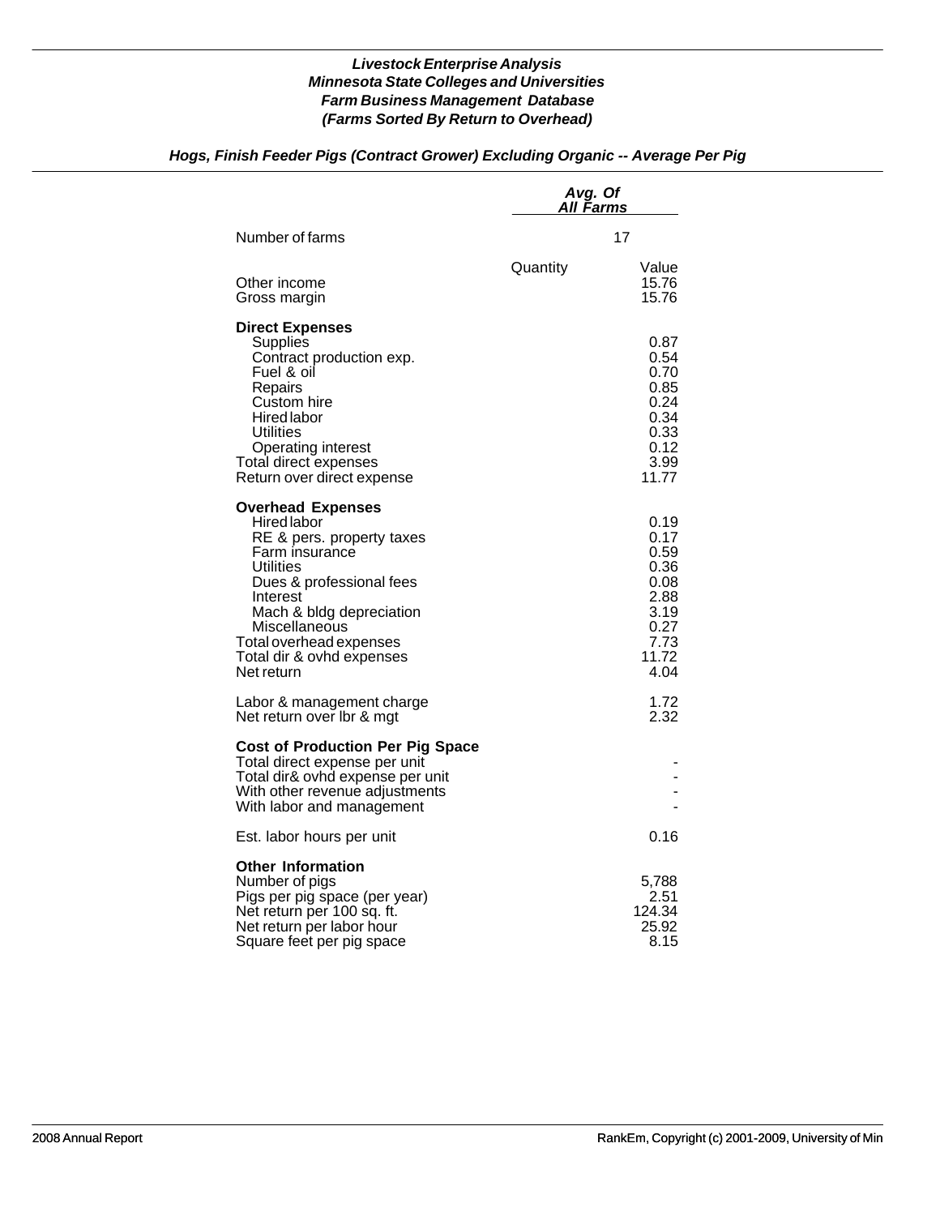# *Livestock Enterprise Analysis*
## *Minnesota State Colleges and Universities*
## *Farm Business Management Database*
## *(Farms Sorted By Return to Overhead)*

### *Hogs, Finish Feeder Pigs (Contract Grower) Excluding Organic -- Average Per Pig*

| | *Avg. Of All Farms* | |
|---|---|---|
| Number of farms | 17 | |
| | Quantity | Value |
| Other income | | 15.76 |
| Gross margin | | 15.76 |
| **Direct Expenses** | | |
| Supplies | | 0.87 |
| Contract production exp. | | 0.54 |
| Fuel & oil | | 0.70 |
| Repairs | | 0.85 |
| Custom hire | | 0.24 |
| Hired labor | | 0.34 |
| Utilities | | 0.33 |
| Operating interest | | 0.12 |
| Total direct expenses | | 3.99 |
| Return over direct expense | | 11.77 |
| **Overhead Expenses** | | |
| Hired labor | | 0.19 |
| RE & pers. property taxes | | 0.17 |
| Farm insurance | | 0.59 |
| Utilities | | 0.36 |
| Dues & professional fees | | 0.08 |
| Interest | | 2.88 |
| Mach & bldg depreciation | | 3.19 |
| Miscellaneous | | 0.27 |
| Total overhead expenses | | 7.73 |
| Total dir & ovhd expenses | | 11.72 |
| Net return | | 4.04 |
| Labor & management charge | | 1.72 |
| Net return over lbr & mgt | | 2.32 |
| **Cost of Production Per Pig Space** | | |
| Total direct expense per unit | | - |
| Total dir& ovhd expense per unit | | - |
| With other revenue adjustments | | - |
| With labor and management | | - |
| Est. labor hours per unit | | 0.16 |
| **Other Information** | | |
| Number of pigs | | 5,788 |
| Pigs per pig space (per year) | | 2.51 |
| Net return per 100 sq. ft. | | 124.34 |
| Net return per labor hour | | 25.92 |
| Square feet per pig space | | 8.15 |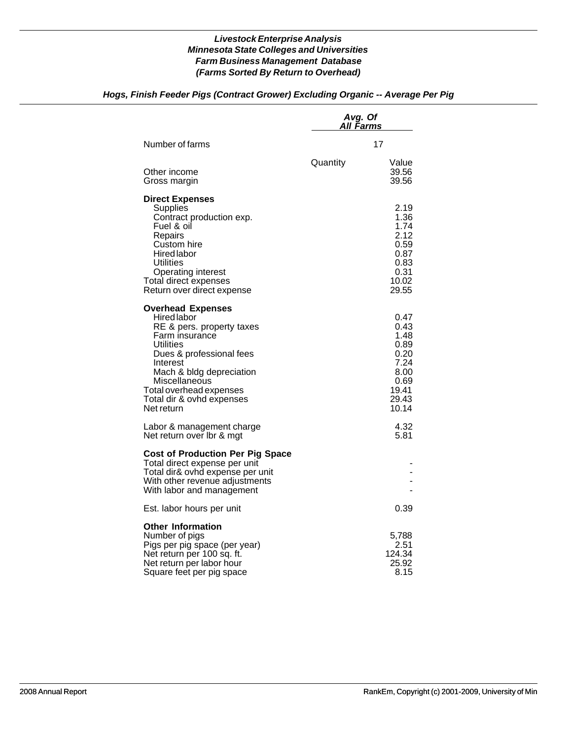# Livestock Enterprise Analysis
## Minnesota State Colleges and Universities
## Farm Business Management Database
## (Farms Sorted By Return to Overhead)

### *Hogs, Finish Feeder Pigs (Contract Grower) Excluding Organic -- Average Per Pig*

| | Avg. Of All Farms | |
|---|---|---|
| Number of farms | 17 | |
| | Quantity | Value |
| Other income | | 39.56 |
| Gross margin | | 39.56 |
| **Direct Expenses** | | |
| Supplies | | 2.19 |
| Contract production exp. | | 1.36 |
| Fuel & oil | | 1.74 |
| Repairs | | 2.12 |
| Custom hire | | 0.59 |
| Hired labor | | 0.87 |
| Utilities | | 0.83 |
| Operating interest | | 0.31 |
| Total direct expenses | | 10.02 |
| Return over direct expense | | 29.55 |
| **Overhead Expenses** | | |
| Hired labor | | 0.47 |
| RE & pers. property taxes | | 0.43 |
| Farm insurance | | 1.48 |
| Utilities | | 0.89 |
| Dues & professional fees | | 0.20 |
| Interest | | 7.24 |
| Mach & bldg depreciation | | 8.00 |
| Miscellaneous | | 0.69 |
| Total overhead expenses | | 19.41 |
| Total dir & ovhd expenses | | 29.43 |
| Net return | | 10.14 |
| Labor & management charge | | 4.32 |
| Net return over lbr & mgt | | 5.81 |
| **Cost of Production Per Pig Space** | | |
| Total direct expense per unit | | - |
| Total dir& ovhd expense per unit | | - |
| With other revenue adjustments | | - |
| With labor and management | | - |
| Est. labor hours per unit | | 0.39 |
| **Other Information** | | |
| Number of pigs | | 5,788 |
| Pigs per pig space (per year) | | 2.51 |
| Net return per 100 sq. ft. | | 124.34 |
| Net return per labor hour | | 25.92 |
| Square feet per pig space | | 8.15 |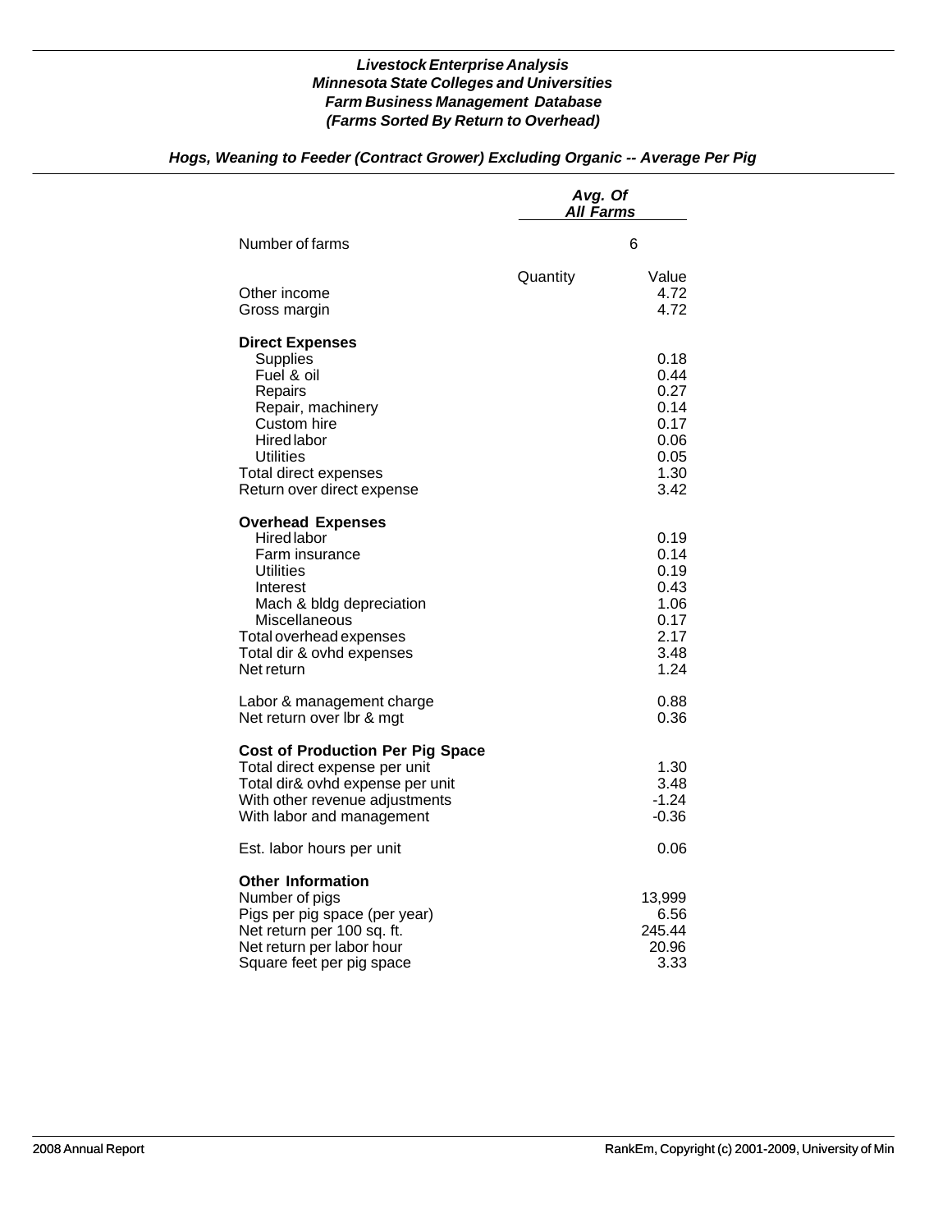*Livestock Enterprise Analysis*
*Minnesota State Colleges and Universities*
*Farm Business Management Database*
*(Farms Sorted By Return to Overhead)*

## *Hogs, Weaning to Feeder (Contract Grower) Excluding Organic -- Average Per Pig*

| | *Avg. Of All Farms* | |
|---|---|---|
| Number of farms | | 6 |
| | Quantity | Value |
| Other income | | 4.72 |
| Gross margin | | 4.72 |
| **Direct Expenses** | | |
| Supplies | | 0.18 |
| Fuel & oil | | 0.44 |
| Repairs | | 0.27 |
| Repair, machinery | | 0.14 |
| Custom hire | | 0.17 |
| Hired labor | | 0.06 |
| Utilities | | 0.05 |
| Total direct expenses | | 1.30 |
| Return over direct expense | | 3.42 |
| **Overhead Expenses** | | |
| Hired labor | | 0.19 |
| Farm insurance | | 0.14 |
| Utilities | | 0.19 |
| Interest | | 0.43 |
| Mach & bldg depreciation | | 1.06 |
| Miscellaneous | | 0.17 |
| Total overhead expenses | | 2.17 |
| Total dir & ovhd expenses | | 3.48 |
| Net return | | 1.24 |
| Labor & management charge | | 0.88 |
| Net return over lbr & mgt | | 0.36 |
| **Cost of Production Per Pig Space** | | |
| Total direct expense per unit | | 1.30 |
| Total dir& ovhd expense per unit | | 3.48 |
| With other revenue adjustments | | -1.24 |
| With labor and management | | -0.36 |
| Est. labor hours per unit | | 0.06 |
| **Other Information** | | |
| Number of pigs | | 13,999 |
| Pigs per pig space (per year) | | 6.56 |
| Net return per 100 sq. ft. | | 245.44 |
| Net return per labor hour | | 20.96 |
| Square feet per pig space | | 3.33 |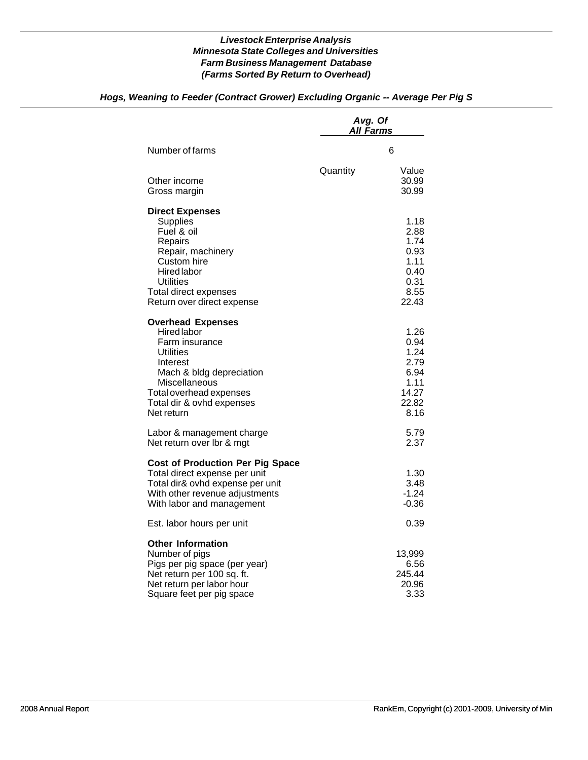***Livestock Enterprise Analysis***
***Minnesota State Colleges and Universities***
***Farm Business Management Database***
***(Farms Sorted By Return to Overhead)***

***Hogs, Weaning to Feeder (Contract Grower) Excluding Organic -- Average Per Pig S***

| | *Avg. Of All Farms* | |
|---|---|---|
| Number of farms | 6 | |
| | Quantity | Value |
| Other income | | 30.99 |
| Gross margin | | 30.99 |
| **Direct Expenses** | | |
| Supplies | | 1.18 |
| Fuel & oil | | 2.88 |
| Repairs | | 1.74 |
| Repair, machinery | | 0.93 |
| Custom hire | | 1.11 |
| Hired labor | | 0.40 |
| Utilities | | 0.31 |
| Total direct expenses | | 8.55 |
| Return over direct expense | | 22.43 |
| **Overhead Expenses** | | |
| Hired labor | | 1.26 |
| Farm insurance | | 0.94 |
| Utilities | | 1.24 |
| Interest | | 2.79 |
| Mach & bldg depreciation | | 6.94 |
| Miscellaneous | | 1.11 |
| Total overhead expenses | | 14.27 |
| Total dir & ovhd expenses | | 22.82 |
| Net return | | 8.16 |
| Labor & management charge | | 5.79 |
| Net return over lbr & mgt | | 2.37 |
| **Cost of Production Per Pig Space** | | |
| Total direct expense per unit | | 1.30 |
| Total dir& ovhd expense per unit | | 3.48 |
| With other revenue adjustments | | -1.24 |
| With labor and management | | -0.36 |
| Est. labor hours per unit | | 0.39 |
| **Other Information** | | |
| Number of pigs | | 13,999 |
| Pigs per pig space (per year) | | 6.56 |
| Net return per 100 sq. ft. | | 245.44 |
| Net return per labor hour | | 20.96 |
| Square feet per pig space | | 3.33 |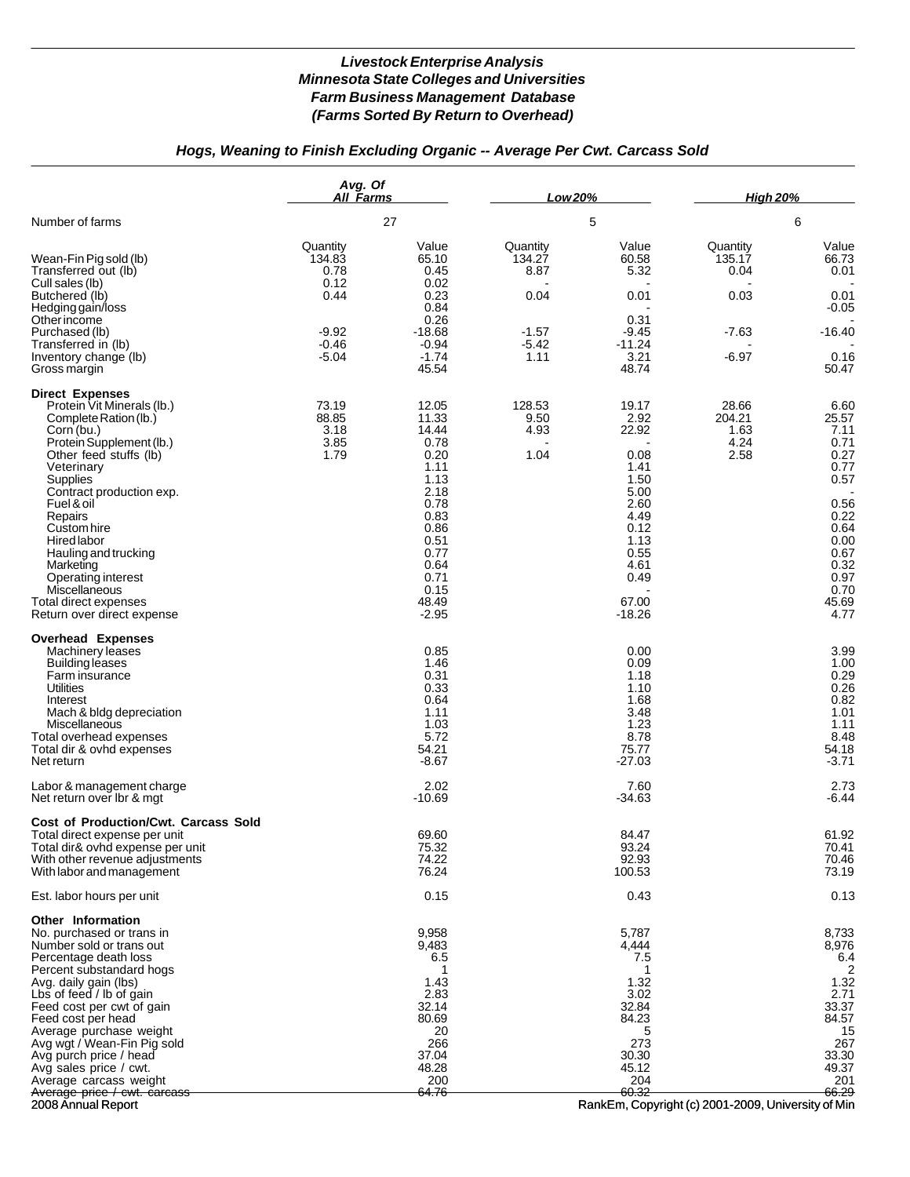## *Livestock Enterprise Analysis*
## *Minnesota State Colleges and Universities*
## *Farm Business Management Database*
## *(Farms Sorted By Return to Overhead)*

### *Hogs, Weaning to Finish Excluding Organic -- Average Per Cwt. Carcass Sold*

| | Avg. Of All Farms | | Low 20% | | High 20% | |
|---|---|---|---|---|---|---|
| Number of farms | 27 | | 5 | | 6 | |
| | Quantity | Value | Quantity | Value | Quantity | Value |
| Wean-Fin Pig sold (lb) | 134.83 | 65.10 | 134.27 | 60.58 | 135.17 | 66.73 |
| Transferred out (lb) | 0.78 | 0.45 | 8.87 | 5.32 | 0.04 | 0.01 |
| Cull sales (lb) | 0.12 | 0.02 | - | - | - | - |
| Butchered (lb) | 0.44 | 0.23 | 0.04 | 0.01 | 0.03 | 0.01 |
| Hedging gain/loss | | 0.84 | | - | | -0.05 |
| Other income | | 0.26 | | 0.31 | | - |
| Purchased (lb) | -9.92 | -18.68 | -1.57 | -9.45 | -7.63 | -16.40 |
| Transferred in (lb) | -0.46 | -0.94 | -5.42 | -11.24 | - | - |
| Inventory change (lb) | -5.04 | -1.74 | 1.11 | 3.21 | -6.97 | 0.16 |
| Gross margin | | 45.54 | | 48.74 | | 50.47 |
| **Direct Expenses** | | | | | | |
| Protein Vit Minerals (lb.) | 73.19 | 12.05 | 128.53 | 19.17 | 28.66 | 6.60 |
| Complete Ration (lb.) | 88.85 | 11.33 | 9.50 | 2.92 | 204.21 | 25.57 |
| Corn (bu.) | 3.18 | 14.44 | 4.93 | 22.92 | 1.63 | 7.11 |
| Protein Supplement (lb.) | 3.85 | 0.78 | - | - | 4.24 | 0.71 |
| Other feed stuffs (lb) | 1.79 | 0.20 | 1.04 | 0.08 | 2.58 | 0.27 |
| Veterinary | | 1.11 | | 1.41 | | 0.77 |
| Supplies | | 1.13 | | 1.50 | | 0.57 |
| Contract production exp. | | 2.18 | | 5.00 | | - |
| Fuel & oil | | 0.78 | | 2.60 | | 0.56 |
| Repairs | | 0.83 | | 4.49 | | 0.22 |
| Custom hire | | 0.86 | | 0.12 | | 0.64 |
| Hired labor | | 0.51 | | 1.13 | | 0.00 |
| Hauling and trucking | | 0.77 | | 0.55 | | 0.67 |
| Marketing | | 0.64 | | 4.61 | | 0.32 |
| Operating interest | | 0.71 | | 0.49 | | 0.97 |
| Miscellaneous | | 0.15 | | - | | 0.70 |
| Total direct expenses | | 48.49 | | 67.00 | | 45.69 |
| Return over direct expense | | -2.95 | | -18.26 | | 4.77 |
| **Overhead Expenses** | | | | | | |
| Machinery leases | | 0.85 | | 0.00 | | 3.99 |
| Building leases | | 1.46 | | 0.09 | | 1.00 |
| Farm insurance | | 0.31 | | 1.18 | | 0.29 |
| Utilities | | 0.33 | | 1.10 | | 0.26 |
| Interest | | 0.64 | | 1.68 | | 0.82 |
| Mach & bldg depreciation | | 1.11 | | 3.48 | | 1.01 |
| Miscellaneous | | 1.03 | | 1.23 | | 1.11 |
| Total overhead expenses | | 5.72 | | 8.78 | | 8.48 |
| Total dir & ovhd expenses | | 54.21 | | 75.77 | | 54.18 |
| Net return | | -8.67 | | -27.03 | | -3.71 |
| Labor & management charge | | 2.02 | | 7.60 | | 2.73 |
| Net return over lbr & mgt | | -10.69 | | -34.63 | | -6.44 |
| **Cost of Production/Cwt. Carcass Sold** | | | | | | |
| Total direct expense per unit | | 69.60 | | 84.47 | | 61.92 |
| Total dir& ovhd expense per unit | | 75.32 | | 93.24 | | 70.41 |
| With other revenue adjustments | | 74.22 | | 92.93 | | 70.46 |
| With labor and management | | 76.24 | | 100.53 | | 73.19 |
| Est. labor hours per unit | | 0.15 | | 0.43 | | 0.13 |
| **Other Information** | | | | | | |
| No. purchased or trans in | | 9,958 | | 5,787 | | 8,733 |
| Number sold or trans out | | 9,483 | | 4,444 | | 8,976 |
| Percentage death loss | | 6.5 | | 7.5 | | 6.4 |
| Percent substandard hogs | | 1 | | 1 | | 2 |
| Avg. daily gain (lbs) | | 1.43 | | 1.32 | | 1.32 |
| Lbs of feed / lb of gain | | 2.83 | | 3.02 | | 2.71 |
| Feed cost per cwt of gain | | 32.14 | | 32.84 | | 33.37 |
| Feed cost per head | | 80.69 | | 84.23 | | 84.57 |
| Average purchase weight | | 20 | | 5 | | 15 |
| Avg wgt / Wean-Fin Pig sold | | 266 | | 273 | | 267 |
| Avg purch price / head | | 37.04 | | 30.30 | | 33.30 |
| Avg sales price / cwt. | | 48.28 | | 45.12 | | 49.37 |
| Average carcass weight | | 200 | | 204 | | 201 |
| Average price / cwt. carcass | | 64.76 | | 60.32 | | 66.29 |

2008 Annual Report

RankEm, Copyright (c) 2001-2009, University of Min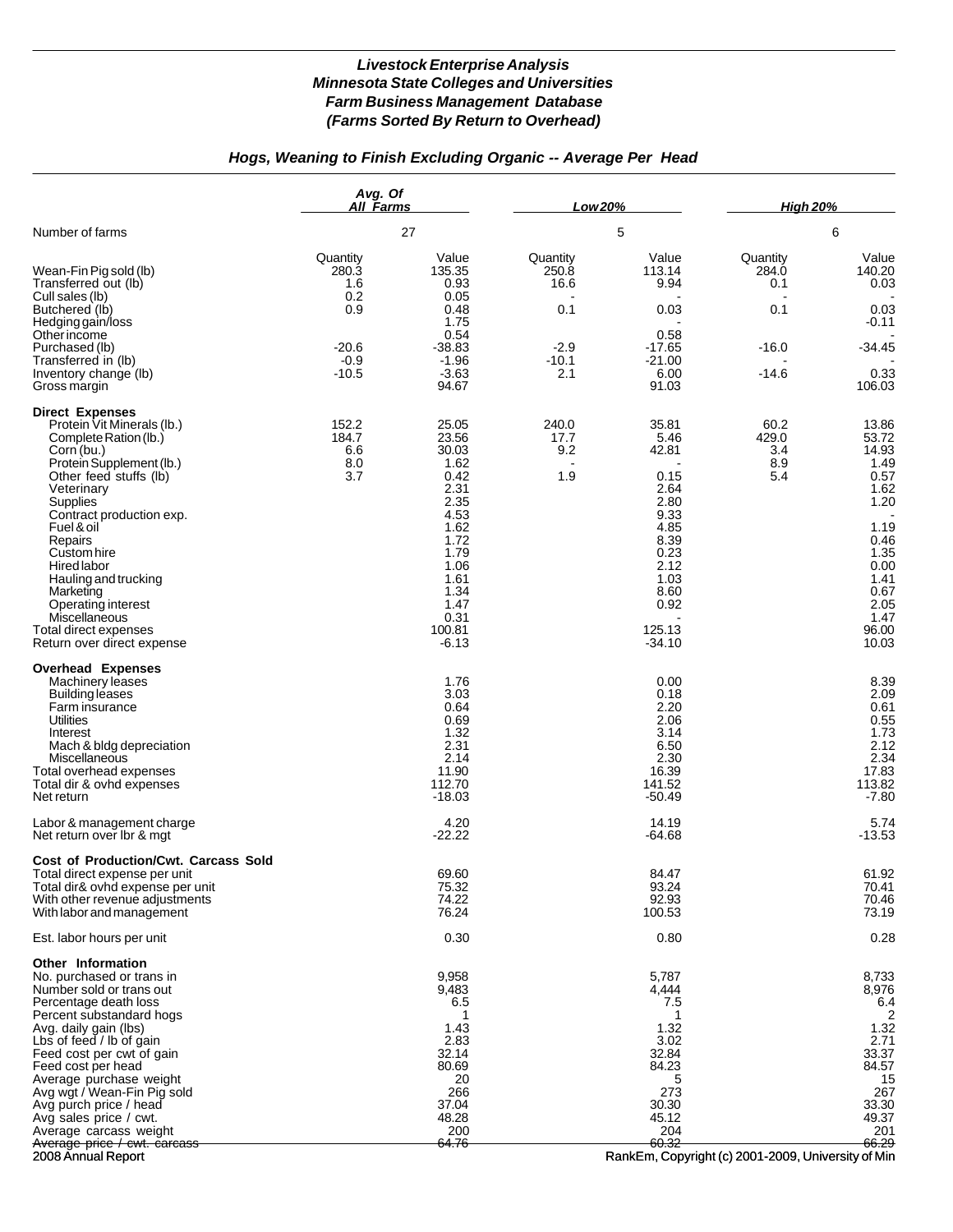# *Livestock Enterprise Analysis*
## *Minnesota State Colleges and Universities*
## *Farm Business Management Database*
## *(Farms Sorted By Return to Overhead)*

### *Hogs, Weaning to Finish Excluding Organic -- Average Per Head*

| | Avg. Of All Farms | | Low 20% | | High 20% | |
|---|---|---|---|---|---|---|
| Number of farms | 27 | | 5 | | 6 | |
| | Quantity | Value | Quantity | Value | Quantity | Value |
| Wean-Fin Pig sold (lb) | 280.3 | 135.35 | 250.8 | 113.14 | 284.0 | 140.20 |
| Transferred out (lb) | 1.6 | 0.93 | 16.6 | 9.94 | 0.1 | 0.03 |
| Cull sales (lb) | 0.2 | 0.05 | - | - | - | - |
| Butchered (lb) | 0.9 | 0.48 | 0.1 | 0.03 | 0.1 | 0.03 |
| Hedging gain/loss | | 1.75 | | - | | -0.11 |
| Other income | | 0.54 | | 0.58 | | - |
| Purchased (lb) | -20.6 | -38.83 | -2.9 | -17.65 | -16.0 | -34.45 |
| Transferred in (lb) | -0.9 | -1.96 | -10.1 | -21.00 | - | - |
| Inventory change (lb) | -10.5 | -3.63 | 2.1 | 6.00 | -14.6 | 0.33 |
| Gross margin | | 94.67 | | 91.03 | | 106.03 |
| **Direct Expenses** | | | | | | |
| Protein Vit Minerals (lb.) | 152.2 | 25.05 | 240.0 | 35.81 | 60.2 | 13.86 |
| Complete Ration (lb.) | 184.7 | 23.56 | 17.7 | 5.46 | 429.0 | 53.72 |
| Corn (bu.) | 6.6 | 30.03 | 9.2 | 42.81 | 3.4 | 14.93 |
| Protein Supplement (lb.) | 8.0 | 1.62 | - | - | 8.9 | 1.49 |
| Other feed stuffs (lb) | 3.7 | 0.42 | 1.9 | 0.15 | 5.4 | 0.57 |
| Veterinary | | 2.31 | | 2.64 | | 1.62 |
| Supplies | | 2.35 | | 2.80 | | 1.20 |
| Contract production exp. | | 4.53 | | 9.33 | | - |
| Fuel & oil | | 1.62 | | 4.85 | | 1.19 |
| Repairs | | 1.72 | | 8.39 | | 0.46 |
| Custom hire | | 1.79 | | 0.23 | | 1.35 |
| Hired labor | | 1.06 | | 2.12 | | 0.00 |
| Hauling and trucking | | 1.61 | | 1.03 | | 1.41 |
| Marketing | | 1.34 | | 8.60 | | 0.67 |
| Operating interest | | 1.47 | | 0.92 | | 2.05 |
| Miscellaneous | | 0.31 | | - | | 1.47 |
| Total direct expenses | | 100.81 | | 125.13 | | 96.00 |
| Return over direct expense | | -6.13 | | -34.10 | | 10.03 |
| **Overhead Expenses** | | | | | | |
| Machinery leases | | 1.76 | | 0.00 | | 8.39 |
| Building leases | | 3.03 | | 0.18 | | 2.09 |
| Farm insurance | | 0.64 | | 2.20 | | 0.61 |
| Utilities | | 0.69 | | 2.06 | | 0.55 |
| Interest | | 1.32 | | 3.14 | | 1.73 |
| Mach & bldg depreciation | | 2.31 | | 6.50 | | 2.12 |
| Miscellaneous | | 2.14 | | 2.30 | | 2.34 |
| Total overhead expenses | | 11.90 | | 16.39 | | 17.83 |
| Total dir & ovhd expenses | | 112.70 | | 141.52 | | 113.82 |
| Net return | | -18.03 | | -50.49 | | -7.80 |
| Labor & management charge | | 4.20 | | 14.19 | | 5.74 |
| Net return over lbr & mgt | | -22.22 | | -64.68 | | -13.53 |
| **Cost of Production/Cwt. Carcass Sold** | | | | | | |
| Total direct expense per unit | | 69.60 | | 84.47 | | 61.92 |
| Total dir& ovhd expense per unit | | 75.32 | | 93.24 | | 70.41 |
| With other revenue adjustments | | 74.22 | | 92.93 | | 70.46 |
| With labor and management | | 76.24 | | 100.53 | | 73.19 |
| Est. labor hours per unit | | 0.30 | | 0.80 | | 0.28 |
| **Other Information** | | | | | | |
| No. purchased or trans in | | 9,958 | | 5,787 | | 8,733 |
| Number sold or trans out | | 9,483 | | 4,444 | | 8,976 |
| Percentage death loss | | 6.5 | | 7.5 | | 6.4 |
| Percent substandard hogs | | 1 | | 1 | | 2 |
| Avg. daily gain (lbs) | | 1.43 | | 1.32 | | 1.32 |
| Lbs of feed / lb of gain | | 2.83 | | 3.02 | | 2.71 |
| Feed cost per cwt of gain | | 32.14 | | 32.84 | | 33.37 |
| Feed cost per head | | 80.69 | | 84.23 | | 84.57 |
| Average purchase weight | | 20 | | 5 | | 15 |
| Avg wgt / Wean-Fin Pig sold | | 266 | | 273 | | 267 |
| Avg purch price / head | | 37.04 | | 30.30 | | 33.30 |
| Avg sales price / cwt. | | 48.28 | | 45.12 | | 49.37 |
| Average carcass weight | | 200 | | 204 | | 201 |
| Average price / cwt. carcass | | 64.76 | | 60.32 | | 66.29 |

2008 Annual Report — RankEm, Copyright (c) 2001-2009, University of Min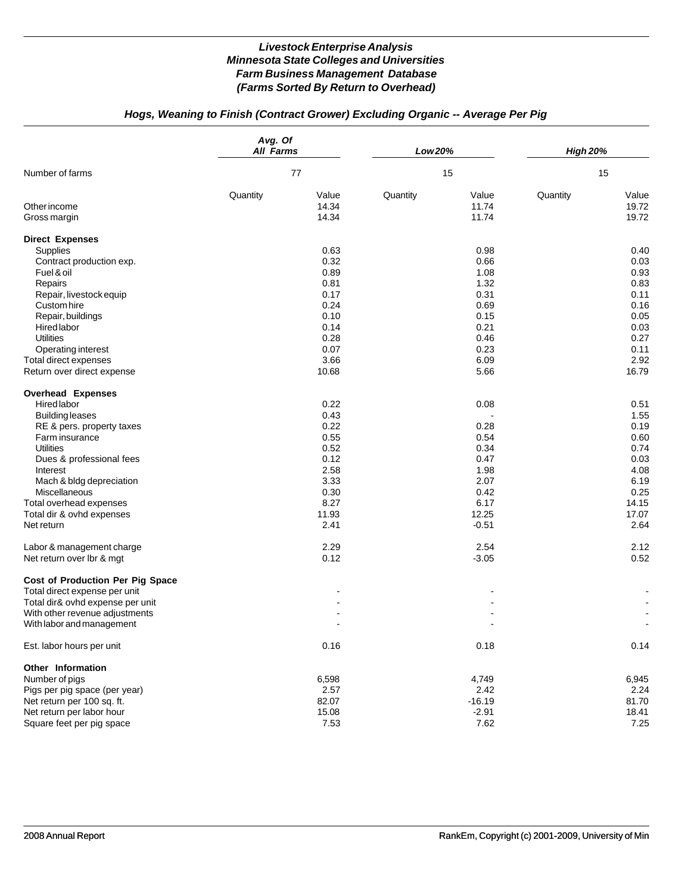# *Livestock Enterprise Analysis*
# *Minnesota State Colleges and Universities*
# *Farm Business Management Database*
# *(Farms Sorted By Return to Overhead)*

## *Hogs, Weaning to Finish (Contract Grower) Excluding Organic -- Average Per Pig*

| | *Avg. Of All Farms* | | *Low 20%* | | *High 20%* | |
|---|---|---|---|---|---|---|
| Number of farms | 77 | | 15 | | 15 | |
| | Quantity | Value | Quantity | Value | Quantity | Value |
| Other income | | 14.34 | | 11.74 | | 19.72 |
| Gross margin | | 14.34 | | 11.74 | | 19.72 |
| **Direct Expenses** | | | | | | |
| Supplies | | 0.63 | | 0.98 | | 0.40 |
| Contract production exp. | | 0.32 | | 0.66 | | 0.03 |
| Fuel & oil | | 0.89 | | 1.08 | | 0.93 |
| Repairs | | 0.81 | | 1.32 | | 0.83 |
| Repair, livestock equip | | 0.17 | | 0.31 | | 0.11 |
| Custom hire | | 0.24 | | 0.69 | | 0.16 |
| Repair, buildings | | 0.10 | | 0.15 | | 0.05 |
| Hired labor | | 0.14 | | 0.21 | | 0.03 |
| Utilities | | 0.28 | | 0.46 | | 0.27 |
| Operating interest | | 0.07 | | 0.23 | | 0.11 |
| Total direct expenses | | 3.66 | | 6.09 | | 2.92 |
| Return over direct expense | | 10.68 | | 5.66 | | 16.79 |
| **Overhead Expenses** | | | | | | |
| Hired labor | | 0.22 | | 0.08 | | 0.51 |
| Building leases | | 0.43 | | - | | 1.55 |
| RE & pers. property taxes | | 0.22 | | 0.28 | | 0.19 |
| Farm insurance | | 0.55 | | 0.54 | | 0.60 |
| Utilities | | 0.52 | | 0.34 | | 0.74 |
| Dues & professional fees | | 0.12 | | 0.47 | | 0.03 |
| Interest | | 2.58 | | 1.98 | | 4.08 |
| Mach & bldg depreciation | | 3.33 | | 2.07 | | 6.19 |
| Miscellaneous | | 0.30 | | 0.42 | | 0.25 |
| Total overhead expenses | | 8.27 | | 6.17 | | 14.15 |
| Total dir & ovhd expenses | | 11.93 | | 12.25 | | 17.07 |
| Net return | | 2.41 | | -0.51 | | 2.64 |
| Labor & management charge | | 2.29 | | 2.54 | | 2.12 |
| Net return over lbr & mgt | | 0.12 | | -3.05 | | 0.52 |
| **Cost of Production Per Pig Space** | | | | | | |
| Total direct expense per unit | | - | | - | | - |
| Total dir& ovhd expense per unit | | - | | - | | - |
| With other revenue adjustments | | - | | - | | - |
| With labor and management | | - | | - | | - |
| Est. labor hours per unit | | 0.16 | | 0.18 | | 0.14 |
| **Other Information** | | | | | | |
| Number of pigs | | 6,598 | | 4,749 | | 6,945 |
| Pigs per pig space (per year) | | 2.57 | | 2.42 | | 2.24 |
| Net return per 100 sq. ft. | | 82.07 | | -16.19 | | 81.70 |
| Net return per labor hour | | 15.08 | | -2.91 | | 18.41 |
| Square feet per pig space | | 7.53 | | 7.62 | | 7.25 |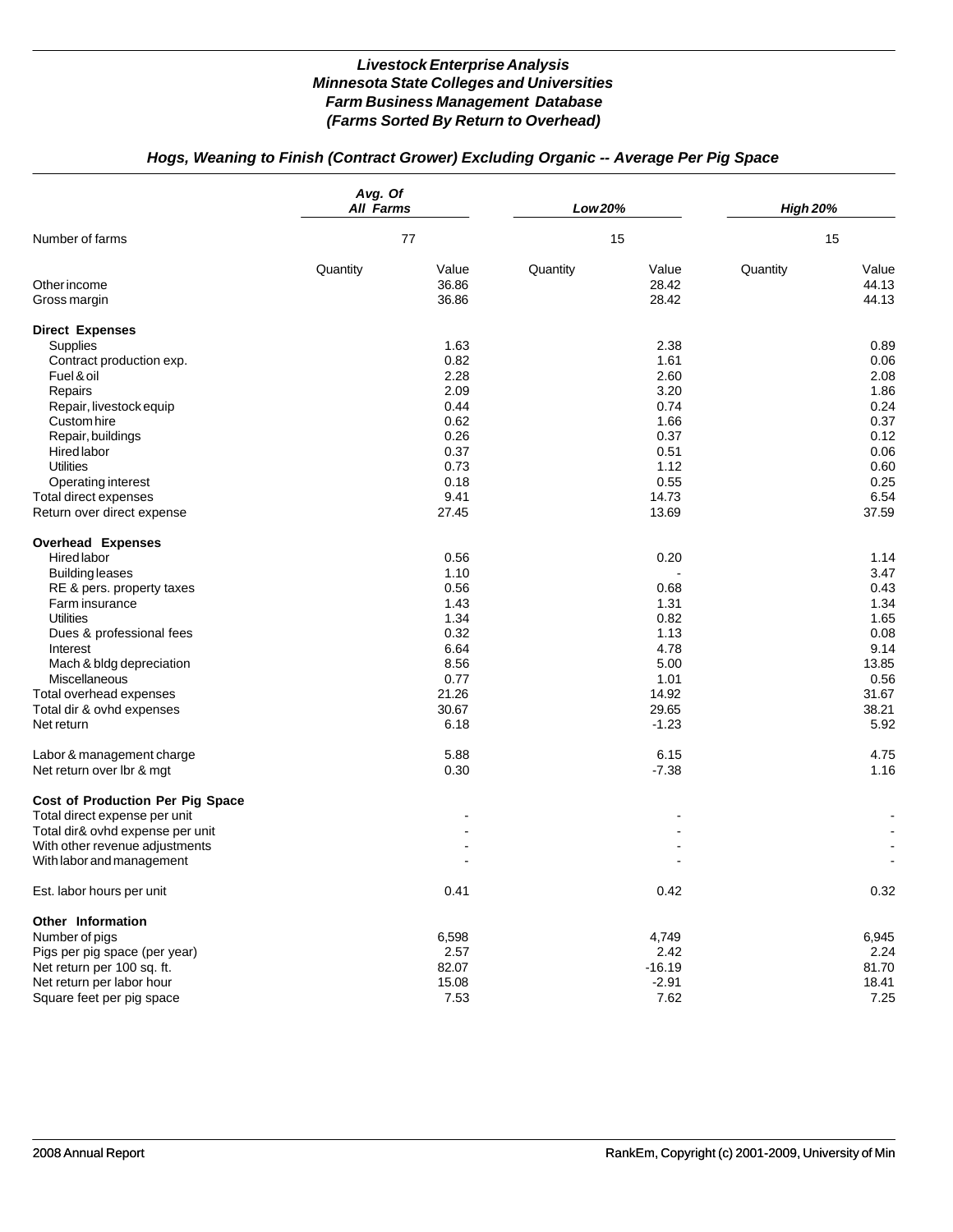# Livestock Enterprise Analysis
## Minnesota State Colleges and Universities
## Farm Business Management Database
## (Farms Sorted By Return to Overhead)

### Hogs, Weaning to Finish (Contract Grower) Excluding Organic -- Average Per Pig Space

| | Avg. Of All Farms | | Low 20% | | High 20% | |
|---|---|---|---|---|---|---|
| Number of farms | 77 | | 15 | | 15 | |
| | Quantity | Value | Quantity | Value | Quantity | Value |
| Other income | | 36.86 | | 28.42 | | 44.13 |
| Gross margin | | 36.86 | | 28.42 | | 44.13 |
| **Direct Expenses** | | | | | | |
| Supplies | | 1.63 | | 2.38 | | 0.89 |
| Contract production exp. | | 0.82 | | 1.61 | | 0.06 |
| Fuel & oil | | 2.28 | | 2.60 | | 2.08 |
| Repairs | | 2.09 | | 3.20 | | 1.86 |
| Repair, livestock equip | | 0.44 | | 0.74 | | 0.24 |
| Custom hire | | 0.62 | | 1.66 | | 0.37 |
| Repair, buildings | | 0.26 | | 0.37 | | 0.12 |
| Hired labor | | 0.37 | | 0.51 | | 0.06 |
| Utilities | | 0.73 | | 1.12 | | 0.60 |
| Operating interest | | 0.18 | | 0.55 | | 0.25 |
| Total direct expenses | | 9.41 | | 14.73 | | 6.54 |
| Return over direct expense | | 27.45 | | 13.69 | | 37.59 |
| **Overhead Expenses** | | | | | | |
| Hired labor | | 0.56 | | 0.20 | | 1.14 |
| Building leases | | 1.10 | | - | | 3.47 |
| RE & pers. property taxes | | 0.56 | | 0.68 | | 0.43 |
| Farm insurance | | 1.43 | | 1.31 | | 1.34 |
| Utilities | | 1.34 | | 0.82 | | 1.65 |
| Dues & professional fees | | 0.32 | | 1.13 | | 0.08 |
| Interest | | 6.64 | | 4.78 | | 9.14 |
| Mach & bldg depreciation | | 8.56 | | 5.00 | | 13.85 |
| Miscellaneous | | 0.77 | | 1.01 | | 0.56 |
| Total overhead expenses | | 21.26 | | 14.92 | | 31.67 |
| Total dir & ovhd expenses | | 30.67 | | 29.65 | | 38.21 |
| Net return | | 6.18 | | -1.23 | | 5.92 |
| Labor & management charge | | 5.88 | | 6.15 | | 4.75 |
| Net return over lbr & mgt | | 0.30 | | -7.38 | | 1.16 |
| **Cost of Production Per Pig Space** | | | | | | |
| Total direct expense per unit | | - | | - | | - |
| Total dir& ovhd expense per unit | | - | | - | | - |
| With other revenue adjustments | | - | | - | | - |
| With labor and management | | - | | - | | - |
| Est. labor hours per unit | | 0.41 | | 0.42 | | 0.32 |
| **Other Information** | | | | | | |
| Number of pigs | | 6,598 | | 4,749 | | 6,945 |
| Pigs per pig space (per year) | | 2.57 | | 2.42 | | 2.24 |
| Net return per 100 sq. ft. | | 82.07 | | -16.19 | | 81.70 |
| Net return per labor hour | | 15.08 | | -2.91 | | 18.41 |
| Square feet per pig space | | 7.53 | | 7.62 | | 7.25 |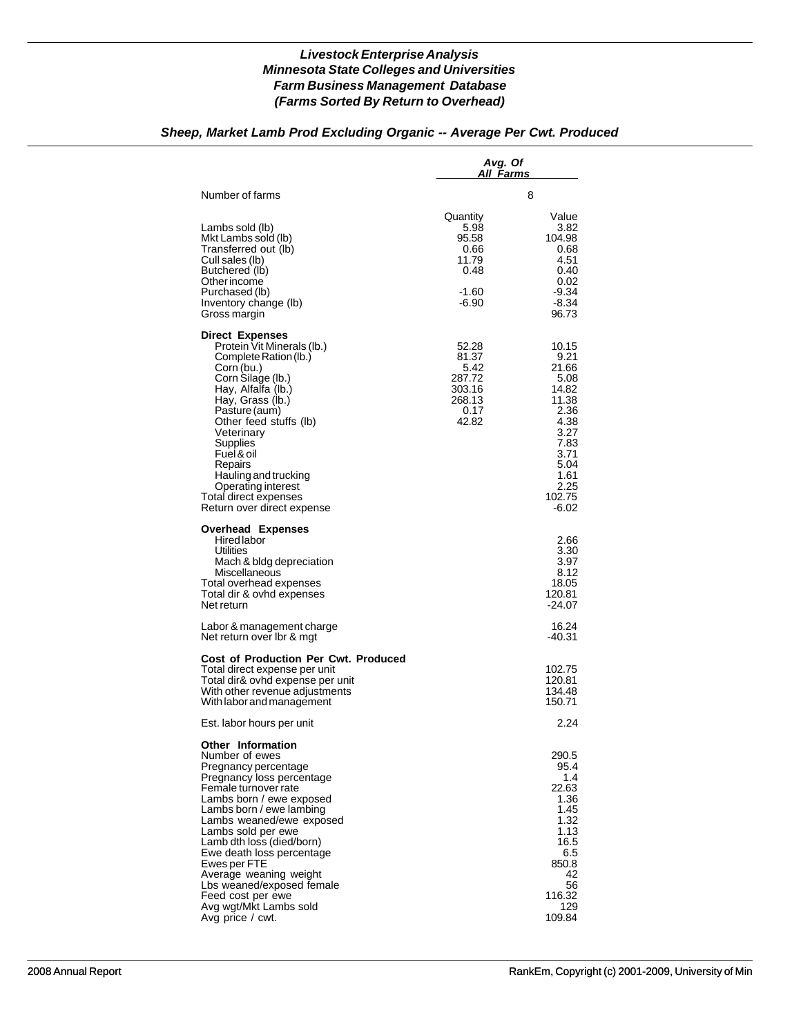## *Livestock Enterprise Analysis*
## *Minnesota State Colleges and Universities*
## *Farm Business Management Database*
## *(Farms Sorted By Return to Overhead)*

### *Sheep, Market Lamb Prod Excluding Organic -- Average Per Cwt. Produced*

| | *Avg. Of All Farms* | |
|---|---|---|
| Number of farms | | 8 |
| | Quantity | Value |
| Lambs sold (lb) | 5.98 | 3.82 |
| Mkt Lambs sold (lb) | 95.58 | 104.98 |
| Transferred out (lb) | 0.66 | 0.68 |
| Cull sales (lb) | 11.79 | 4.51 |
| Butchered (lb) | 0.48 | 0.40 |
| Other income | | 0.02 |
| Purchased (lb) | -1.60 | -9.34 |
| Inventory change (lb) | -6.90 | -8.34 |
| Gross margin | | 96.73 |
| **Direct Expenses** | | |
| Protein Vit Minerals (lb.) | 52.28 | 10.15 |
| Complete Ration (lb.) | 81.37 | 9.21 |
| Corn (bu.) | 5.42 | 21.66 |
| Corn Silage (lb.) | 287.72 | 5.08 |
| Hay, Alfalfa (lb.) | 303.16 | 14.82 |
| Hay, Grass (lb.) | 268.13 | 11.38 |
| Pasture (aum) | 0.17 | 2.36 |
| Other feed stuffs (lb) | 42.82 | 4.38 |
| Veterinary | | 3.27 |
| Supplies | | 7.83 |
| Fuel & oil | | 3.71 |
| Repairs | | 5.04 |
| Hauling and trucking | | 1.61 |
| Operating interest | | 2.25 |
| Total direct expenses | | 102.75 |
| Return over direct expense | | -6.02 |
| **Overhead Expenses** | | |
| Hired labor | | 2.66 |
| Utilities | | 3.30 |
| Mach & bldg depreciation | | 3.97 |
| Miscellaneous | | 8.12 |
| Total overhead expenses | | 18.05 |
| Total dir & ovhd expenses | | 120.81 |
| Net return | | -24.07 |
| Labor & management charge | | 16.24 |
| Net return over lbr & mgt | | -40.31 |
| **Cost of Production Per Cwt. Produced** | | |
| Total direct expense per unit | | 102.75 |
| Total dir& ovhd expense per unit | | 120.81 |
| With other revenue adjustments | | 134.48 |
| With labor and management | | 150.71 |
| Est. labor hours per unit | | 2.24 |
| **Other Information** | | |
| Number of ewes | | 290.5 |
| Pregnancy percentage | | 95.4 |
| Pregnancy loss percentage | | 1.4 |
| Female turnover rate | | 22.63 |
| Lambs born / ewe exposed | | 1.36 |
| Lambs born / ewe lambing | | 1.45 |
| Lambs weaned/ewe exposed | | 1.32 |
| Lambs sold per ewe | | 1.13 |
| Lamb dth loss (died/born) | | 16.5 |
| Ewe death loss percentage | | 6.5 |
| Ewes per FTE | | 850.8 |
| Average weaning weight | | 42 |
| Lbs weaned/exposed female | | 56 |
| Feed cost per ewe | | 116.32 |
| Avg wgt/Mkt Lambs sold | | 129 |
| Avg price / cwt. | | 109.84 |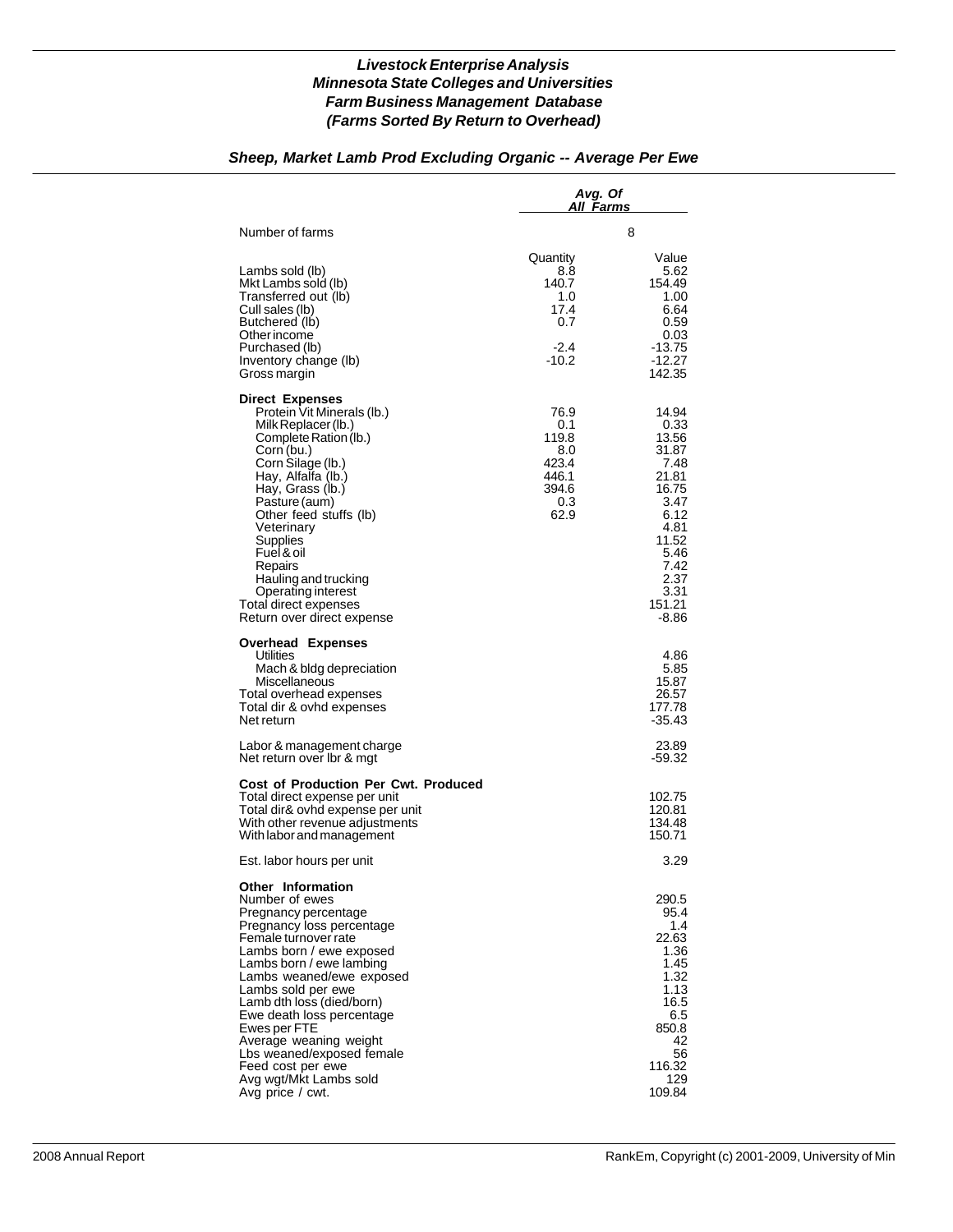# *Livestock Enterprise Analysis*
# *Minnesota State Colleges and Universities*
# *Farm Business Management Database*
# *(Farms Sorted By Return to Overhead)*

## *Sheep, Market Lamb Prod Excluding Organic -- Average Per Ewe*

| | *Avg. Of All Farms* | |
|---|---|---|
| Number of farms | 8 | |
| | Quantity | Value |
| Lambs sold (lb) | 8.8 | 5.62 |
| Mkt Lambs sold (lb) | 140.7 | 154.49 |
| Transferred out (lb) | 1.0 | 1.00 |
| Cull sales (lb) | 17.4 | 6.64 |
| Butchered (lb) | 0.7 | 0.59 |
| Other income | | 0.03 |
| Purchased (lb) | -2.4 | -13.75 |
| Inventory change (lb) | -10.2 | -12.27 |
| Gross margin | | 142.35 |
| **Direct Expenses** | | |
| Protein Vit Minerals (lb.) | 76.9 | 14.94 |
| Milk Replacer (lb.) | 0.1 | 0.33 |
| Complete Ration (lb.) | 119.8 | 13.56 |
| Corn (bu.) | 8.0 | 31.87 |
| Corn Silage (lb.) | 423.4 | 7.48 |
| Hay, Alfalfa (lb.) | 446.1 | 21.81 |
| Hay, Grass (lb.) | 394.6 | 16.75 |
| Pasture (aum) | 0.3 | 3.47 |
| Other feed stuffs (lb) | 62.9 | 6.12 |
| Veterinary | | 4.81 |
| Supplies | | 11.52 |
| Fuel & oil | | 5.46 |
| Repairs | | 7.42 |
| Hauling and trucking | | 2.37 |
| Operating interest | | 3.31 |
| Total direct expenses | | 151.21 |
| Return over direct expense | | -8.86 |
| **Overhead Expenses** | | |
| Utilities | | 4.86 |
| Mach & bldg depreciation | | 5.85 |
| Miscellaneous | | 15.87 |
| Total overhead expenses | | 26.57 |
| Total dir & ovhd expenses | | 177.78 |
| Net return | | -35.43 |
| Labor & management charge | | 23.89 |
| Net return over lbr & mgt | | -59.32 |
| **Cost of Production Per Cwt. Produced** | | |
| Total direct expense per unit | | 102.75 |
| Total dir& ovhd expense per unit | | 120.81 |
| With other revenue adjustments | | 134.48 |
| With labor and management | | 150.71 |
| Est. labor hours per unit | | 3.29 |
| **Other Information** | | |
| Number of ewes | | 290.5 |
| Pregnancy percentage | | 95.4 |
| Pregnancy loss percentage | | 1.4 |
| Female turnover rate | | 22.63 |
| Lambs born / ewe exposed | | 1.36 |
| Lambs born / ewe lambing | | 1.45 |
| Lambs weaned/ewe exposed | | 1.32 |
| Lambs sold per ewe | | 1.13 |
| Lamb dth loss (died/born) | | 16.5 |
| Ewe death loss percentage | | 6.5 |
| Ewes per FTE | | 850.8 |
| Average weaning weight | | 42 |
| Lbs weaned/exposed female | | 56 |
| Feed cost per ewe | | 116.32 |
| Avg wgt/Mkt Lambs sold | | 129 |
| Avg price / cwt. | | 109.84 |